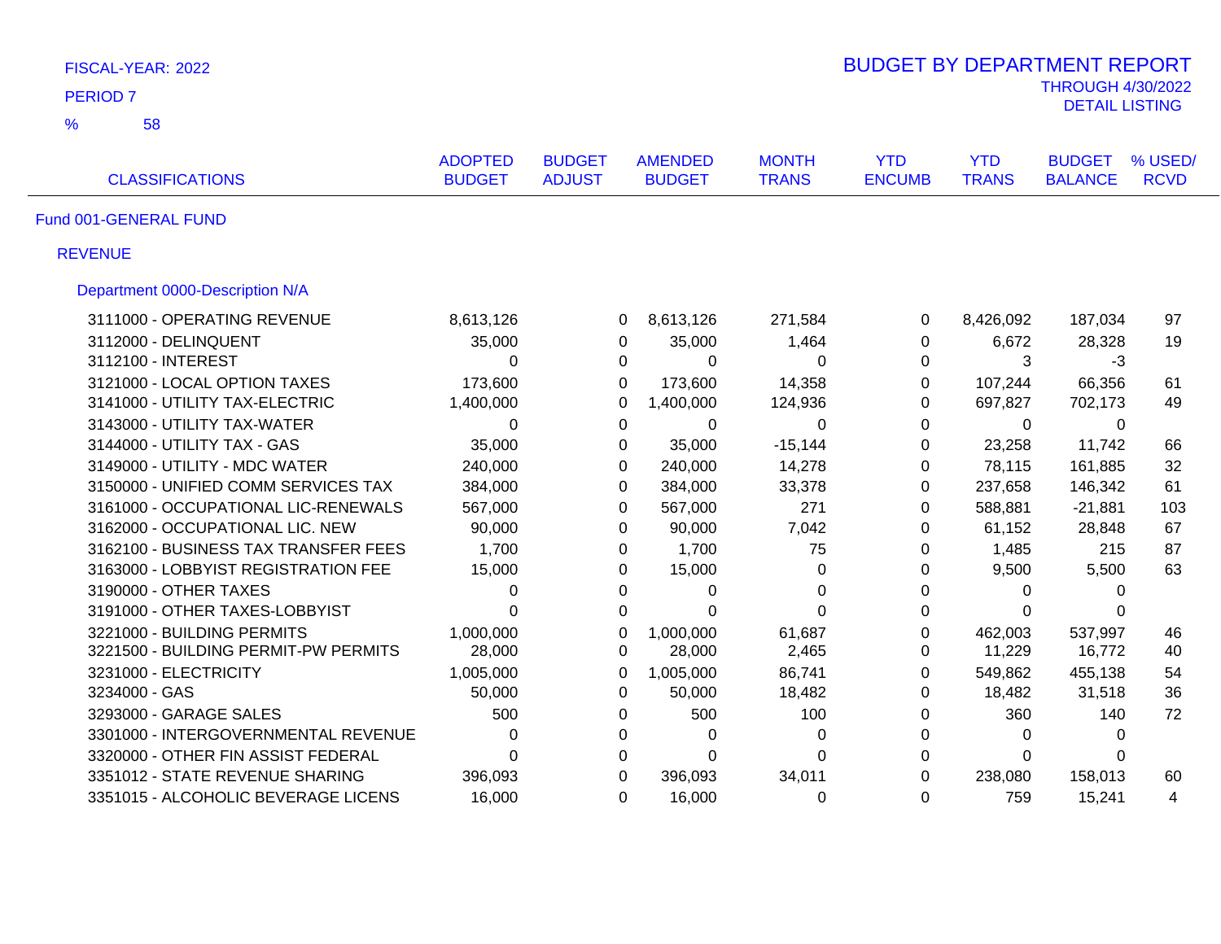FISCAL-YEAR: 2022

PERIOD 7

% 58

# BUDGET BY DEPARTMENT REPORT

THROUGH 4/30/2022

DETAIL LISTING

| CLASSIFICATIONS | ADOPTED BUDGET | BUDGET ADJUST | AMENDED BUDGET | MONTH TRANS | YTD ENCUMB | YTD TRANS | BUDGET BALANCE | % USED/ RCVD |
|---|---|---|---|---|---|---|---|---|
| **Fund 001-GENERAL FUND** | | | | | | | | |
| **REVENUE** | | | | | | | | |
| **Department 0000-Description N/A** | | | | | | | | |
| 3111000 - OPERATING REVENUE | 8,613,126 | 0 | 8,613,126 | 271,584 | 0 | 8,426,092 | 187,034 | 97 |
| 3112000 - DELINQUENT | 35,000 | 0 | 35,000 | 1,464 | 0 | 6,672 | 28,328 | 19 |
| 3112100 - INTEREST | 0 | 0 | 0 | 0 | 0 | 3 | -3 | |
| 3121000 - LOCAL OPTION TAXES | 173,600 | 0 | 173,600 | 14,358 | 0 | 107,244 | 66,356 | 61 |
| 3141000 - UTILITY TAX-ELECTRIC | 1,400,000 | 0 | 1,400,000 | 124,936 | 0 | 697,827 | 702,173 | 49 |
| 3143000 - UTILITY TAX-WATER | 0 | 0 | 0 | 0 | 0 | 0 | 0 | |
| 3144000 - UTILITY TAX - GAS | 35,000 | 0 | 35,000 | -15,144 | 0 | 23,258 | 11,742 | 66 |
| 3149000 - UTILITY - MDC WATER | 240,000 | 0 | 240,000 | 14,278 | 0 | 78,115 | 161,885 | 32 |
| 3150000 - UNIFIED COMM SERVICES TAX | 384,000 | 0 | 384,000 | 33,378 | 0 | 237,658 | 146,342 | 61 |
| 3161000 - OCCUPATIONAL LIC-RENEWALS | 567,000 | 0 | 567,000 | 271 | 0 | 588,881 | -21,881 | 103 |
| 3162000 - OCCUPATIONAL LIC. NEW | 90,000 | 0 | 90,000 | 7,042 | 0 | 61,152 | 28,848 | 67 |
| 3162100 - BUSINESS TAX TRANSFER FEES | 1,700 | 0 | 1,700 | 75 | 0 | 1,485 | 215 | 87 |
| 3163000 - LOBBYIST REGISTRATION FEE | 15,000 | 0 | 15,000 | 0 | 0 | 9,500 | 5,500 | 63 |
| 3190000 - OTHER TAXES | 0 | 0 | 0 | 0 | 0 | 0 | 0 | |
| 3191000 - OTHER TAXES-LOBBYIST | 0 | 0 | 0 | 0 | 0 | 0 | 0 | |
| 3221000 - BUILDING PERMITS | 1,000,000 | 0 | 1,000,000 | 61,687 | 0 | 462,003 | 537,997 | 46 |
| 3221500 - BUILDING PERMIT-PW PERMITS | 28,000 | 0 | 28,000 | 2,465 | 0 | 11,229 | 16,772 | 40 |
| 3231000 - ELECTRICITY | 1,005,000 | 0 | 1,005,000 | 86,741 | 0 | 549,862 | 455,138 | 54 |
| 3234000 - GAS | 50,000 | 0 | 50,000 | 18,482 | 0 | 18,482 | 31,518 | 36 |
| 3293000 - GARAGE SALES | 500 | 0 | 500 | 100 | 0 | 360 | 140 | 72 |
| 3301000 - INTERGOVERNMENTAL REVENUE | 0 | 0 | 0 | 0 | 0 | 0 | 0 | |
| 3320000 - OTHER FIN ASSIST FEDERAL | 0 | 0 | 0 | 0 | 0 | 0 | 0 | |
| 3351012 - STATE REVENUE SHARING | 396,093 | 0 | 396,093 | 34,011 | 0 | 238,080 | 158,013 | 60 |
| 3351015 - ALCOHOLIC BEVERAGE LICENS | 16,000 | 0 | 16,000 | 0 | 0 | 759 | 15,241 | 4 |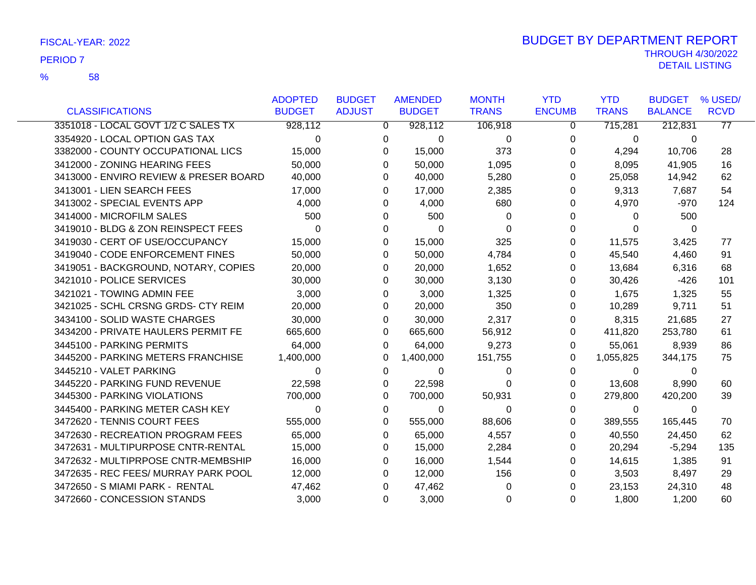FISCAL-YEAR: 2022

PERIOD 7

% 58

# BUDGET BY DEPARTMENT REPORT

THROUGH 4/30/2022

DETAIL LISTING

| CLASSIFICATIONS | ADOPTED BUDGET | BUDGET ADJUST | AMENDED BUDGET | MONTH TRANS | YTD ENCUMB | YTD TRANS | BUDGET BALANCE | % USED/ RCVD |
|---|---|---|---|---|---|---|---|---|
| 3351018 - LOCAL GOVT 1/2 C SALES TX | 928,112 | 0 | 928,112 | 106,918 | 0 | 715,281 | 212,831 | 77 |
| 3354920 - LOCAL OPTION GAS TAX | 0 | 0 | 0 | 0 | 0 | 0 | 0 | |
| 3382000 - COUNTY OCCUPATIONAL LICS | 15,000 | 0 | 15,000 | 373 | 0 | 4,294 | 10,706 | 28 |
| 3412000 - ZONING HEARING FEES | 50,000 | 0 | 50,000 | 1,095 | 0 | 8,095 | 41,905 | 16 |
| 3413000 - ENVIRO REVIEW & PRESER BOARD | 40,000 | 0 | 40,000 | 5,280 | 0 | 25,058 | 14,942 | 62 |
| 3413001 - LIEN SEARCH FEES | 17,000 | 0 | 17,000 | 2,385 | 0 | 9,313 | 7,687 | 54 |
| 3413002 - SPECIAL EVENTS APP | 4,000 | 0 | 4,000 | 680 | 0 | 4,970 | -970 | 124 |
| 3414000 - MICROFILM SALES | 500 | 0 | 500 | 0 | 0 | 0 | 500 | |
| 3419010 - BLDG & ZON REINSPECT FEES | 0 | 0 | 0 | 0 | 0 | 0 | 0 | |
| 3419030 - CERT OF USE/OCCUPANCY | 15,000 | 0 | 15,000 | 325 | 0 | 11,575 | 3,425 | 77 |
| 3419040 - CODE ENFORCEMENT FINES | 50,000 | 0 | 50,000 | 4,784 | 0 | 45,540 | 4,460 | 91 |
| 3419051 - BACKGROUND, NOTARY, COPIES | 20,000 | 0 | 20,000 | 1,652 | 0 | 13,684 | 6,316 | 68 |
| 3421010 - POLICE SERVICES | 30,000 | 0 | 30,000 | 3,130 | 0 | 30,426 | -426 | 101 |
| 3421021 - TOWING ADMIN FEE | 3,000 | 0 | 3,000 | 1,325 | 0 | 1,675 | 1,325 | 55 |
| 3421025 - SCHL CRSNG GRDS- CTY REIM | 20,000 | 0 | 20,000 | 350 | 0 | 10,289 | 9,711 | 51 |
| 3434100 - SOLID WASTE CHARGES | 30,000 | 0 | 30,000 | 2,317 | 0 | 8,315 | 21,685 | 27 |
| 3434200 - PRIVATE HAULERS PERMIT FE | 665,600 | 0 | 665,600 | 56,912 | 0 | 411,820 | 253,780 | 61 |
| 3445100 - PARKING PERMITS | 64,000 | 0 | 64,000 | 9,273 | 0 | 55,061 | 8,939 | 86 |
| 3445200 - PARKING METERS FRANCHISE | 1,400,000 | 0 | 1,400,000 | 151,755 | 0 | 1,055,825 | 344,175 | 75 |
| 3445210 - VALET PARKING | 0 | 0 | 0 | 0 | 0 | 0 | 0 | |
| 3445220 - PARKING FUND REVENUE | 22,598 | 0 | 22,598 | 0 | 0 | 13,608 | 8,990 | 60 |
| 3445300 - PARKING VIOLATIONS | 700,000 | 0 | 700,000 | 50,931 | 0 | 279,800 | 420,200 | 39 |
| 3445400 - PARKING METER CASH KEY | 0 | 0 | 0 | 0 | 0 | 0 | 0 | |
| 3472620 - TENNIS COURT FEES | 555,000 | 0 | 555,000 | 88,606 | 0 | 389,555 | 165,445 | 70 |
| 3472630 - RECREATION PROGRAM FEES | 65,000 | 0 | 65,000 | 4,557 | 0 | 40,550 | 24,450 | 62 |
| 3472631 - MULTIPURPOSE CNTR-RENTAL | 15,000 | 0 | 15,000 | 2,284 | 0 | 20,294 | -5,294 | 135 |
| 3472632 - MULTIPRPOSE CNTR-MEMBSHIP | 16,000 | 0 | 16,000 | 1,544 | 0 | 14,615 | 1,385 | 91 |
| 3472635 - REC FEES/ MURRAY PARK POOL | 12,000 | 0 | 12,000 | 156 | 0 | 3,503 | 8,497 | 29 |
| 3472650 - S MIAMI PARK - RENTAL | 47,462 | 0 | 47,462 | 0 | 0 | 23,153 | 24,310 | 48 |
| 3472660 - CONCESSION STANDS | 3,000 | 0 | 3,000 | 0 | 0 | 1,800 | 1,200 | 60 |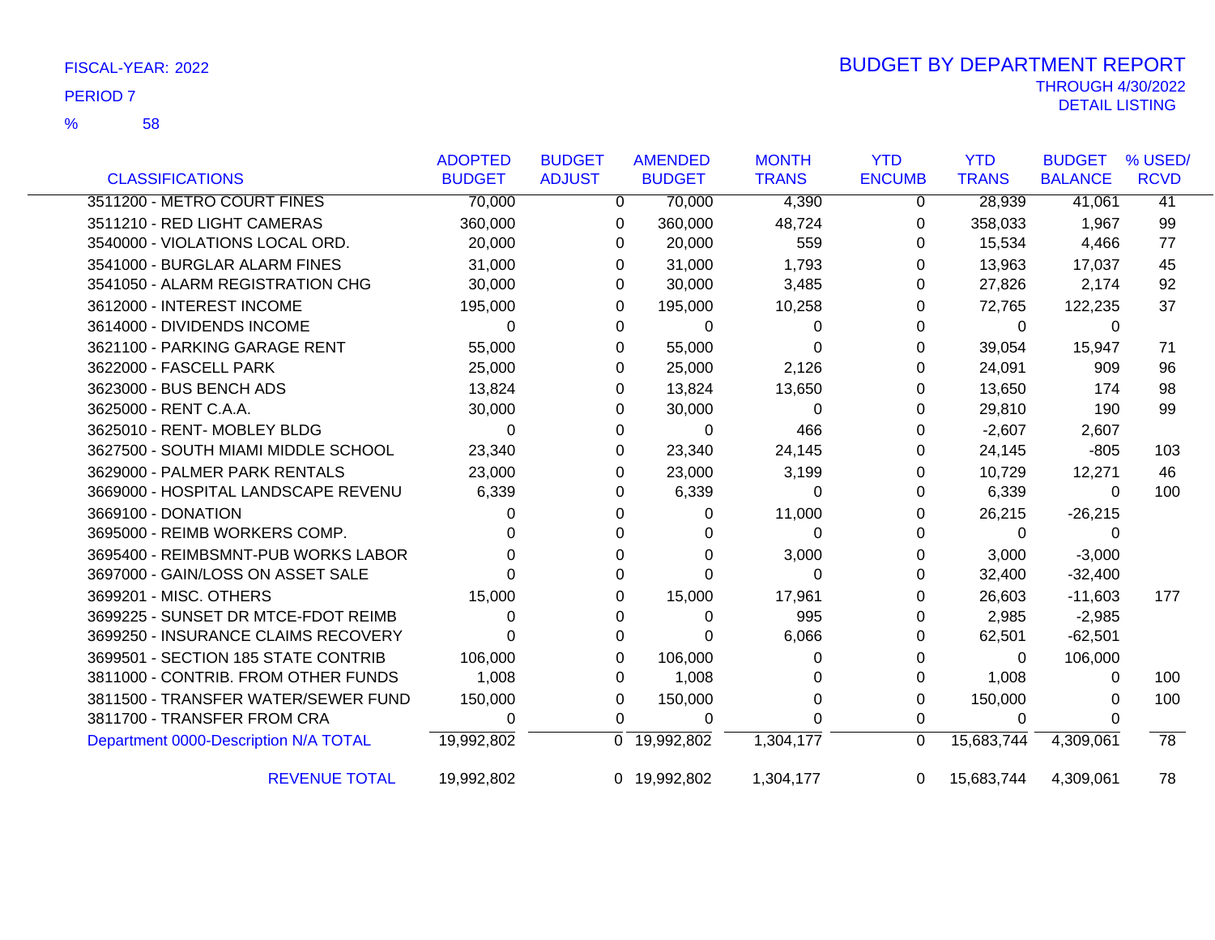FISCAL-YEAR: 2022

PERIOD 7

% 58

# BUDGET BY DEPARTMENT REPORT

THROUGH 4/30/2022

DETAIL LISTING

| CLASSIFICATIONS | ADOPTED BUDGET | BUDGET ADJUST | AMENDED BUDGET | MONTH TRANS | YTD ENCUMB | YTD TRANS | BUDGET BALANCE | % USED/ RCVD |
|---|---|---|---|---|---|---|---|---|
| 3511200 - METRO COURT FINES | 70,000 | 0 | 70,000 | 4,390 | 0 | 28,939 | 41,061 | 41 |
| 3511210 - RED LIGHT CAMERAS | 360,000 | 0 | 360,000 | 48,724 | 0 | 358,033 | 1,967 | 99 |
| 3540000 - VIOLATIONS LOCAL ORD. | 20,000 | 0 | 20,000 | 559 | 0 | 15,534 | 4,466 | 77 |
| 3541000 - BURGLAR ALARM FINES | 31,000 | 0 | 31,000 | 1,793 | 0 | 13,963 | 17,037 | 45 |
| 3541050 - ALARM REGISTRATION CHG | 30,000 | 0 | 30,000 | 3,485 | 0 | 27,826 | 2,174 | 92 |
| 3612000 - INTEREST INCOME | 195,000 | 0 | 195,000 | 10,258 | 0 | 72,765 | 122,235 | 37 |
| 3614000 - DIVIDENDS INCOME | 0 | 0 | 0 | 0 | 0 | 0 | 0 | |
| 3621100 - PARKING GARAGE RENT | 55,000 | 0 | 55,000 | 0 | 0 | 39,054 | 15,947 | 71 |
| 3622000 - FASCELL PARK | 25,000 | 0 | 25,000 | 2,126 | 0 | 24,091 | 909 | 96 |
| 3623000 - BUS BENCH ADS | 13,824 | 0 | 13,824 | 13,650 | 0 | 13,650 | 174 | 98 |
| 3625000 - RENT C.A.A. | 30,000 | 0 | 30,000 | 0 | 0 | 29,810 | 190 | 99 |
| 3625010 - RENT- MOBLEY BLDG | 0 | 0 | 0 | 466 | 0 | -2,607 | 2,607 | |
| 3627500 - SOUTH MIAMI MIDDLE SCHOOL | 23,340 | 0 | 23,340 | 24,145 | 0 | 24,145 | -805 | 103 |
| 3629000 - PALMER PARK RENTALS | 23,000 | 0 | 23,000 | 3,199 | 0 | 10,729 | 12,271 | 46 |
| 3669000 - HOSPITAL LANDSCAPE REVENU | 6,339 | 0 | 6,339 | 0 | 0 | 6,339 | 0 | 100 |
| 3669100 - DONATION | 0 | 0 | 0 | 11,000 | 0 | 26,215 | -26,215 | |
| 3695000 - REIMB WORKERS COMP. | 0 | 0 | 0 | 0 | 0 | 0 | 0 | |
| 3695400 - REIMBSMNT-PUB WORKS LABOR | 0 | 0 | 0 | 3,000 | 0 | 3,000 | -3,000 | |
| 3697000 - GAIN/LOSS ON ASSET SALE | 0 | 0 | 0 | 0 | 0 | 32,400 | -32,400 | |
| 3699201 - MISC. OTHERS | 15,000 | 0 | 15,000 | 17,961 | 0 | 26,603 | -11,603 | 177 |
| 3699225 - SUNSET DR MTCE-FDOT REIMB | 0 | 0 | 0 | 995 | 0 | 2,985 | -2,985 | |
| 3699250 - INSURANCE CLAIMS RECOVERY | 0 | 0 | 0 | 6,066 | 0 | 62,501 | -62,501 | |
| 3699501 - SECTION 185 STATE CONTRIB | 106,000 | 0 | 106,000 | 0 | 0 | 0 | 106,000 | |
| 3811000 - CONTRIB. FROM OTHER FUNDS | 1,008 | 0 | 1,008 | 0 | 0 | 1,008 | 0 | 100 |
| 3811500 - TRANSFER WATER/SEWER FUND | 150,000 | 0 | 150,000 | 0 | 0 | 150,000 | 0 | 100 |
| 3811700 - TRANSFER FROM CRA | 0 | 0 | 0 | 0 | 0 | 0 | 0 | |
| Department 0000-Description N/A TOTAL | 19,992,802 | 0 | 19,992,802 | 1,304,177 | 0 | 15,683,744 | 4,309,061 | 78 |
| REVENUE TOTAL | 19,992,802 | 0 | 19,992,802 | 1,304,177 | 0 | 15,683,744 | 4,309,061 | 78 |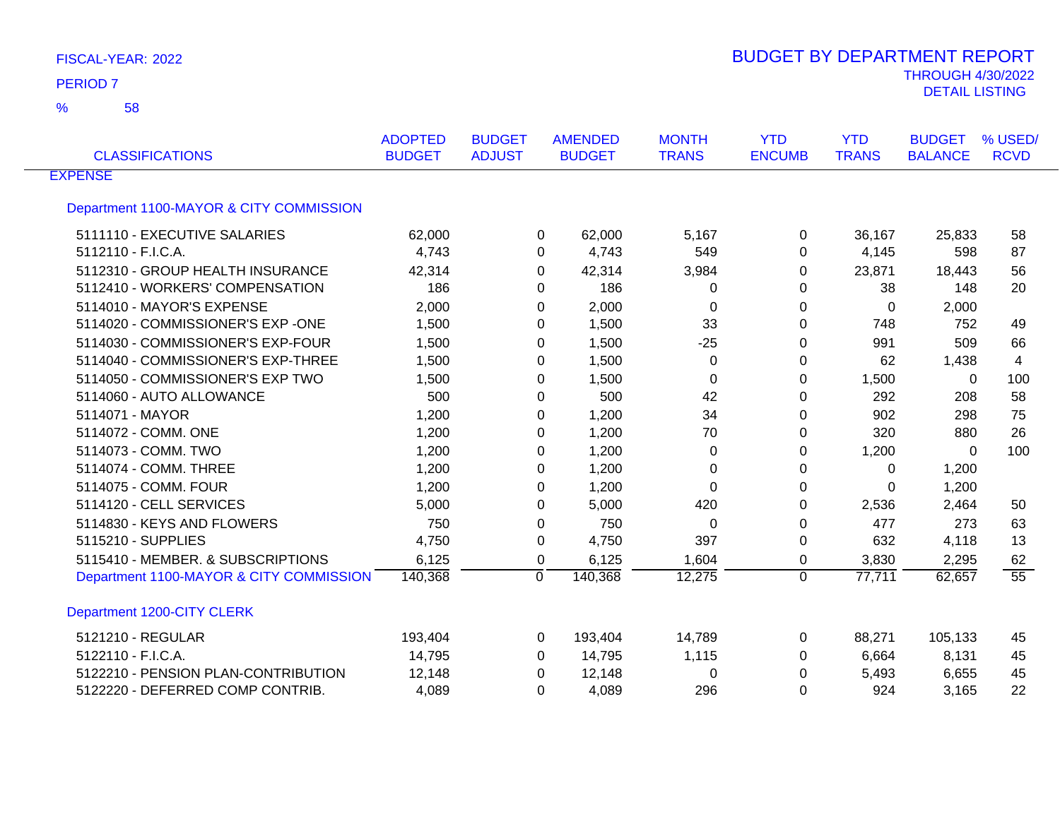FISCAL-YEAR: 2022

PERIOD 7

% 58

# BUDGET BY DEPARTMENT REPORT

THROUGH 4/30/2022

DETAIL LISTING

| CLASSIFICATIONS | ADOPTED BUDGET | BUDGET ADJUST | AMENDED BUDGET | MONTH TRANS | YTD ENCUMB | YTD TRANS | BUDGET BALANCE | % USED/ RCVD |
|---|---|---|---|---|---|---|---|---|
| EXPENSE | | | | | | | | |
| Department 1100-MAYOR & CITY COMMISSION | | | | | | | | |
| 5111110 - EXECUTIVE SALARIES | 62,000 | 0 | 62,000 | 5,167 | 0 | 36,167 | 25,833 | 58 |
| 5112110 - F.I.C.A. | 4,743 | 0 | 4,743 | 549 | 0 | 4,145 | 598 | 87 |
| 5112310 - GROUP HEALTH INSURANCE | 42,314 | 0 | 42,314 | 3,984 | 0 | 23,871 | 18,443 | 56 |
| 5112410 - WORKERS' COMPENSATION | 186 | 0 | 186 | 0 | 0 | 38 | 148 | 20 |
| 5114010 - MAYOR'S EXPENSE | 2,000 | 0 | 2,000 | 0 | 0 | 0 | 2,000 | |
| 5114020 - COMMISSIONER'S EXP -ONE | 1,500 | 0 | 1,500 | 33 | 0 | 748 | 752 | 49 |
| 5114030 - COMMISSIONER'S EXP-FOUR | 1,500 | 0 | 1,500 | -25 | 0 | 991 | 509 | 66 |
| 5114040 - COMMISSIONER'S EXP-THREE | 1,500 | 0 | 1,500 | 0 | 0 | 62 | 1,438 | 4 |
| 5114050 - COMMISSIONER'S EXP TWO | 1,500 | 0 | 1,500 | 0 | 0 | 1,500 | 0 | 100 |
| 5114060 - AUTO ALLOWANCE | 500 | 0 | 500 | 42 | 0 | 292 | 208 | 58 |
| 5114071 - MAYOR | 1,200 | 0 | 1,200 | 34 | 0 | 902 | 298 | 75 |
| 5114072 - COMM. ONE | 1,200 | 0 | 1,200 | 70 | 0 | 320 | 880 | 26 |
| 5114073 - COMM. TWO | 1,200 | 0 | 1,200 | 0 | 0 | 1,200 | 0 | 100 |
| 5114074 - COMM. THREE | 1,200 | 0 | 1,200 | 0 | 0 | 0 | 1,200 | |
| 5114075 - COMM. FOUR | 1,200 | 0 | 1,200 | 0 | 0 | 0 | 1,200 | |
| 5114120 - CELL SERVICES | 5,000 | 0 | 5,000 | 420 | 0 | 2,536 | 2,464 | 50 |
| 5114830 - KEYS AND FLOWERS | 750 | 0 | 750 | 0 | 0 | 477 | 273 | 63 |
| 5115210 - SUPPLIES | 4,750 | 0 | 4,750 | 397 | 0 | 632 | 4,118 | 13 |
| 5115410 - MEMBER. & SUBSCRIPTIONS | 6,125 | 0 | 6,125 | 1,604 | 0 | 3,830 | 2,295 | 62 |
| Department 1100-MAYOR & CITY COMMISSION | 140,368 | 0 | 140,368 | 12,275 | 0 | 77,711 | 62,657 | 55 |
| Department 1200-CITY CLERK | | | | | | | | |
| 5121210 - REGULAR | 193,404 | 0 | 193,404 | 14,789 | 0 | 88,271 | 105,133 | 45 |
| 5122110 - F.I.C.A. | 14,795 | 0 | 14,795 | 1,115 | 0 | 6,664 | 8,131 | 45 |
| 5122210 - PENSION PLAN-CONTRIBUTION | 12,148 | 0 | 12,148 | 0 | 0 | 5,493 | 6,655 | 45 |
| 5122220 - DEFERRED COMP CONTRIB. | 4,089 | 0 | 4,089 | 296 | 0 | 924 | 3,165 | 22 |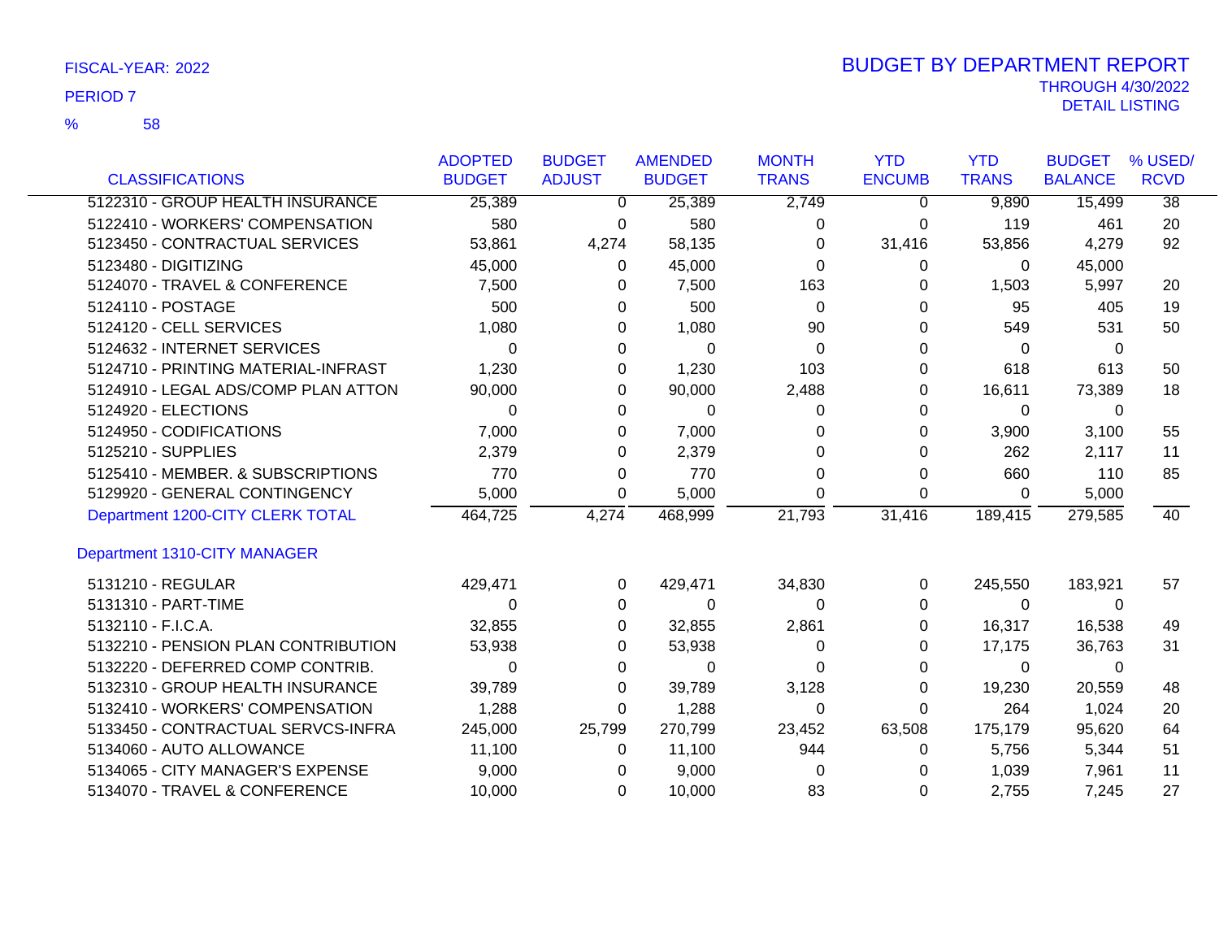FISCAL-YEAR: 2022

PERIOD 7

% 58

# BUDGET BY DEPARTMENT REPORT

THROUGH 4/30/2022

DETAIL LISTING

| CLASSIFICATIONS | ADOPTED BUDGET | BUDGET ADJUST | AMENDED BUDGET | MONTH TRANS | YTD ENCUMB | YTD TRANS | BUDGET BALANCE | % USED/ RCVD |
|---|---|---|---|---|---|---|---|---|
| 5122310 - GROUP HEALTH INSURANCE | 25,389 | 0 | 25,389 | 2,749 | 0 | 9,890 | 15,499 | 38 |
| 5122410 - WORKERS' COMPENSATION | 580 | 0 | 580 | 0 | 0 | 119 | 461 | 20 |
| 5123450 - CONTRACTUAL SERVICES | 53,861 | 4,274 | 58,135 | 0 | 31,416 | 53,856 | 4,279 | 92 |
| 5123480 - DIGITIZING | 45,000 | 0 | 45,000 | 0 | 0 | 0 | 45,000 | |
| 5124070 - TRAVEL & CONFERENCE | 7,500 | 0 | 7,500 | 163 | 0 | 1,503 | 5,997 | 20 |
| 5124110 - POSTAGE | 500 | 0 | 500 | 0 | 0 | 95 | 405 | 19 |
| 5124120 - CELL SERVICES | 1,080 | 0 | 1,080 | 90 | 0 | 549 | 531 | 50 |
| 5124632 - INTERNET SERVICES | 0 | 0 | 0 | 0 | 0 | 0 | 0 | |
| 5124710 - PRINTING MATERIAL-INFRAST | 1,230 | 0 | 1,230 | 103 | 0 | 618 | 613 | 50 |
| 5124910 - LEGAL ADS/COMP PLAN ATTON | 90,000 | 0 | 90,000 | 2,488 | 0 | 16,611 | 73,389 | 18 |
| 5124920 - ELECTIONS | 0 | 0 | 0 | 0 | 0 | 0 | 0 | |
| 5124950 - CODIFICATIONS | 7,000 | 0 | 7,000 | 0 | 0 | 3,900 | 3,100 | 55 |
| 5125210 - SUPPLIES | 2,379 | 0 | 2,379 | 0 | 0 | 262 | 2,117 | 11 |
| 5125410 - MEMBER. & SUBSCRIPTIONS | 770 | 0 | 770 | 0 | 0 | 660 | 110 | 85 |
| 5129920 - GENERAL CONTINGENCY | 5,000 | 0 | 5,000 | 0 | 0 | 0 | 5,000 | |
| Department 1200-CITY CLERK TOTAL | 464,725 | 4,274 | 468,999 | 21,793 | 31,416 | 189,415 | 279,585 | 40 |
| **Department 1310-CITY MANAGER** | | | | | | | | |
| 5131210 - REGULAR | 429,471 | 0 | 429,471 | 34,830 | 0 | 245,550 | 183,921 | 57 |
| 5131310 - PART-TIME | 0 | 0 | 0 | 0 | 0 | 0 | 0 | |
| 5132110 - F.I.C.A. | 32,855 | 0 | 32,855 | 2,861 | 0 | 16,317 | 16,538 | 49 |
| 5132210 - PENSION PLAN CONTRIBUTION | 53,938 | 0 | 53,938 | 0 | 0 | 17,175 | 36,763 | 31 |
| 5132220 - DEFERRED COMP CONTRIB. | 0 | 0 | 0 | 0 | 0 | 0 | 0 | |
| 5132310 - GROUP HEALTH INSURANCE | 39,789 | 0 | 39,789 | 3,128 | 0 | 19,230 | 20,559 | 48 |
| 5132410 - WORKERS' COMPENSATION | 1,288 | 0 | 1,288 | 0 | 0 | 264 | 1,024 | 20 |
| 5133450 - CONTRACTUAL SERVCS-INFRA | 245,000 | 25,799 | 270,799 | 23,452 | 63,508 | 175,179 | 95,620 | 64 |
| 5134060 - AUTO ALLOWANCE | 11,100 | 0 | 11,100 | 944 | 0 | 5,756 | 5,344 | 51 |
| 5134065 - CITY MANAGER'S EXPENSE | 9,000 | 0 | 9,000 | 0 | 0 | 1,039 | 7,961 | 11 |
| 5134070 - TRAVEL & CONFERENCE | 10,000 | 0 | 10,000 | 83 | 0 | 2,755 | 7,245 | 27 |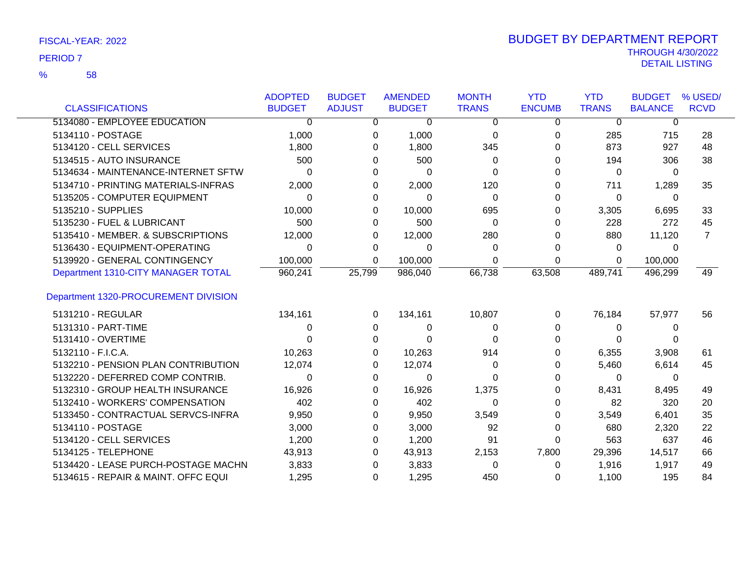FISCAL-YEAR: 2022

PERIOD 7

% 58

# BUDGET BY DEPARTMENT REPORT

THROUGH 4/30/2022

DETAIL LISTING

| CLASSIFICATIONS | ADOPTED BUDGET | BUDGET ADJUST | AMENDED BUDGET | MONTH TRANS | YTD ENCUMB | YTD TRANS | BUDGET BALANCE | % USED/ RCVD |
|---|---|---|---|---|---|---|---|---|
| 5134080 - EMPLOYEE EDUCATION | 0 | 0 | 0 | 0 | 0 | 0 | 0 | |
| 5134110 - POSTAGE | 1,000 | 0 | 1,000 | 0 | 0 | 285 | 715 | 28 |
| 5134120 - CELL SERVICES | 1,800 | 0 | 1,800 | 345 | 0 | 873 | 927 | 48 |
| 5134515 - AUTO INSURANCE | 500 | 0 | 500 | 0 | 0 | 194 | 306 | 38 |
| 5134634 - MAINTENANCE-INTERNET SFTW | 0 | 0 | 0 | 0 | 0 | 0 | 0 | |
| 5134710 - PRINTING MATERIALS-INFRAS | 2,000 | 0 | 2,000 | 120 | 0 | 711 | 1,289 | 35 |
| 5135205 - COMPUTER EQUIPMENT | 0 | 0 | 0 | 0 | 0 | 0 | 0 | |
| 5135210 - SUPPLIES | 10,000 | 0 | 10,000 | 695 | 0 | 3,305 | 6,695 | 33 |
| 5135230 - FUEL & LUBRICANT | 500 | 0 | 500 | 0 | 0 | 228 | 272 | 45 |
| 5135410 - MEMBER. & SUBSCRIPTIONS | 12,000 | 0 | 12,000 | 280 | 0 | 880 | 11,120 | 7 |
| 5136430 - EQUIPMENT-OPERATING | 0 | 0 | 0 | 0 | 0 | 0 | 0 | |
| 5139920 - GENERAL CONTINGENCY | 100,000 | 0 | 100,000 | 0 | 0 | 0 | 100,000 | |
| Department 1310-CITY MANAGER TOTAL | 960,241 | 25,799 | 986,040 | 66,738 | 63,508 | 489,741 | 496,299 | 49 |

## Department 1320-PROCUREMENT DIVISION

| CLASSIFICATIONS | ADOPTED BUDGET | BUDGET ADJUST | AMENDED BUDGET | MONTH TRANS | YTD ENCUMB | YTD TRANS | BUDGET BALANCE | % USED/ RCVD |
|---|---|---|---|---|---|---|---|---|
| 5131210 - REGULAR | 134,161 | 0 | 134,161 | 10,807 | 0 | 76,184 | 57,977 | 56 |
| 5131310 - PART-TIME | 0 | 0 | 0 | 0 | 0 | 0 | 0 | |
| 5131410 - OVERTIME | 0 | 0 | 0 | 0 | 0 | 0 | 0 | |
| 5132110 - F.I.C.A. | 10,263 | 0 | 10,263 | 914 | 0 | 6,355 | 3,908 | 61 |
| 5132210 - PENSION PLAN CONTRIBUTION | 12,074 | 0 | 12,074 | 0 | 0 | 5,460 | 6,614 | 45 |
| 5132220 - DEFERRED COMP CONTRIB. | 0 | 0 | 0 | 0 | 0 | 0 | 0 | |
| 5132310 - GROUP HEALTH INSURANCE | 16,926 | 0 | 16,926 | 1,375 | 0 | 8,431 | 8,495 | 49 |
| 5132410 - WORKERS' COMPENSATION | 402 | 0 | 402 | 0 | 0 | 82 | 320 | 20 |
| 5133450 - CONTRACTUAL SERVCS-INFRA | 9,950 | 0 | 9,950 | 3,549 | 0 | 3,549 | 6,401 | 35 |
| 5134110 - POSTAGE | 3,000 | 0 | 3,000 | 92 | 0 | 680 | 2,320 | 22 |
| 5134120 - CELL SERVICES | 1,200 | 0 | 1,200 | 91 | 0 | 563 | 637 | 46 |
| 5134125 - TELEPHONE | 43,913 | 0 | 43,913 | 2,153 | 7,800 | 29,396 | 14,517 | 66 |
| 5134420 - LEASE PURCH-POSTAGE MACHN | 3,833 | 0 | 3,833 | 0 | 0 | 1,916 | 1,917 | 49 |
| 5134615 - REPAIR & MAINT. OFFC EQUI | 1,295 | 0 | 1,295 | 450 | 0 | 1,100 | 195 | 84 |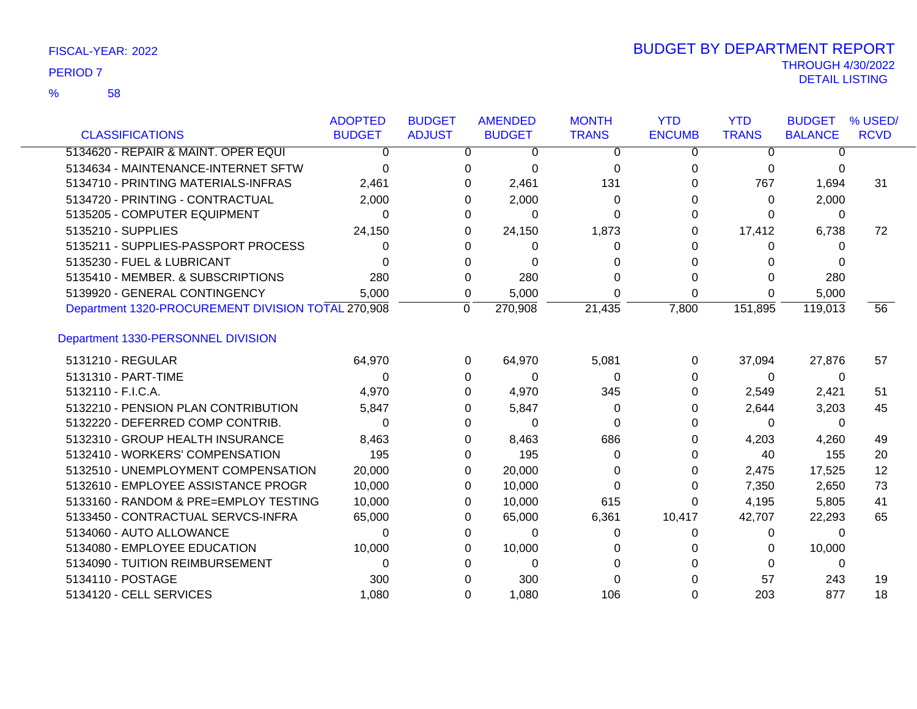FISCAL-YEAR: 2022

PERIOD 7

% 58

# BUDGET BY DEPARTMENT REPORT

THROUGH 4/30/2022

DETAIL LISTING

| CLASSIFICATIONS | ADOPTED BUDGET | BUDGET ADJUST | AMENDED BUDGET | MONTH TRANS | YTD ENCUMB | YTD TRANS | BUDGET BALANCE | % USED/ RCVD |
|---|---|---|---|---|---|---|---|---|
| 5134620 - REPAIR & MAINT. OPER EQUI | 0 | 0 | 0 | 0 | 0 | 0 | 0 | |
| 5134634 - MAINTENANCE-INTERNET SFTW | 0 | 0 | 0 | 0 | 0 | 0 | 0 | |
| 5134710 - PRINTING MATERIALS-INFRAS | 2,461 | 0 | 2,461 | 131 | 0 | 767 | 1,694 | 31 |
| 5134720 - PRINTING - CONTRACTUAL | 2,000 | 0 | 2,000 | 0 | 0 | 0 | 2,000 | |
| 5135205 - COMPUTER EQUIPMENT | 0 | 0 | 0 | 0 | 0 | 0 | 0 | |
| 5135210 - SUPPLIES | 24,150 | 0 | 24,150 | 1,873 | 0 | 17,412 | 6,738 | 72 |
| 5135211 - SUPPLIES-PASSPORT PROCESS | 0 | 0 | 0 | 0 | 0 | 0 | 0 | |
| 5135230 - FUEL & LUBRICANT | 0 | 0 | 0 | 0 | 0 | 0 | 0 | |
| 5135410 - MEMBER. & SUBSCRIPTIONS | 280 | 0 | 280 | 0 | 0 | 0 | 280 | |
| 5139920 - GENERAL CONTINGENCY | 5,000 | 0 | 5,000 | 0 | 0 | 0 | 5,000 | |
| Department 1320-PROCUREMENT DIVISION TOTAL | 270,908 | 0 | 270,908 | 21,435 | 7,800 | 151,895 | 119,013 | 56 |
| **Department 1330-PERSONNEL DIVISION** | | | | | | | | |
| 5131210 - REGULAR | 64,970 | 0 | 64,970 | 5,081 | 0 | 37,094 | 27,876 | 57 |
| 5131310 - PART-TIME | 0 | 0 | 0 | 0 | 0 | 0 | 0 | |
| 5132110 - F.I.C.A. | 4,970 | 0 | 4,970 | 345 | 0 | 2,549 | 2,421 | 51 |
| 5132210 - PENSION PLAN CONTRIBUTION | 5,847 | 0 | 5,847 | 0 | 0 | 2,644 | 3,203 | 45 |
| 5132220 - DEFERRED COMP CONTRIB. | 0 | 0 | 0 | 0 | 0 | 0 | 0 | |
| 5132310 - GROUP HEALTH INSURANCE | 8,463 | 0 | 8,463 | 686 | 0 | 4,203 | 4,260 | 49 |
| 5132410 - WORKERS' COMPENSATION | 195 | 0 | 195 | 0 | 0 | 40 | 155 | 20 |
| 5132510 - UNEMPLOYMENT COMPENSATION | 20,000 | 0 | 20,000 | 0 | 0 | 2,475 | 17,525 | 12 |
| 5132610 - EMPLOYEE ASSISTANCE PROGR | 10,000 | 0 | 10,000 | 0 | 0 | 7,350 | 2,650 | 73 |
| 5133160 - RANDOM & PRE=EMPLOY TESTING | 10,000 | 0 | 10,000 | 615 | 0 | 4,195 | 5,805 | 41 |
| 5133450 - CONTRACTUAL SERVCS-INFRA | 65,000 | 0 | 65,000 | 6,361 | 10,417 | 42,707 | 22,293 | 65 |
| 5134060 - AUTO ALLOWANCE | 0 | 0 | 0 | 0 | 0 | 0 | 0 | |
| 5134080 - EMPLOYEE EDUCATION | 10,000 | 0 | 10,000 | 0 | 0 | 0 | 10,000 | |
| 5134090 - TUITION REIMBURSEMENT | 0 | 0 | 0 | 0 | 0 | 0 | 0 | |
| 5134110 - POSTAGE | 300 | 0 | 300 | 0 | 0 | 57 | 243 | 19 |
| 5134120 - CELL SERVICES | 1,080 | 0 | 1,080 | 106 | 0 | 203 | 877 | 18 |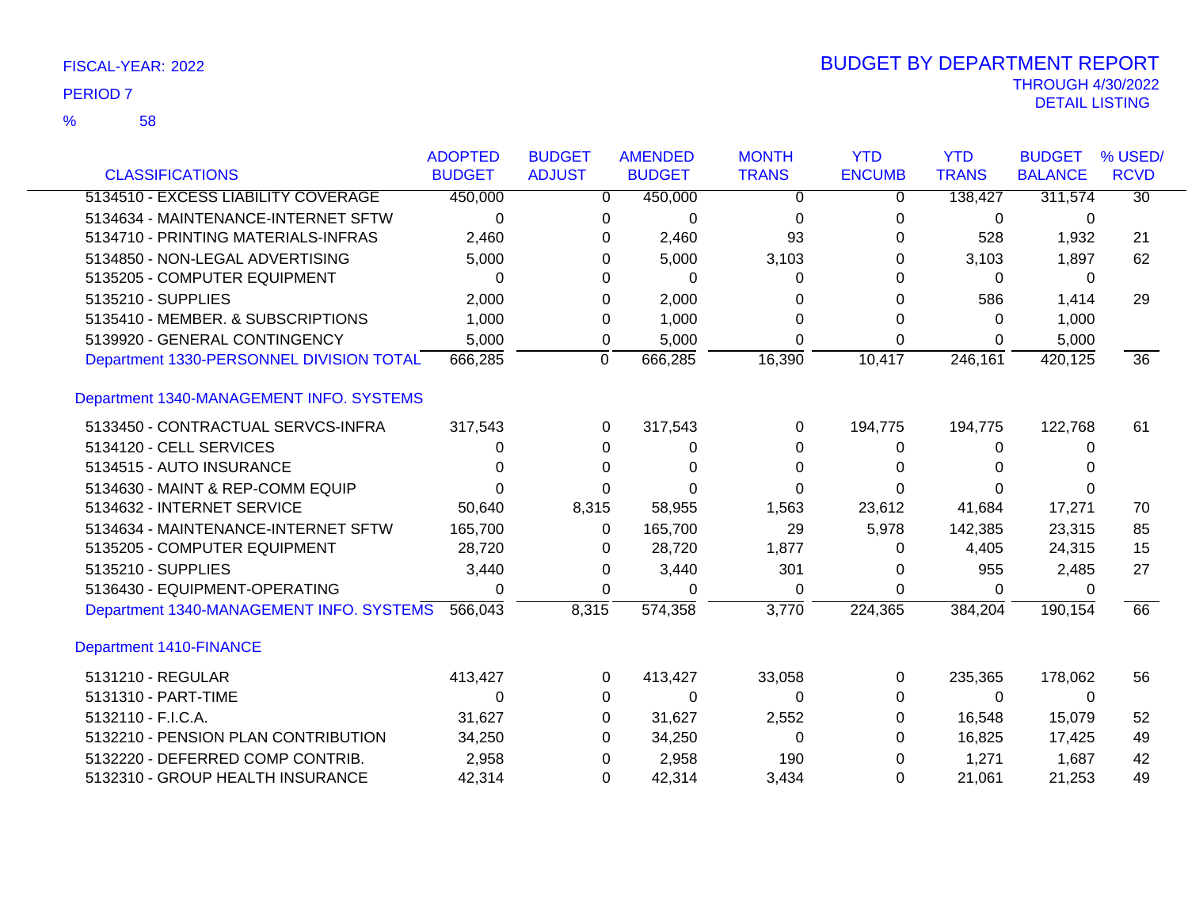FISCAL-YEAR: 2022

PERIOD 7

% 58

# BUDGET BY DEPARTMENT REPORT

THROUGH 4/30/2022

DETAIL LISTING

| CLASSIFICATIONS | ADOPTED BUDGET | BUDGET ADJUST | AMENDED BUDGET | MONTH TRANS | YTD ENCUMB | YTD TRANS | BUDGET BALANCE | % USED/ RCVD |
|---|---|---|---|---|---|---|---|---|
| 5134510 - EXCESS LIABILITY COVERAGE | 450,000 | 0 | 450,000 | 0 | 0 | 138,427 | 311,574 | 30 |
| 5134634 - MAINTENANCE-INTERNET SFTW | 0 | 0 | 0 | 0 | 0 | 0 | 0 | |
| 5134710 - PRINTING MATERIALS-INFRAS | 2,460 | 0 | 2,460 | 93 | 0 | 528 | 1,932 | 21 |
| 5134850 - NON-LEGAL ADVERTISING | 5,000 | 0 | 5,000 | 3,103 | 0 | 3,103 | 1,897 | 62 |
| 5135205 - COMPUTER EQUIPMENT | 0 | 0 | 0 | 0 | 0 | 0 | 0 | |
| 5135210 - SUPPLIES | 2,000 | 0 | 2,000 | 0 | 0 | 586 | 1,414 | 29 |
| 5135410 - MEMBER. & SUBSCRIPTIONS | 1,000 | 0 | 1,000 | 0 | 0 | 0 | 1,000 | |
| 5139920 - GENERAL CONTINGENCY | 5,000 | 0 | 5,000 | 0 | 0 | 0 | 5,000 | |
| Department 1330-PERSONNEL DIVISION TOTAL | 666,285 | 0 | 666,285 | 16,390 | 10,417 | 246,161 | 420,125 | 36 |
| **Department 1340-MANAGEMENT INFO. SYSTEMS** | | | | | | | | |
| 5133450 - CONTRACTUAL SERVCS-INFRA | 317,543 | 0 | 317,543 | 0 | 194,775 | 194,775 | 122,768 | 61 |
| 5134120 - CELL SERVICES | 0 | 0 | 0 | 0 | 0 | 0 | 0 | |
| 5134515 - AUTO INSURANCE | 0 | 0 | 0 | 0 | 0 | 0 | 0 | |
| 5134630 - MAINT & REP-COMM EQUIP | 0 | 0 | 0 | 0 | 0 | 0 | 0 | |
| 5134632 - INTERNET SERVICE | 50,640 | 8,315 | 58,955 | 1,563 | 23,612 | 41,684 | 17,271 | 70 |
| 5134634 - MAINTENANCE-INTERNET SFTW | 165,700 | 0 | 165,700 | 29 | 5,978 | 142,385 | 23,315 | 85 |
| 5135205 - COMPUTER EQUIPMENT | 28,720 | 0 | 28,720 | 1,877 | 0 | 4,405 | 24,315 | 15 |
| 5135210 - SUPPLIES | 3,440 | 0 | 3,440 | 301 | 0 | 955 | 2,485 | 27 |
| 5136430 - EQUIPMENT-OPERATING | 0 | 0 | 0 | 0 | 0 | 0 | 0 | |
| Department 1340-MANAGEMENT INFO. SYSTEMS | 566,043 | 8,315 | 574,358 | 3,770 | 224,365 | 384,204 | 190,154 | 66 |
| **Department 1410-FINANCE** | | | | | | | | |
| 5131210 - REGULAR | 413,427 | 0 | 413,427 | 33,058 | 0 | 235,365 | 178,062 | 56 |
| 5131310 - PART-TIME | 0 | 0 | 0 | 0 | 0 | 0 | 0 | |
| 5132110 - F.I.C.A. | 31,627 | 0 | 31,627 | 2,552 | 0 | 16,548 | 15,079 | 52 |
| 5132210 - PENSION PLAN CONTRIBUTION | 34,250 | 0 | 34,250 | 0 | 0 | 16,825 | 17,425 | 49 |
| 5132220 - DEFERRED COMP CONTRIB. | 2,958 | 0 | 2,958 | 190 | 0 | 1,271 | 1,687 | 42 |
| 5132310 - GROUP HEALTH INSURANCE | 42,314 | 0 | 42,314 | 3,434 | 0 | 21,061 | 21,253 | 49 |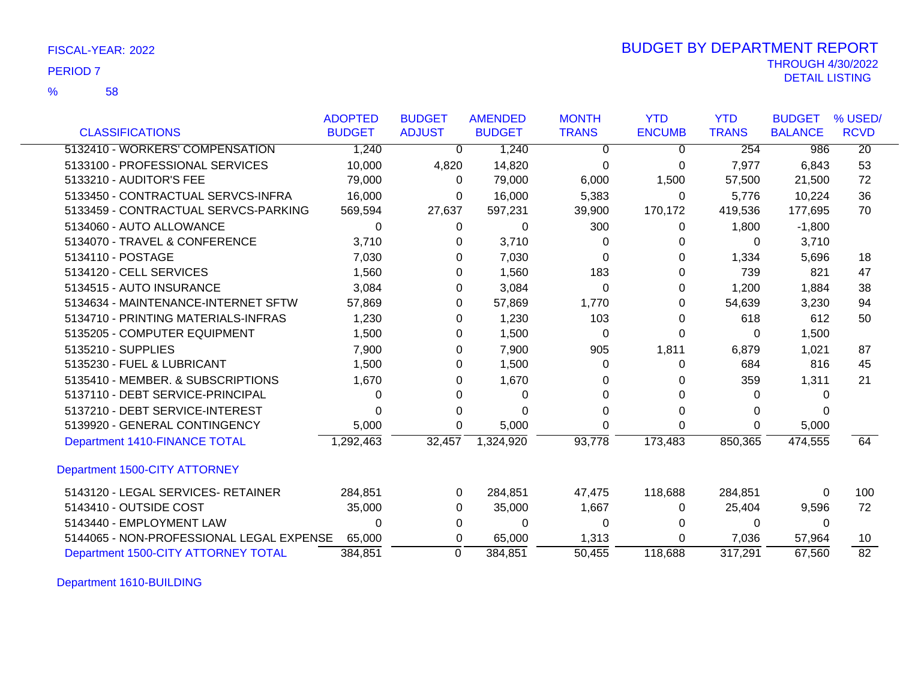FISCAL-YEAR: 2022

PERIOD 7

% 58

# BUDGET BY DEPARTMENT REPORT

THROUGH 4/30/2022

DETAIL LISTING

| CLASSIFICATIONS | ADOPTED BUDGET | BUDGET ADJUST | AMENDED BUDGET | MONTH TRANS | YTD ENCUMB | YTD TRANS | BUDGET BALANCE | % USED/ RCVD |
|---|---|---|---|---|---|---|---|---|
| 5132410 - WORKERS' COMPENSATION | 1,240 | 0 | 1,240 | 0 | 0 | 254 | 986 | 20 |
| 5133100 - PROFESSIONAL SERVICES | 10,000 | 4,820 | 14,820 | 0 | 0 | 7,977 | 6,843 | 53 |
| 5133210 - AUDITOR'S FEE | 79,000 | 0 | 79,000 | 6,000 | 1,500 | 57,500 | 21,500 | 72 |
| 5133450 - CONTRACTUAL SERVCS-INFRA | 16,000 | 0 | 16,000 | 5,383 | 0 | 5,776 | 10,224 | 36 |
| 5133459 - CONTRACTUAL SERVCS-PARKING | 569,594 | 27,637 | 597,231 | 39,900 | 170,172 | 419,536 | 177,695 | 70 |
| 5134060 - AUTO ALLOWANCE | 0 | 0 | 0 | 300 | 0 | 1,800 | -1,800 | |
| 5134070 - TRAVEL & CONFERENCE | 3,710 | 0 | 3,710 | 0 | 0 | 0 | 3,710 | |
| 5134110 - POSTAGE | 7,030 | 0 | 7,030 | 0 | 0 | 1,334 | 5,696 | 18 |
| 5134120 - CELL SERVICES | 1,560 | 0 | 1,560 | 183 | 0 | 739 | 821 | 47 |
| 5134515 - AUTO INSURANCE | 3,084 | 0 | 3,084 | 0 | 0 | 1,200 | 1,884 | 38 |
| 5134634 - MAINTENANCE-INTERNET SFTW | 57,869 | 0 | 57,869 | 1,770 | 0 | 54,639 | 3,230 | 94 |
| 5134710 - PRINTING MATERIALS-INFRAS | 1,230 | 0 | 1,230 | 103 | 0 | 618 | 612 | 50 |
| 5135205 - COMPUTER EQUIPMENT | 1,500 | 0 | 1,500 | 0 | 0 | 0 | 1,500 | |
| 5135210 - SUPPLIES | 7,900 | 0 | 7,900 | 905 | 1,811 | 6,879 | 1,021 | 87 |
| 5135230 - FUEL & LUBRICANT | 1,500 | 0 | 1,500 | 0 | 0 | 684 | 816 | 45 |
| 5135410 - MEMBER. & SUBSCRIPTIONS | 1,670 | 0 | 1,670 | 0 | 0 | 359 | 1,311 | 21 |
| 5137110 - DEBT SERVICE-PRINCIPAL | 0 | 0 | 0 | 0 | 0 | 0 | 0 | |
| 5137210 - DEBT SERVICE-INTEREST | 0 | 0 | 0 | 0 | 0 | 0 | 0 | |
| 5139920 - GENERAL CONTINGENCY | 5,000 | 0 | 5,000 | 0 | 0 | 0 | 5,000 | |
| Department 1410-FINANCE TOTAL | 1,292,463 | 32,457 | 1,324,920 | 93,778 | 173,483 | 850,365 | 474,555 | 64 |
| **Department 1500-CITY ATTORNEY** | | | | | | | | |
| 5143120 - LEGAL SERVICES- RETAINER | 284,851 | 0 | 284,851 | 47,475 | 118,688 | 284,851 | 0 | 100 |
| 5143410 - OUTSIDE COST | 35,000 | 0 | 35,000 | 1,667 | 0 | 25,404 | 9,596 | 72 |
| 5143440 - EMPLOYMENT LAW | 0 | 0 | 0 | 0 | 0 | 0 | 0 | |
| 5144065 - NON-PROFESSIONAL LEGAL EXPENSE | 65,000 | 0 | 65,000 | 1,313 | 0 | 7,036 | 57,964 | 10 |
| Department 1500-CITY ATTORNEY TOTAL | 384,851 | 0 | 384,851 | 50,455 | 118,688 | 317,291 | 67,560 | 82 |

Department 1610-BUILDING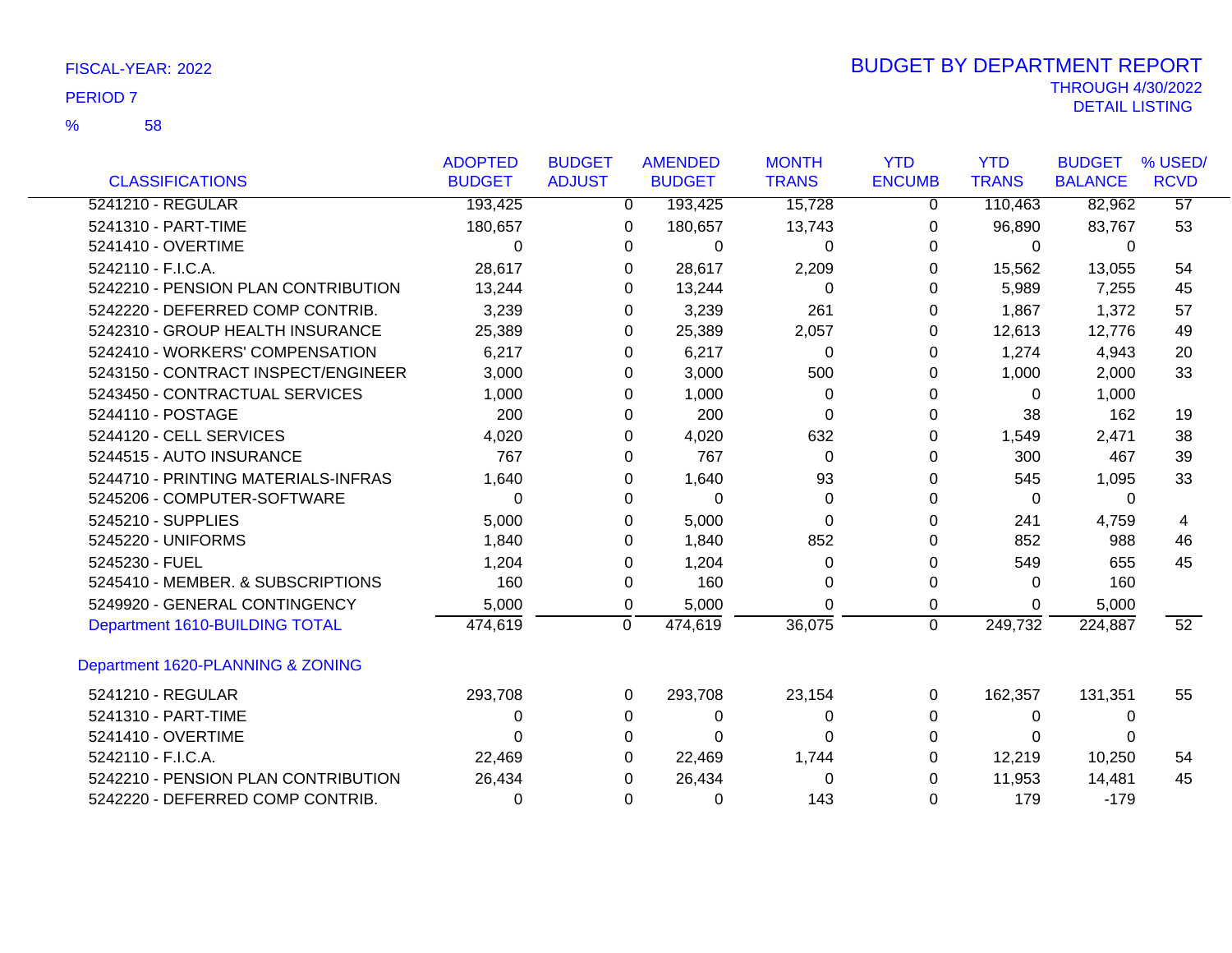FISCAL-YEAR: 2022

PERIOD 7

% 58

# BUDGET BY DEPARTMENT REPORT

THROUGH 4/30/2022

DETAIL LISTING

| CLASSIFICATIONS | ADOPTED BUDGET | BUDGET ADJUST | AMENDED BUDGET | MONTH TRANS | YTD ENCUMB | YTD TRANS | BUDGET BALANCE | % USED/ RCVD |
|---|---|---|---|---|---|---|---|---|
| 5241210 - REGULAR | 193,425 | 0 | 193,425 | 15,728 | 0 | 110,463 | 82,962 | 57 |
| 5241310 - PART-TIME | 180,657 | 0 | 180,657 | 13,743 | 0 | 96,890 | 83,767 | 53 |
| 5241410 - OVERTIME | 0 | 0 | 0 | 0 | 0 | 0 | 0 | |
| 5242110 - F.I.C.A. | 28,617 | 0 | 28,617 | 2,209 | 0 | 15,562 | 13,055 | 54 |
| 5242210 - PENSION PLAN CONTRIBUTION | 13,244 | 0 | 13,244 | 0 | 0 | 5,989 | 7,255 | 45 |
| 5242220 - DEFERRED COMP CONTRIB. | 3,239 | 0 | 3,239 | 261 | 0 | 1,867 | 1,372 | 57 |
| 5242310 - GROUP HEALTH INSURANCE | 25,389 | 0 | 25,389 | 2,057 | 0 | 12,613 | 12,776 | 49 |
| 5242410 - WORKERS' COMPENSATION | 6,217 | 0 | 6,217 | 0 | 0 | 1,274 | 4,943 | 20 |
| 5243150 - CONTRACT INSPECT/ENGINEER | 3,000 | 0 | 3,000 | 500 | 0 | 1,000 | 2,000 | 33 |
| 5243450 - CONTRACTUAL SERVICES | 1,000 | 0 | 1,000 | 0 | 0 | 0 | 1,000 | |
| 5244110 - POSTAGE | 200 | 0 | 200 | 0 | 0 | 38 | 162 | 19 |
| 5244120 - CELL SERVICES | 4,020 | 0 | 4,020 | 632 | 0 | 1,549 | 2,471 | 38 |
| 5244515 - AUTO INSURANCE | 767 | 0 | 767 | 0 | 0 | 300 | 467 | 39 |
| 5244710 - PRINTING MATERIALS-INFRAS | 1,640 | 0 | 1,640 | 93 | 0 | 545 | 1,095 | 33 |
| 5245206 - COMPUTER-SOFTWARE | 0 | 0 | 0 | 0 | 0 | 0 | 0 | |
| 5245210 - SUPPLIES | 5,000 | 0 | 5,000 | 0 | 0 | 241 | 4,759 | 4 |
| 5245220 - UNIFORMS | 1,840 | 0 | 1,840 | 852 | 0 | 852 | 988 | 46 |
| 5245230 - FUEL | 1,204 | 0 | 1,204 | 0 | 0 | 549 | 655 | 45 |
| 5245410 - MEMBER. & SUBSCRIPTIONS | 160 | 0 | 160 | 0 | 0 | 0 | 160 | |
| 5249920 - GENERAL CONTINGENCY | 5,000 | 0 | 5,000 | 0 | 0 | 0 | 5,000 | |
| Department 1610-BUILDING TOTAL | 474,619 | 0 | 474,619 | 36,075 | 0 | 249,732 | 224,887 | 52 |
| **Department 1620-PLANNING & ZONING** | | | | | | | | |
| 5241210 - REGULAR | 293,708 | 0 | 293,708 | 23,154 | 0 | 162,357 | 131,351 | 55 |
| 5241310 - PART-TIME | 0 | 0 | 0 | 0 | 0 | 0 | 0 | |
| 5241410 - OVERTIME | 0 | 0 | 0 | 0 | 0 | 0 | 0 | |
| 5242110 - F.I.C.A. | 22,469 | 0 | 22,469 | 1,744 | 0 | 12,219 | 10,250 | 54 |
| 5242210 - PENSION PLAN CONTRIBUTION | 26,434 | 0 | 26,434 | 0 | 0 | 11,953 | 14,481 | 45 |
| 5242220 - DEFERRED COMP CONTRIB. | 0 | 0 | 0 | 143 | 0 | 179 | -179 | |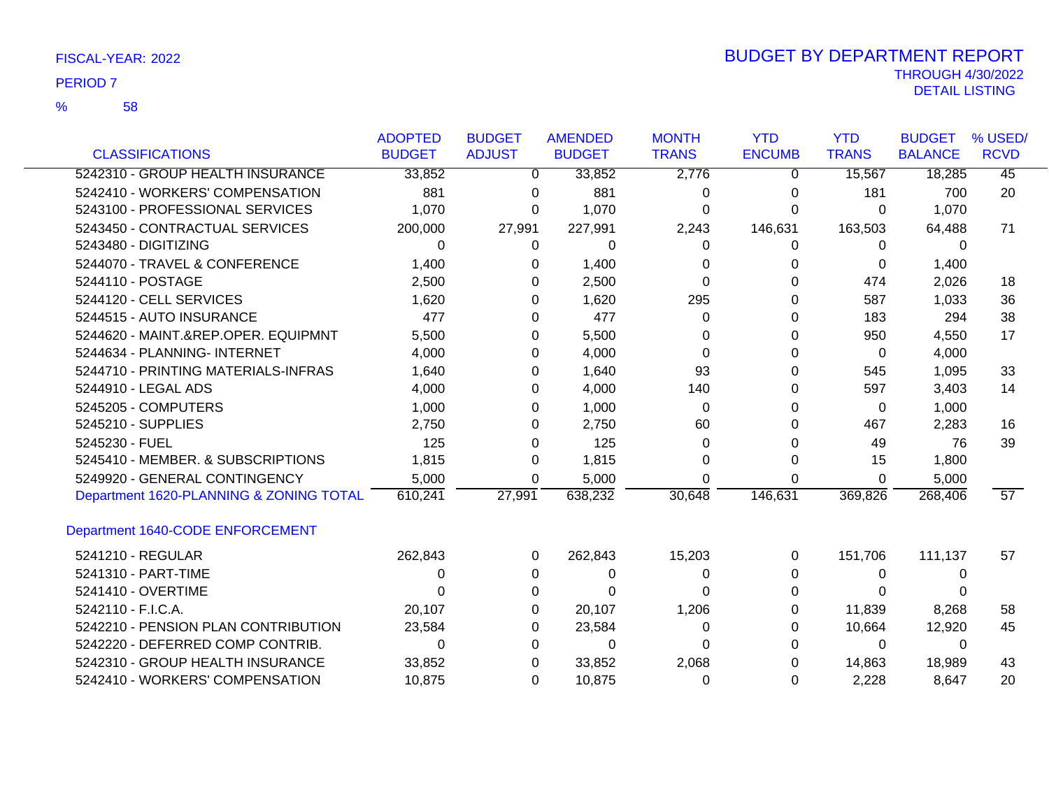FISCAL-YEAR: 2022

PERIOD 7

% 58

# BUDGET BY DEPARTMENT REPORT

THROUGH 4/30/2022

DETAIL LISTING

| CLASSIFICATIONS | ADOPTED BUDGET | BUDGET ADJUST | AMENDED BUDGET | MONTH TRANS | YTD ENCUMB | YTD TRANS | BUDGET BALANCE | % USED/ RCVD |
|---|---|---|---|---|---|---|---|---|
| 5242310 - GROUP HEALTH INSURANCE | 33,852 | 0 | 33,852 | 2,776 | 0 | 15,567 | 18,285 | 45 |
| 5242410 - WORKERS' COMPENSATION | 881 | 0 | 881 | 0 | 0 | 181 | 700 | 20 |
| 5243100 - PROFESSIONAL SERVICES | 1,070 | 0 | 1,070 | 0 | 0 | 0 | 1,070 | |
| 5243450 - CONTRACTUAL SERVICES | 200,000 | 27,991 | 227,991 | 2,243 | 146,631 | 163,503 | 64,488 | 71 |
| 5243480 - DIGITIZING | 0 | 0 | 0 | 0 | 0 | 0 | 0 | |
| 5244070 - TRAVEL & CONFERENCE | 1,400 | 0 | 1,400 | 0 | 0 | 0 | 1,400 | |
| 5244110 - POSTAGE | 2,500 | 0 | 2,500 | 0 | 0 | 474 | 2,026 | 18 |
| 5244120 - CELL SERVICES | 1,620 | 0 | 1,620 | 295 | 0 | 587 | 1,033 | 36 |
| 5244515 - AUTO INSURANCE | 477 | 0 | 477 | 0 | 0 | 183 | 294 | 38 |
| 5244620 - MAINT.&REP.OPER. EQUIPMNT | 5,500 | 0 | 5,500 | 0 | 0 | 950 | 4,550 | 17 |
| 5244634 - PLANNING- INTERNET | 4,000 | 0 | 4,000 | 0 | 0 | 0 | 4,000 | |
| 5244710 - PRINTING MATERIALS-INFRAS | 1,640 | 0 | 1,640 | 93 | 0 | 545 | 1,095 | 33 |
| 5244910 - LEGAL ADS | 4,000 | 0 | 4,000 | 140 | 0 | 597 | 3,403 | 14 |
| 5245205 - COMPUTERS | 1,000 | 0 | 1,000 | 0 | 0 | 0 | 1,000 | |
| 5245210 - SUPPLIES | 2,750 | 0 | 2,750 | 60 | 0 | 467 | 2,283 | 16 |
| 5245230 - FUEL | 125 | 0 | 125 | 0 | 0 | 49 | 76 | 39 |
| 5245410 - MEMBER. & SUBSCRIPTIONS | 1,815 | 0 | 1,815 | 0 | 0 | 15 | 1,800 | |
| 5249920 - GENERAL CONTINGENCY | 5,000 | 0 | 5,000 | 0 | 0 | 0 | 5,000 | |
| Department 1620-PLANNING & ZONING TOTAL | 610,241 | 27,991 | 638,232 | 30,648 | 146,631 | 369,826 | 268,406 | 57 |
| **Department 1640-CODE ENFORCEMENT** | | | | | | | | |
| 5241210 - REGULAR | 262,843 | 0 | 262,843 | 15,203 | 0 | 151,706 | 111,137 | 57 |
| 5241310 - PART-TIME | 0 | 0 | 0 | 0 | 0 | 0 | 0 | |
| 5241410 - OVERTIME | 0 | 0 | 0 | 0 | 0 | 0 | 0 | |
| 5242110 - F.I.C.A. | 20,107 | 0 | 20,107 | 1,206 | 0 | 11,839 | 8,268 | 58 |
| 5242210 - PENSION PLAN CONTRIBUTION | 23,584 | 0 | 23,584 | 0 | 0 | 10,664 | 12,920 | 45 |
| 5242220 - DEFERRED COMP CONTRIB. | 0 | 0 | 0 | 0 | 0 | 0 | 0 | |
| 5242310 - GROUP HEALTH INSURANCE | 33,852 | 0 | 33,852 | 2,068 | 0 | 14,863 | 18,989 | 43 |
| 5242410 - WORKERS' COMPENSATION | 10,875 | 0 | 10,875 | 0 | 0 | 2,228 | 8,647 | 20 |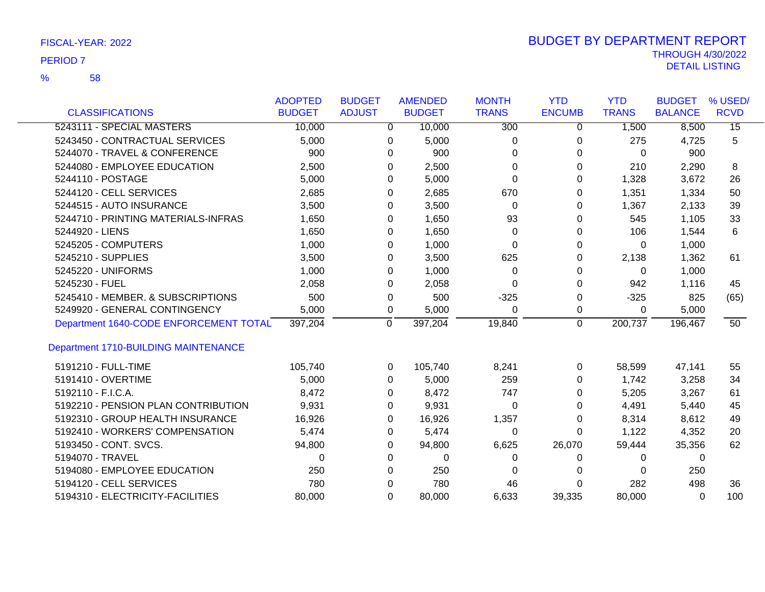FISCAL-YEAR: 2022

PERIOD 7

% 58

# BUDGET BY DEPARTMENT REPORT

THROUGH 4/30/2022

DETAIL LISTING

| CLASSIFICATIONS | ADOPTED BUDGET | BUDGET ADJUST | AMENDED BUDGET | MONTH TRANS | YTD ENCUMB | YTD TRANS | BUDGET BALANCE | % USED/ RCVD |
|---|---|---|---|---|---|---|---|---|
| 5243111 - SPECIAL MASTERS | 10,000 | 0 | 10,000 | 300 | 0 | 1,500 | 8,500 | 15 |
| 5243450 - CONTRACTUAL SERVICES | 5,000 | 0 | 5,000 | 0 | 0 | 275 | 4,725 | 5 |
| 5244070 - TRAVEL & CONFERENCE | 900 | 0 | 900 | 0 | 0 | 0 | 900 | |
| 5244080 - EMPLOYEE EDUCATION | 2,500 | 0 | 2,500 | 0 | 0 | 210 | 2,290 | 8 |
| 5244110 - POSTAGE | 5,000 | 0 | 5,000 | 0 | 0 | 1,328 | 3,672 | 26 |
| 5244120 - CELL SERVICES | 2,685 | 0 | 2,685 | 670 | 0 | 1,351 | 1,334 | 50 |
| 5244515 - AUTO INSURANCE | 3,500 | 0 | 3,500 | 0 | 0 | 1,367 | 2,133 | 39 |
| 5244710 - PRINTING MATERIALS-INFRAS | 1,650 | 0 | 1,650 | 93 | 0 | 545 | 1,105 | 33 |
| 5244920 - LIENS | 1,650 | 0 | 1,650 | 0 | 0 | 106 | 1,544 | 6 |
| 5245205 - COMPUTERS | 1,000 | 0 | 1,000 | 0 | 0 | 0 | 1,000 | |
| 5245210 - SUPPLIES | 3,500 | 0 | 3,500 | 625 | 0 | 2,138 | 1,362 | 61 |
| 5245220 - UNIFORMS | 1,000 | 0 | 1,000 | 0 | 0 | 0 | 1,000 | |
| 5245230 - FUEL | 2,058 | 0 | 2,058 | 0 | 0 | 942 | 1,116 | 45 |
| 5245410 - MEMBER. & SUBSCRIPTIONS | 500 | 0 | 500 | -325 | 0 | -325 | 825 | (65) |
| 5249920 - GENERAL CONTINGENCY | 5,000 | 0 | 5,000 | 0 | 0 | 0 | 5,000 | |
| Department 1640-CODE ENFORCEMENT TOTAL | 397,204 | 0 | 397,204 | 19,840 | 0 | 200,737 | 196,467 | 50 |
| **Department 1710-BUILDING MAINTENANCE** | | | | | | | | |
| 5191210 - FULL-TIME | 105,740 | 0 | 105,740 | 8,241 | 0 | 58,599 | 47,141 | 55 |
| 5191410 - OVERTIME | 5,000 | 0 | 5,000 | 259 | 0 | 1,742 | 3,258 | 34 |
| 5192110 - F.I.C.A. | 8,472 | 0 | 8,472 | 747 | 0 | 5,205 | 3,267 | 61 |
| 5192210 - PENSION PLAN CONTRIBUTION | 9,931 | 0 | 9,931 | 0 | 0 | 4,491 | 5,440 | 45 |
| 5192310 - GROUP HEALTH INSURANCE | 16,926 | 0 | 16,926 | 1,357 | 0 | 8,314 | 8,612 | 49 |
| 5192410 - WORKERS' COMPENSATION | 5,474 | 0 | 5,474 | 0 | 0 | 1,122 | 4,352 | 20 |
| 5193450 - CONT. SVCS. | 94,800 | 0 | 94,800 | 6,625 | 26,070 | 59,444 | 35,356 | 62 |
| 5194070 - TRAVEL | 0 | 0 | 0 | 0 | 0 | 0 | 0 | |
| 5194080 - EMPLOYEE EDUCATION | 250 | 0 | 250 | 0 | 0 | 0 | 250 | |
| 5194120 - CELL SERVICES | 780 | 0 | 780 | 46 | 0 | 282 | 498 | 36 |
| 5194310 - ELECTRICITY-FACILITIES | 80,000 | 0 | 80,000 | 6,633 | 39,335 | 80,000 | 0 | 100 |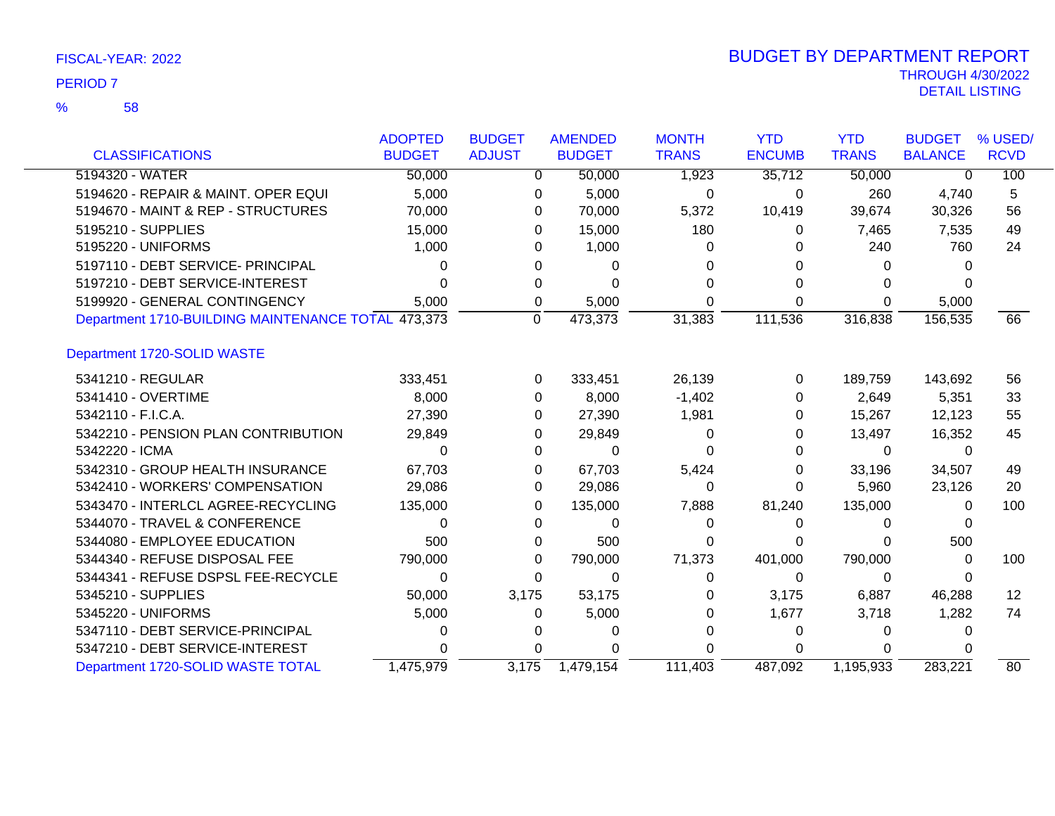FISCAL-YEAR: 2022

PERIOD 7

% 58

# BUDGET BY DEPARTMENT REPORT

THROUGH 4/30/2022

DETAIL LISTING

| CLASSIFICATIONS | ADOPTED BUDGET | BUDGET ADJUST | AMENDED BUDGET | MONTH TRANS | YTD ENCUMB | YTD TRANS | BUDGET BALANCE | % USED/ RCVD |
|---|---|---|---|---|---|---|---|---|
| 5194320 - WATER | 50,000 | 0 | 50,000 | 1,923 | 35,712 | 50,000 | 0 | 100 |
| 5194620 - REPAIR & MAINT. OPER EQUI | 5,000 | 0 | 5,000 | 0 | 0 | 260 | 4,740 | 5 |
| 5194670 - MAINT & REP - STRUCTURES | 70,000 | 0 | 70,000 | 5,372 | 10,419 | 39,674 | 30,326 | 56 |
| 5195210 - SUPPLIES | 15,000 | 0 | 15,000 | 180 | 0 | 7,465 | 7,535 | 49 |
| 5195220 - UNIFORMS | 1,000 | 0 | 1,000 | 0 | 0 | 240 | 760 | 24 |
| 5197110 - DEBT SERVICE- PRINCIPAL | 0 | 0 | 0 | 0 | 0 | 0 | 0 | |
| 5197210 - DEBT SERVICE-INTEREST | 0 | 0 | 0 | 0 | 0 | 0 | 0 | |
| 5199920 - GENERAL CONTINGENCY | 5,000 | 0 | 5,000 | 0 | 0 | 0 | 5,000 | |
| Department 1710-BUILDING MAINTENANCE TOTAL | 473,373 | 0 | 473,373 | 31,383 | 111,536 | 316,838 | 156,535 | 66 |
| **Department 1720-SOLID WASTE** | | | | | | | | |
| 5341210 - REGULAR | 333,451 | 0 | 333,451 | 26,139 | 0 | 189,759 | 143,692 | 56 |
| 5341410 - OVERTIME | 8,000 | 0 | 8,000 | -1,402 | 0 | 2,649 | 5,351 | 33 |
| 5342110 - F.I.C.A. | 27,390 | 0 | 27,390 | 1,981 | 0 | 15,267 | 12,123 | 55 |
| 5342210 - PENSION PLAN CONTRIBUTION | 29,849 | 0 | 29,849 | 0 | 0 | 13,497 | 16,352 | 45 |
| 5342220 - ICMA | 0 | 0 | 0 | 0 | 0 | 0 | 0 | |
| 5342310 - GROUP HEALTH INSURANCE | 67,703 | 0 | 67,703 | 5,424 | 0 | 33,196 | 34,507 | 49 |
| 5342410 - WORKERS' COMPENSATION | 29,086 | 0 | 29,086 | 0 | 0 | 5,960 | 23,126 | 20 |
| 5343470 - INTERLCL AGREE-RECYCLING | 135,000 | 0 | 135,000 | 7,888 | 81,240 | 135,000 | 0 | 100 |
| 5344070 - TRAVEL & CONFERENCE | 0 | 0 | 0 | 0 | 0 | 0 | 0 | |
| 5344080 - EMPLOYEE EDUCATION | 500 | 0 | 500 | 0 | 0 | 0 | 500 | |
| 5344340 - REFUSE DISPOSAL FEE | 790,000 | 0 | 790,000 | 71,373 | 401,000 | 790,000 | 0 | 100 |
| 5344341 - REFUSE DSPSL FEE-RECYCLE | 0 | 0 | 0 | 0 | 0 | 0 | 0 | |
| 5345210 - SUPPLIES | 50,000 | 3,175 | 53,175 | 0 | 3,175 | 6,887 | 46,288 | 12 |
| 5345220 - UNIFORMS | 5,000 | 0 | 5,000 | 0 | 1,677 | 3,718 | 1,282 | 74 |
| 5347110 - DEBT SERVICE-PRINCIPAL | 0 | 0 | 0 | 0 | 0 | 0 | 0 | |
| 5347210 - DEBT SERVICE-INTEREST | 0 | 0 | 0 | 0 | 0 | 0 | 0 | |
| Department 1720-SOLID WASTE TOTAL | 1,475,979 | 3,175 | 1,479,154 | 111,403 | 487,092 | 1,195,933 | 283,221 | 80 |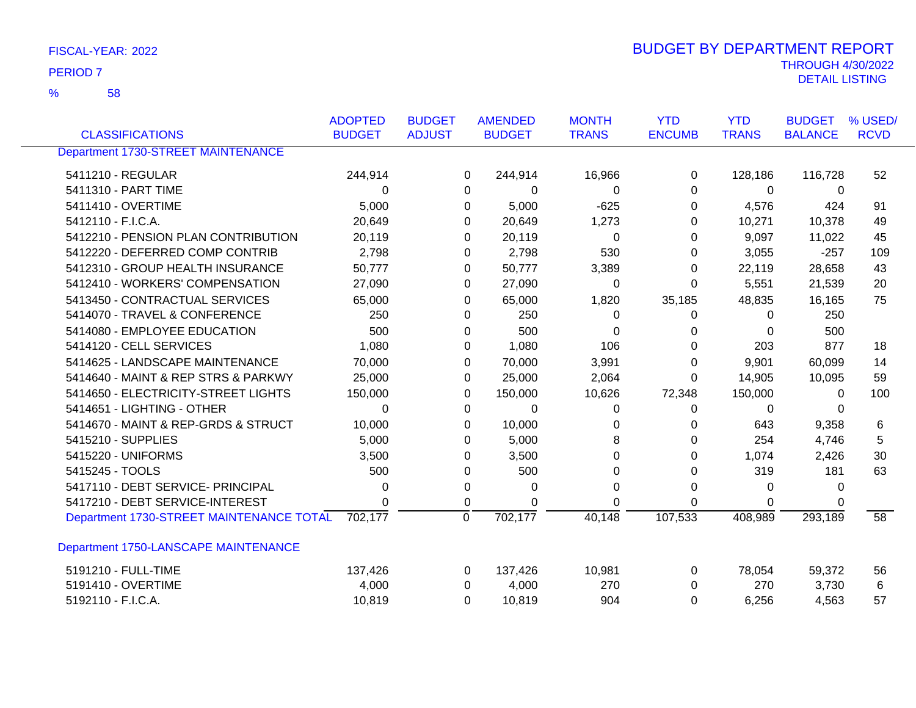FISCAL-YEAR: 2022

PERIOD 7

% 58

# BUDGET BY DEPARTMENT REPORT

THROUGH 4/30/2022

DETAIL LISTING

| CLASSIFICATIONS | ADOPTED BUDGET | BUDGET ADJUST | AMENDED BUDGET | MONTH TRANS | YTD ENCUMB | YTD TRANS | BUDGET BALANCE | % USED/ RCVD |
|---|---|---|---|---|---|---|---|---|
| Department 1730-STREET MAINTENANCE | | | | | | | | |
| 5411210 - REGULAR | 244,914 | 0 | 244,914 | 16,966 | 0 | 128,186 | 116,728 | 52 |
| 5411310 - PART TIME | 0 | 0 | 0 | 0 | 0 | 0 | 0 | |
| 5411410 - OVERTIME | 5,000 | 0 | 5,000 | -625 | 0 | 4,576 | 424 | 91 |
| 5412110 - F.I.C.A. | 20,649 | 0 | 20,649 | 1,273 | 0 | 10,271 | 10,378 | 49 |
| 5412210 - PENSION PLAN CONTRIBUTION | 20,119 | 0 | 20,119 | 0 | 0 | 9,097 | 11,022 | 45 |
| 5412220 - DEFERRED COMP CONTRIB | 2,798 | 0 | 2,798 | 530 | 0 | 3,055 | -257 | 109 |
| 5412310 - GROUP HEALTH INSURANCE | 50,777 | 0 | 50,777 | 3,389 | 0 | 22,119 | 28,658 | 43 |
| 5412410 - WORKERS' COMPENSATION | 27,090 | 0 | 27,090 | 0 | 0 | 5,551 | 21,539 | 20 |
| 5413450 - CONTRACTUAL SERVICES | 65,000 | 0 | 65,000 | 1,820 | 35,185 | 48,835 | 16,165 | 75 |
| 5414070 - TRAVEL & CONFERENCE | 250 | 0 | 250 | 0 | 0 | 0 | 250 | |
| 5414080 - EMPLOYEE EDUCATION | 500 | 0 | 500 | 0 | 0 | 0 | 500 | |
| 5414120 - CELL SERVICES | 1,080 | 0 | 1,080 | 106 | 0 | 203 | 877 | 18 |
| 5414625 - LANDSCAPE MAINTENANCE | 70,000 | 0 | 70,000 | 3,991 | 0 | 9,901 | 60,099 | 14 |
| 5414640 - MAINT & REP STRS & PARKWY | 25,000 | 0 | 25,000 | 2,064 | 0 | 14,905 | 10,095 | 59 |
| 5414650 - ELECTRICITY-STREET LIGHTS | 150,000 | 0 | 150,000 | 10,626 | 72,348 | 150,000 | 0 | 100 |
| 5414651 - LIGHTING - OTHER | 0 | 0 | 0 | 0 | 0 | 0 | 0 | |
| 5414670 - MAINT & REP-GRDS & STRUCT | 10,000 | 0 | 10,000 | 0 | 0 | 643 | 9,358 | 6 |
| 5415210 - SUPPLIES | 5,000 | 0 | 5,000 | 8 | 0 | 254 | 4,746 | 5 |
| 5415220 - UNIFORMS | 3,500 | 0 | 3,500 | 0 | 0 | 1,074 | 2,426 | 30 |
| 5415245 - TOOLS | 500 | 0 | 500 | 0 | 0 | 319 | 181 | 63 |
| 5417110 - DEBT SERVICE- PRINCIPAL | 0 | 0 | 0 | 0 | 0 | 0 | 0 | |
| 5417210 - DEBT SERVICE-INTEREST | 0 | 0 | 0 | 0 | 0 | 0 | 0 | |
| Department 1730-STREET MAINTENANCE TOTAL | 702,177 | 0 | 702,177 | 40,148 | 107,533 | 408,989 | 293,189 | 58 |
| Department 1750-LANSCAPE MAINTENANCE | | | | | | | | |
| 5191210 - FULL-TIME | 137,426 | 0 | 137,426 | 10,981 | 0 | 78,054 | 59,372 | 56 |
| 5191410 - OVERTIME | 4,000 | 0 | 4,000 | 270 | 0 | 270 | 3,730 | 6 |
| 5192110 - F.I.C.A. | 10,819 | 0 | 10,819 | 904 | 0 | 6,256 | 4,563 | 57 |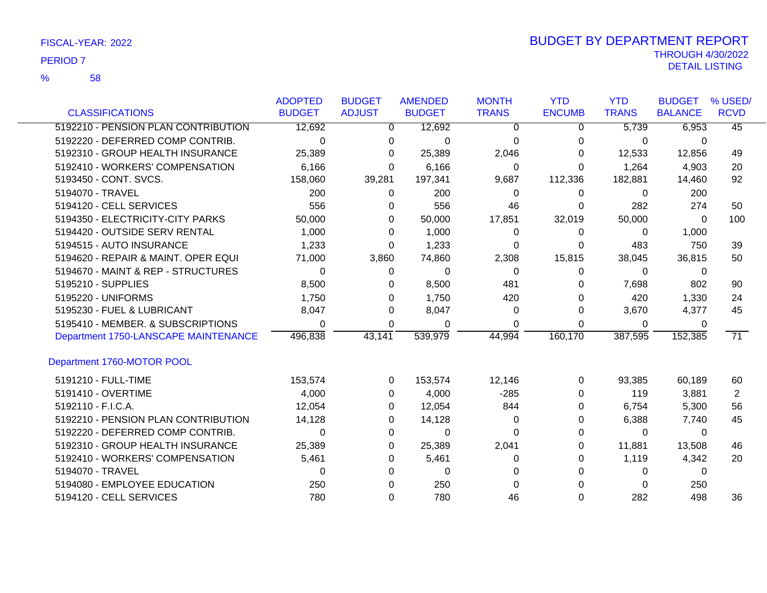FISCAL-YEAR: 2022

PERIOD 7

% 58

# BUDGET BY DEPARTMENT REPORT

THROUGH 4/30/2022

DETAIL LISTING

| CLASSIFICATIONS | ADOPTED BUDGET | BUDGET ADJUST | AMENDED BUDGET | MONTH TRANS | YTD ENCUMB | YTD TRANS | BUDGET BALANCE | % USED/ RCVD |
|---|---|---|---|---|---|---|---|---|
| 5192210 - PENSION PLAN CONTRIBUTION | 12,692 | 0 | 12,692 | 0 | 0 | 5,739 | 6,953 | 45 |
| 5192220 - DEFERRED COMP CONTRIB. | 0 | 0 | 0 | 0 | 0 | 0 | 0 | |
| 5192310 - GROUP HEALTH INSURANCE | 25,389 | 0 | 25,389 | 2,046 | 0 | 12,533 | 12,856 | 49 |
| 5192410 - WORKERS' COMPENSATION | 6,166 | 0 | 6,166 | 0 | 0 | 1,264 | 4,903 | 20 |
| 5193450 - CONT. SVCS. | 158,060 | 39,281 | 197,341 | 9,687 | 112,336 | 182,881 | 14,460 | 92 |
| 5194070 - TRAVEL | 200 | 0 | 200 | 0 | 0 | 0 | 200 | |
| 5194120 - CELL SERVICES | 556 | 0 | 556 | 46 | 0 | 282 | 274 | 50 |
| 5194350 - ELECTRICITY-CITY PARKS | 50,000 | 0 | 50,000 | 17,851 | 32,019 | 50,000 | 0 | 100 |
| 5194420 - OUTSIDE SERV RENTAL | 1,000 | 0 | 1,000 | 0 | 0 | 0 | 1,000 | |
| 5194515 - AUTO INSURANCE | 1,233 | 0 | 1,233 | 0 | 0 | 483 | 750 | 39 |
| 5194620 - REPAIR & MAINT. OPER EQUI | 71,000 | 3,860 | 74,860 | 2,308 | 15,815 | 38,045 | 36,815 | 50 |
| 5194670 - MAINT & REP - STRUCTURES | 0 | 0 | 0 | 0 | 0 | 0 | 0 | |
| 5195210 - SUPPLIES | 8,500 | 0 | 8,500 | 481 | 0 | 7,698 | 802 | 90 |
| 5195220 - UNIFORMS | 1,750 | 0 | 1,750 | 420 | 0 | 420 | 1,330 | 24 |
| 5195230 - FUEL & LUBRICANT | 8,047 | 0 | 8,047 | 0 | 0 | 3,670 | 4,377 | 45 |
| 5195410 - MEMBER. & SUBSCRIPTIONS | 0 | 0 | 0 | 0 | 0 | 0 | 0 | |
| Department 1750-LANSCAPE MAINTENANCE | 496,838 | 43,141 | 539,979 | 44,994 | 160,170 | 387,595 | 152,385 | 71 |
| **Department 1760-MOTOR POOL** | | | | | | | | |
| 5191210 - FULL-TIME | 153,574 | 0 | 153,574 | 12,146 | 0 | 93,385 | 60,189 | 60 |
| 5191410 - OVERTIME | 4,000 | 0 | 4,000 | -285 | 0 | 119 | 3,881 | 2 |
| 5192110 - F.I.C.A. | 12,054 | 0 | 12,054 | 844 | 0 | 6,754 | 5,300 | 56 |
| 5192210 - PENSION PLAN CONTRIBUTION | 14,128 | 0 | 14,128 | 0 | 0 | 6,388 | 7,740 | 45 |
| 5192220 - DEFERRED COMP CONTRIB. | 0 | 0 | 0 | 0 | 0 | 0 | 0 | |
| 5192310 - GROUP HEALTH INSURANCE | 25,389 | 0 | 25,389 | 2,041 | 0 | 11,881 | 13,508 | 46 |
| 5192410 - WORKERS' COMPENSATION | 5,461 | 0 | 5,461 | 0 | 0 | 1,119 | 4,342 | 20 |
| 5194070 - TRAVEL | 0 | 0 | 0 | 0 | 0 | 0 | 0 | |
| 5194080 - EMPLOYEE EDUCATION | 250 | 0 | 250 | 0 | 0 | 0 | 250 | |
| 5194120 - CELL SERVICES | 780 | 0 | 780 | 46 | 0 | 282 | 498 | 36 |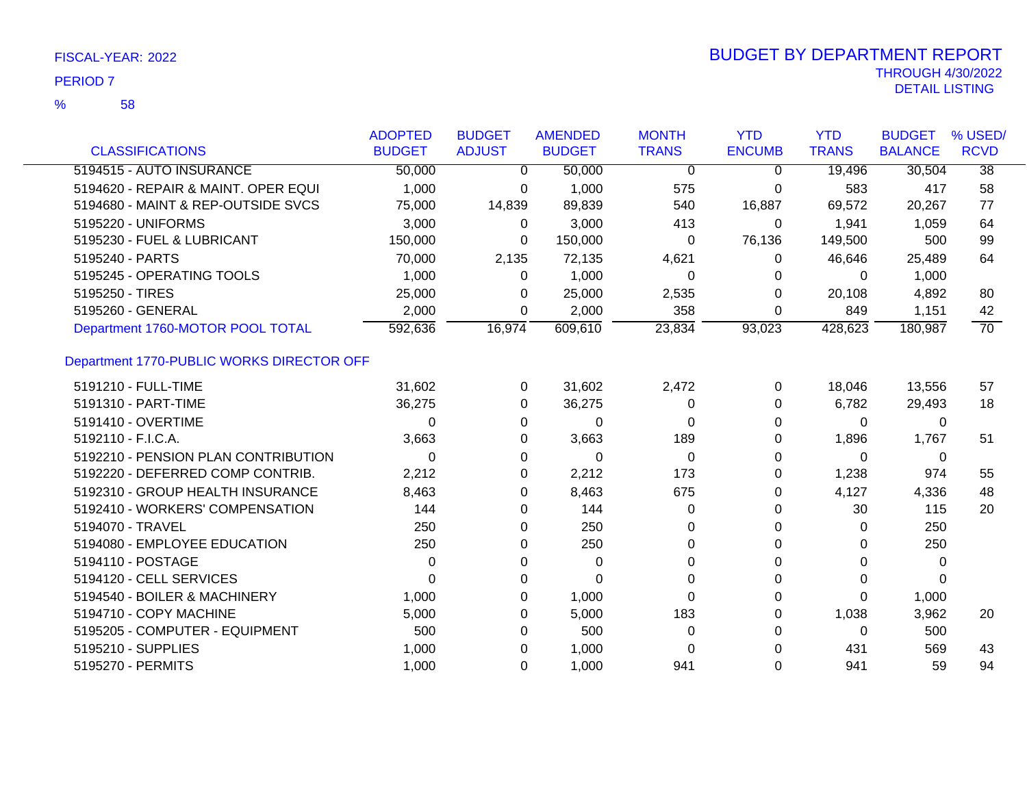FISCAL-YEAR: 2022

PERIOD 7

% 58

# BUDGET BY DEPARTMENT REPORT

THROUGH 4/30/2022

DETAIL LISTING

| CLASSIFICATIONS | ADOPTED BUDGET | BUDGET ADJUST | AMENDED BUDGET | MONTH TRANS | YTD ENCUMB | YTD TRANS | BUDGET BALANCE | % USED/ RCVD |
|---|---|---|---|---|---|---|---|---|
| 5194515 - AUTO INSURANCE | 50,000 | 0 | 50,000 | 0 | 0 | 19,496 | 30,504 | 38 |
| 5194620 - REPAIR & MAINT. OPER EQUI | 1,000 | 0 | 1,000 | 575 | 0 | 583 | 417 | 58 |
| 5194680 - MAINT & REP-OUTSIDE SVCS | 75,000 | 14,839 | 89,839 | 540 | 16,887 | 69,572 | 20,267 | 77 |
| 5195220 - UNIFORMS | 3,000 | 0 | 3,000 | 413 | 0 | 1,941 | 1,059 | 64 |
| 5195230 - FUEL & LUBRICANT | 150,000 | 0 | 150,000 | 0 | 76,136 | 149,500 | 500 | 99 |
| 5195240 - PARTS | 70,000 | 2,135 | 72,135 | 4,621 | 0 | 46,646 | 25,489 | 64 |
| 5195245 - OPERATING TOOLS | 1,000 | 0 | 1,000 | 0 | 0 | 0 | 1,000 | |
| 5195250 - TIRES | 25,000 | 0 | 25,000 | 2,535 | 0 | 20,108 | 4,892 | 80 |
| 5195260 - GENERAL | 2,000 | 0 | 2,000 | 358 | 0 | 849 | 1,151 | 42 |
| Department 1760-MOTOR POOL TOTAL | 592,636 | 16,974 | 609,610 | 23,834 | 93,023 | 428,623 | 180,987 | 70 |
| **Department 1770-PUBLIC WORKS DIRECTOR OFF** | | | | | | | | |
| 5191210 - FULL-TIME | 31,602 | 0 | 31,602 | 2,472 | 0 | 18,046 | 13,556 | 57 |
| 5191310 - PART-TIME | 36,275 | 0 | 36,275 | 0 | 0 | 6,782 | 29,493 | 18 |
| 5191410 - OVERTIME | 0 | 0 | 0 | 0 | 0 | 0 | 0 | |
| 5192110 - F.I.C.A. | 3,663 | 0 | 3,663 | 189 | 0 | 1,896 | 1,767 | 51 |
| 5192210 - PENSION PLAN CONTRIBUTION | 0 | 0 | 0 | 0 | 0 | 0 | 0 | |
| 5192220 - DEFERRED COMP CONTRIB. | 2,212 | 0 | 2,212 | 173 | 0 | 1,238 | 974 | 55 |
| 5192310 - GROUP HEALTH INSURANCE | 8,463 | 0 | 8,463 | 675 | 0 | 4,127 | 4,336 | 48 |
| 5192410 - WORKERS' COMPENSATION | 144 | 0 | 144 | 0 | 0 | 30 | 115 | 20 |
| 5194070 - TRAVEL | 250 | 0 | 250 | 0 | 0 | 0 | 250 | |
| 5194080 - EMPLOYEE EDUCATION | 250 | 0 | 250 | 0 | 0 | 0 | 250 | |
| 5194110 - POSTAGE | 0 | 0 | 0 | 0 | 0 | 0 | 0 | |
| 5194120 - CELL SERVICES | 0 | 0 | 0 | 0 | 0 | 0 | 0 | |
| 5194540 - BOILER & MACHINERY | 1,000 | 0 | 1,000 | 0 | 0 | 0 | 1,000 | |
| 5194710 - COPY MACHINE | 5,000 | 0 | 5,000 | 183 | 0 | 1,038 | 3,962 | 20 |
| 5195205 - COMPUTER - EQUIPMENT | 500 | 0 | 500 | 0 | 0 | 0 | 500 | |
| 5195210 - SUPPLIES | 1,000 | 0 | 1,000 | 0 | 0 | 431 | 569 | 43 |
| 5195270 - PERMITS | 1,000 | 0 | 1,000 | 941 | 0 | 941 | 59 | 94 |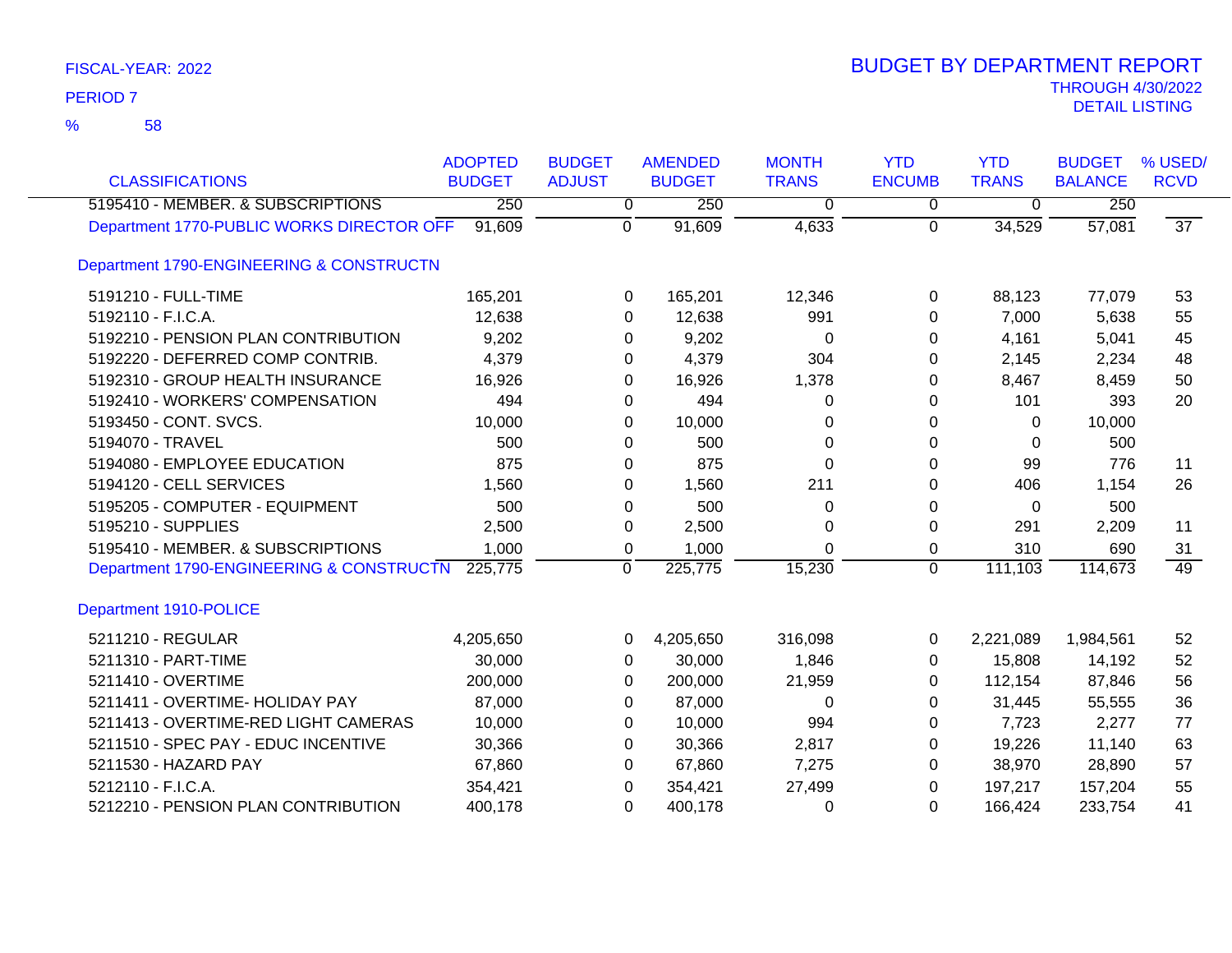FISCAL-YEAR: 2022

PERIOD 7

% 58

# BUDGET BY DEPARTMENT REPORT

THROUGH 4/30/2022

DETAIL LISTING

| CLASSIFICATIONS | ADOPTED BUDGET | BUDGET ADJUST | AMENDED BUDGET | MONTH TRANS | YTD ENCUMB | YTD TRANS | BUDGET BALANCE | % USED/ RCVD |
|---|---|---|---|---|---|---|---|---|
| 5195410 - MEMBER. & SUBSCRIPTIONS | 250 | 0 | 250 | 0 | 0 | 0 | 250 | |
| Department 1770-PUBLIC WORKS DIRECTOR OFF | 91,609 | 0 | 91,609 | 4,633 | 0 | 34,529 | 57,081 | 37 |
| Department 1790-ENGINEERING & CONSTRUCTN | | | | | | | | |
| 5191210 - FULL-TIME | 165,201 | 0 | 165,201 | 12,346 | 0 | 88,123 | 77,079 | 53 |
| 5192110 - F.I.C.A. | 12,638 | 0 | 12,638 | 991 | 0 | 7,000 | 5,638 | 55 |
| 5192210 - PENSION PLAN CONTRIBUTION | 9,202 | 0 | 9,202 | 0 | 0 | 4,161 | 5,041 | 45 |
| 5192220 - DEFERRED COMP CONTRIB. | 4,379 | 0 | 4,379 | 304 | 0 | 2,145 | 2,234 | 48 |
| 5192310 - GROUP HEALTH INSURANCE | 16,926 | 0 | 16,926 | 1,378 | 0 | 8,467 | 8,459 | 50 |
| 5192410 - WORKERS' COMPENSATION | 494 | 0 | 494 | 0 | 0 | 101 | 393 | 20 |
| 5193450 - CONT. SVCS. | 10,000 | 0 | 10,000 | 0 | 0 | 0 | 10,000 | |
| 5194070 - TRAVEL | 500 | 0 | 500 | 0 | 0 | 0 | 500 | |
| 5194080 - EMPLOYEE EDUCATION | 875 | 0 | 875 | 0 | 0 | 99 | 776 | 11 |
| 5194120 - CELL SERVICES | 1,560 | 0 | 1,560 | 211 | 0 | 406 | 1,154 | 26 |
| 5195205 - COMPUTER - EQUIPMENT | 500 | 0 | 500 | 0 | 0 | 0 | 500 | |
| 5195210 - SUPPLIES | 2,500 | 0 | 2,500 | 0 | 0 | 291 | 2,209 | 11 |
| 5195410 - MEMBER. & SUBSCRIPTIONS | 1,000 | 0 | 1,000 | 0 | 0 | 310 | 690 | 31 |
| Department 1790-ENGINEERING & CONSTRUCTN | 225,775 | 0 | 225,775 | 15,230 | 0 | 111,103 | 114,673 | 49 |
| Department 1910-POLICE | | | | | | | | |
| 5211210 - REGULAR | 4,205,650 | 0 | 4,205,650 | 316,098 | 0 | 2,221,089 | 1,984,561 | 52 |
| 5211310 - PART-TIME | 30,000 | 0 | 30,000 | 1,846 | 0 | 15,808 | 14,192 | 52 |
| 5211410 - OVERTIME | 200,000 | 0 | 200,000 | 21,959 | 0 | 112,154 | 87,846 | 56 |
| 5211411 - OVERTIME- HOLIDAY PAY | 87,000 | 0 | 87,000 | 0 | 0 | 31,445 | 55,555 | 36 |
| 5211413 - OVERTIME-RED LIGHT CAMERAS | 10,000 | 0 | 10,000 | 994 | 0 | 7,723 | 2,277 | 77 |
| 5211510 - SPEC PAY - EDUC INCENTIVE | 30,366 | 0 | 30,366 | 2,817 | 0 | 19,226 | 11,140 | 63 |
| 5211530 - HAZARD PAY | 67,860 | 0 | 67,860 | 7,275 | 0 | 38,970 | 28,890 | 57 |
| 5212110 - F.I.C.A. | 354,421 | 0 | 354,421 | 27,499 | 0 | 197,217 | 157,204 | 55 |
| 5212210 - PENSION PLAN CONTRIBUTION | 400,178 | 0 | 400,178 | 0 | 0 | 166,424 | 233,754 | 41 |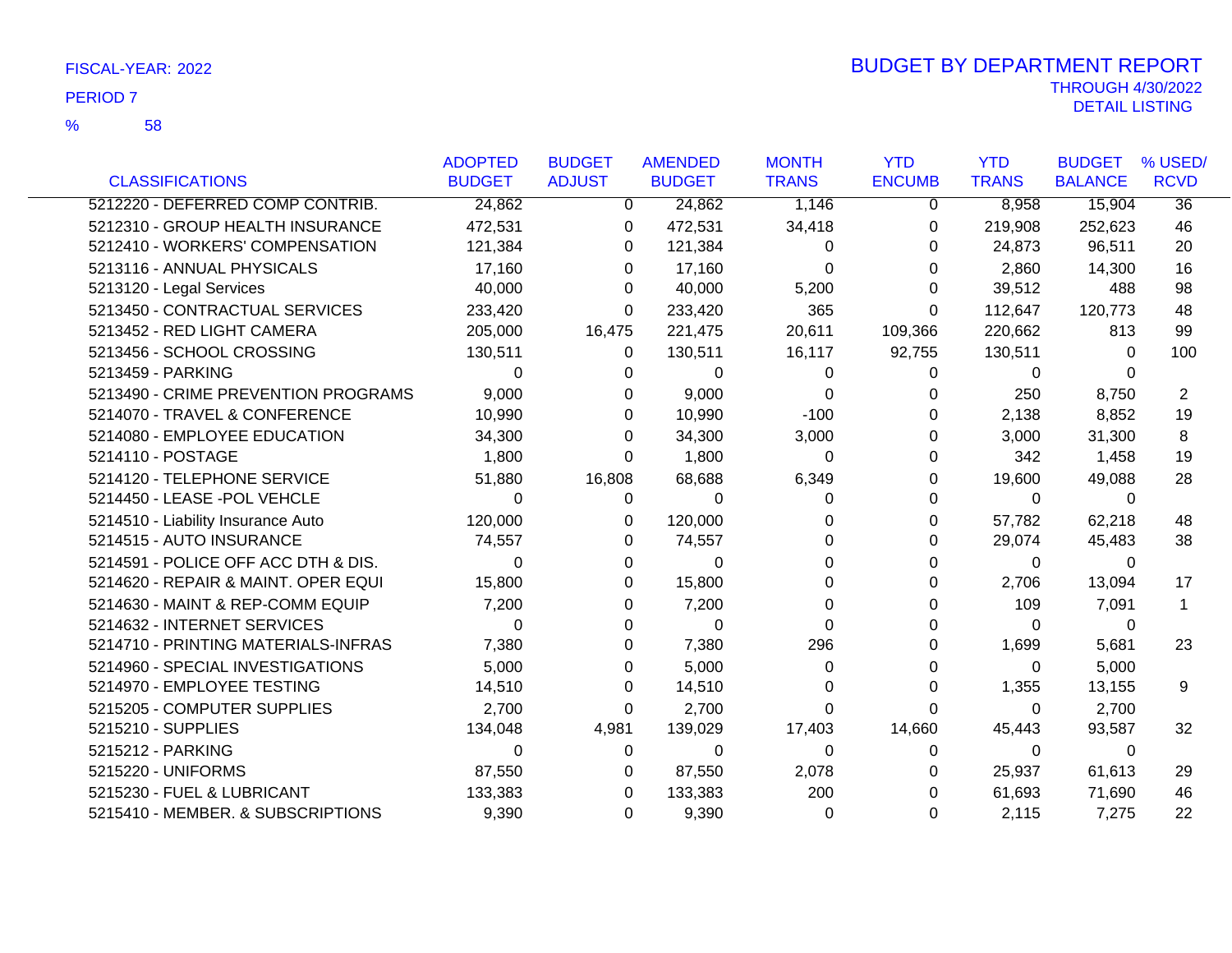FISCAL-YEAR: 2022

PERIOD 7

% 58

# BUDGET BY DEPARTMENT REPORT

THROUGH 4/30/2022

DETAIL LISTING

| CLASSIFICATIONS | ADOPTED BUDGET | BUDGET ADJUST | AMENDED BUDGET | MONTH TRANS | YTD ENCUMB | YTD TRANS | BUDGET BALANCE | % USED/ RCVD |
|---|---|---|---|---|---|---|---|---|
| 5212220 - DEFERRED COMP CONTRIB. | 24,862 | 0 | 24,862 | 1,146 | 0 | 8,958 | 15,904 | 36 |
| 5212310 - GROUP HEALTH INSURANCE | 472,531 | 0 | 472,531 | 34,418 | 0 | 219,908 | 252,623 | 46 |
| 5212410 - WORKERS' COMPENSATION | 121,384 | 0 | 121,384 | 0 | 0 | 24,873 | 96,511 | 20 |
| 5213116 - ANNUAL PHYSICALS | 17,160 | 0 | 17,160 | 0 | 0 | 2,860 | 14,300 | 16 |
| 5213120 - Legal Services | 40,000 | 0 | 40,000 | 5,200 | 0 | 39,512 | 488 | 98 |
| 5213450 - CONTRACTUAL SERVICES | 233,420 | 0 | 233,420 | 365 | 0 | 112,647 | 120,773 | 48 |
| 5213452 - RED LIGHT CAMERA | 205,000 | 16,475 | 221,475 | 20,611 | 109,366 | 220,662 | 813 | 99 |
| 5213456 - SCHOOL CROSSING | 130,511 | 0 | 130,511 | 16,117 | 92,755 | 130,511 | 0 | 100 |
| 5213459 - PARKING | 0 | 0 | 0 | 0 | 0 | 0 | 0 | |
| 5213490 - CRIME PREVENTION PROGRAMS | 9,000 | 0 | 9,000 | 0 | 0 | 250 | 8,750 | 2 |
| 5214070 - TRAVEL & CONFERENCE | 10,990 | 0 | 10,990 | -100 | 0 | 2,138 | 8,852 | 19 |
| 5214080 - EMPLOYEE EDUCATION | 34,300 | 0 | 34,300 | 3,000 | 0 | 3,000 | 31,300 | 8 |
| 5214110 - POSTAGE | 1,800 | 0 | 1,800 | 0 | 0 | 342 | 1,458 | 19 |
| 5214120 - TELEPHONE SERVICE | 51,880 | 16,808 | 68,688 | 6,349 | 0 | 19,600 | 49,088 | 28 |
| 5214450 - LEASE -POL VEHCLE | 0 | 0 | 0 | 0 | 0 | 0 | 0 | |
| 5214510 - Liability Insurance Auto | 120,000 | 0 | 120,000 | 0 | 0 | 57,782 | 62,218 | 48 |
| 5214515 - AUTO INSURANCE | 74,557 | 0 | 74,557 | 0 | 0 | 29,074 | 45,483 | 38 |
| 5214591 - POLICE OFF ACC DTH & DIS. | 0 | 0 | 0 | 0 | 0 | 0 | 0 | |
| 5214620 - REPAIR & MAINT. OPER EQUI | 15,800 | 0 | 15,800 | 0 | 0 | 2,706 | 13,094 | 17 |
| 5214630 - MAINT & REP-COMM EQUIP | 7,200 | 0 | 7,200 | 0 | 0 | 109 | 7,091 | 1 |
| 5214632 - INTERNET SERVICES | 0 | 0 | 0 | 0 | 0 | 0 | 0 | |
| 5214710 - PRINTING MATERIALS-INFRAS | 7,380 | 0 | 7,380 | 296 | 0 | 1,699 | 5,681 | 23 |
| 5214960 - SPECIAL INVESTIGATIONS | 5,000 | 0 | 5,000 | 0 | 0 | 0 | 5,000 | |
| 5214970 - EMPLOYEE TESTING | 14,510 | 0 | 14,510 | 0 | 0 | 1,355 | 13,155 | 9 |
| 5215205 - COMPUTER SUPPLIES | 2,700 | 0 | 2,700 | 0 | 0 | 0 | 2,700 | |
| 5215210 - SUPPLIES | 134,048 | 4,981 | 139,029 | 17,403 | 14,660 | 45,443 | 93,587 | 32 |
| 5215212 - PARKING | 0 | 0 | 0 | 0 | 0 | 0 | 0 | |
| 5215220 - UNIFORMS | 87,550 | 0 | 87,550 | 2,078 | 0 | 25,937 | 61,613 | 29 |
| 5215230 - FUEL & LUBRICANT | 133,383 | 0 | 133,383 | 200 | 0 | 61,693 | 71,690 | 46 |
| 5215410 - MEMBER. & SUBSCRIPTIONS | 9,390 | 0 | 9,390 | 0 | 0 | 2,115 | 7,275 | 22 |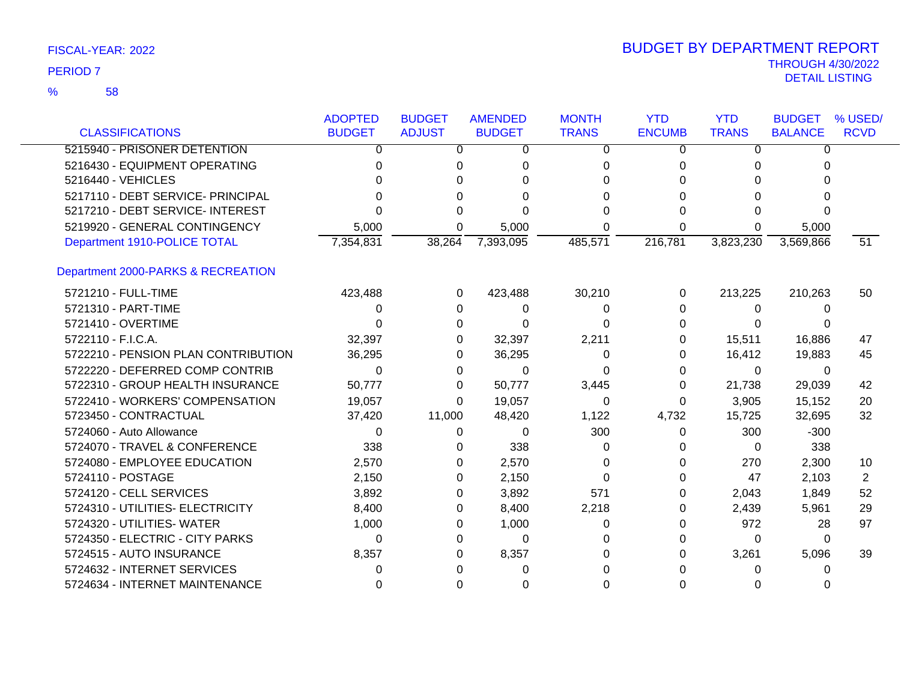FISCAL-YEAR: 2022

PERIOD 7

% 58

# BUDGET BY DEPARTMENT REPORT

THROUGH 4/30/2022

DETAIL LISTING

| CLASSIFICATIONS | ADOPTED BUDGET | BUDGET ADJUST | AMENDED BUDGET | MONTH TRANS | YTD ENCUMB | YTD TRANS | BUDGET BALANCE | % USED/ RCVD |
|---|---|---|---|---|---|---|---|---|
| 5215940 - PRISONER DETENTION | 0 | 0 | 0 | 0 | 0 | 0 | 0 | |
| 5216430 - EQUIPMENT OPERATING | 0 | 0 | 0 | 0 | 0 | 0 | 0 | |
| 5216440 - VEHICLES | 0 | 0 | 0 | 0 | 0 | 0 | 0 | |
| 5217110 - DEBT SERVICE- PRINCIPAL | 0 | 0 | 0 | 0 | 0 | 0 | 0 | |
| 5217210 - DEBT SERVICE- INTEREST | 0 | 0 | 0 | 0 | 0 | 0 | 0 | |
| 5219920 - GENERAL CONTINGENCY | 5,000 | 0 | 5,000 | 0 | 0 | 0 | 5,000 | |
| Department 1910-POLICE TOTAL | 7,354,831 | 38,264 | 7,393,095 | 485,571 | 216,781 | 3,823,230 | 3,569,866 | 51 |
| Department 2000-PARKS & RECREATION | | | | | | | | |
| 5721210 - FULL-TIME | 423,488 | 0 | 423,488 | 30,210 | 0 | 213,225 | 210,263 | 50 |
| 5721310 - PART-TIME | 0 | 0 | 0 | 0 | 0 | 0 | 0 | |
| 5721410 - OVERTIME | 0 | 0 | 0 | 0 | 0 | 0 | 0 | |
| 5722110 - F.I.C.A. | 32,397 | 0 | 32,397 | 2,211 | 0 | 15,511 | 16,886 | 47 |
| 5722210 - PENSION PLAN CONTRIBUTION | 36,295 | 0 | 36,295 | 0 | 0 | 16,412 | 19,883 | 45 |
| 5722220 - DEFERRED COMP CONTRIB | 0 | 0 | 0 | 0 | 0 | 0 | 0 | |
| 5722310 - GROUP HEALTH INSURANCE | 50,777 | 0 | 50,777 | 3,445 | 0 | 21,738 | 29,039 | 42 |
| 5722410 - WORKERS' COMPENSATION | 19,057 | 0 | 19,057 | 0 | 0 | 3,905 | 15,152 | 20 |
| 5723450 - CONTRACTUAL | 37,420 | 11,000 | 48,420 | 1,122 | 4,732 | 15,725 | 32,695 | 32 |
| 5724060 - Auto Allowance | 0 | 0 | 0 | 300 | 0 | 300 | -300 | |
| 5724070 - TRAVEL & CONFERENCE | 338 | 0 | 338 | 0 | 0 | 0 | 338 | |
| 5724080 - EMPLOYEE EDUCATION | 2,570 | 0 | 2,570 | 0 | 0 | 270 | 2,300 | 10 |
| 5724110 - POSTAGE | 2,150 | 0 | 2,150 | 0 | 0 | 47 | 2,103 | 2 |
| 5724120 - CELL SERVICES | 3,892 | 0 | 3,892 | 571 | 0 | 2,043 | 1,849 | 52 |
| 5724310 - UTILITIES- ELECTRICITY | 8,400 | 0 | 8,400 | 2,218 | 0 | 2,439 | 5,961 | 29 |
| 5724320 - UTILITIES- WATER | 1,000 | 0 | 1,000 | 0 | 0 | 972 | 28 | 97 |
| 5724350 - ELECTRIC - CITY PARKS | 0 | 0 | 0 | 0 | 0 | 0 | 0 | |
| 5724515 - AUTO INSURANCE | 8,357 | 0 | 8,357 | 0 | 0 | 3,261 | 5,096 | 39 |
| 5724632 - INTERNET SERVICES | 0 | 0 | 0 | 0 | 0 | 0 | 0 | |
| 5724634 - INTERNET MAINTENANCE | 0 | 0 | 0 | 0 | 0 | 0 | 0 | |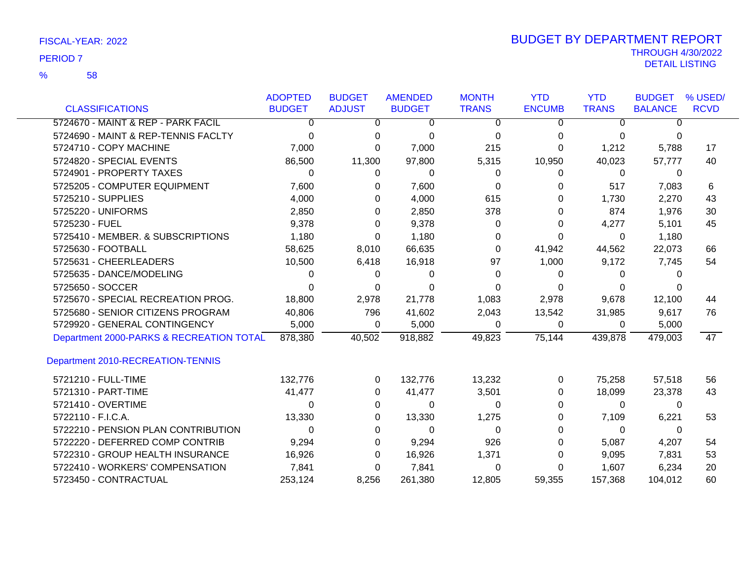FISCAL-YEAR: 2022

PERIOD 7

% 58

# BUDGET BY DEPARTMENT REPORT

THROUGH 4/30/2022

DETAIL LISTING

| CLASSIFICATIONS | ADOPTED BUDGET | BUDGET ADJUST | AMENDED BUDGET | MONTH TRANS | YTD ENCUMB | YTD TRANS | BUDGET BALANCE | % USED/ RCVD |
|---|---|---|---|---|---|---|---|---|
| 5724670 - MAINT & REP - PARK FACIL | 0 | 0 | 0 | 0 | 0 | 0 | 0 | |
| 5724690 - MAINT & REP-TENNIS FACLTY | 0 | 0 | 0 | 0 | 0 | 0 | 0 | |
| 5724710 - COPY MACHINE | 7,000 | 0 | 7,000 | 215 | 0 | 1,212 | 5,788 | 17 |
| 5724820 - SPECIAL EVENTS | 86,500 | 11,300 | 97,800 | 5,315 | 10,950 | 40,023 | 57,777 | 40 |
| 5724901 - PROPERTY TAXES | 0 | 0 | 0 | 0 | 0 | 0 | 0 | |
| 5725205 - COMPUTER EQUIPMENT | 7,600 | 0 | 7,600 | 0 | 0 | 517 | 7,083 | 6 |
| 5725210 - SUPPLIES | 4,000 | 0 | 4,000 | 615 | 0 | 1,730 | 2,270 | 43 |
| 5725220 - UNIFORMS | 2,850 | 0 | 2,850 | 378 | 0 | 874 | 1,976 | 30 |
| 5725230 - FUEL | 9,378 | 0 | 9,378 | 0 | 0 | 4,277 | 5,101 | 45 |
| 5725410 - MEMBER. & SUBSCRIPTIONS | 1,180 | 0 | 1,180 | 0 | 0 | 0 | 1,180 | |
| 5725630 - FOOTBALL | 58,625 | 8,010 | 66,635 | 0 | 41,942 | 44,562 | 22,073 | 66 |
| 5725631 - CHEERLEADERS | 10,500 | 6,418 | 16,918 | 97 | 1,000 | 9,172 | 7,745 | 54 |
| 5725635 - DANCE/MODELING | 0 | 0 | 0 | 0 | 0 | 0 | 0 | |
| 5725650 - SOCCER | 0 | 0 | 0 | 0 | 0 | 0 | 0 | |
| 5725670 - SPECIAL RECREATION PROG. | 18,800 | 2,978 | 21,778 | 1,083 | 2,978 | 9,678 | 12,100 | 44 |
| 5725680 - SENIOR CITIZENS PROGRAM | 40,806 | 796 | 41,602 | 2,043 | 13,542 | 31,985 | 9,617 | 76 |
| 5729920 - GENERAL CONTINGENCY | 5,000 | 0 | 5,000 | 0 | 0 | 0 | 5,000 | |
| Department 2000-PARKS & RECREATION TOTAL | 878,380 | 40,502 | 918,882 | 49,823 | 75,144 | 439,878 | 479,003 | 47 |
| **Department 2010-RECREATION-TENNIS** | | | | | | | | |
| 5721210 - FULL-TIME | 132,776 | 0 | 132,776 | 13,232 | 0 | 75,258 | 57,518 | 56 |
| 5721310 - PART-TIME | 41,477 | 0 | 41,477 | 3,501 | 0 | 18,099 | 23,378 | 43 |
| 5721410 - OVERTIME | 0 | 0 | 0 | 0 | 0 | 0 | 0 | |
| 5722110 - F.I.C.A. | 13,330 | 0 | 13,330 | 1,275 | 0 | 7,109 | 6,221 | 53 |
| 5722210 - PENSION PLAN CONTRIBUTION | 0 | 0 | 0 | 0 | 0 | 0 | 0 | |
| 5722220 - DEFERRED COMP CONTRIB | 9,294 | 0 | 9,294 | 926 | 0 | 5,087 | 4,207 | 54 |
| 5722310 - GROUP HEALTH INSURANCE | 16,926 | 0 | 16,926 | 1,371 | 0 | 9,095 | 7,831 | 53 |
| 5722410 - WORKERS' COMPENSATION | 7,841 | 0 | 7,841 | 0 | 0 | 1,607 | 6,234 | 20 |
| 5723450 - CONTRACTUAL | 253,124 | 8,256 | 261,380 | 12,805 | 59,355 | 157,368 | 104,012 | 60 |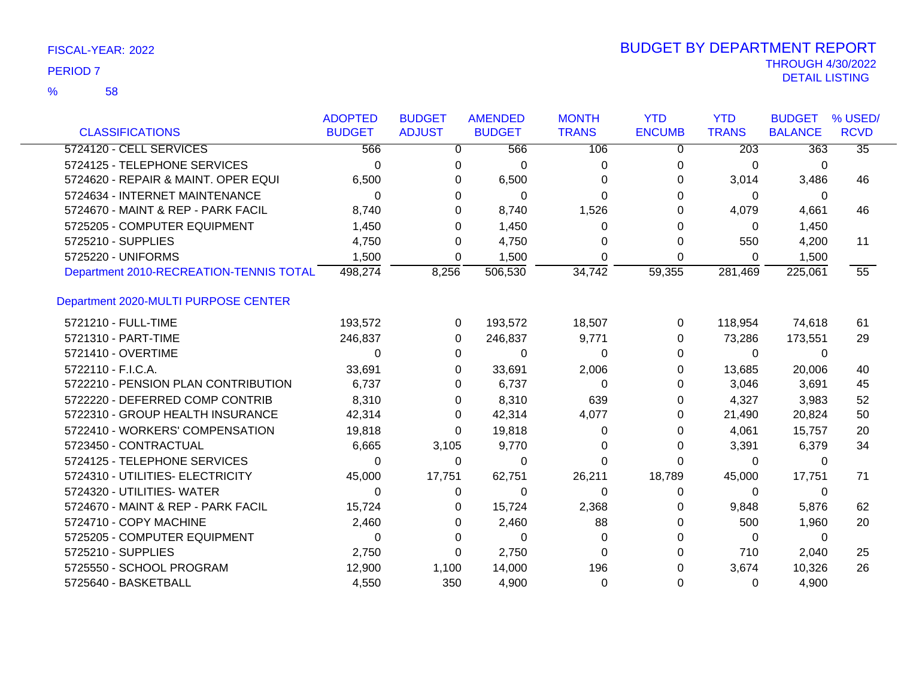FISCAL-YEAR: 2022

PERIOD 7

% 58

# BUDGET BY DEPARTMENT REPORT

THROUGH 4/30/2022

DETAIL LISTING

| CLASSIFICATIONS | ADOPTED BUDGET | BUDGET ADJUST | AMENDED BUDGET | MONTH TRANS | YTD ENCUMB | YTD TRANS | BUDGET BALANCE | % USED/ RCVD |
|---|---|---|---|---|---|---|---|---|
| 5724120 - CELL SERVICES | 566 | 0 | 566 | 106 | 0 | 203 | 363 | 35 |
| 5724125 - TELEPHONE SERVICES | 0 | 0 | 0 | 0 | 0 | 0 | 0 | |
| 5724620 - REPAIR & MAINT. OPER EQUI | 6,500 | 0 | 6,500 | 0 | 0 | 3,014 | 3,486 | 46 |
| 5724634 - INTERNET MAINTENANCE | 0 | 0 | 0 | 0 | 0 | 0 | 0 | |
| 5724670 - MAINT & REP - PARK FACIL | 8,740 | 0 | 8,740 | 1,526 | 0 | 4,079 | 4,661 | 46 |
| 5725205 - COMPUTER EQUIPMENT | 1,450 | 0 | 1,450 | 0 | 0 | 0 | 1,450 | |
| 5725210 - SUPPLIES | 4,750 | 0 | 4,750 | 0 | 0 | 550 | 4,200 | 11 |
| 5725220 - UNIFORMS | 1,500 | 0 | 1,500 | 0 | 0 | 0 | 1,500 | |
| Department 2010-RECREATION-TENNIS TOTAL | 498,274 | 8,256 | 506,530 | 34,742 | 59,355 | 281,469 | 225,061 | 55 |
| **Department 2020-MULTI PURPOSE CENTER** | | | | | | | | |
| 5721210 - FULL-TIME | 193,572 | 0 | 193,572 | 18,507 | 0 | 118,954 | 74,618 | 61 |
| 5721310 - PART-TIME | 246,837 | 0 | 246,837 | 9,771 | 0 | 73,286 | 173,551 | 29 |
| 5721410 - OVERTIME | 0 | 0 | 0 | 0 | 0 | 0 | 0 | |
| 5722110 - F.I.C.A. | 33,691 | 0 | 33,691 | 2,006 | 0 | 13,685 | 20,006 | 40 |
| 5722210 - PENSION PLAN CONTRIBUTION | 6,737 | 0 | 6,737 | 0 | 0 | 3,046 | 3,691 | 45 |
| 5722220 - DEFERRED COMP CONTRIB | 8,310 | 0 | 8,310 | 639 | 0 | 4,327 | 3,983 | 52 |
| 5722310 - GROUP HEALTH INSURANCE | 42,314 | 0 | 42,314 | 4,077 | 0 | 21,490 | 20,824 | 50 |
| 5722410 - WORKERS' COMPENSATION | 19,818 | 0 | 19,818 | 0 | 0 | 4,061 | 15,757 | 20 |
| 5723450 - CONTRACTUAL | 6,665 | 3,105 | 9,770 | 0 | 0 | 3,391 | 6,379 | 34 |
| 5724125 - TELEPHONE SERVICES | 0 | 0 | 0 | 0 | 0 | 0 | 0 | |
| 5724310 - UTILITIES- ELECTRICITY | 45,000 | 17,751 | 62,751 | 26,211 | 18,789 | 45,000 | 17,751 | 71 |
| 5724320 - UTILITIES- WATER | 0 | 0 | 0 | 0 | 0 | 0 | 0 | |
| 5724670 - MAINT & REP - PARK FACIL | 15,724 | 0 | 15,724 | 2,368 | 0 | 9,848 | 5,876 | 62 |
| 5724710 - COPY MACHINE | 2,460 | 0 | 2,460 | 88 | 0 | 500 | 1,960 | 20 |
| 5725205 - COMPUTER EQUIPMENT | 0 | 0 | 0 | 0 | 0 | 0 | 0 | |
| 5725210 - SUPPLIES | 2,750 | 0 | 2,750 | 0 | 0 | 710 | 2,040 | 25 |
| 5725550 - SCHOOL PROGRAM | 12,900 | 1,100 | 14,000 | 196 | 0 | 3,674 | 10,326 | 26 |
| 5725640 - BASKETBALL | 4,550 | 350 | 4,900 | 0 | 0 | 0 | 4,900 | |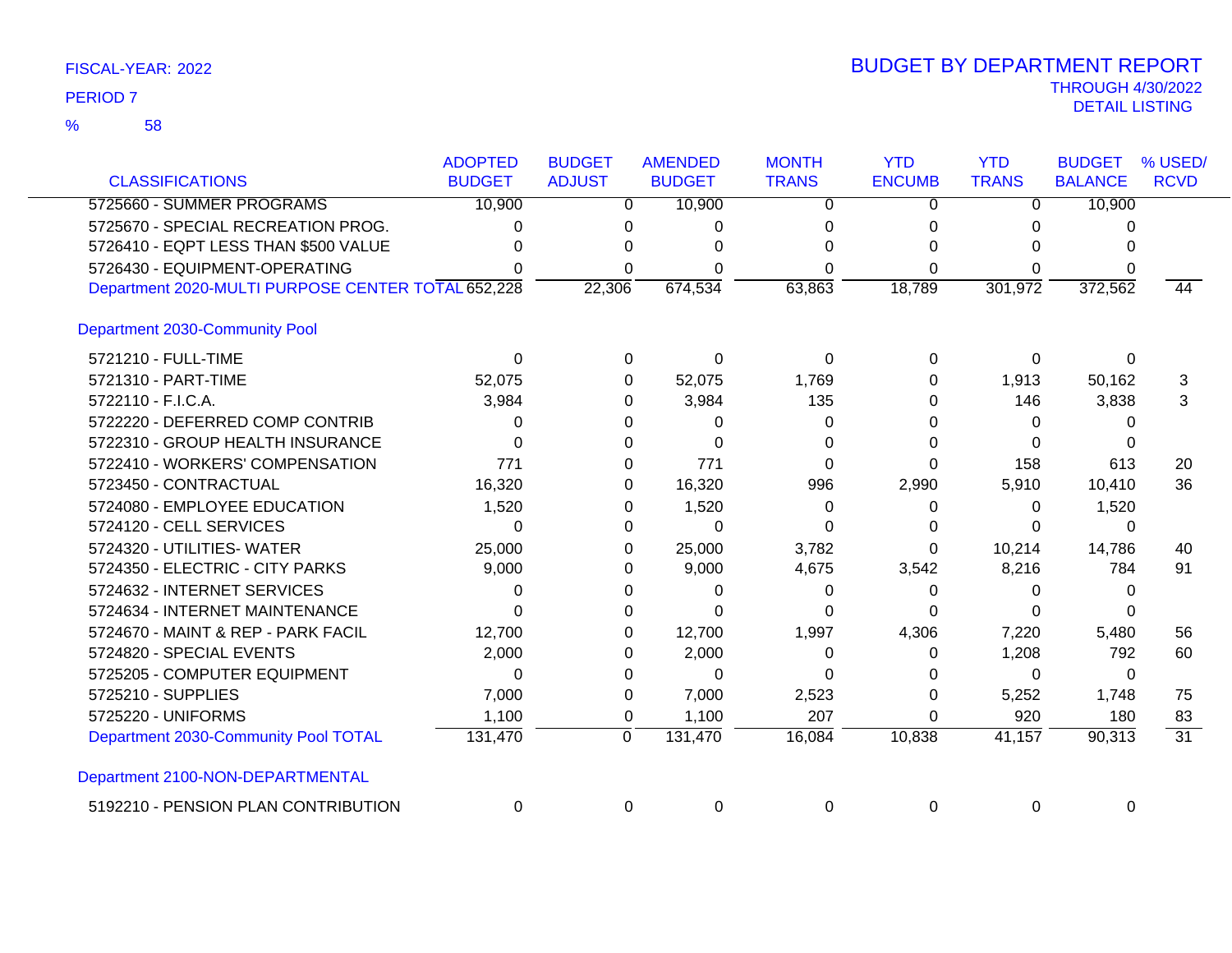FISCAL-YEAR: 2022

PERIOD 7

% 58

# BUDGET BY DEPARTMENT REPORT

THROUGH 4/30/2022

DETAIL LISTING

| CLASSIFICATIONS | ADOPTED BUDGET | BUDGET ADJUST | AMENDED BUDGET | MONTH TRANS | YTD ENCUMB | YTD TRANS | BUDGET BALANCE | % USED/ RCVD |
|---|---|---|---|---|---|---|---|---|
| 5725660 - SUMMER PROGRAMS | 10,900 | 0 | 10,900 | 0 | 0 | 0 | 10,900 | |
| 5725670 - SPECIAL RECREATION PROG. | 0 | 0 | 0 | 0 | 0 | 0 | 0 | |
| 5726410 - EQPT LESS THAN $500 VALUE | 0 | 0 | 0 | 0 | 0 | 0 | 0 | |
| 5726430 - EQUIPMENT-OPERATING | 0 | 0 | 0 | 0 | 0 | 0 | 0 | |
| Department 2020-MULTI PURPOSE CENTER TOTAL | 652,228 | 22,306 | 674,534 | 63,863 | 18,789 | 301,972 | 372,562 | 44 |
| **Department 2030-Community Pool** | | | | | | | | |
| 5721210 - FULL-TIME | 0 | 0 | 0 | 0 | 0 | 0 | 0 | |
| 5721310 - PART-TIME | 52,075 | 0 | 52,075 | 1,769 | 0 | 1,913 | 50,162 | 3 |
| 5722110 - F.I.C.A. | 3,984 | 0 | 3,984 | 135 | 0 | 146 | 3,838 | 3 |
| 5722220 - DEFERRED COMP CONTRIB | 0 | 0 | 0 | 0 | 0 | 0 | 0 | |
| 5722310 - GROUP HEALTH INSURANCE | 0 | 0 | 0 | 0 | 0 | 0 | 0 | |
| 5722410 - WORKERS' COMPENSATION | 771 | 0 | 771 | 0 | 0 | 158 | 613 | 20 |
| 5723450 - CONTRACTUAL | 16,320 | 0 | 16,320 | 996 | 2,990 | 5,910 | 10,410 | 36 |
| 5724080 - EMPLOYEE EDUCATION | 1,520 | 0 | 1,520 | 0 | 0 | 0 | 1,520 | |
| 5724120 - CELL SERVICES | 0 | 0 | 0 | 0 | 0 | 0 | 0 | |
| 5724320 - UTILITIES- WATER | 25,000 | 0 | 25,000 | 3,782 | 0 | 10,214 | 14,786 | 40 |
| 5724350 - ELECTRIC - CITY PARKS | 9,000 | 0 | 9,000 | 4,675 | 3,542 | 8,216 | 784 | 91 |
| 5724632 - INTERNET SERVICES | 0 | 0 | 0 | 0 | 0 | 0 | 0 | |
| 5724634 - INTERNET MAINTENANCE | 0 | 0 | 0 | 0 | 0 | 0 | 0 | |
| 5724670 - MAINT & REP - PARK FACIL | 12,700 | 0 | 12,700 | 1,997 | 4,306 | 7,220 | 5,480 | 56 |
| 5724820 - SPECIAL EVENTS | 2,000 | 0 | 2,000 | 0 | 0 | 1,208 | 792 | 60 |
| 5725205 - COMPUTER EQUIPMENT | 0 | 0 | 0 | 0 | 0 | 0 | 0 | |
| 5725210 - SUPPLIES | 7,000 | 0 | 7,000 | 2,523 | 0 | 5,252 | 1,748 | 75 |
| 5725220 - UNIFORMS | 1,100 | 0 | 1,100 | 207 | 0 | 920 | 180 | 83 |
| Department 2030-Community Pool TOTAL | 131,470 | 0 | 131,470 | 16,084 | 10,838 | 41,157 | 90,313 | 31 |
| **Department 2100-NON-DEPARTMENTAL** | | | | | | | | |
| 5192210 - PENSION PLAN CONTRIBUTION | 0 | 0 | 0 | 0 | 0 | 0 | 0 | |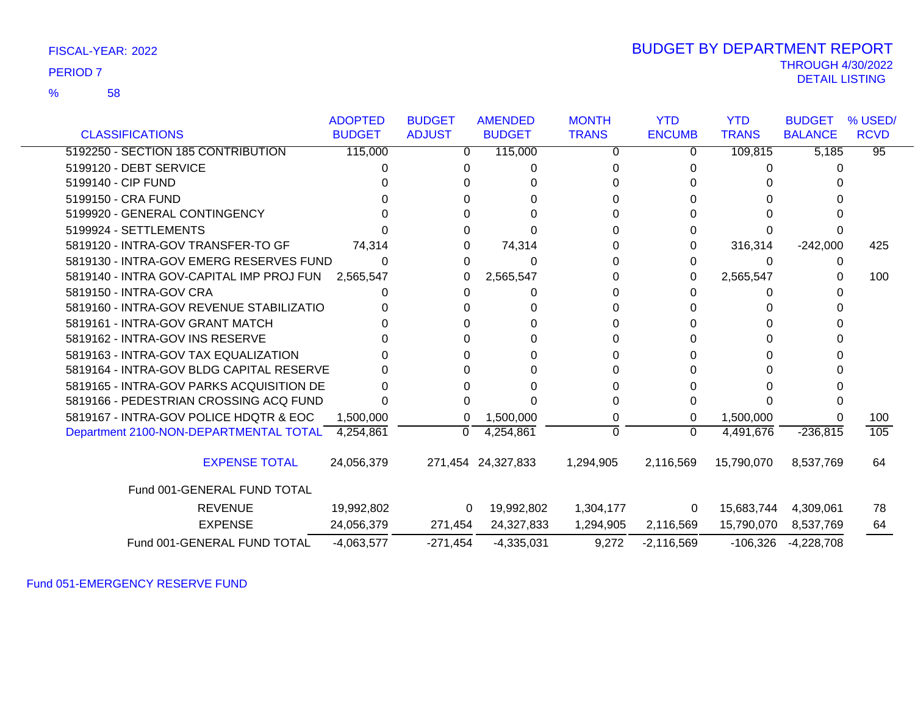FISCAL-YEAR: 2022

PERIOD 7

% 58

# BUDGET BY DEPARTMENT REPORT

THROUGH 4/30/2022

DETAIL LISTING

| CLASSIFICATIONS | ADOPTED BUDGET | BUDGET ADJUST | AMENDED BUDGET | MONTH TRANS | YTD ENCUMB | YTD TRANS | BUDGET BALANCE | % USED/ RCVD |
|---|---|---|---|---|---|---|---|---|
| 5192250 - SECTION 185 CONTRIBUTION | 115,000 | 0 | 115,000 | 0 | 0 | 109,815 | 5,185 | 95 |
| 5199120 - DEBT SERVICE | 0 | 0 | 0 | 0 | 0 | 0 | 0 | |
| 5199140 - CIP FUND | 0 | 0 | 0 | 0 | 0 | 0 | 0 | |
| 5199150 - CRA FUND | 0 | 0 | 0 | 0 | 0 | 0 | 0 | |
| 5199920 - GENERAL CONTINGENCY | 0 | 0 | 0 | 0 | 0 | 0 | 0 | |
| 5199924 - SETTLEMENTS | 0 | 0 | 0 | 0 | 0 | 0 | 0 | |
| 5819120 - INTRA-GOV TRANSFER-TO GF | 74,314 | 0 | 74,314 | 0 | 0 | 316,314 | -242,000 | 425 |
| 5819130 - INTRA-GOV EMERG RESERVES FUND | 0 | 0 | 0 | 0 | 0 | 0 | 0 | |
| 5819140 - INTRA GOV-CAPITAL IMP PROJ FUN | 2,565,547 | 0 | 2,565,547 | 0 | 0 | 2,565,547 | 0 | 100 |
| 5819150 - INTRA-GOV CRA | 0 | 0 | 0 | 0 | 0 | 0 | 0 | |
| 5819160 - INTRA-GOV REVENUE STABILIZATIO | 0 | 0 | 0 | 0 | 0 | 0 | 0 | |
| 5819161 - INTRA-GOV GRANT MATCH | 0 | 0 | 0 | 0 | 0 | 0 | 0 | |
| 5819162 - INTRA-GOV INS RESERVE | 0 | 0 | 0 | 0 | 0 | 0 | 0 | |
| 5819163 - INTRA-GOV TAX EQUALIZATION | 0 | 0 | 0 | 0 | 0 | 0 | 0 | |
| 5819164 - INTRA-GOV BLDG CAPITAL RESERVE | 0 | 0 | 0 | 0 | 0 | 0 | 0 | |
| 5819165 - INTRA-GOV PARKS ACQUISITION DE | 0 | 0 | 0 | 0 | 0 | 0 | 0 | |
| 5819166 - PEDESTRIAN CROSSING ACQ FUND | 0 | 0 | 0 | 0 | 0 | 0 | 0 | |
| 5819167 - INTRA-GOV POLICE HDQTR & EOC | 1,500,000 | 0 | 1,500,000 | 0 | 0 | 1,500,000 | 0 | 100 |
| Department 2100-NON-DEPARTMENTAL TOTAL | 4,254,861 | 0 | 4,254,861 | 0 | 0 | 4,491,676 | -236,815 | 105 |
| EXPENSE TOTAL | 24,056,379 | 271,454 | 24,327,833 | 1,294,905 | 2,116,569 | 15,790,070 | 8,537,769 | 64 |
| Fund 001-GENERAL FUND TOTAL | | | | | | | | |
| REVENUE | 19,992,802 | 0 | 19,992,802 | 1,304,177 | 0 | 15,683,744 | 4,309,061 | 78 |
| EXPENSE | 24,056,379 | 271,454 | 24,327,833 | 1,294,905 | 2,116,569 | 15,790,070 | 8,537,769 | 64 |
| Fund 001-GENERAL FUND TOTAL | -4,063,577 | -271,454 | -4,335,031 | 9,272 | -2,116,569 | -106,326 | -4,228,708 | |

Fund 051-EMERGENCY RESERVE FUND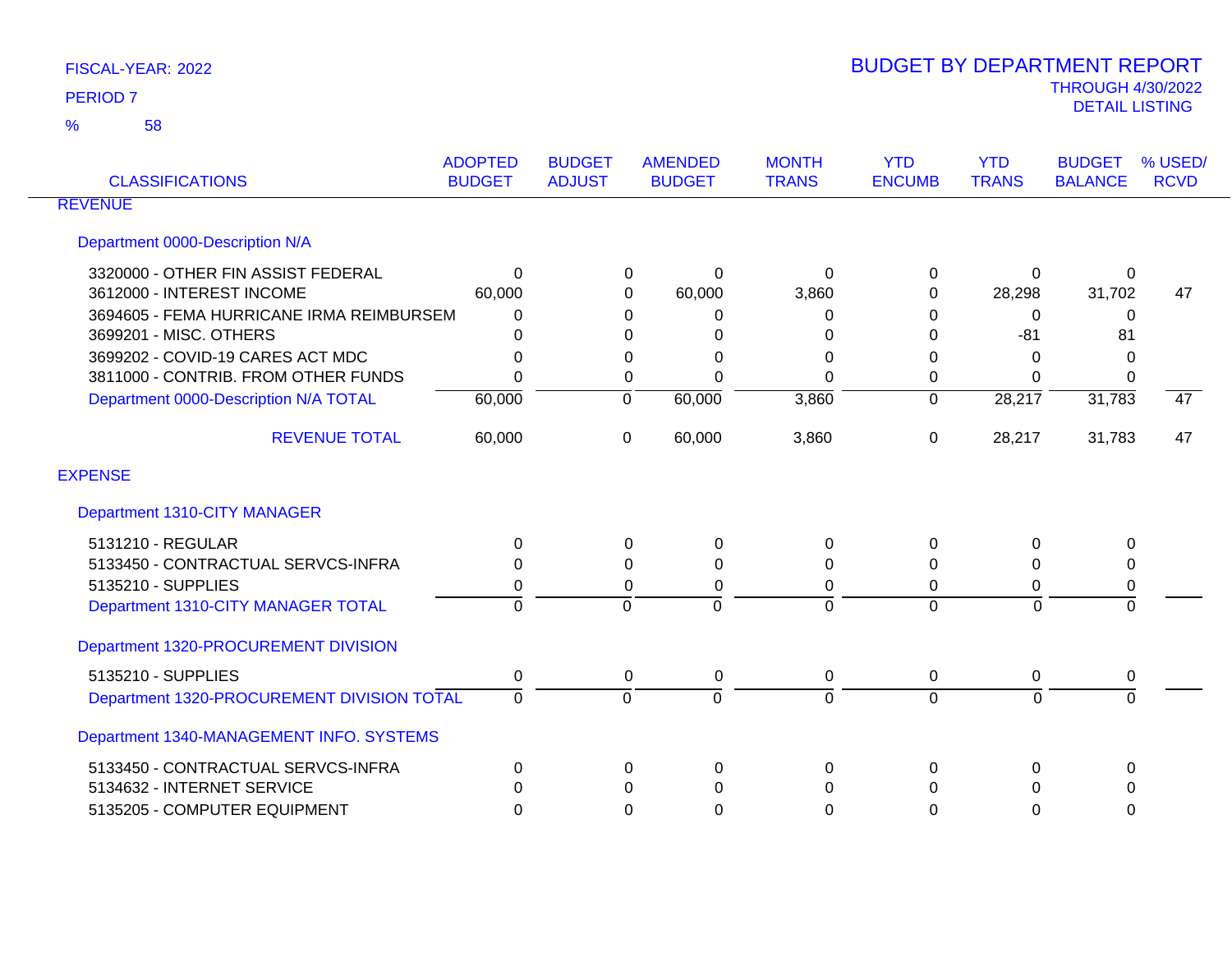FISCAL-YEAR: 2022

PERIOD 7

% 58

# BUDGET BY DEPARTMENT REPORT

THROUGH 4/30/2022

DETAIL LISTING

| CLASSIFICATIONS | ADOPTED BUDGET | BUDGET ADJUST | AMENDED BUDGET | MONTH TRANS | YTD ENCUMB | YTD TRANS | BUDGET BALANCE | % USED/ RCVD |
|---|---|---|---|---|---|---|---|---|
| **REVENUE** | | | | | | | | |
| **Department 0000-Description N/A** | | | | | | | | |
| 3320000 - OTHER FIN ASSIST FEDERAL | 0 | 0 | 0 | 0 | 0 | 0 | 0 | |
| 3612000 - INTEREST INCOME | 60,000 | 0 | 60,000 | 3,860 | 0 | 28,298 | 31,702 | 47 |
| 3694605 - FEMA HURRICANE IRMA REIMBURSEM | 0 | 0 | 0 | 0 | 0 | 0 | 0 | |
| 3699201 - MISC. OTHERS | 0 | 0 | 0 | 0 | 0 | -81 | 81 | |
| 3699202 - COVID-19 CARES ACT MDC | 0 | 0 | 0 | 0 | 0 | 0 | 0 | |
| 3811000 - CONTRIB. FROM OTHER FUNDS | 0 | 0 | 0 | 0 | 0 | 0 | 0 | |
| Department 0000-Description N/A TOTAL | 60,000 | 0 | 60,000 | 3,860 | 0 | 28,217 | 31,783 | 47 |
| REVENUE TOTAL | 60,000 | 0 | 60,000 | 3,860 | 0 | 28,217 | 31,783 | 47 |
| **EXPENSE** | | | | | | | | |
| **Department 1310-CITY MANAGER** | | | | | | | | |
| 5131210 - REGULAR | 0 | 0 | 0 | 0 | 0 | 0 | 0 | |
| 5133450 - CONTRACTUAL SERVCS-INFRA | 0 | 0 | 0 | 0 | 0 | 0 | 0 | |
| 5135210 - SUPPLIES | 0 | 0 | 0 | 0 | 0 | 0 | 0 | |
| Department 1310-CITY MANAGER TOTAL | 0 | 0 | 0 | 0 | 0 | 0 | 0 | |
| **Department 1320-PROCUREMENT DIVISION** | | | | | | | | |
| 5135210 - SUPPLIES | 0 | 0 | 0 | 0 | 0 | 0 | 0 | |
| Department 1320-PROCUREMENT DIVISION TOTAL | 0 | 0 | 0 | 0 | 0 | 0 | 0 | |
| **Department 1340-MANAGEMENT INFO. SYSTEMS** | | | | | | | | |
| 5133450 - CONTRACTUAL SERVCS-INFRA | 0 | 0 | 0 | 0 | 0 | 0 | 0 | |
| 5134632 - INTERNET SERVICE | 0 | 0 | 0 | 0 | 0 | 0 | 0 | |
| 5135205 - COMPUTER EQUIPMENT | 0 | 0 | 0 | 0 | 0 | 0 | 0 | |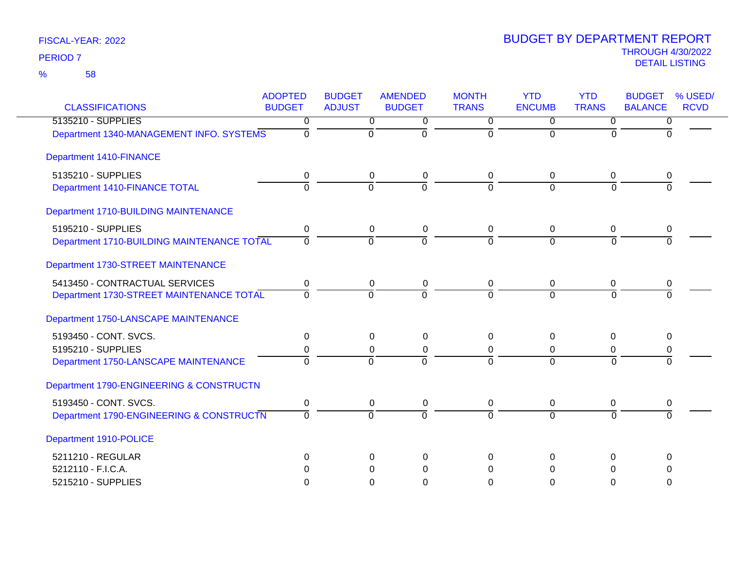FISCAL-YEAR: 2022

PERIOD 7

% 58

# BUDGET BY DEPARTMENT REPORT

THROUGH 4/30/2022

DETAIL LISTING

| CLASSIFICATIONS | ADOPTED BUDGET | BUDGET ADJUST | AMENDED BUDGET | MONTH TRANS | YTD ENCUMB | YTD TRANS | BUDGET BALANCE | % USED/ RCVD |
|---|---|---|---|---|---|---|---|---|
| 5135210 - SUPPLIES | 0 | 0 | 0 | 0 | 0 | 0 | 0 | |
| Department 1340-MANAGEMENT INFO. SYSTEMS | 0 | 0 | 0 | 0 | 0 | 0 | 0 | |
| **Department 1410-FINANCE** | | | | | | | | |
| 5135210 - SUPPLIES | 0 | 0 | 0 | 0 | 0 | 0 | 0 | |
| Department 1410-FINANCE TOTAL | 0 | 0 | 0 | 0 | 0 | 0 | 0 | |
| **Department 1710-BUILDING MAINTENANCE** | | | | | | | | |
| 5195210 - SUPPLIES | 0 | 0 | 0 | 0 | 0 | 0 | 0 | |
| Department 1710-BUILDING MAINTENANCE TOTAL | 0 | 0 | 0 | 0 | 0 | 0 | 0 | |
| **Department 1730-STREET MAINTENANCE** | | | | | | | | |
| 5413450 - CONTRACTUAL SERVICES | 0 | 0 | 0 | 0 | 0 | 0 | 0 | |
| Department 1730-STREET MAINTENANCE TOTAL | 0 | 0 | 0 | 0 | 0 | 0 | 0 | |
| **Department 1750-LANSCAPE MAINTENANCE** | | | | | | | | |
| 5193450 - CONT. SVCS. | 0 | 0 | 0 | 0 | 0 | 0 | 0 | |
| 5195210 - SUPPLIES | 0 | 0 | 0 | 0 | 0 | 0 | 0 | |
| Department 1750-LANSCAPE MAINTENANCE | 0 | 0 | 0 | 0 | 0 | 0 | 0 | |
| **Department 1790-ENGINEERING & CONSTRUCTN** | | | | | | | | |
| 5193450 - CONT. SVCS. | 0 | 0 | 0 | 0 | 0 | 0 | 0 | |
| Department 1790-ENGINEERING & CONSTRUCTN | 0 | 0 | 0 | 0 | 0 | 0 | 0 | |
| **Department 1910-POLICE** | | | | | | | | |
| 5211210 - REGULAR | 0 | 0 | 0 | 0 | 0 | 0 | 0 | |
| 5212110 - F.I.C.A. | 0 | 0 | 0 | 0 | 0 | 0 | 0 | |
| 5215210 - SUPPLIES | 0 | 0 | 0 | 0 | 0 | 0 | 0 | |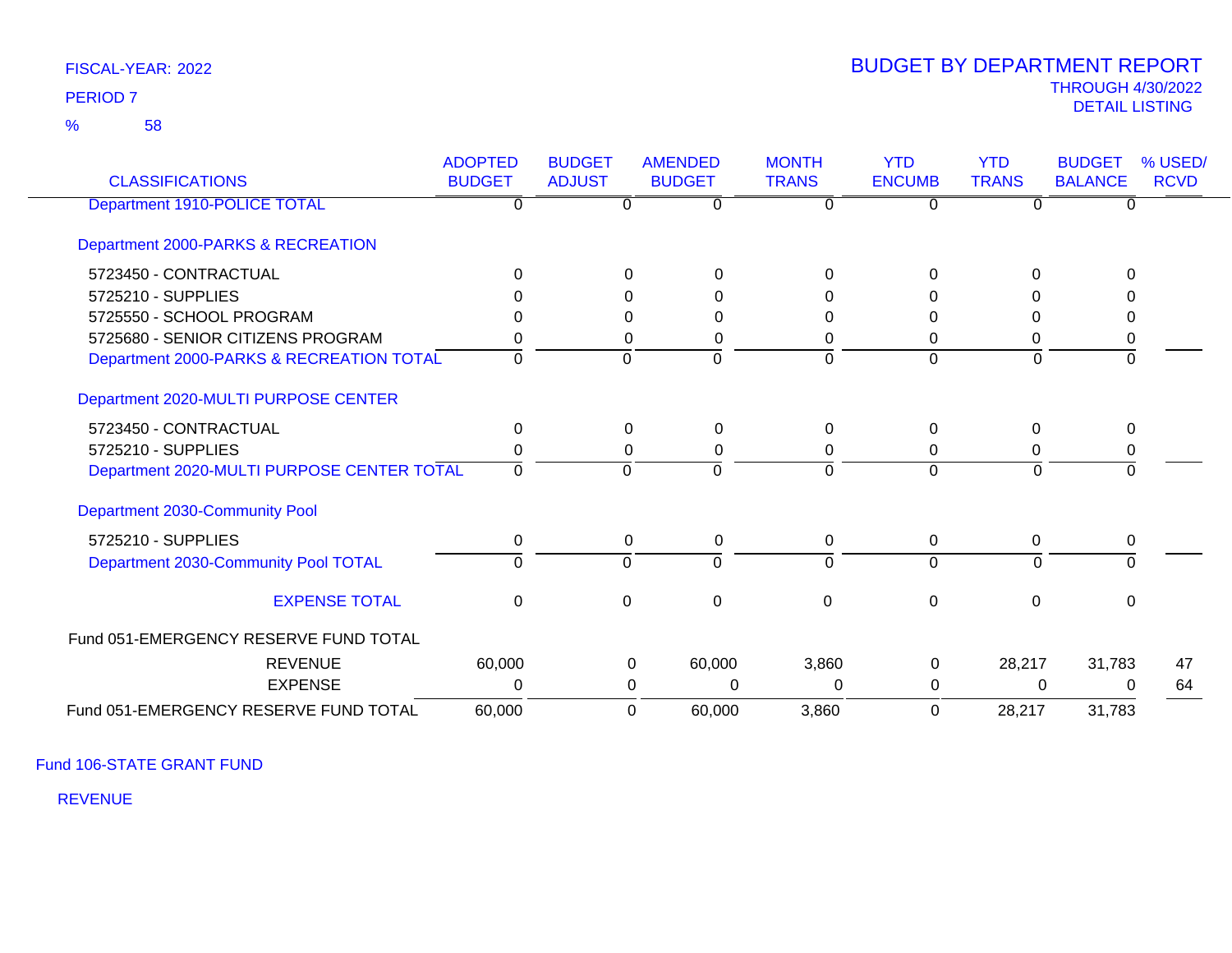FISCAL-YEAR: 2022

PERIOD 7

% 58

# BUDGET BY DEPARTMENT REPORT

THROUGH 4/30/2022

DETAIL LISTING

| CLASSIFICATIONS | ADOPTED BUDGET | BUDGET ADJUST | AMENDED BUDGET | MONTH TRANS | YTD ENCUMB | YTD TRANS | BUDGET BALANCE | % USED/ RCVD |
|---|---|---|---|---|---|---|---|---|
| Department 1910-POLICE TOTAL | 0 | 0 | 0 | 0 | 0 | 0 | 0 | |
| **Department 2000-PARKS & RECREATION** | | | | | | | | |
| 5723450 - CONTRACTUAL | 0 | 0 | 0 | 0 | 0 | 0 | 0 | |
| 5725210 - SUPPLIES | 0 | 0 | 0 | 0 | 0 | 0 | 0 | |
| 5725550 - SCHOOL PROGRAM | 0 | 0 | 0 | 0 | 0 | 0 | 0 | |
| 5725680 - SENIOR CITIZENS PROGRAM | 0 | 0 | 0 | 0 | 0 | 0 | 0 | |
| Department 2000-PARKS & RECREATION TOTAL | 0 | 0 | 0 | 0 | 0 | 0 | 0 | |
| **Department 2020-MULTI PURPOSE CENTER** | | | | | | | | |
| 5723450 - CONTRACTUAL | 0 | 0 | 0 | 0 | 0 | 0 | 0 | |
| 5725210 - SUPPLIES | 0 | 0 | 0 | 0 | 0 | 0 | 0 | |
| Department 2020-MULTI PURPOSE CENTER TOTAL | 0 | 0 | 0 | 0 | 0 | 0 | 0 | |
| **Department 2030-Community Pool** | | | | | | | | |
| 5725210 - SUPPLIES | 0 | 0 | 0 | 0 | 0 | 0 | 0 | |
| Department 2030-Community Pool TOTAL | 0 | 0 | 0 | 0 | 0 | 0 | 0 | |
| EXPENSE TOTAL | 0 | 0 | 0 | 0 | 0 | 0 | 0 | |
| **Fund 051-EMERGENCY RESERVE FUND TOTAL** | | | | | | | | |
| REVENUE | 60,000 | 0 | 60,000 | 3,860 | 0 | 28,217 | 31,783 | 47 |
| EXPENSE | 0 | 0 | 0 | 0 | 0 | 0 | 0 | 64 |
| Fund 051-EMERGENCY RESERVE FUND TOTAL | 60,000 | 0 | 60,000 | 3,860 | 0 | 28,217 | 31,783 | |

## Fund 106-STATE GRANT FUND

REVENUE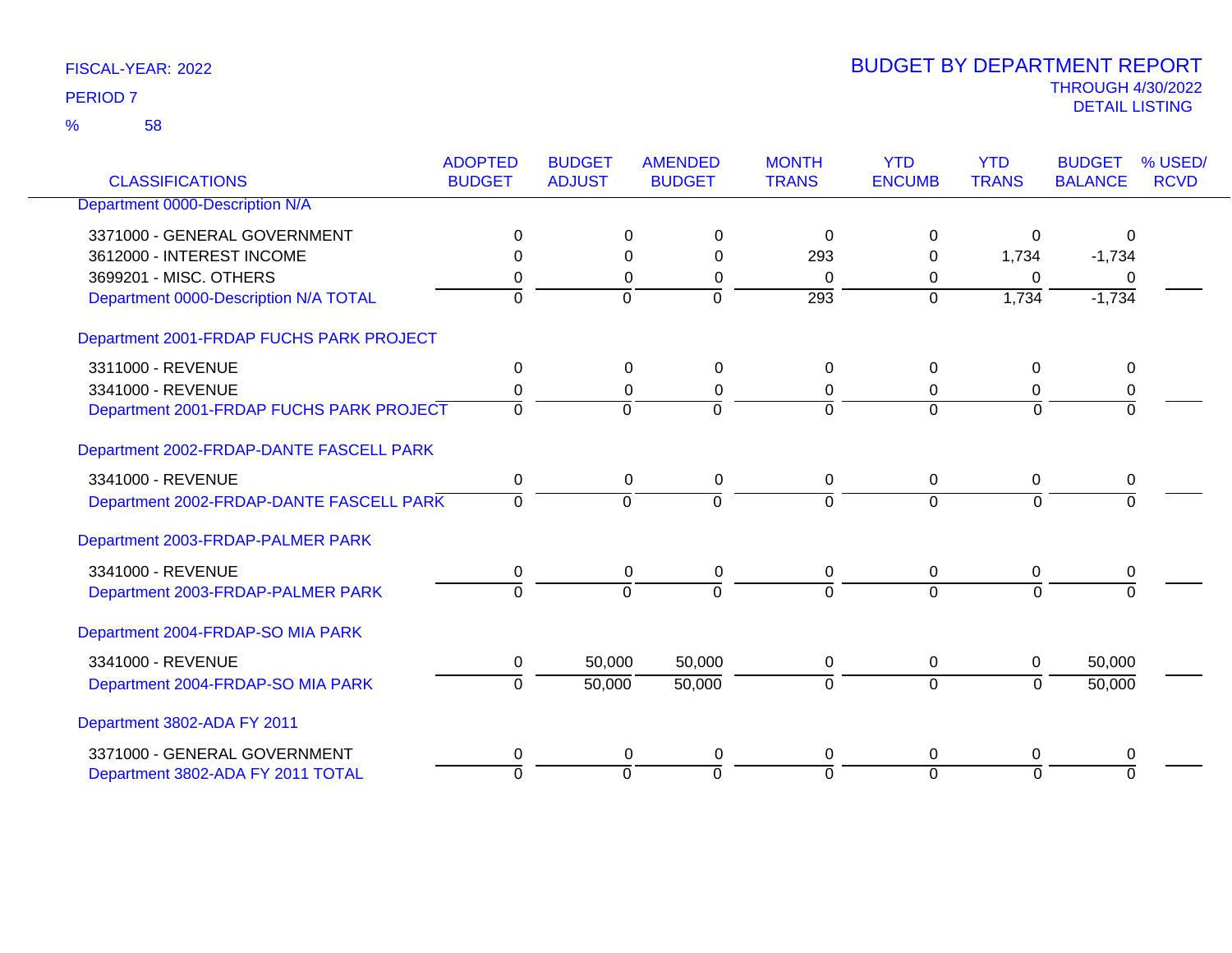FISCAL-YEAR: 2022

PERIOD 7

% 58

# BUDGET BY DEPARTMENT REPORT

THROUGH 4/30/2022

DETAIL LISTING

| CLASSIFICATIONS | ADOPTED BUDGET | BUDGET ADJUST | AMENDED BUDGET | MONTH TRANS | YTD ENCUMB | YTD TRANS | BUDGET BALANCE | % USED/ RCVD |
|---|---|---|---|---|---|---|---|---|
| Department 0000-Description N/A | | | | | | | | |
| 3371000 - GENERAL GOVERNMENT | 0 | 0 | 0 | 0 | 0 | 0 | 0 | |
| 3612000 - INTEREST INCOME | 0 | 0 | 0 | 293 | 0 | 1,734 | -1,734 | |
| 3699201 - MISC. OTHERS | 0 | 0 | 0 | 0 | 0 | 0 | 0 | |
| Department 0000-Description N/A TOTAL | 0 | 0 | 0 | 293 | 0 | 1,734 | -1,734 | |
| Department 2001-FRDAP FUCHS PARK PROJECT | | | | | | | | |
| 3311000 - REVENUE | 0 | 0 | 0 | 0 | 0 | 0 | 0 | |
| 3341000 - REVENUE | 0 | 0 | 0 | 0 | 0 | 0 | 0 | |
| Department 2001-FRDAP FUCHS PARK PROJECT | 0 | 0 | 0 | 0 | 0 | 0 | 0 | |
| Department 2002-FRDAP-DANTE FASCELL PARK | | | | | | | | |
| 3341000 - REVENUE | 0 | 0 | 0 | 0 | 0 | 0 | 0 | |
| Department 2002-FRDAP-DANTE FASCELL PARK | 0 | 0 | 0 | 0 | 0 | 0 | 0 | |
| Department 2003-FRDAP-PALMER PARK | | | | | | | | |
| 3341000 - REVENUE | 0 | 0 | 0 | 0 | 0 | 0 | 0 | |
| Department 2003-FRDAP-PALMER PARK | 0 | 0 | 0 | 0 | 0 | 0 | 0 | |
| Department 2004-FRDAP-SO MIA PARK | | | | | | | | |
| 3341000 - REVENUE | 0 | 50,000 | 50,000 | 0 | 0 | 0 | 50,000 | |
| Department 2004-FRDAP-SO MIA PARK | 0 | 50,000 | 50,000 | 0 | 0 | 0 | 50,000 | |
| Department 3802-ADA FY 2011 | | | | | | | | |
| 3371000 - GENERAL GOVERNMENT | 0 | 0 | 0 | 0 | 0 | 0 | 0 | |
| Department 3802-ADA FY 2011 TOTAL | 0 | 0 | 0 | 0 | 0 | 0 | 0 | |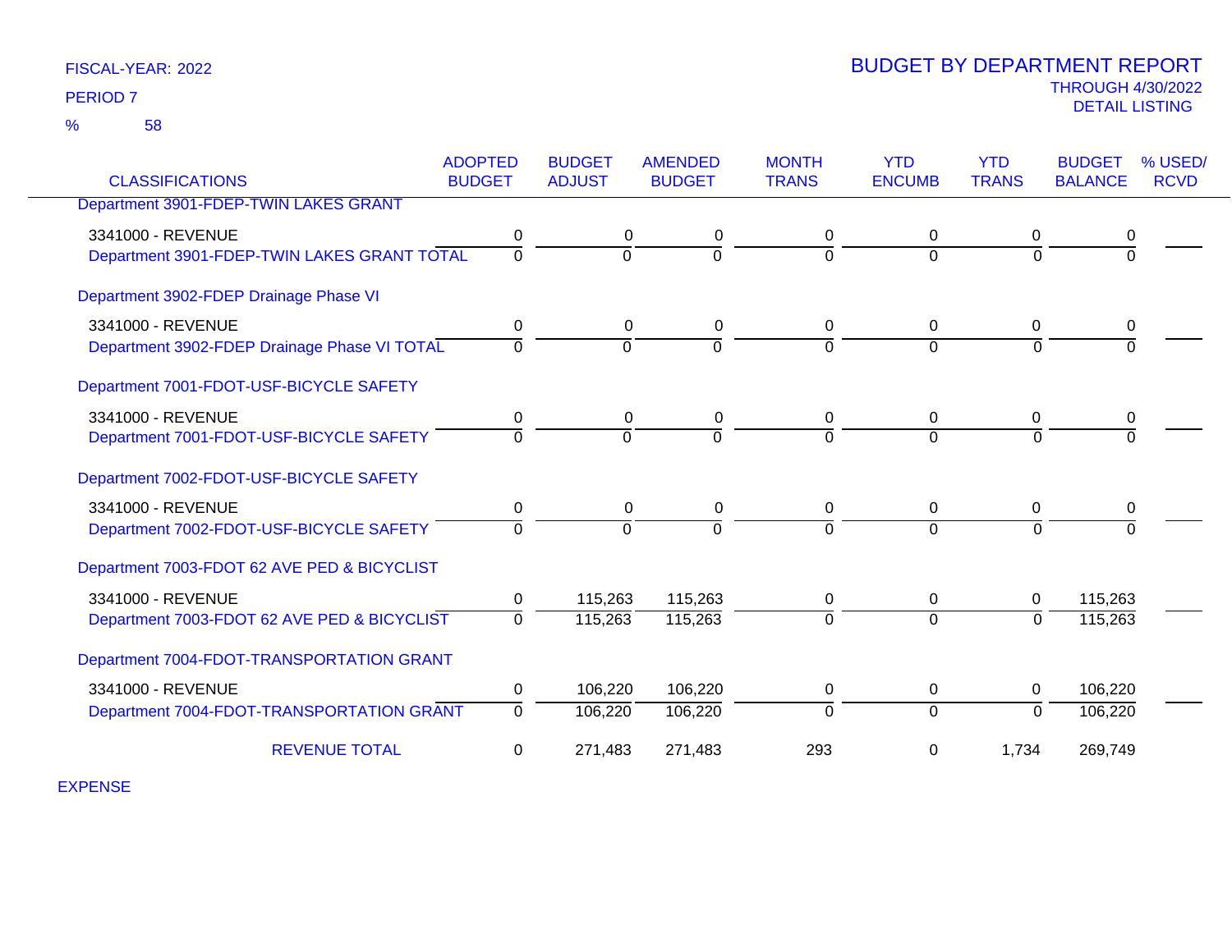FISCAL-YEAR: 2022

PERIOD 7

% 58

# BUDGET BY DEPARTMENT REPORT

THROUGH 4/30/2022

DETAIL LISTING

| CLASSIFICATIONS | ADOPTED BUDGET | BUDGET ADJUST | AMENDED BUDGET | MONTH TRANS | YTD ENCUMB | YTD TRANS | BUDGET BALANCE | % USED/ RCVD |
|---|---|---|---|---|---|---|---|---|
| Department 3901-FDEP-TWIN LAKES GRANT | | | | | | | | |
| 3341000 - REVENUE | 0 | 0 | 0 | 0 | 0 | 0 | 0 | |
| Department 3901-FDEP-TWIN LAKES GRANT TOTAL | 0 | 0 | 0 | 0 | 0 | 0 | 0 | |
| Department 3902-FDEP Drainage Phase VI | | | | | | | | |
| 3341000 - REVENUE | 0 | 0 | 0 | 0 | 0 | 0 | 0 | |
| Department 3902-FDEP Drainage Phase VI TOTAL | 0 | 0 | 0 | 0 | 0 | 0 | 0 | |
| Department 7001-FDOT-USF-BICYCLE SAFETY | | | | | | | | |
| 3341000 - REVENUE | 0 | 0 | 0 | 0 | 0 | 0 | 0 | |
| Department 7001-FDOT-USF-BICYCLE SAFETY | 0 | 0 | 0 | 0 | 0 | 0 | 0 | |
| Department 7002-FDOT-USF-BICYCLE SAFETY | | | | | | | | |
| 3341000 - REVENUE | 0 | 0 | 0 | 0 | 0 | 0 | 0 | |
| Department 7002-FDOT-USF-BICYCLE SAFETY | 0 | 0 | 0 | 0 | 0 | 0 | 0 | |
| Department 7003-FDOT 62 AVE PED & BICYCLIST | | | | | | | | |
| 3341000 - REVENUE | 0 | 115,263 | 115,263 | 0 | 0 | 0 | 115,263 | |
| Department 7003-FDOT 62 AVE PED & BICYCLIST | 0 | 115,263 | 115,263 | 0 | 0 | 0 | 115,263 | |
| Department 7004-FDOT-TRANSPORTATION GRANT | | | | | | | | |
| 3341000 - REVENUE | 0 | 106,220 | 106,220 | 0 | 0 | 0 | 106,220 | |
| Department 7004-FDOT-TRANSPORTATION GRANT | 0 | 106,220 | 106,220 | 0 | 0 | 0 | 106,220 | |
| REVENUE TOTAL | 0 | 271,483 | 271,483 | 293 | 0 | 1,734 | 269,749 | |

EXPENSE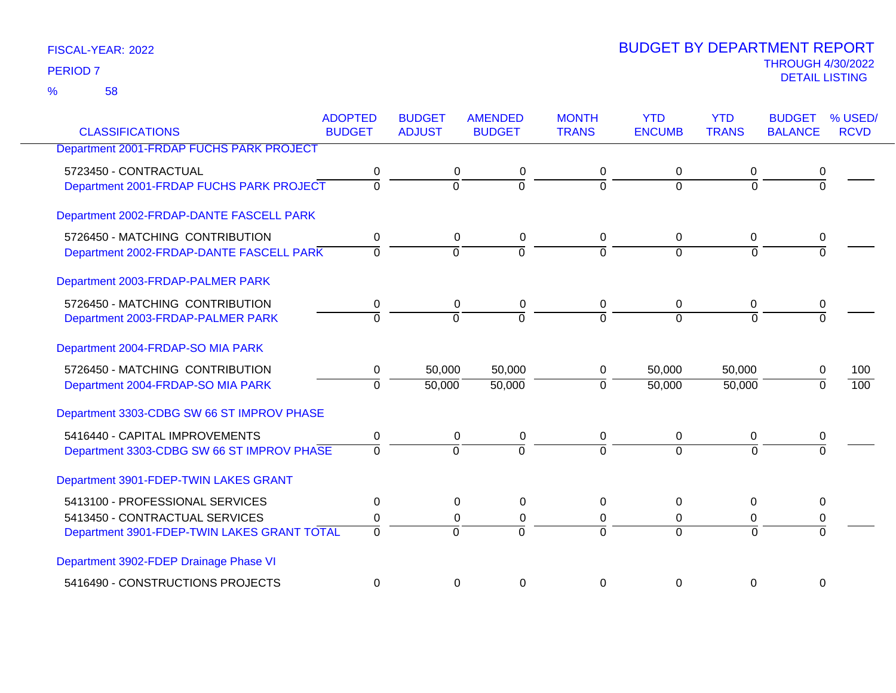FISCAL-YEAR: 2022
PERIOD 7
% 58

# BUDGET BY DEPARTMENT REPORT
THROUGH 4/30/2022
DETAIL LISTING

| CLASSIFICATIONS | ADOPTED BUDGET | BUDGET ADJUST | AMENDED BUDGET | MONTH TRANS | YTD ENCUMB | YTD TRANS | BUDGET BALANCE | % USED/ RCVD |
|---|---|---|---|---|---|---|---|---|
| Department 2001-FRDAP FUCHS PARK PROJECT | | | | | | | | |
| 5723450 - CONTRACTUAL | 0 | 0 | 0 | 0 | 0 | 0 | 0 | |
| Department 2001-FRDAP FUCHS PARK PROJECT | 0 | 0 | 0 | 0 | 0 | 0 | 0 | |
| Department 2002-FRDAP-DANTE FASCELL PARK | | | | | | | | |
| 5726450 - MATCHING CONTRIBUTION | 0 | 0 | 0 | 0 | 0 | 0 | 0 | |
| Department 2002-FRDAP-DANTE FASCELL PARK | 0 | 0 | 0 | 0 | 0 | 0 | 0 | |
| Department 2003-FRDAP-PALMER PARK | | | | | | | | |
| 5726450 - MATCHING CONTRIBUTION | 0 | 0 | 0 | 0 | 0 | 0 | 0 | |
| Department 2003-FRDAP-PALMER PARK | 0 | 0 | 0 | 0 | 0 | 0 | 0 | |
| Department 2004-FRDAP-SO MIA PARK | | | | | | | | |
| 5726450 - MATCHING CONTRIBUTION | 0 | 50,000 | 50,000 | 0 | 50,000 | 50,000 | 0 | 100 |
| Department 2004-FRDAP-SO MIA PARK | 0 | 50,000 | 50,000 | 0 | 50,000 | 50,000 | 0 | 100 |
| Department 3303-CDBG SW 66 ST IMPROV PHASE | | | | | | | | |
| 5416440 - CAPITAL IMPROVEMENTS | 0 | 0 | 0 | 0 | 0 | 0 | 0 | |
| Department 3303-CDBG SW 66 ST IMPROV PHASE | 0 | 0 | 0 | 0 | 0 | 0 | 0 | |
| Department 3901-FDEP-TWIN LAKES GRANT | | | | | | | | |
| 5413100 - PROFESSIONAL SERVICES | 0 | 0 | 0 | 0 | 0 | 0 | 0 | |
| 5413450 - CONTRACTUAL SERVICES | 0 | 0 | 0 | 0 | 0 | 0 | 0 | |
| Department 3901-FDEP-TWIN LAKES GRANT TOTAL | 0 | 0 | 0 | 0 | 0 | 0 | 0 | |
| Department 3902-FDEP Drainage Phase VI | | | | | | | | |
| 5416490 - CONSTRUCTIONS PROJECTS | 0 | 0 | 0 | 0 | 0 | 0 | 0 | |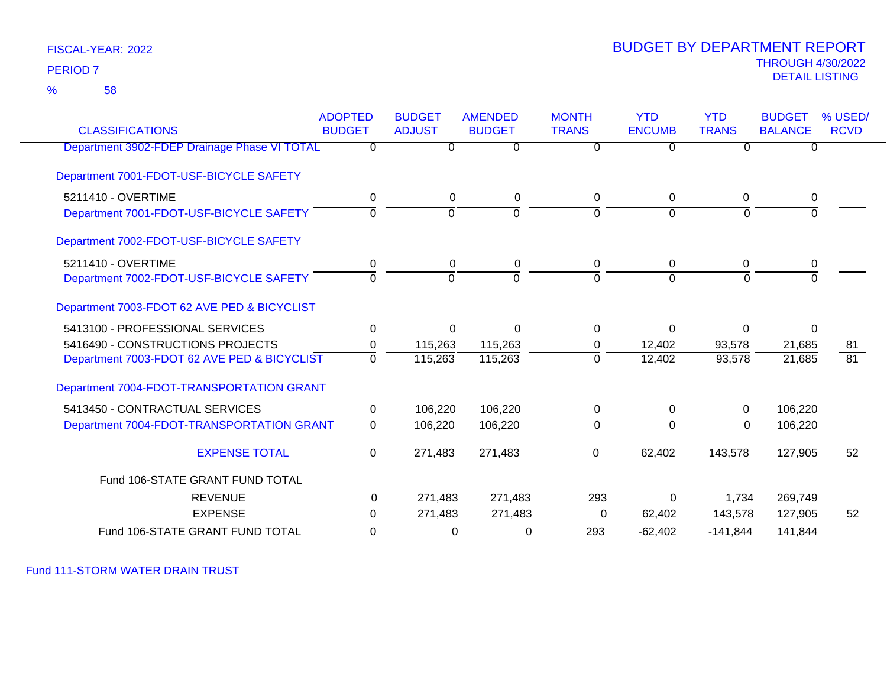FISCAL-YEAR: 2022

PERIOD 7

% 58

# BUDGET BY DEPARTMENT REPORT

THROUGH 4/30/2022

DETAIL LISTING

| CLASSIFICATIONS | ADOPTED BUDGET | BUDGET ADJUST | AMENDED BUDGET | MONTH TRANS | YTD ENCUMB | YTD TRANS | BUDGET BALANCE | % USED/ RCVD |
|---|---|---|---|---|---|---|---|---|
| Department 3902-FDEP Drainage Phase VI TOTAL | 0 | 0 | 0 | 0 | 0 | 0 | 0 | |
| Department 7001-FDOT-USF-BICYCLE SAFETY | | | | | | | | |
| 5211410 - OVERTIME | 0 | 0 | 0 | 0 | 0 | 0 | 0 | |
| Department 7001-FDOT-USF-BICYCLE SAFETY | 0 | 0 | 0 | 0 | 0 | 0 | 0 | |
| Department 7002-FDOT-USF-BICYCLE SAFETY | | | | | | | | |
| 5211410 - OVERTIME | 0 | 0 | 0 | 0 | 0 | 0 | 0 | |
| Department 7002-FDOT-USF-BICYCLE SAFETY | 0 | 0 | 0 | 0 | 0 | 0 | 0 | |
| Department 7003-FDOT 62 AVE PED & BICYCLIST | | | | | | | | |
| 5413100 - PROFESSIONAL SERVICES | 0 | 0 | 0 | 0 | 0 | 0 | 0 | |
| 5416490 - CONSTRUCTIONS PROJECTS | 0 | 115,263 | 115,263 | 0 | 12,402 | 93,578 | 21,685 | 81 |
| Department 7003-FDOT 62 AVE PED & BICYCLIST | 0 | 115,263 | 115,263 | 0 | 12,402 | 93,578 | 21,685 | 81 |
| Department 7004-FDOT-TRANSPORTATION GRANT | | | | | | | | |
| 5413450 - CONTRACTUAL SERVICES | 0 | 106,220 | 106,220 | 0 | 0 | 0 | 106,220 | |
| Department 7004-FDOT-TRANSPORTATION GRANT | 0 | 106,220 | 106,220 | 0 | 0 | 0 | 106,220 | |
| EXPENSE TOTAL | 0 | 271,483 | 271,483 | 0 | 62,402 | 143,578 | 127,905 | 52 |
| Fund 106-STATE GRANT FUND TOTAL | | | | | | | | |
| REVENUE | 0 | 271,483 | 271,483 | 293 | 0 | 1,734 | 269,749 | |
| EXPENSE | 0 | 271,483 | 271,483 | 0 | 62,402 | 143,578 | 127,905 | 52 |
| Fund 106-STATE GRANT FUND TOTAL | 0 | 0 | 0 | 293 | -62,402 | -141,844 | 141,844 | |

Fund 111-STORM WATER DRAIN TRUST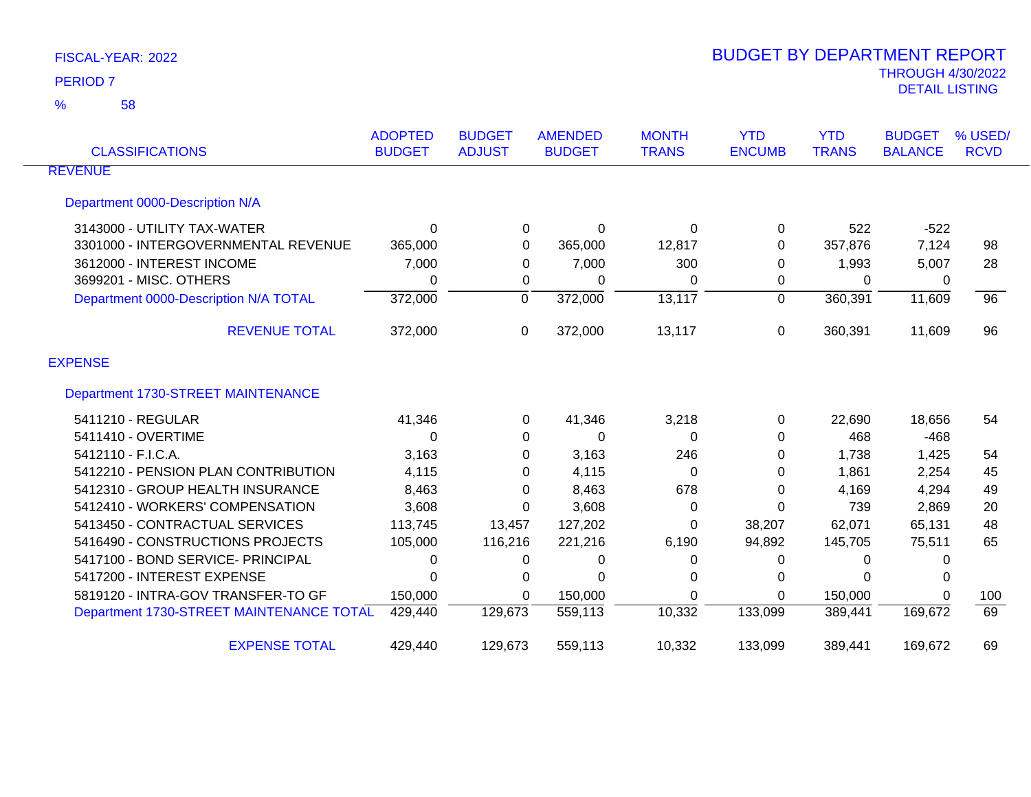FISCAL-YEAR: 2022

PERIOD 7

% 58

# BUDGET BY DEPARTMENT REPORT

THROUGH 4/30/2022

DETAIL LISTING

| CLASSIFICATIONS | ADOPTED BUDGET | BUDGET ADJUST | AMENDED BUDGET | MONTH TRANS | YTD ENCUMB | YTD TRANS | BUDGET BALANCE | % USED/ RCVD |
|---|---|---|---|---|---|---|---|---|
| **REVENUE** | | | | | | | | |
| **Department 0000-Description N/A** | | | | | | | | |
| 3143000 - UTILITY TAX-WATER | 0 | 0 | 0 | 0 | 0 | 522 | -522 | |
| 3301000 - INTERGOVERNMENTAL REVENUE | 365,000 | 0 | 365,000 | 12,817 | 0 | 357,876 | 7,124 | 98 |
| 3612000 - INTEREST INCOME | 7,000 | 0 | 7,000 | 300 | 0 | 1,993 | 5,007 | 28 |
| 3699201 - MISC. OTHERS | 0 | 0 | 0 | 0 | 0 | 0 | 0 | |
| Department 0000-Description N/A TOTAL | 372,000 | 0 | 372,000 | 13,117 | 0 | 360,391 | 11,609 | 96 |
| REVENUE TOTAL | 372,000 | 0 | 372,000 | 13,117 | 0 | 360,391 | 11,609 | 96 |
| **EXPENSE** | | | | | | | | |
| **Department 1730-STREET MAINTENANCE** | | | | | | | | |
| 5411210 - REGULAR | 41,346 | 0 | 41,346 | 3,218 | 0 | 22,690 | 18,656 | 54 |
| 5411410 - OVERTIME | 0 | 0 | 0 | 0 | 0 | 468 | -468 | |
| 5412110 - F.I.C.A. | 3,163 | 0 | 3,163 | 246 | 0 | 1,738 | 1,425 | 54 |
| 5412210 - PENSION PLAN CONTRIBUTION | 4,115 | 0 | 4,115 | 0 | 0 | 1,861 | 2,254 | 45 |
| 5412310 - GROUP HEALTH INSURANCE | 8,463 | 0 | 8,463 | 678 | 0 | 4,169 | 4,294 | 49 |
| 5412410 - WORKERS' COMPENSATION | 3,608 | 0 | 3,608 | 0 | 0 | 739 | 2,869 | 20 |
| 5413450 - CONTRACTUAL SERVICES | 113,745 | 13,457 | 127,202 | 0 | 38,207 | 62,071 | 65,131 | 48 |
| 5416490 - CONSTRUCTIONS PROJECTS | 105,000 | 116,216 | 221,216 | 6,190 | 94,892 | 145,705 | 75,511 | 65 |
| 5417100 - BOND SERVICE- PRINCIPAL | 0 | 0 | 0 | 0 | 0 | 0 | 0 | |
| 5417200 - INTEREST EXPENSE | 0 | 0 | 0 | 0 | 0 | 0 | 0 | |
| 5819120 - INTRA-GOV TRANSFER-TO GF | 150,000 | 0 | 150,000 | 0 | 0 | 150,000 | 0 | 100 |
| Department 1730-STREET MAINTENANCE TOTAL | 429,440 | 129,673 | 559,113 | 10,332 | 133,099 | 389,441 | 169,672 | 69 |
| EXPENSE TOTAL | 429,440 | 129,673 | 559,113 | 10,332 | 133,099 | 389,441 | 169,672 | 69 |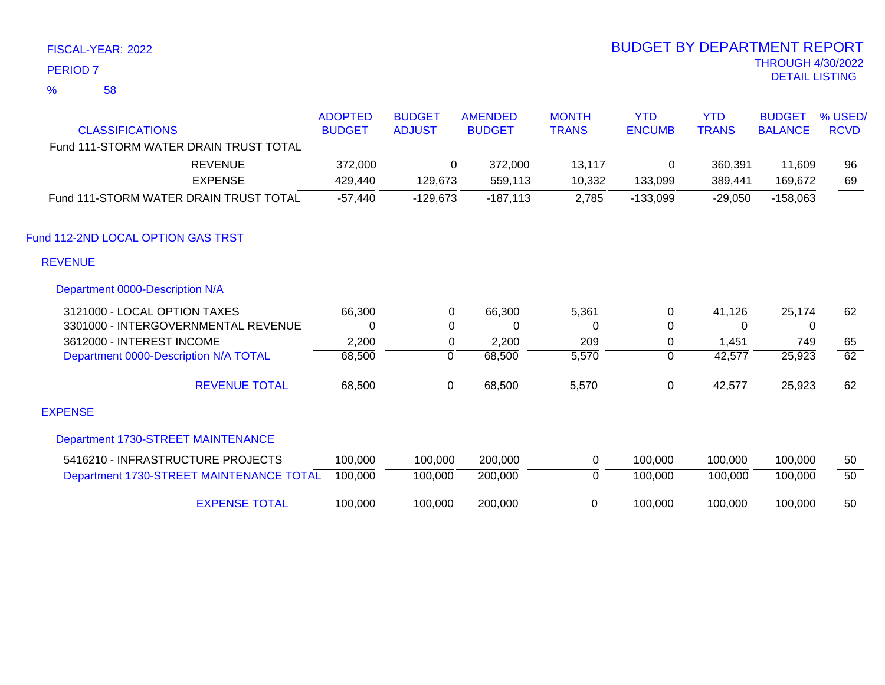FISCAL-YEAR: 2022

PERIOD 7

% 58

# BUDGET BY DEPARTMENT REPORT

THROUGH 4/30/2022

DETAIL LISTING

| CLASSIFICATIONS | ADOPTED BUDGET | BUDGET ADJUST | AMENDED BUDGET | MONTH TRANS | YTD ENCUMB | YTD TRANS | BUDGET BALANCE | % USED/ RCVD |
|---|---|---|---|---|---|---|---|---|
| Fund 111-STORM WATER DRAIN TRUST TOTAL | | | | | | | | |
| REVENUE | 372,000 | 0 | 372,000 | 13,117 | 0 | 360,391 | 11,609 | 96 |
| EXPENSE | 429,440 | 129,673 | 559,113 | 10,332 | 133,099 | 389,441 | 169,672 | 69 |
| Fund 111-STORM WATER DRAIN TRUST TOTAL | -57,440 | -129,673 | -187,113 | 2,785 | -133,099 | -29,050 | -158,063 | |
| **Fund 112-2ND LOCAL OPTION GAS TRST** | | | | | | | | |
| **REVENUE** | | | | | | | | |
| **Department 0000-Description N/A** | | | | | | | | |
| 3121000 - LOCAL OPTION TAXES | 66,300 | 0 | 66,300 | 5,361 | 0 | 41,126 | 25,174 | 62 |
| 3301000 - INTERGOVERNMENTAL REVENUE | 0 | 0 | 0 | 0 | 0 | 0 | 0 | |
| 3612000 - INTEREST INCOME | 2,200 | 0 | 2,200 | 209 | 0 | 1,451 | 749 | 65 |
| Department 0000-Description N/A TOTAL | 68,500 | 0 | 68,500 | 5,570 | 0 | 42,577 | 25,923 | 62 |
| REVENUE TOTAL | 68,500 | 0 | 68,500 | 5,570 | 0 | 42,577 | 25,923 | 62 |
| **EXPENSE** | | | | | | | | |
| **Department 1730-STREET MAINTENANCE** | | | | | | | | |
| 5416210 - INFRASTRUCTURE PROJECTS | 100,000 | 100,000 | 200,000 | 0 | 100,000 | 100,000 | 100,000 | 50 |
| Department 1730-STREET MAINTENANCE TOTAL | 100,000 | 100,000 | 200,000 | 0 | 100,000 | 100,000 | 100,000 | 50 |
| EXPENSE TOTAL | 100,000 | 100,000 | 200,000 | 0 | 100,000 | 100,000 | 100,000 | 50 |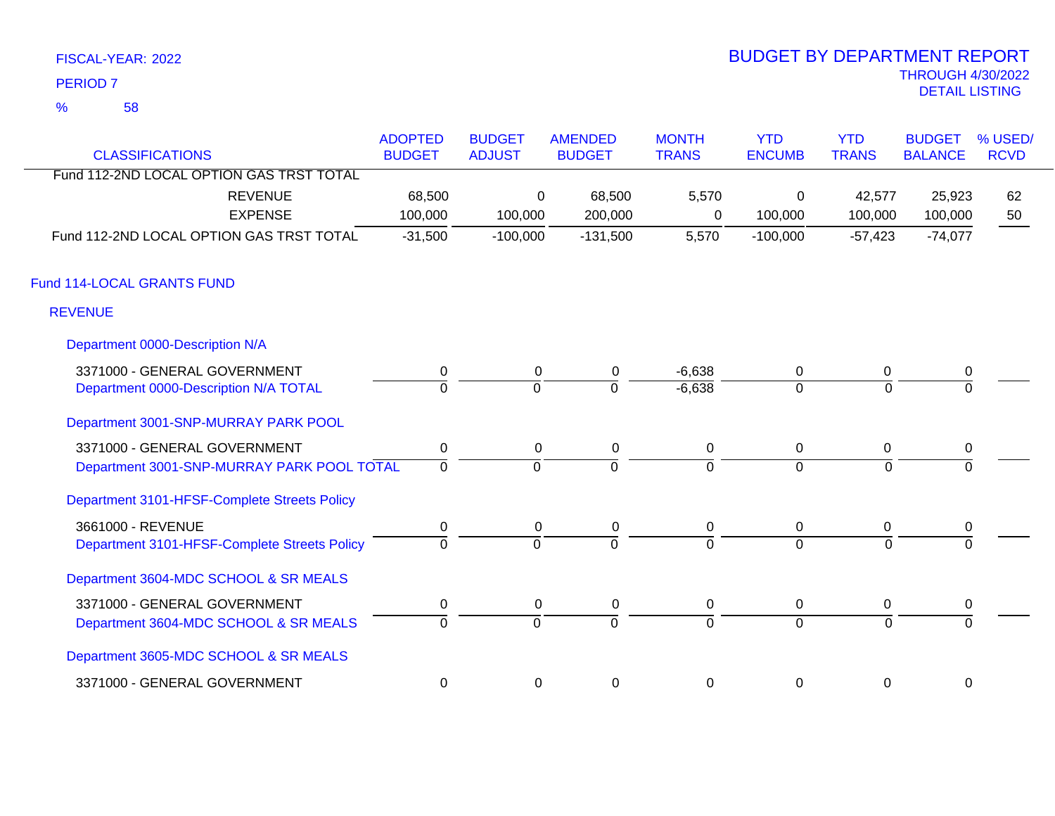FISCAL-YEAR: 2022

PERIOD 7

% 58

# BUDGET BY DEPARTMENT REPORT

THROUGH 4/30/2022

DETAIL LISTING

| CLASSIFICATIONS | ADOPTED BUDGET | BUDGET ADJUST | AMENDED BUDGET | MONTH TRANS | YTD ENCUMB | YTD TRANS | BUDGET BALANCE | % USED/ RCVD |
|---|---|---|---|---|---|---|---|---|
| Fund 112-2ND LOCAL OPTION GAS TRST TOTAL | | | | | | | | |
| REVENUE | 68,500 | 0 | 68,500 | 5,570 | 0 | 42,577 | 25,923 | 62 |
| EXPENSE | 100,000 | 100,000 | 200,000 | 0 | 100,000 | 100,000 | 100,000 | 50 |
| Fund 112-2ND LOCAL OPTION GAS TRST TOTAL | -31,500 | -100,000 | -131,500 | 5,570 | -100,000 | -57,423 | -74,077 | |
| **Fund 114-LOCAL GRANTS FUND** | | | | | | | | |
| **REVENUE** | | | | | | | | |
| **Department 0000-Description N/A** | | | | | | | | |
| 3371000 - GENERAL GOVERNMENT | 0 | 0 | 0 | -6,638 | 0 | 0 | 0 | |
| Department 0000-Description N/A TOTAL | 0 | 0 | 0 | -6,638 | 0 | 0 | 0 | |
| **Department 3001-SNP-MURRAY PARK POOL** | | | | | | | | |
| 3371000 - GENERAL GOVERNMENT | 0 | 0 | 0 | 0 | 0 | 0 | 0 | |
| Department 3001-SNP-MURRAY PARK POOL TOTAL | 0 | 0 | 0 | 0 | 0 | 0 | 0 | |
| **Department 3101-HFSF-Complete Streets Policy** | | | | | | | | |
| 3661000 - REVENUE | 0 | 0 | 0 | 0 | 0 | 0 | 0 | |
| Department 3101-HFSF-Complete Streets Policy | 0 | 0 | 0 | 0 | 0 | 0 | 0 | |
| **Department 3604-MDC SCHOOL & SR MEALS** | | | | | | | | |
| 3371000 - GENERAL GOVERNMENT | 0 | 0 | 0 | 0 | 0 | 0 | 0 | |
| Department 3604-MDC SCHOOL & SR MEALS | 0 | 0 | 0 | 0 | 0 | 0 | 0 | |
| **Department 3605-MDC SCHOOL & SR MEALS** | | | | | | | | |
| 3371000 - GENERAL GOVERNMENT | 0 | 0 | 0 | 0 | 0 | 0 | 0 | |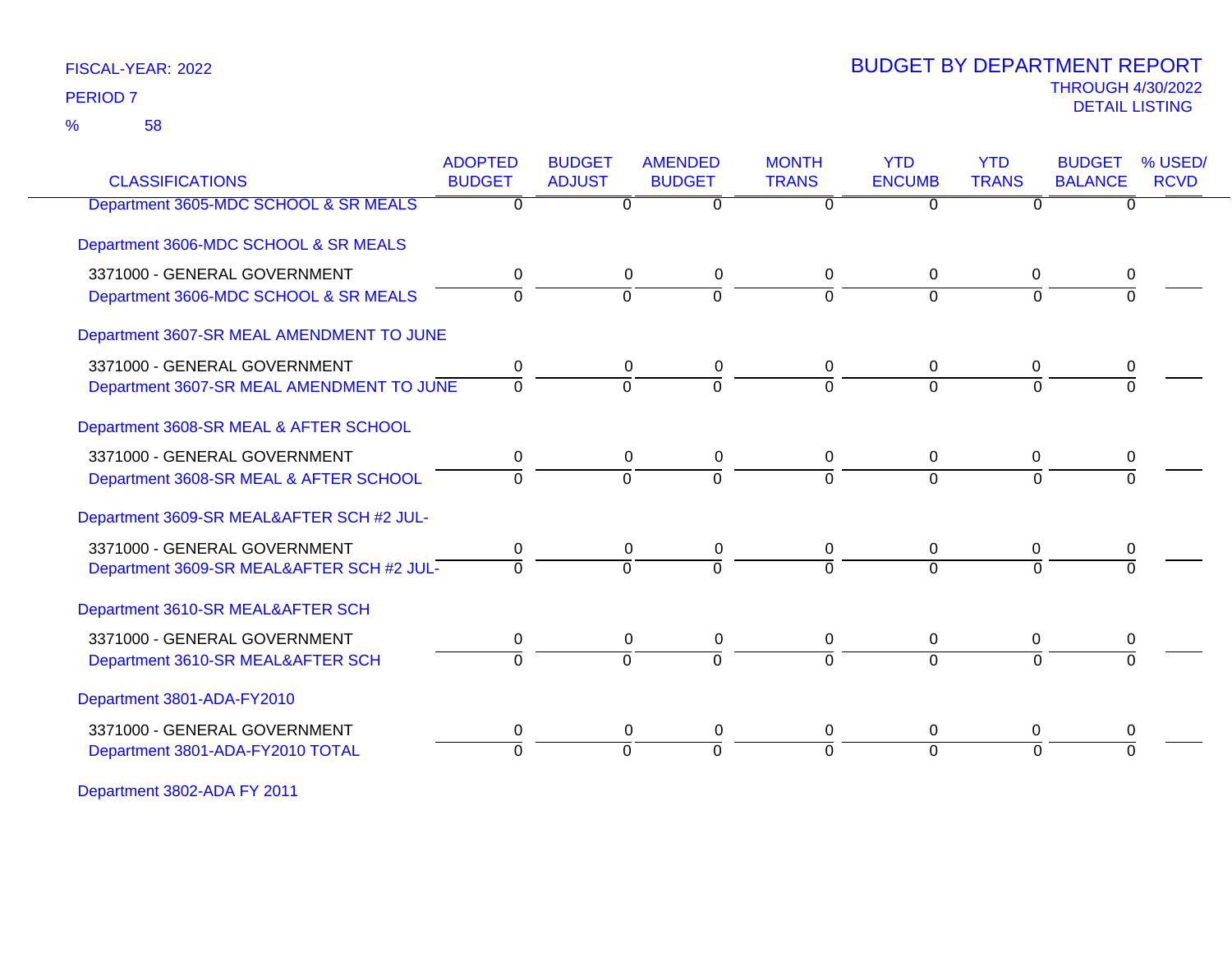FISCAL-YEAR: 2022

PERIOD 7

% 58

# BUDGET BY DEPARTMENT REPORT

THROUGH 4/30/2022

DETAIL LISTING

| CLASSIFICATIONS | ADOPTED BUDGET | BUDGET ADJUST | AMENDED BUDGET | MONTH TRANS | YTD ENCUMB | YTD TRANS | BUDGET BALANCE | % USED/ RCVD |
|---|---|---|---|---|---|---|---|---|
| Department 3605-MDC SCHOOL & SR MEALS | 0 | 0 | 0 | 0 | 0 | 0 | 0 | |
| Department 3606-MDC SCHOOL & SR MEALS | | | | | | | | |
| 3371000 - GENERAL GOVERNMENT | 0 | 0 | 0 | 0 | 0 | 0 | 0 | |
| Department 3606-MDC SCHOOL & SR MEALS | 0 | 0 | 0 | 0 | 0 | 0 | 0 | |
| Department 3607-SR MEAL AMENDMENT TO JUNE | | | | | | | | |
| 3371000 - GENERAL GOVERNMENT | 0 | 0 | 0 | 0 | 0 | 0 | 0 | |
| Department 3607-SR MEAL AMENDMENT TO JUNE | 0 | 0 | 0 | 0 | 0 | 0 | 0 | |
| Department 3608-SR MEAL & AFTER SCHOOL | | | | | | | | |
| 3371000 - GENERAL GOVERNMENT | 0 | 0 | 0 | 0 | 0 | 0 | 0 | |
| Department 3608-SR MEAL & AFTER SCHOOL | 0 | 0 | 0 | 0 | 0 | 0 | 0 | |
| Department 3609-SR MEAL&AFTER SCH #2 JUL- | | | | | | | | |
| 3371000 - GENERAL GOVERNMENT | 0 | 0 | 0 | 0 | 0 | 0 | 0 | |
| Department 3609-SR MEAL&AFTER SCH #2 JUL- | 0 | 0 | 0 | 0 | 0 | 0 | 0 | |
| Department 3610-SR MEAL&AFTER SCH | | | | | | | | |
| 3371000 - GENERAL GOVERNMENT | 0 | 0 | 0 | 0 | 0 | 0 | 0 | |
| Department 3610-SR MEAL&AFTER SCH | 0 | 0 | 0 | 0 | 0 | 0 | 0 | |
| Department 3801-ADA-FY2010 | | | | | | | | |
| 3371000 - GENERAL GOVERNMENT | 0 | 0 | 0 | 0 | 0 | 0 | 0 | |
| Department 3801-ADA-FY2010 TOTAL | 0 | 0 | 0 | 0 | 0 | 0 | 0 | |
| Department 3802-ADA FY 2011 | | | | | | | | |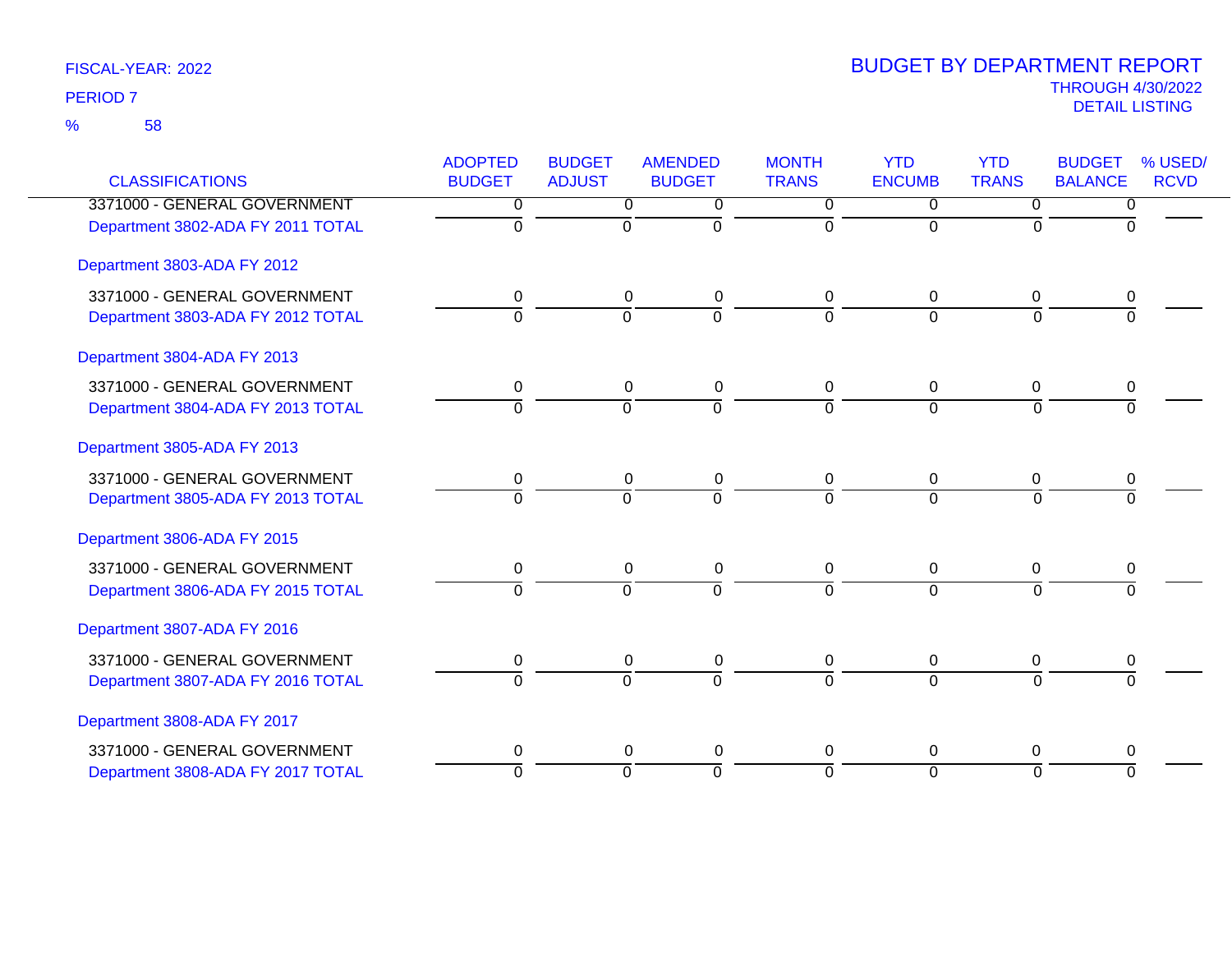FISCAL-YEAR: 2022

PERIOD 7

% 58

# BUDGET BY DEPARTMENT REPORT

THROUGH 4/30/2022

DETAIL LISTING

| CLASSIFICATIONS | ADOPTED BUDGET | BUDGET ADJUST | AMENDED BUDGET | MONTH TRANS | YTD ENCUMB | YTD TRANS | BUDGET BALANCE | % USED/ RCVD |
|---|---|---|---|---|---|---|---|---|
| 3371000 - GENERAL GOVERNMENT | 0 | 0 | 0 | 0 | 0 | 0 | 0 | |
| Department 3802-ADA FY 2011 TOTAL | 0 | 0 | 0 | 0 | 0 | 0 | 0 | |
| Department 3803-ADA FY 2012 | | | | | | | | |
| 3371000 - GENERAL GOVERNMENT | 0 | 0 | 0 | 0 | 0 | 0 | 0 | |
| Department 3803-ADA FY 2012 TOTAL | 0 | 0 | 0 | 0 | 0 | 0 | 0 | |
| Department 3804-ADA FY 2013 | | | | | | | | |
| 3371000 - GENERAL GOVERNMENT | 0 | 0 | 0 | 0 | 0 | 0 | 0 | |
| Department 3804-ADA FY 2013 TOTAL | 0 | 0 | 0 | 0 | 0 | 0 | 0 | |
| Department 3805-ADA FY 2013 | | | | | | | | |
| 3371000 - GENERAL GOVERNMENT | 0 | 0 | 0 | 0 | 0 | 0 | 0 | |
| Department 3805-ADA FY 2013 TOTAL | 0 | 0 | 0 | 0 | 0 | 0 | 0 | |
| Department 3806-ADA FY 2015 | | | | | | | | |
| 3371000 - GENERAL GOVERNMENT | 0 | 0 | 0 | 0 | 0 | 0 | 0 | |
| Department 3806-ADA FY 2015 TOTAL | 0 | 0 | 0 | 0 | 0 | 0 | 0 | |
| Department 3807-ADA FY 2016 | | | | | | | | |
| 3371000 - GENERAL GOVERNMENT | 0 | 0 | 0 | 0 | 0 | 0 | 0 | |
| Department 3807-ADA FY 2016 TOTAL | 0 | 0 | 0 | 0 | 0 | 0 | 0 | |
| Department 3808-ADA FY 2017 | | | | | | | | |
| 3371000 - GENERAL GOVERNMENT | 0 | 0 | 0 | 0 | 0 | 0 | 0 | |
| Department 3808-ADA FY 2017 TOTAL | 0 | 0 | 0 | 0 | 0 | 0 | 0 | |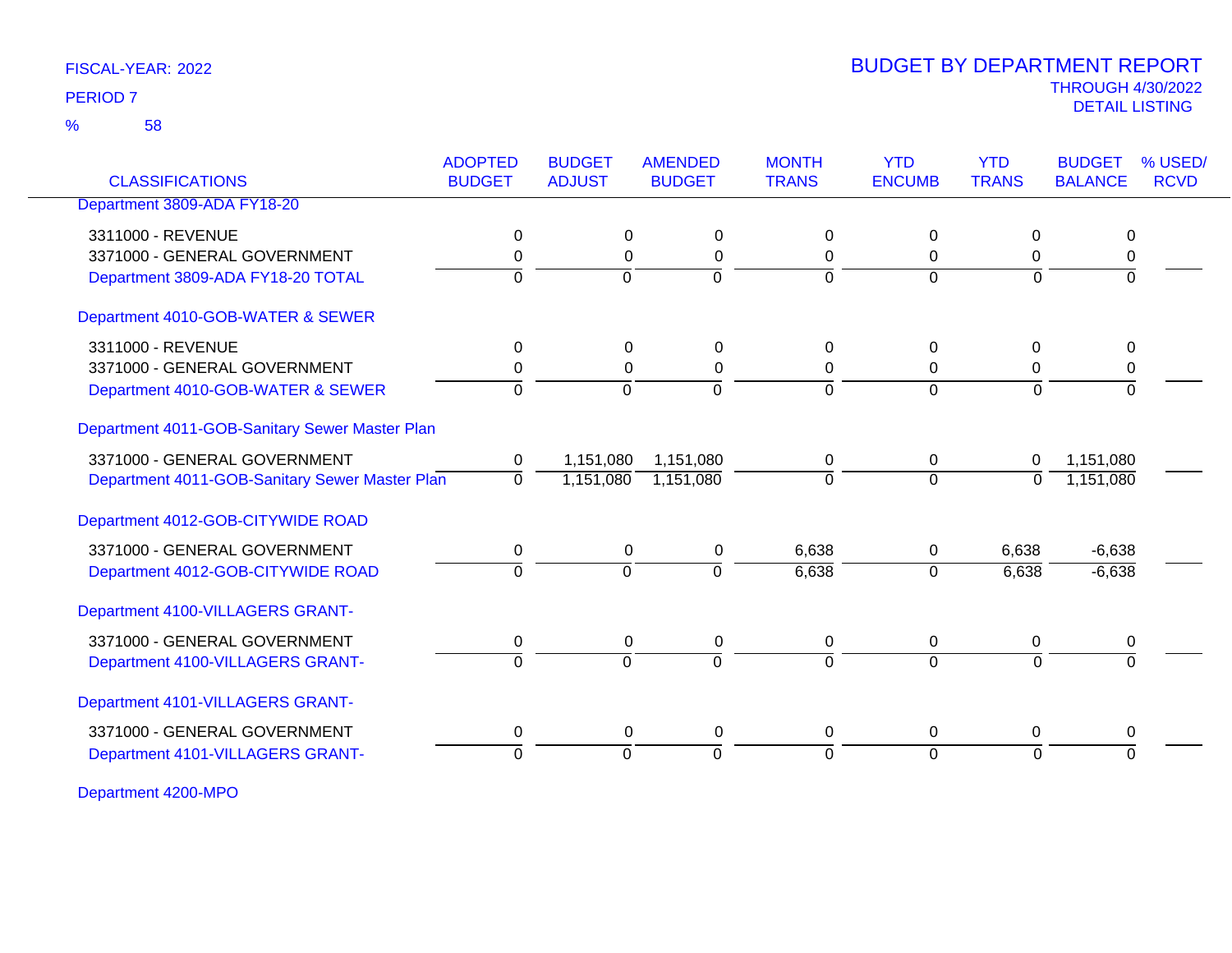FISCAL-YEAR: 2022

PERIOD 7

% 58

# BUDGET BY DEPARTMENT REPORT

THROUGH 4/30/2022

DETAIL LISTING

| CLASSIFICATIONS | ADOPTED BUDGET | BUDGET ADJUST | AMENDED BUDGET | MONTH TRANS | YTD ENCUMB | YTD TRANS | BUDGET BALANCE | % USED/ RCVD |
|---|---|---|---|---|---|---|---|---|
| Department 3809-ADA FY18-20 | | | | | | | | |
| 3311000 - REVENUE | 0 | 0 | 0 | 0 | 0 | 0 | 0 | |
| 3371000 - GENERAL GOVERNMENT | 0 | 0 | 0 | 0 | 0 | 0 | 0 | |
| Department 3809-ADA FY18-20 TOTAL | 0 | 0 | 0 | 0 | 0 | 0 | 0 | |
| Department 4010-GOB-WATER & SEWER | | | | | | | | |
| 3311000 - REVENUE | 0 | 0 | 0 | 0 | 0 | 0 | 0 | |
| 3371000 - GENERAL GOVERNMENT | 0 | 0 | 0 | 0 | 0 | 0 | 0 | |
| Department 4010-GOB-WATER & SEWER | 0 | 0 | 0 | 0 | 0 | 0 | 0 | |
| Department 4011-GOB-Sanitary Sewer Master Plan | | | | | | | | |
| 3371000 - GENERAL GOVERNMENT | 0 | 1,151,080 | 1,151,080 | 0 | 0 | 0 | 1,151,080 | |
| Department 4011-GOB-Sanitary Sewer Master Plan | 0 | 1,151,080 | 1,151,080 | 0 | 0 | 0 | 1,151,080 | |
| Department 4012-GOB-CITYWIDE ROAD | | | | | | | | |
| 3371000 - GENERAL GOVERNMENT | 0 | 0 | 0 | 6,638 | 0 | 6,638 | -6,638 | |
| Department 4012-GOB-CITYWIDE ROAD | 0 | 0 | 0 | 6,638 | 0 | 6,638 | -6,638 | |
| Department 4100-VILLAGERS GRANT- | | | | | | | | |
| 3371000 - GENERAL GOVERNMENT | 0 | 0 | 0 | 0 | 0 | 0 | 0 | |
| Department 4100-VILLAGERS GRANT- | 0 | 0 | 0 | 0 | 0 | 0 | 0 | |
| Department 4101-VILLAGERS GRANT- | | | | | | | | |
| 3371000 - GENERAL GOVERNMENT | 0 | 0 | 0 | 0 | 0 | 0 | 0 | |
| Department 4101-VILLAGERS GRANT- | 0 | 0 | 0 | 0 | 0 | 0 | 0 | |
| Department 4200-MPO | | | | | | | | |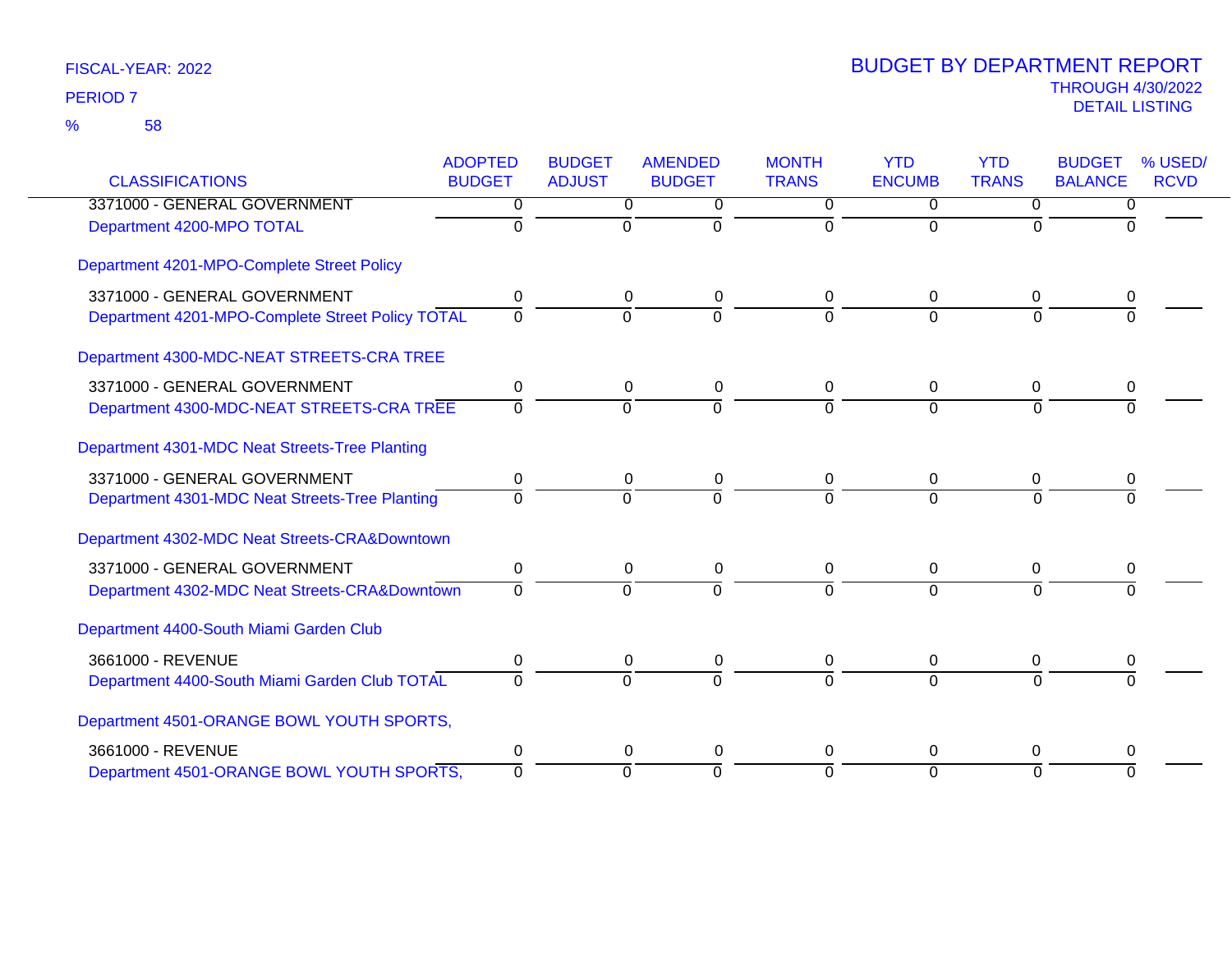FISCAL-YEAR: 2022

PERIOD 7

% 58

# BUDGET BY DEPARTMENT REPORT

THROUGH 4/30/2022

DETAIL LISTING

| CLASSIFICATIONS | ADOPTED BUDGET | BUDGET ADJUST | AMENDED BUDGET | MONTH TRANS | YTD ENCUMB | YTD TRANS | BUDGET BALANCE | % USED/ RCVD |
|---|---|---|---|---|---|---|---|---|
| 3371000 - GENERAL GOVERNMENT | 0 | 0 | 0 | 0 | 0 | 0 | 0 | |
| Department 4200-MPO TOTAL | 0 | 0 | 0 | 0 | 0 | 0 | 0 | |
| Department 4201-MPO-Complete Street Policy | | | | | | | | |
| 3371000 - GENERAL GOVERNMENT | 0 | 0 | 0 | 0 | 0 | 0 | 0 | |
| Department 4201-MPO-Complete Street Policy TOTAL | 0 | 0 | 0 | 0 | 0 | 0 | 0 | |
| Department 4300-MDC-NEAT STREETS-CRA TREE | | | | | | | | |
| 3371000 - GENERAL GOVERNMENT | 0 | 0 | 0 | 0 | 0 | 0 | 0 | |
| Department 4300-MDC-NEAT STREETS-CRA TREE | 0 | 0 | 0 | 0 | 0 | 0 | 0 | |
| Department 4301-MDC Neat Streets-Tree Planting | | | | | | | | |
| 3371000 - GENERAL GOVERNMENT | 0 | 0 | 0 | 0 | 0 | 0 | 0 | |
| Department 4301-MDC Neat Streets-Tree Planting | 0 | 0 | 0 | 0 | 0 | 0 | 0 | |
| Department 4302-MDC Neat Streets-CRA&Downtown | | | | | | | | |
| 3371000 - GENERAL GOVERNMENT | 0 | 0 | 0 | 0 | 0 | 0 | 0 | |
| Department 4302-MDC Neat Streets-CRA&Downtown | 0 | 0 | 0 | 0 | 0 | 0 | 0 | |
| Department 4400-South Miami Garden Club | | | | | | | | |
| 3661000 - REVENUE | 0 | 0 | 0 | 0 | 0 | 0 | 0 | |
| Department 4400-South Miami Garden Club TOTAL | 0 | 0 | 0 | 0 | 0 | 0 | 0 | |
| Department 4501-ORANGE BOWL YOUTH SPORTS, | | | | | | | | |
| 3661000 - REVENUE | 0 | 0 | 0 | 0 | 0 | 0 | 0 | |
| Department 4501-ORANGE BOWL YOUTH SPORTS, | 0 | 0 | 0 | 0 | 0 | 0 | 0 | |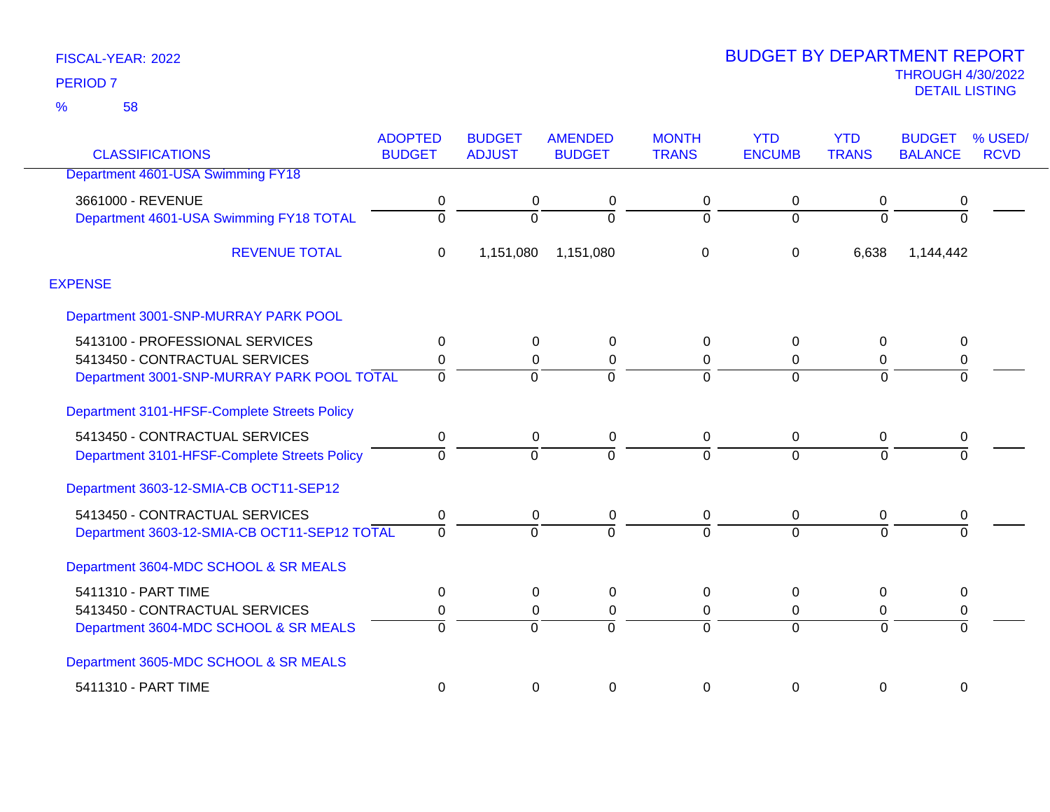FISCAL-YEAR: 2022

PERIOD 7

% 58

# BUDGET BY DEPARTMENT REPORT

THROUGH 4/30/2022

DETAIL LISTING

| CLASSIFICATIONS | ADOPTED BUDGET | BUDGET ADJUST | AMENDED BUDGET | MONTH TRANS | YTD ENCUMB | YTD TRANS | BUDGET BALANCE | % USED/ RCVD |
|---|---|---|---|---|---|---|---|---|
| Department 4601-USA Swimming FY18 | | | | | | | | |
| 3661000 - REVENUE | 0 | 0 | 0 | 0 | 0 | 0 | 0 | |
| Department 4601-USA Swimming FY18 TOTAL | 0 | 0 | 0 | 0 | 0 | 0 | 0 | |
| REVENUE TOTAL | 0 | 1,151,080 | 1,151,080 | 0 | 0 | 6,638 | 1,144,442 | |
| EXPENSE | | | | | | | | |
| Department 3001-SNP-MURRAY PARK POOL | | | | | | | | |
| 5413100 - PROFESSIONAL SERVICES | 0 | 0 | 0 | 0 | 0 | 0 | 0 | |
| 5413450 - CONTRACTUAL SERVICES | 0 | 0 | 0 | 0 | 0 | 0 | 0 | |
| Department 3001-SNP-MURRAY PARK POOL TOTAL | 0 | 0 | 0 | 0 | 0 | 0 | 0 | |
| Department 3101-HFSF-Complete Streets Policy | | | | | | | | |
| 5413450 - CONTRACTUAL SERVICES | 0 | 0 | 0 | 0 | 0 | 0 | 0 | |
| Department 3101-HFSF-Complete Streets Policy | 0 | 0 | 0 | 0 | 0 | 0 | 0 | |
| Department 3603-12-SMIA-CB OCT11-SEP12 | | | | | | | | |
| 5413450 - CONTRACTUAL SERVICES | 0 | 0 | 0 | 0 | 0 | 0 | 0 | |
| Department 3603-12-SMIA-CB OCT11-SEP12 TOTAL | 0 | 0 | 0 | 0 | 0 | 0 | 0 | |
| Department 3604-MDC SCHOOL & SR MEALS | | | | | | | | |
| 5411310 - PART TIME | 0 | 0 | 0 | 0 | 0 | 0 | 0 | |
| 5413450 - CONTRACTUAL SERVICES | 0 | 0 | 0 | 0 | 0 | 0 | 0 | |
| Department 3604-MDC SCHOOL & SR MEALS | 0 | 0 | 0 | 0 | 0 | 0 | 0 | |
| Department 3605-MDC SCHOOL & SR MEALS | | | | | | | | |
| 5411310 - PART TIME | 0 | 0 | 0 | 0 | 0 | 0 | 0 | |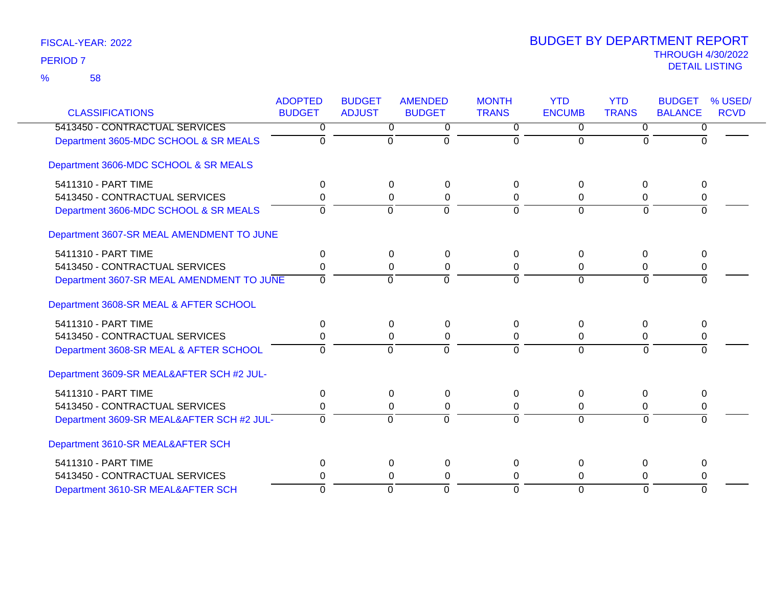FISCAL-YEAR: 2022

PERIOD 7

% 58

# BUDGET BY DEPARTMENT REPORT

THROUGH 4/30/2022

DETAIL LISTING

| CLASSIFICATIONS | ADOPTED BUDGET | BUDGET ADJUST | AMENDED BUDGET | MONTH TRANS | YTD ENCUMB | YTD TRANS | BUDGET BALANCE | % USED/ RCVD |
|---|---|---|---|---|---|---|---|---|
| 5413450 - CONTRACTUAL SERVICES | 0 | 0 | 0 | 0 | 0 | 0 | 0 | |
| Department 3605-MDC SCHOOL & SR MEALS | 0 | 0 | 0 | 0 | 0 | 0 | 0 | |
| Department 3606-MDC SCHOOL & SR MEALS | | | | | | | | |
| 5411310 - PART TIME | 0 | 0 | 0 | 0 | 0 | 0 | 0 | |
| 5413450 - CONTRACTUAL SERVICES | 0 | 0 | 0 | 0 | 0 | 0 | 0 | |
| Department 3606-MDC SCHOOL & SR MEALS | 0 | 0 | 0 | 0 | 0 | 0 | 0 | |
| Department 3607-SR MEAL AMENDMENT TO JUNE | | | | | | | | |
| 5411310 - PART TIME | 0 | 0 | 0 | 0 | 0 | 0 | 0 | |
| 5413450 - CONTRACTUAL SERVICES | 0 | 0 | 0 | 0 | 0 | 0 | 0 | |
| Department 3607-SR MEAL AMENDMENT TO JUNE | 0 | 0 | 0 | 0 | 0 | 0 | 0 | |
| Department 3608-SR MEAL & AFTER SCHOOL | | | | | | | | |
| 5411310 - PART TIME | 0 | 0 | 0 | 0 | 0 | 0 | 0 | |
| 5413450 - CONTRACTUAL SERVICES | 0 | 0 | 0 | 0 | 0 | 0 | 0 | |
| Department 3608-SR MEAL & AFTER SCHOOL | 0 | 0 | 0 | 0 | 0 | 0 | 0 | |
| Department 3609-SR MEAL&AFTER SCH #2 JUL- | | | | | | | | |
| 5411310 - PART TIME | 0 | 0 | 0 | 0 | 0 | 0 | 0 | |
| 5413450 - CONTRACTUAL SERVICES | 0 | 0 | 0 | 0 | 0 | 0 | 0 | |
| Department 3609-SR MEAL&AFTER SCH #2 JUL- | 0 | 0 | 0 | 0 | 0 | 0 | 0 | |
| Department 3610-SR MEAL&AFTER SCH | | | | | | | | |
| 5411310 - PART TIME | 0 | 0 | 0 | 0 | 0 | 0 | 0 | |
| 5413450 - CONTRACTUAL SERVICES | 0 | 0 | 0 | 0 | 0 | 0 | 0 | |
| Department 3610-SR MEAL&AFTER SCH | 0 | 0 | 0 | 0 | 0 | 0 | 0 | |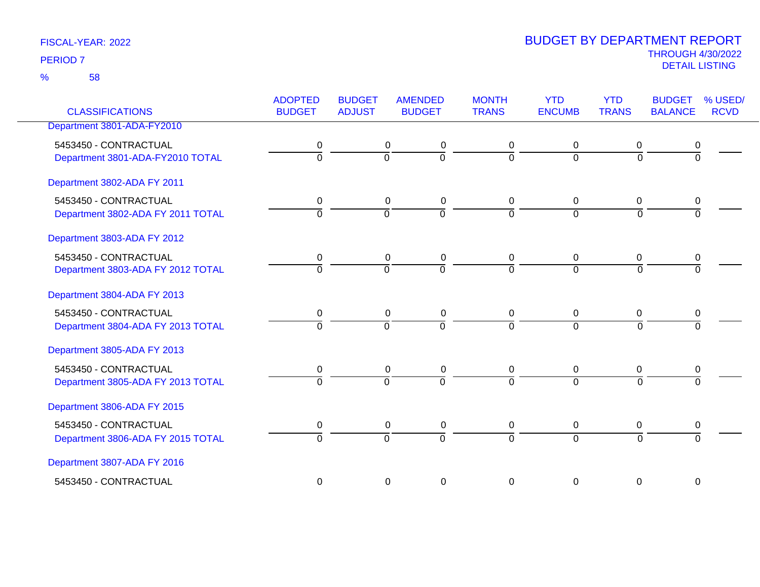FISCAL-YEAR: 2022

PERIOD 7

% 58

# BUDGET BY DEPARTMENT REPORT

THROUGH 4/30/2022

DETAIL LISTING

| CLASSIFICATIONS | ADOPTED BUDGET | BUDGET ADJUST | AMENDED BUDGET | MONTH TRANS | YTD ENCUMB | YTD TRANS | BUDGET BALANCE | % USED/ RCVD |
|---|---|---|---|---|---|---|---|---|
| Department 3801-ADA-FY2010 | | | | | | | | |
| 5453450 - CONTRACTUAL | 0 | 0 | 0 | 0 | 0 | 0 | 0 | |
| Department 3801-ADA-FY2010 TOTAL | 0 | 0 | 0 | 0 | 0 | 0 | 0 | |
| Department 3802-ADA FY 2011 | | | | | | | | |
| 5453450 - CONTRACTUAL | 0 | 0 | 0 | 0 | 0 | 0 | 0 | |
| Department 3802-ADA FY 2011 TOTAL | 0 | 0 | 0 | 0 | 0 | 0 | 0 | |
| Department 3803-ADA FY 2012 | | | | | | | | |
| 5453450 - CONTRACTUAL | 0 | 0 | 0 | 0 | 0 | 0 | 0 | |
| Department 3803-ADA FY 2012 TOTAL | 0 | 0 | 0 | 0 | 0 | 0 | 0 | |
| Department 3804-ADA FY 2013 | | | | | | | | |
| 5453450 - CONTRACTUAL | 0 | 0 | 0 | 0 | 0 | 0 | 0 | |
| Department 3804-ADA FY 2013 TOTAL | 0 | 0 | 0 | 0 | 0 | 0 | 0 | |
| Department 3805-ADA FY 2013 | | | | | | | | |
| 5453450 - CONTRACTUAL | 0 | 0 | 0 | 0 | 0 | 0 | 0 | |
| Department 3805-ADA FY 2013 TOTAL | 0 | 0 | 0 | 0 | 0 | 0 | 0 | |
| Department 3806-ADA FY 2015 | | | | | | | | |
| 5453450 - CONTRACTUAL | 0 | 0 | 0 | 0 | 0 | 0 | 0 | |
| Department 3806-ADA FY 2015 TOTAL | 0 | 0 | 0 | 0 | 0 | 0 | 0 | |
| Department 3807-ADA FY 2016 | | | | | | | | |
| 5453450 - CONTRACTUAL | 0 | 0 | 0 | 0 | 0 | 0 | 0 | |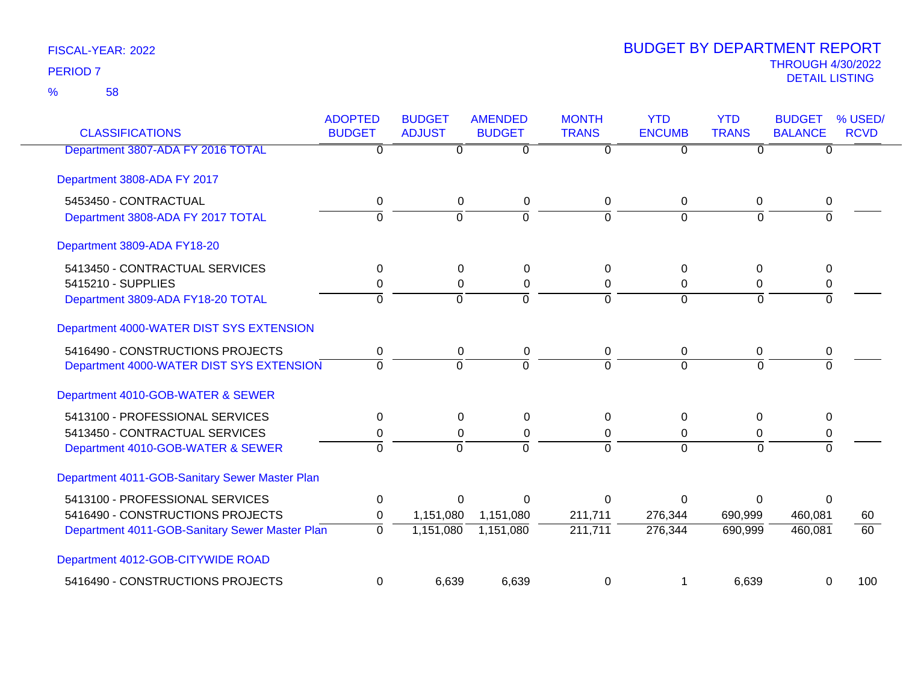FISCAL-YEAR: 2022

PERIOD 7

% 58

# BUDGET BY DEPARTMENT REPORT

THROUGH 4/30/2022

DETAIL LISTING

| CLASSIFICATIONS | ADOPTED BUDGET | BUDGET ADJUST | AMENDED BUDGET | MONTH TRANS | YTD ENCUMB | YTD TRANS | BUDGET BALANCE | % USED/ RCVD |
|---|---|---|---|---|---|---|---|---|
| Department 3807-ADA FY 2016 TOTAL | 0 | 0 | 0 | 0 | 0 | 0 | 0 | |
| **Department 3808-ADA FY 2017** | | | | | | | | |
| 5453450 - CONTRACTUAL | 0 | 0 | 0 | 0 | 0 | 0 | 0 | |
| Department 3808-ADA FY 2017 TOTAL | 0 | 0 | 0 | 0 | 0 | 0 | 0 | |
| **Department 3809-ADA FY18-20** | | | | | | | | |
| 5413450 - CONTRACTUAL SERVICES | 0 | 0 | 0 | 0 | 0 | 0 | 0 | |
| 5415210 - SUPPLIES | 0 | 0 | 0 | 0 | 0 | 0 | 0 | |
| Department 3809-ADA FY18-20 TOTAL | 0 | 0 | 0 | 0 | 0 | 0 | 0 | |
| **Department 4000-WATER DIST SYS EXTENSION** | | | | | | | | |
| 5416490 - CONSTRUCTIONS PROJECTS | 0 | 0 | 0 | 0 | 0 | 0 | 0 | |
| Department 4000-WATER DIST SYS EXTENSION | 0 | 0 | 0 | 0 | 0 | 0 | 0 | |
| **Department 4010-GOB-WATER & SEWER** | | | | | | | | |
| 5413100 - PROFESSIONAL SERVICES | 0 | 0 | 0 | 0 | 0 | 0 | 0 | |
| 5413450 - CONTRACTUAL SERVICES | 0 | 0 | 0 | 0 | 0 | 0 | 0 | |
| Department 4010-GOB-WATER & SEWER | 0 | 0 | 0 | 0 | 0 | 0 | 0 | |
| **Department 4011-GOB-Sanitary Sewer Master Plan** | | | | | | | | |
| 5413100 - PROFESSIONAL SERVICES | 0 | 0 | 0 | 0 | 0 | 0 | 0 | |
| 5416490 - CONSTRUCTIONS PROJECTS | 0 | 1,151,080 | 1,151,080 | 211,711 | 276,344 | 690,999 | 460,081 | 60 |
| Department 4011-GOB-Sanitary Sewer Master Plan | 0 | 1,151,080 | 1,151,080 | 211,711 | 276,344 | 690,999 | 460,081 | 60 |
| **Department 4012-GOB-CITYWIDE ROAD** | | | | | | | | |
| 5416490 - CONSTRUCTIONS PROJECTS | 0 | 6,639 | 6,639 | 0 | 1 | 6,639 | 0 | 100 |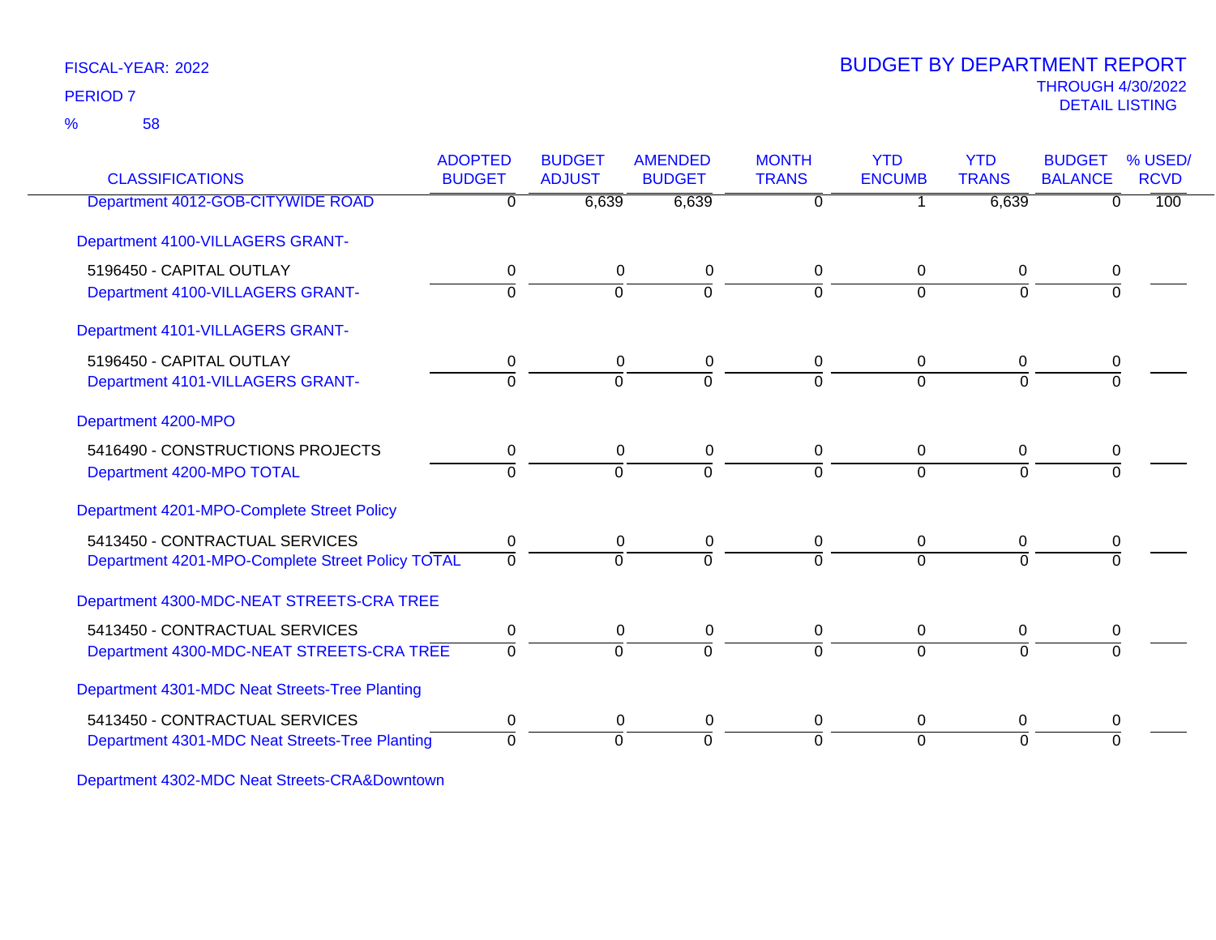FISCAL-YEAR: 2022

PERIOD 7

% 58

# BUDGET BY DEPARTMENT REPORT

THROUGH 4/30/2022

DETAIL LISTING

| CLASSIFICATIONS | ADOPTED BUDGET | BUDGET ADJUST | AMENDED BUDGET | MONTH TRANS | YTD ENCUMB | YTD TRANS | BUDGET BALANCE | % USED/ RCVD |
|---|---|---|---|---|---|---|---|---|
| Department 4012-GOB-CITYWIDE ROAD | 0 | 6,639 | 6,639 | 0 | 1 | 6,639 | 0 | 100 |
| Department 4100-VILLAGERS GRANT- | | | | | | | | |
| 5196450 - CAPITAL OUTLAY | 0 | 0 | 0 | 0 | 0 | 0 | 0 | |
| Department 4100-VILLAGERS GRANT- | 0 | 0 | 0 | 0 | 0 | 0 | 0 | |
| Department 4101-VILLAGERS GRANT- | | | | | | | | |
| 5196450 - CAPITAL OUTLAY | 0 | 0 | 0 | 0 | 0 | 0 | 0 | |
| Department 4101-VILLAGERS GRANT- | 0 | 0 | 0 | 0 | 0 | 0 | 0 | |
| Department 4200-MPO | | | | | | | | |
| 5416490 - CONSTRUCTIONS PROJECTS | 0 | 0 | 0 | 0 | 0 | 0 | 0 | |
| Department 4200-MPO TOTAL | 0 | 0 | 0 | 0 | 0 | 0 | 0 | |
| Department 4201-MPO-Complete Street Policy | | | | | | | | |
| 5413450 - CONTRACTUAL SERVICES | 0 | 0 | 0 | 0 | 0 | 0 | 0 | |
| Department 4201-MPO-Complete Street Policy TOTAL | 0 | 0 | 0 | 0 | 0 | 0 | 0 | |
| Department 4300-MDC-NEAT STREETS-CRA TREE | | | | | | | | |
| 5413450 - CONTRACTUAL SERVICES | 0 | 0 | 0 | 0 | 0 | 0 | 0 | |
| Department 4300-MDC-NEAT STREETS-CRA TREE | 0 | 0 | 0 | 0 | 0 | 0 | 0 | |
| Department 4301-MDC Neat Streets-Tree Planting | | | | | | | | |
| 5413450 - CONTRACTUAL SERVICES | 0 | 0 | 0 | 0 | 0 | 0 | 0 | |
| Department 4301-MDC Neat Streets-Tree Planting | 0 | 0 | 0 | 0 | 0 | 0 | 0 | |
| Department 4302-MDC Neat Streets-CRA&Downtown | | | | | | | | |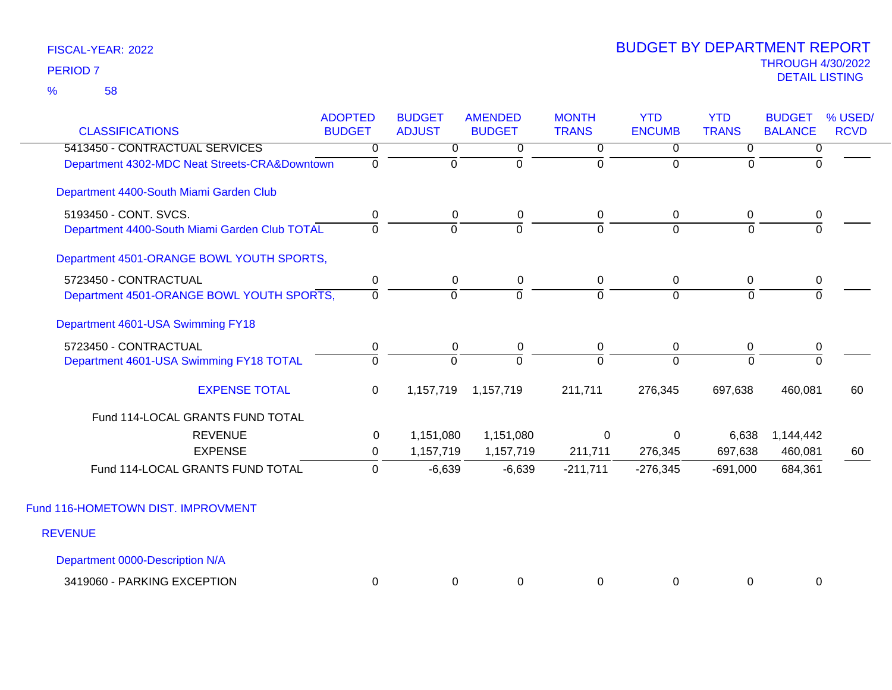FISCAL-YEAR: 2022

PERIOD 7

% 58

# BUDGET BY DEPARTMENT REPORT

THROUGH 4/30/2022

DETAIL LISTING

| CLASSIFICATIONS | ADOPTED BUDGET | BUDGET ADJUST | AMENDED BUDGET | MONTH TRANS | YTD ENCUMB | YTD TRANS | BUDGET BALANCE | % USED/ RCVD |
|---|---|---|---|---|---|---|---|---|
| 5413450 - CONTRACTUAL SERVICES | 0 | 0 | 0 | 0 | 0 | 0 | 0 | |
| Department 4302-MDC Neat Streets-CRA&Downtown | 0 | 0 | 0 | 0 | 0 | 0 | 0 | |
| Department 4400-South Miami Garden Club | | | | | | | | |
| 5193450 - CONT. SVCS. | 0 | 0 | 0 | 0 | 0 | 0 | 0 | |
| Department 4400-South Miami Garden Club TOTAL | 0 | 0 | 0 | 0 | 0 | 0 | 0 | |
| Department 4501-ORANGE BOWL YOUTH SPORTS, | | | | | | | | |
| 5723450 - CONTRACTUAL | 0 | 0 | 0 | 0 | 0 | 0 | 0 | |
| Department 4501-ORANGE BOWL YOUTH SPORTS, | 0 | 0 | 0 | 0 | 0 | 0 | 0 | |
| Department 4601-USA Swimming FY18 | | | | | | | | |
| 5723450 - CONTRACTUAL | 0 | 0 | 0 | 0 | 0 | 0 | 0 | |
| Department 4601-USA Swimming FY18 TOTAL | 0 | 0 | 0 | 0 | 0 | 0 | 0 | |
| EXPENSE TOTAL | 0 | 1,157,719 | 1,157,719 | 211,711 | 276,345 | 697,638 | 460,081 | 60 |
| Fund 114-LOCAL GRANTS FUND TOTAL | | | | | | | | |
| REVENUE | 0 | 1,151,080 | 1,151,080 | 0 | 0 | 6,638 | 1,144,442 | |
| EXPENSE | 0 | 1,157,719 | 1,157,719 | 211,711 | 276,345 | 697,638 | 460,081 | 60 |
| Fund 114-LOCAL GRANTS FUND TOTAL | 0 | -6,639 | -6,639 | -211,711 | -276,345 | -691,000 | 684,361 | |
| Fund 116-HOMETOWN DIST. IMPROVMENT | | | | | | | | |
| REVENUE | | | | | | | | |
| Department 0000-Description N/A | | | | | | | | |
| 3419060 - PARKING EXCEPTION | 0 | 0 | 0 | 0 | 0 | 0 | 0 | |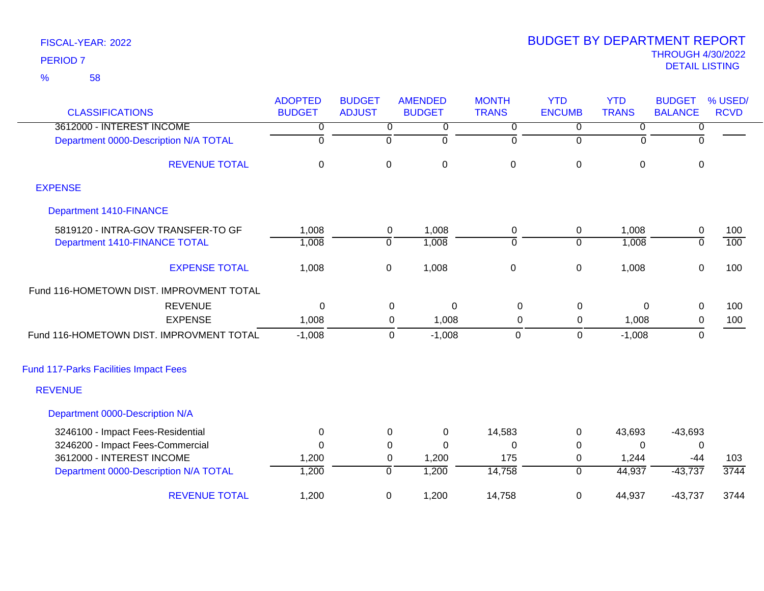FISCAL-YEAR: 2022
PERIOD 7
% 58

# BUDGET BY DEPARTMENT REPORT
THROUGH 4/30/2022
DETAIL LISTING

| CLASSIFICATIONS | ADOPTED BUDGET | BUDGET ADJUST | AMENDED BUDGET | MONTH TRANS | YTD ENCUMB | YTD TRANS | BUDGET BALANCE | % USED/ RCVD |
|---|---|---|---|---|---|---|---|---|
| 3612000 - INTEREST INCOME | 0 | 0 | 0 | 0 | 0 | 0 | 0 | |
| Department 0000-Description N/A TOTAL | 0 | 0 | 0 | 0 | 0 | 0 | 0 | |
| REVENUE TOTAL | 0 | 0 | 0 | 0 | 0 | 0 | 0 | |
| EXPENSE | | | | | | | | |
| Department 1410-FINANCE | | | | | | | | |
| 5819120 - INTRA-GOV TRANSFER-TO GF | 1,008 | 0 | 1,008 | 0 | 0 | 1,008 | 0 | 100 |
| Department 1410-FINANCE TOTAL | 1,008 | 0 | 1,008 | 0 | 0 | 1,008 | 0 | 100 |
| EXPENSE TOTAL | 1,008 | 0 | 1,008 | 0 | 0 | 1,008 | 0 | 100 |
| Fund 116-HOMETOWN DIST. IMPROVMENT TOTAL | | | | | | | | |
| REVENUE | 0 | 0 | 0 | 0 | 0 | 0 | 0 | 100 |
| EXPENSE | 1,008 | 0 | 1,008 | 0 | 0 | 1,008 | 0 | 100 |
| Fund 116-HOMETOWN DIST. IMPROVMENT TOTAL | -1,008 | 0 | -1,008 | 0 | 0 | -1,008 | 0 | |
| Fund 117-Parks Facilities Impact Fees | | | | | | | | |
| REVENUE | | | | | | | | |
| Department 0000-Description N/A | | | | | | | | |
| 3246100 - Impact Fees-Residential | 0 | 0 | 0 | 14,583 | 0 | 43,693 | -43,693 | |
| 3246200 - Impact Fees-Commercial | 0 | 0 | 0 | 0 | 0 | 0 | 0 | |
| 3612000 - INTEREST INCOME | 1,200 | 0 | 1,200 | 175 | 0 | 1,244 | -44 | 103 |
| Department 0000-Description N/A TOTAL | 1,200 | 0 | 1,200 | 14,758 | 0 | 44,937 | -43,737 | 3744 |
| REVENUE TOTAL | 1,200 | 0 | 1,200 | 14,758 | 0 | 44,937 | -43,737 | 3744 |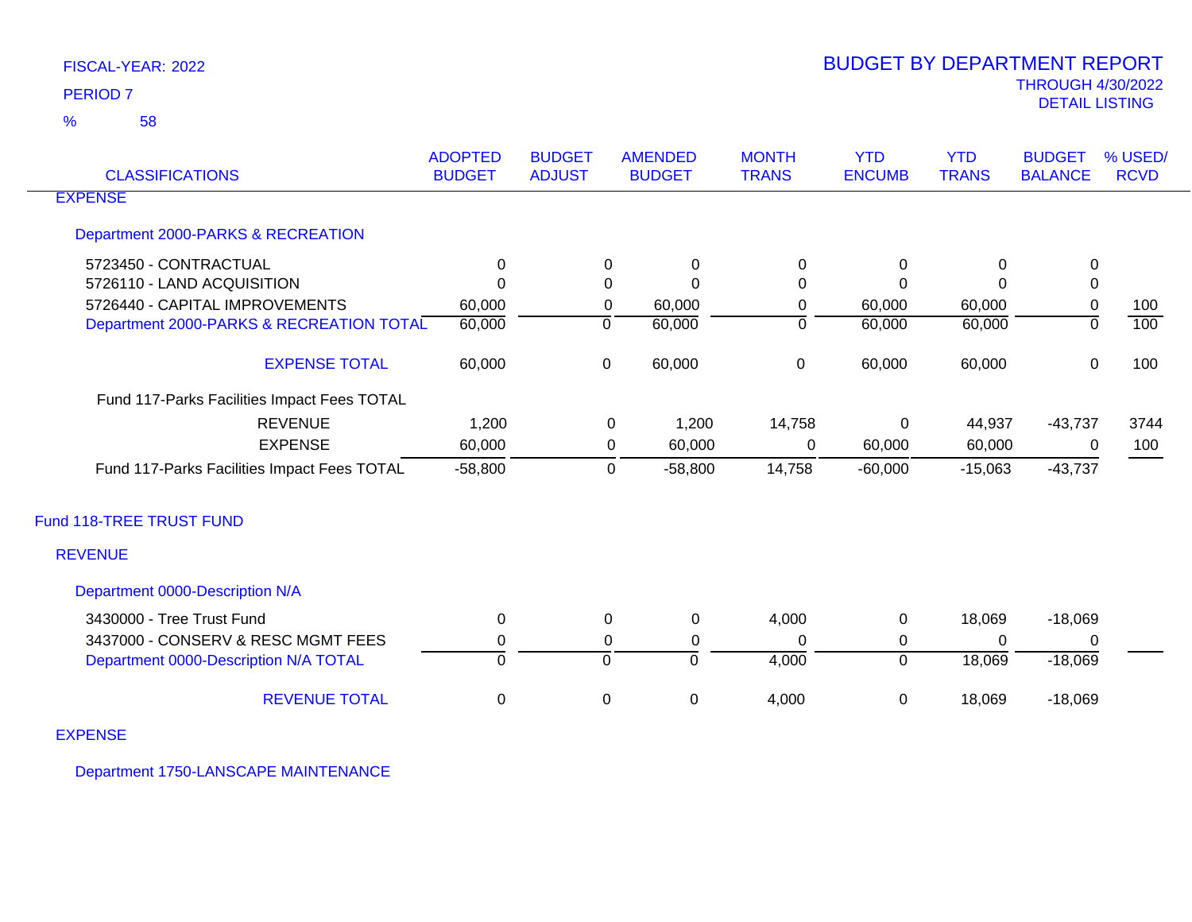FISCAL-YEAR: 2022

PERIOD 7

% 58

# BUDGET BY DEPARTMENT REPORT

THROUGH 4/30/2022

DETAIL LISTING

| CLASSIFICATIONS | ADOPTED BUDGET | BUDGET ADJUST | AMENDED BUDGET | MONTH TRANS | YTD ENCUMB | YTD TRANS | BUDGET BALANCE | % USED/ RCVD |
|---|---|---|---|---|---|---|---|---|
| EXPENSE | | | | | | | | |
| Department 2000-PARKS & RECREATION | | | | | | | | |
| 5723450 - CONTRACTUAL | 0 | 0 | 0 | 0 | 0 | 0 | 0 | |
| 5726110 - LAND ACQUISITION | 0 | 0 | 0 | 0 | 0 | 0 | 0 | |
| 5726440 - CAPITAL IMPROVEMENTS | 60,000 | 0 | 60,000 | 0 | 60,000 | 60,000 | 0 | 100 |
| Department 2000-PARKS & RECREATION TOTAL | 60,000 | 0 | 60,000 | 0 | 60,000 | 60,000 | 0 | 100 |
| EXPENSE TOTAL | 60,000 | 0 | 60,000 | 0 | 60,000 | 60,000 | 0 | 100 |
| Fund 117-Parks Facilities Impact Fees TOTAL | | | | | | | | |
| REVENUE | 1,200 | 0 | 1,200 | 14,758 | 0 | 44,937 | -43,737 | 3744 |
| EXPENSE | 60,000 | 0 | 60,000 | 0 | 60,000 | 60,000 | 0 | 100 |
| Fund 117-Parks Facilities Impact Fees TOTAL | -58,800 | 0 | -58,800 | 14,758 | -60,000 | -15,063 | -43,737 | |
| Fund 118-TREE TRUST FUND | | | | | | | | |
| REVENUE | | | | | | | | |
| Department 0000-Description N/A | | | | | | | | |
| 3430000 - Tree Trust Fund | 0 | 0 | 0 | 4,000 | 0 | 18,069 | -18,069 | |
| 3437000 - CONSERV & RESC MGMT FEES | 0 | 0 | 0 | 0 | 0 | 0 | 0 | |
| Department 0000-Description N/A TOTAL | 0 | 0 | 0 | 4,000 | 0 | 18,069 | -18,069 | |
| REVENUE TOTAL | 0 | 0 | 0 | 4,000 | 0 | 18,069 | -18,069 | |
| EXPENSE | | | | | | | | |
| Department 1750-LANSCAPE MAINTENANCE | | | | | | | | |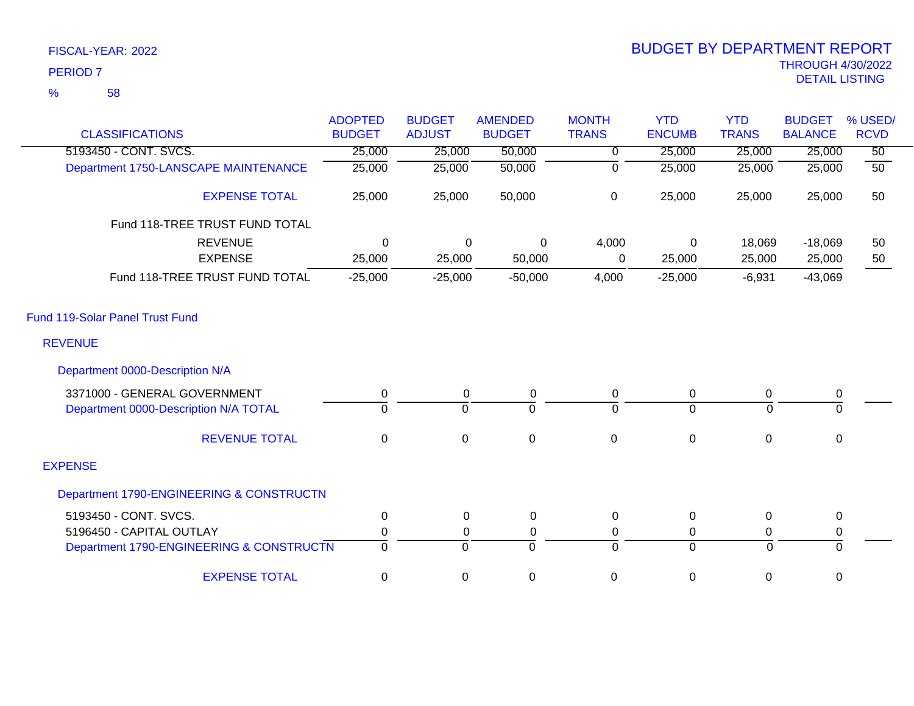FISCAL-YEAR: 2022

PERIOD 7

% 58

# BUDGET BY DEPARTMENT REPORT

THROUGH 4/30/2022

DETAIL LISTING

| CLASSIFICATIONS | ADOPTED BUDGET | BUDGET ADJUST | AMENDED BUDGET | MONTH TRANS | YTD ENCUMB | YTD TRANS | BUDGET BALANCE | % USED/ RCVD |
|---|---|---|---|---|---|---|---|---|
| 5193450 - CONT. SVCS. | 25,000 | 25,000 | 50,000 | 0 | 25,000 | 25,000 | 25,000 | 50 |
| Department 1750-LANSCAPE MAINTENANCE | 25,000 | 25,000 | 50,000 | 0 | 25,000 | 25,000 | 25,000 | 50 |
| EXPENSE TOTAL | 25,000 | 25,000 | 50,000 | 0 | 25,000 | 25,000 | 25,000 | 50 |
| Fund 118-TREE TRUST FUND TOTAL | | | | | | | | |
| REVENUE | 0 | 0 | 0 | 4,000 | 0 | 18,069 | -18,069 | 50 |
| EXPENSE | 25,000 | 25,000 | 50,000 | 0 | 25,000 | 25,000 | 25,000 | 50 |
| Fund 118-TREE TRUST FUND TOTAL | -25,000 | -25,000 | -50,000 | 4,000 | -25,000 | -6,931 | -43,069 | |
| **Fund 119-Solar Panel Trust Fund** | | | | | | | | |
| **REVENUE** | | | | | | | | |
| Department 0000-Description N/A | | | | | | | | |
| 3371000 - GENERAL GOVERNMENT | 0 | 0 | 0 | 0 | 0 | 0 | 0 | |
| Department 0000-Description N/A TOTAL | 0 | 0 | 0 | 0 | 0 | 0 | 0 | |
| REVENUE TOTAL | 0 | 0 | 0 | 0 | 0 | 0 | 0 | |
| **EXPENSE** | | | | | | | | |
| Department 1790-ENGINEERING & CONSTRUCTN | | | | | | | | |
| 5193450 - CONT. SVCS. | 0 | 0 | 0 | 0 | 0 | 0 | 0 | |
| 5196450 - CAPITAL OUTLAY | 0 | 0 | 0 | 0 | 0 | 0 | 0 | |
| Department 1790-ENGINEERING & CONSTRUCTN | 0 | 0 | 0 | 0 | 0 | 0 | 0 | |
| EXPENSE TOTAL | 0 | 0 | 0 | 0 | 0 | 0 | 0 | |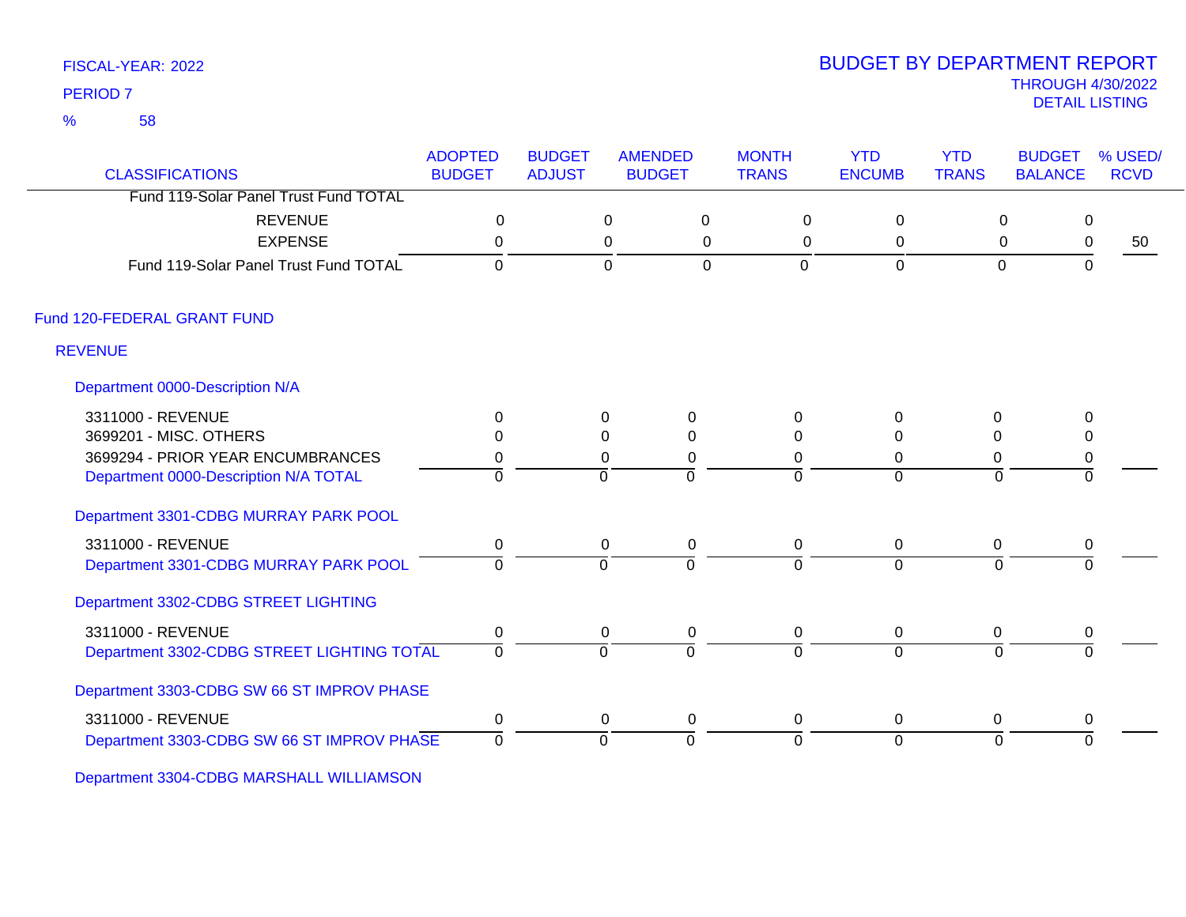FISCAL-YEAR: 2022
PERIOD 7
% 58

# BUDGET BY DEPARTMENT REPORT
THROUGH 4/30/2022
DETAIL LISTING

| CLASSIFICATIONS | ADOPTED BUDGET | BUDGET ADJUST | AMENDED BUDGET | MONTH TRANS | YTD ENCUMB | YTD TRANS | BUDGET BALANCE | % USED/ RCVD |
|---|---|---|---|---|---|---|---|---|
| Fund 119-Solar Panel Trust Fund TOTAL | | | | | | | | |
| REVENUE | 0 | 0 | 0 | 0 | 0 | 0 | 0 | |
| EXPENSE | 0 | 0 | 0 | 0 | 0 | 0 | 0 | 50 |
| Fund 119-Solar Panel Trust Fund TOTAL | 0 | 0 | 0 | 0 | 0 | 0 | 0 | |
| **Fund 120-FEDERAL GRANT FUND** | | | | | | | | |
| **REVENUE** | | | | | | | | |
| **Department 0000-Description N/A** | | | | | | | | |
| 3311000 - REVENUE | 0 | 0 | 0 | 0 | 0 | 0 | 0 | |
| 3699201 - MISC. OTHERS | 0 | 0 | 0 | 0 | 0 | 0 | 0 | |
| 3699294 - PRIOR YEAR ENCUMBRANCES | 0 | 0 | 0 | 0 | 0 | 0 | 0 | |
| Department 0000-Description N/A TOTAL | 0 | 0 | 0 | 0 | 0 | 0 | 0 | |
| **Department 3301-CDBG MURRAY PARK POOL** | | | | | | | | |
| 3311000 - REVENUE | 0 | 0 | 0 | 0 | 0 | 0 | 0 | |
| Department 3301-CDBG MURRAY PARK POOL | 0 | 0 | 0 | 0 | 0 | 0 | 0 | |
| **Department 3302-CDBG STREET LIGHTING** | | | | | | | | |
| 3311000 - REVENUE | 0 | 0 | 0 | 0 | 0 | 0 | 0 | |
| Department 3302-CDBG STREET LIGHTING TOTAL | 0 | 0 | 0 | 0 | 0 | 0 | 0 | |
| **Department 3303-CDBG SW 66 ST IMPROV PHASE** | | | | | | | | |
| 3311000 - REVENUE | 0 | 0 | 0 | 0 | 0 | 0 | 0 | |
| Department 3303-CDBG SW 66 ST IMPROV PHASE | 0 | 0 | 0 | 0 | 0 | 0 | 0 | |
| **Department 3304-CDBG MARSHALL WILLIAMSON** | | | | | | | | |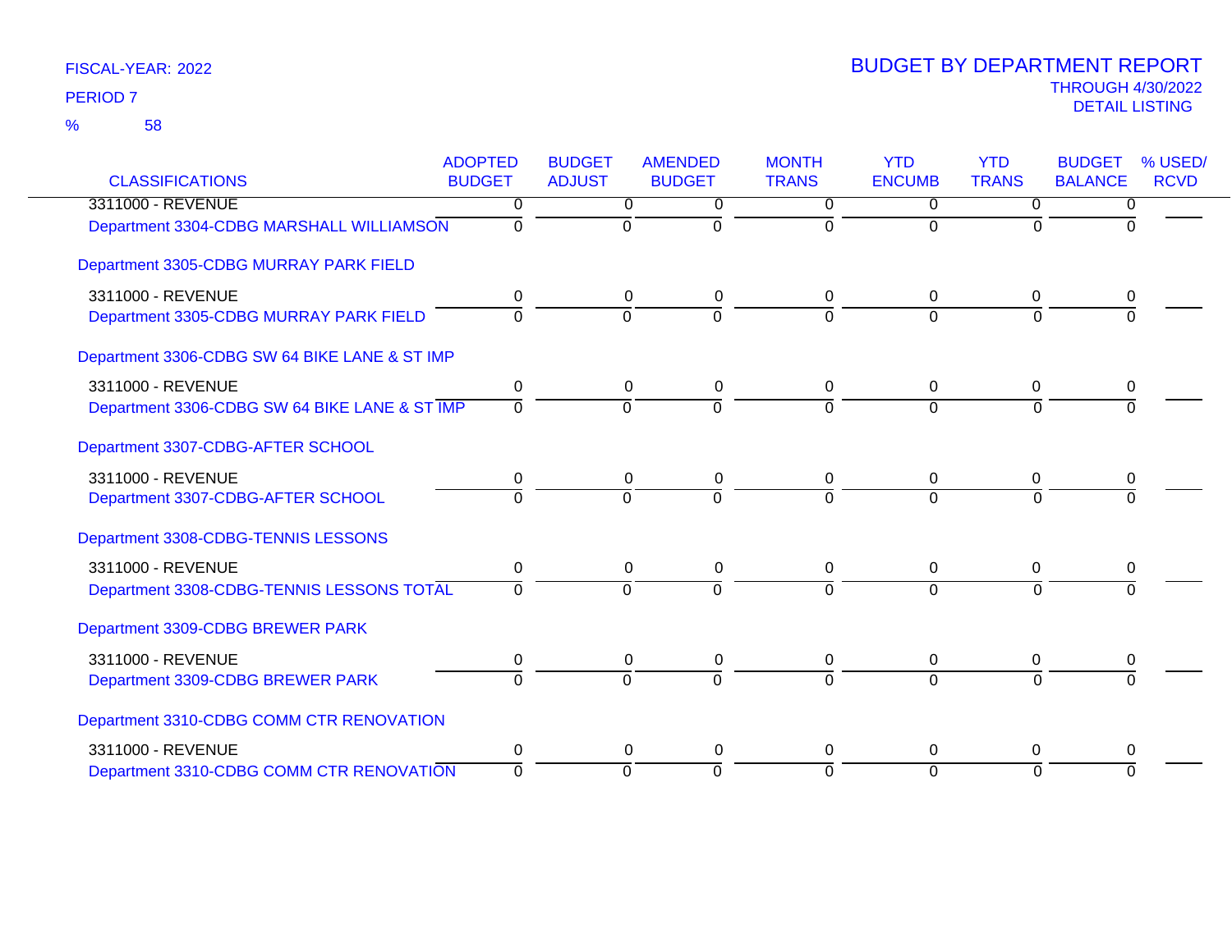FISCAL-YEAR: 2022

PERIOD 7

% 58

# BUDGET BY DEPARTMENT REPORT

THROUGH 4/30/2022

DETAIL LISTING

| CLASSIFICATIONS | ADOPTED BUDGET | BUDGET ADJUST | AMENDED BUDGET | MONTH TRANS | YTD ENCUMB | YTD TRANS | BUDGET BALANCE | % USED/ RCVD |
|---|---|---|---|---|---|---|---|---|
| 3311000 - REVENUE | 0 | 0 | 0 | 0 | 0 | 0 | 0 | |
| Department 3304-CDBG MARSHALL WILLIAMSON | 0 | 0 | 0 | 0 | 0 | 0 | 0 | |
| **Department 3305-CDBG MURRAY PARK FIELD** | | | | | | | | |
| 3311000 - REVENUE | 0 | 0 | 0 | 0 | 0 | 0 | 0 | |
| Department 3305-CDBG MURRAY PARK FIELD | 0 | 0 | 0 | 0 | 0 | 0 | 0 | |
| **Department 3306-CDBG SW 64 BIKE LANE & ST IMP** | | | | | | | | |
| 3311000 - REVENUE | 0 | 0 | 0 | 0 | 0 | 0 | 0 | |
| Department 3306-CDBG SW 64 BIKE LANE & ST IMP | 0 | 0 | 0 | 0 | 0 | 0 | 0 | |
| **Department 3307-CDBG-AFTER SCHOOL** | | | | | | | | |
| 3311000 - REVENUE | 0 | 0 | 0 | 0 | 0 | 0 | 0 | |
| Department 3307-CDBG-AFTER SCHOOL | 0 | 0 | 0 | 0 | 0 | 0 | 0 | |
| **Department 3308-CDBG-TENNIS LESSONS** | | | | | | | | |
| 3311000 - REVENUE | 0 | 0 | 0 | 0 | 0 | 0 | 0 | |
| Department 3308-CDBG-TENNIS LESSONS TOTAL | 0 | 0 | 0 | 0 | 0 | 0 | 0 | |
| **Department 3309-CDBG BREWER PARK** | | | | | | | | |
| 3311000 - REVENUE | 0 | 0 | 0 | 0 | 0 | 0 | 0 | |
| Department 3309-CDBG BREWER PARK | 0 | 0 | 0 | 0 | 0 | 0 | 0 | |
| **Department 3310-CDBG COMM CTR RENOVATION** | | | | | | | | |
| 3311000 - REVENUE | 0 | 0 | 0 | 0 | 0 | 0 | 0 | |
| Department 3310-CDBG COMM CTR RENOVATION | 0 | 0 | 0 | 0 | 0 | 0 | 0 | |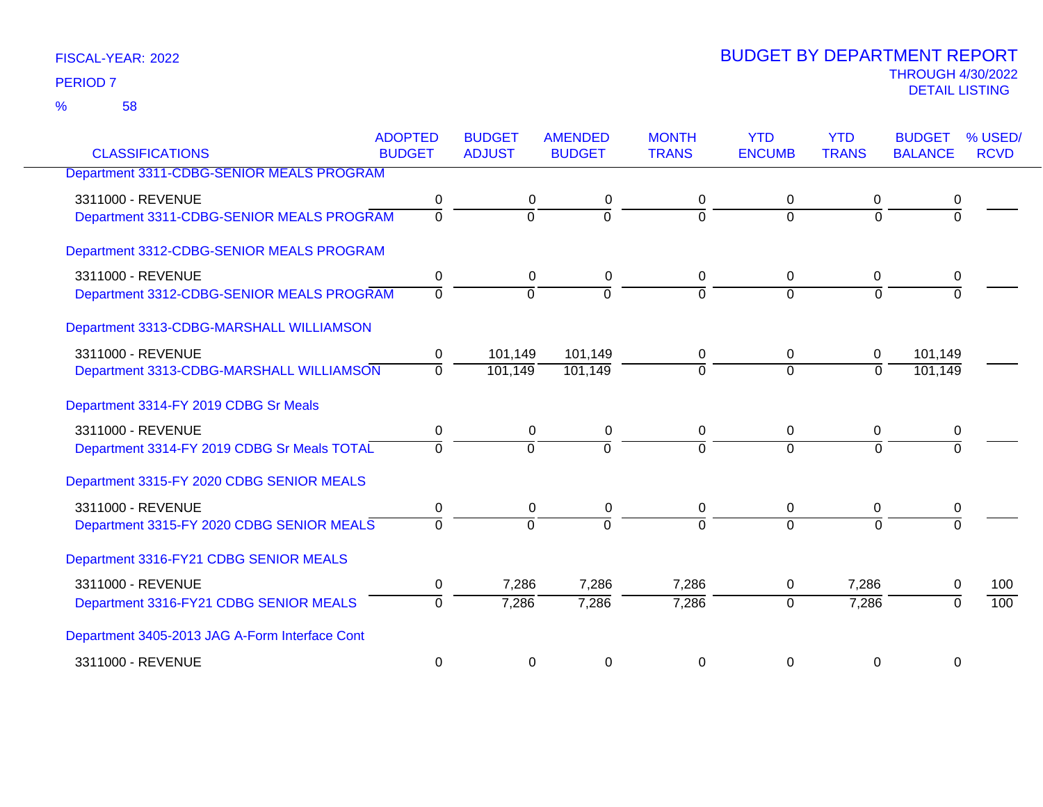FISCAL-YEAR: 2022

PERIOD 7

% 58

# BUDGET BY DEPARTMENT REPORT

THROUGH 4/30/2022

DETAIL LISTING

| CLASSIFICATIONS | ADOPTED BUDGET | BUDGET ADJUST | AMENDED BUDGET | MONTH TRANS | YTD ENCUMB | YTD TRANS | BUDGET BALANCE | % USED/ RCVD |
|---|---|---|---|---|---|---|---|---|
| Department 3311-CDBG-SENIOR MEALS PROGRAM | | | | | | | | |
| 3311000 - REVENUE | 0 | 0 | 0 | 0 | 0 | 0 | 0 | |
| Department 3311-CDBG-SENIOR MEALS PROGRAM | 0 | 0 | 0 | 0 | 0 | 0 | 0 | |
| Department 3312-CDBG-SENIOR MEALS PROGRAM | | | | | | | | |
| 3311000 - REVENUE | 0 | 0 | 0 | 0 | 0 | 0 | 0 | |
| Department 3312-CDBG-SENIOR MEALS PROGRAM | 0 | 0 | 0 | 0 | 0 | 0 | 0 | |
| Department 3313-CDBG-MARSHALL WILLIAMSON | | | | | | | | |
| 3311000 - REVENUE | 0 | 101,149 | 101,149 | 0 | 0 | 0 | 101,149 | |
| Department 3313-CDBG-MARSHALL WILLIAMSON | 0 | 101,149 | 101,149 | 0 | 0 | 0 | 101,149 | |
| Department 3314-FY 2019 CDBG Sr Meals | | | | | | | | |
| 3311000 - REVENUE | 0 | 0 | 0 | 0 | 0 | 0 | 0 | |
| Department 3314-FY 2019 CDBG Sr Meals TOTAL | 0 | 0 | 0 | 0 | 0 | 0 | 0 | |
| Department 3315-FY 2020 CDBG SENIOR MEALS | | | | | | | | |
| 3311000 - REVENUE | 0 | 0 | 0 | 0 | 0 | 0 | 0 | |
| Department 3315-FY 2020 CDBG SENIOR MEALS | 0 | 0 | 0 | 0 | 0 | 0 | 0 | |
| Department 3316-FY21 CDBG SENIOR MEALS | | | | | | | | |
| 3311000 - REVENUE | 0 | 7,286 | 7,286 | 7,286 | 0 | 7,286 | 0 | 100 |
| Department 3316-FY21 CDBG SENIOR MEALS | 0 | 7,286 | 7,286 | 7,286 | 0 | 7,286 | 0 | 100 |
| Department 3405-2013 JAG A-Form Interface Cont | | | | | | | | |
| 3311000 - REVENUE | 0 | 0 | 0 | 0 | 0 | 0 | 0 | |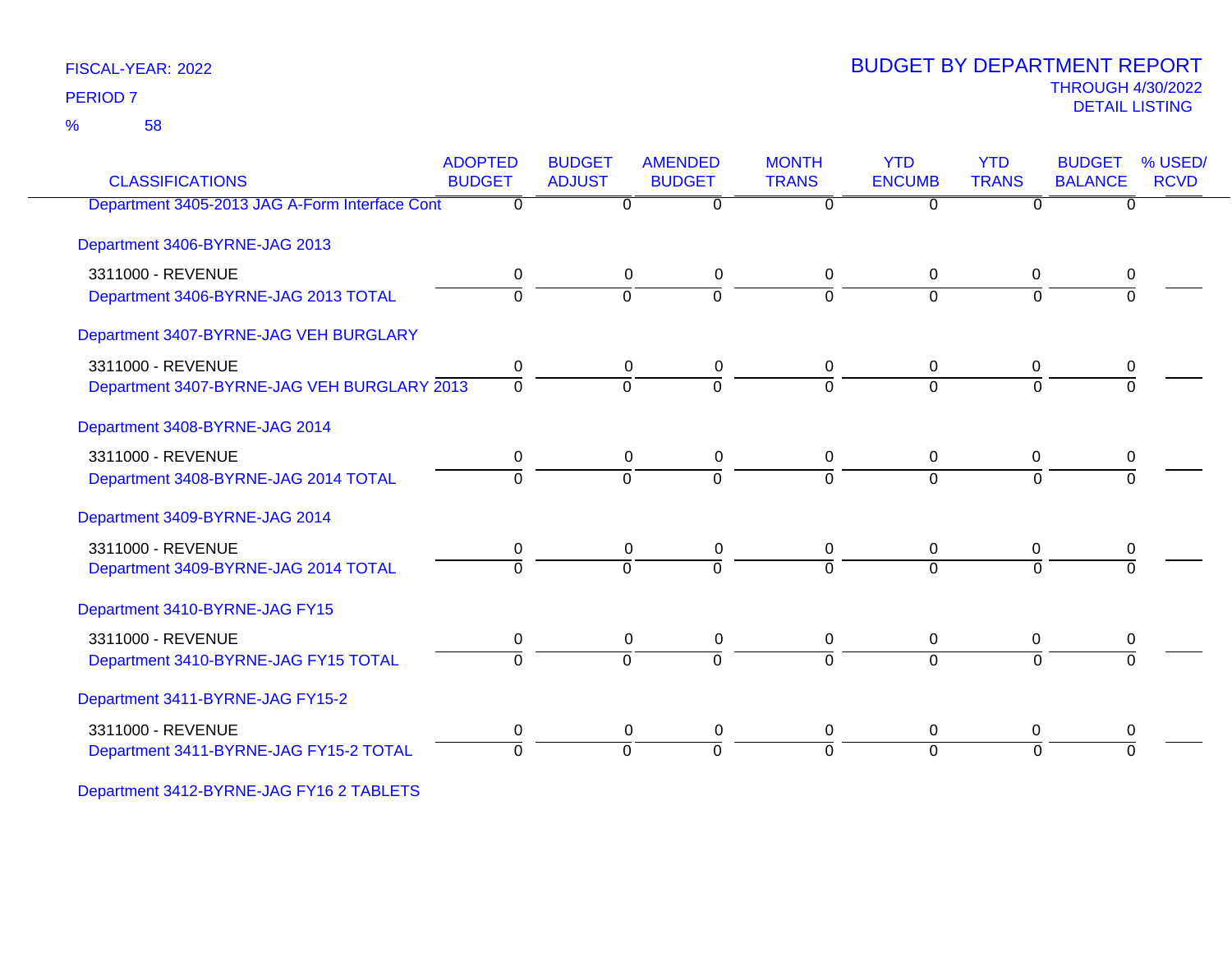FISCAL-YEAR: 2022

PERIOD 7

% 58

# BUDGET BY DEPARTMENT REPORT

THROUGH 4/30/2022

DETAIL LISTING

| CLASSIFICATIONS | ADOPTED BUDGET | BUDGET ADJUST | AMENDED BUDGET | MONTH TRANS | YTD ENCUMB | YTD TRANS | BUDGET BALANCE | % USED/ RCVD |
|---|---|---|---|---|---|---|---|---|
| Department 3405-2013 JAG A-Form Interface Cont | 0 | 0 | 0 | 0 | 0 | 0 | 0 | |
| Department 3406-BYRNE-JAG 2013 | | | | | | | | |
| 3311000 - REVENUE | 0 | 0 | 0 | 0 | 0 | 0 | 0 | |
| Department 3406-BYRNE-JAG 2013 TOTAL | 0 | 0 | 0 | 0 | 0 | 0 | 0 | |
| Department 3407-BYRNE-JAG VEH BURGLARY | | | | | | | | |
| 3311000 - REVENUE | 0 | 0 | 0 | 0 | 0 | 0 | 0 | |
| Department 3407-BYRNE-JAG VEH BURGLARY 2013 | 0 | 0 | 0 | 0 | 0 | 0 | 0 | |
| Department 3408-BYRNE-JAG 2014 | | | | | | | | |
| 3311000 - REVENUE | 0 | 0 | 0 | 0 | 0 | 0 | 0 | |
| Department 3408-BYRNE-JAG 2014 TOTAL | 0 | 0 | 0 | 0 | 0 | 0 | 0 | |
| Department 3409-BYRNE-JAG 2014 | | | | | | | | |
| 3311000 - REVENUE | 0 | 0 | 0 | 0 | 0 | 0 | 0 | |
| Department 3409-BYRNE-JAG 2014 TOTAL | 0 | 0 | 0 | 0 | 0 | 0 | 0 | |
| Department 3410-BYRNE-JAG FY15 | | | | | | | | |
| 3311000 - REVENUE | 0 | 0 | 0 | 0 | 0 | 0 | 0 | |
| Department 3410-BYRNE-JAG FY15 TOTAL | 0 | 0 | 0 | 0 | 0 | 0 | 0 | |
| Department 3411-BYRNE-JAG FY15-2 | | | | | | | | |
| 3311000 - REVENUE | 0 | 0 | 0 | 0 | 0 | 0 | 0 | |
| Department 3411-BYRNE-JAG FY15-2 TOTAL | 0 | 0 | 0 | 0 | 0 | 0 | 0 | |
| Department 3412-BYRNE-JAG FY16 2 TABLETS | | | | | | | | |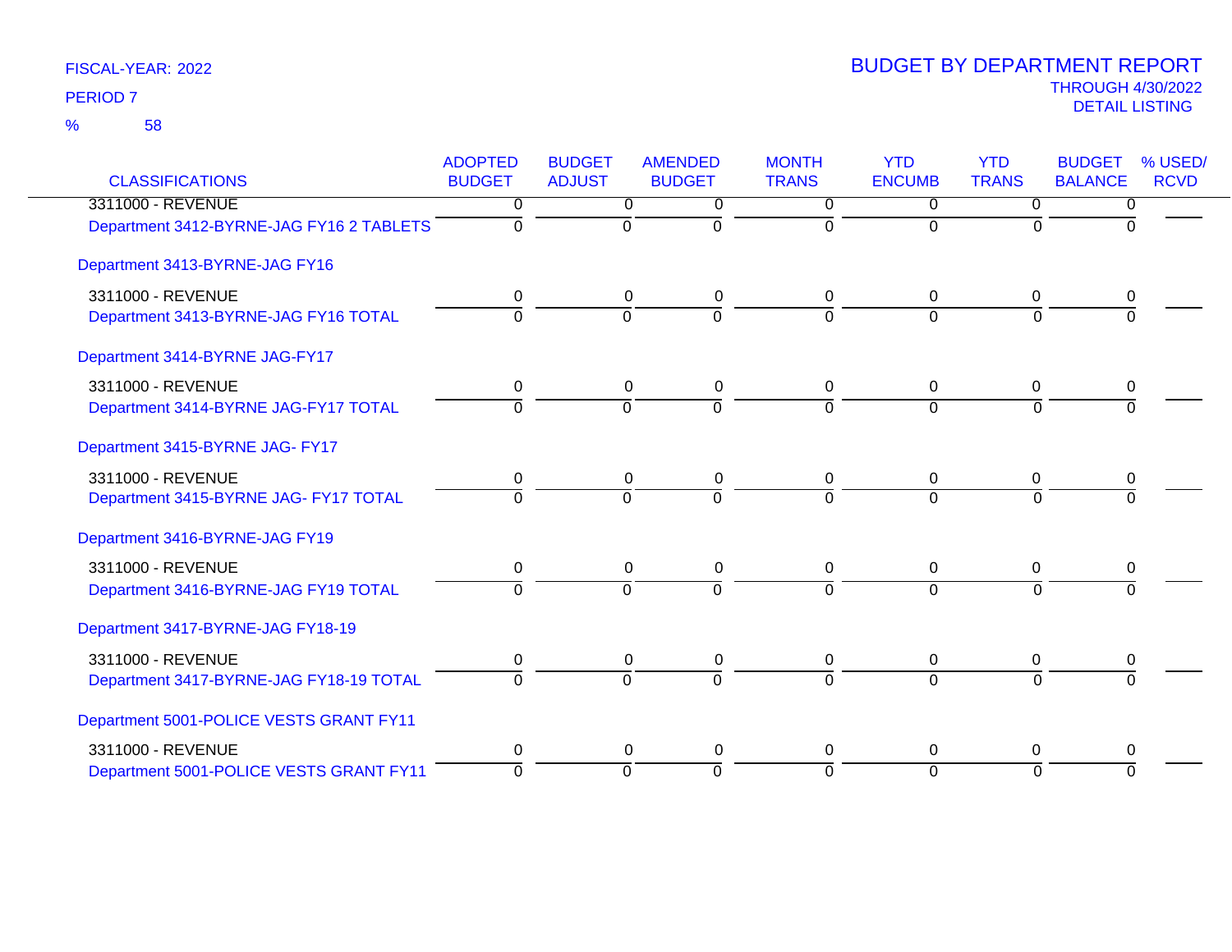FISCAL-YEAR: 2022
PERIOD 7
% 58

# BUDGET BY DEPARTMENT REPORT
THROUGH 4/30/2022
DETAIL LISTING

| CLASSIFICATIONS | ADOPTED BUDGET | BUDGET ADJUST | AMENDED BUDGET | MONTH TRANS | YTD ENCUMB | YTD TRANS | BUDGET BALANCE | % USED/ RCVD |
|---|---|---|---|---|---|---|---|---|
| 3311000 - REVENUE | 0 | 0 | 0 | 0 | 0 | 0 | 0 | |
| Department 3412-BYRNE-JAG FY16 2 TABLETS | 0 | 0 | 0 | 0 | 0 | 0 | 0 | |
| Department 3413-BYRNE-JAG FY16 | | | | | | | | |
| 3311000 - REVENUE | 0 | 0 | 0 | 0 | 0 | 0 | 0 | |
| Department 3413-BYRNE-JAG FY16 TOTAL | 0 | 0 | 0 | 0 | 0 | 0 | 0 | |
| Department 3414-BYRNE JAG-FY17 | | | | | | | | |
| 3311000 - REVENUE | 0 | 0 | 0 | 0 | 0 | 0 | 0 | |
| Department 3414-BYRNE JAG-FY17 TOTAL | 0 | 0 | 0 | 0 | 0 | 0 | 0 | |
| Department 3415-BYRNE JAG- FY17 | | | | | | | | |
| 3311000 - REVENUE | 0 | 0 | 0 | 0 | 0 | 0 | 0 | |
| Department 3415-BYRNE JAG- FY17 TOTAL | 0 | 0 | 0 | 0 | 0 | 0 | 0 | |
| Department 3416-BYRNE-JAG FY19 | | | | | | | | |
| 3311000 - REVENUE | 0 | 0 | 0 | 0 | 0 | 0 | 0 | |
| Department 3416-BYRNE-JAG FY19 TOTAL | 0 | 0 | 0 | 0 | 0 | 0 | 0 | |
| Department 3417-BYRNE-JAG FY18-19 | | | | | | | | |
| 3311000 - REVENUE | 0 | 0 | 0 | 0 | 0 | 0 | 0 | |
| Department 3417-BYRNE-JAG FY18-19 TOTAL | 0 | 0 | 0 | 0 | 0 | 0 | 0 | |
| Department 5001-POLICE VESTS GRANT FY11 | | | | | | | | |
| 3311000 - REVENUE | 0 | 0 | 0 | 0 | 0 | 0 | 0 | |
| Department 5001-POLICE VESTS GRANT FY11 | 0 | 0 | 0 | 0 | 0 | 0 | 0 | |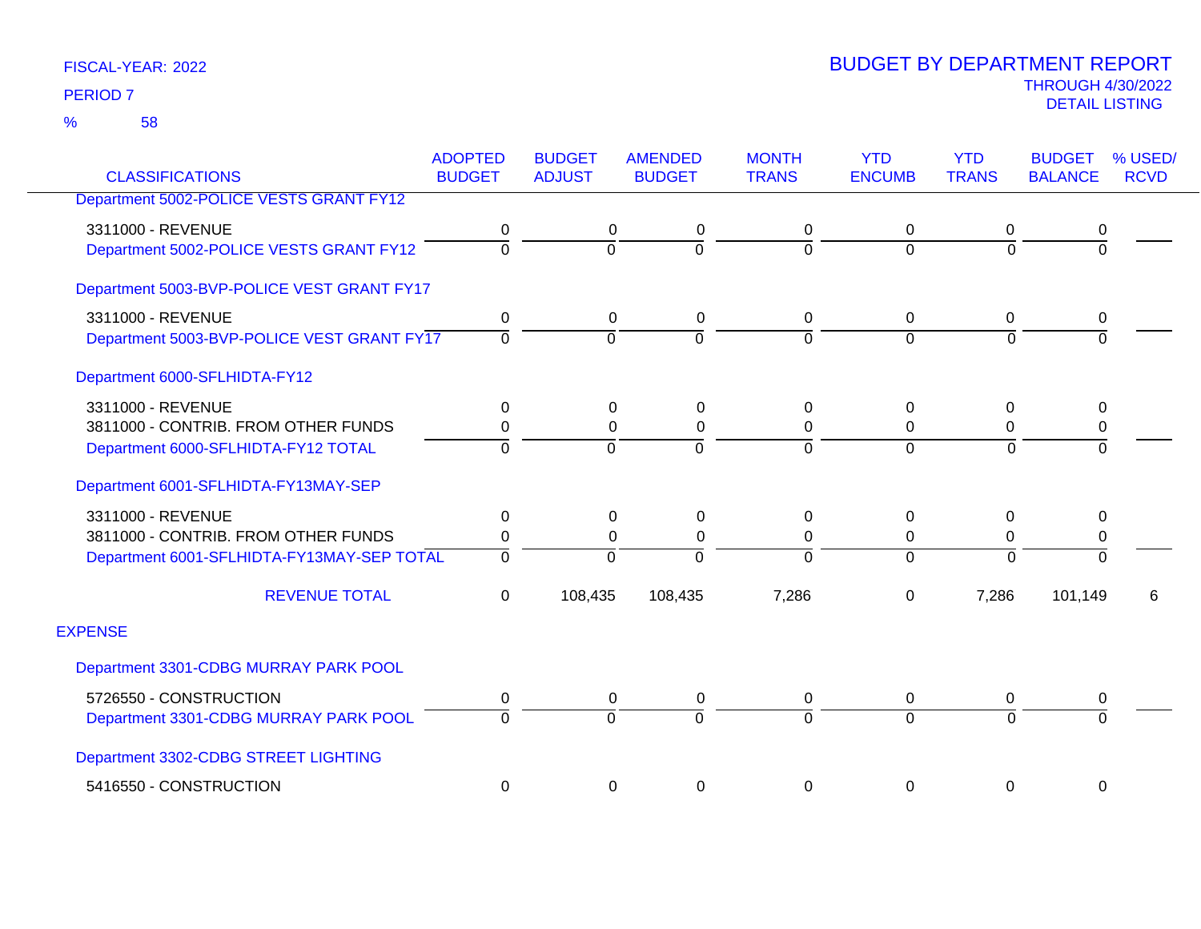FISCAL-YEAR: 2022

PERIOD 7

% 58

# BUDGET BY DEPARTMENT REPORT

THROUGH 4/30/2022

DETAIL LISTING

| CLASSIFICATIONS | ADOPTED BUDGET | BUDGET ADJUST | AMENDED BUDGET | MONTH TRANS | YTD ENCUMB | YTD TRANS | BUDGET BALANCE | % USED/ RCVD |
|---|---|---|---|---|---|---|---|---|
| Department 5002-POLICE VESTS GRANT FY12 | | | | | | | | |
| 3311000 - REVENUE | 0 | 0 | 0 | 0 | 0 | 0 | 0 | |
| Department 5002-POLICE VESTS GRANT FY12 | 0 | 0 | 0 | 0 | 0 | 0 | 0 | |
| Department 5003-BVP-POLICE VEST GRANT FY17 | | | | | | | | |
| 3311000 - REVENUE | 0 | 0 | 0 | 0 | 0 | 0 | 0 | |
| Department 5003-BVP-POLICE VEST GRANT FY17 | 0 | 0 | 0 | 0 | 0 | 0 | 0 | |
| Department 6000-SFLHIDTA-FY12 | | | | | | | | |
| 3311000 - REVENUE | 0 | 0 | 0 | 0 | 0 | 0 | 0 | |
| 3811000 - CONTRIB. FROM OTHER FUNDS | 0 | 0 | 0 | 0 | 0 | 0 | 0 | |
| Department 6000-SFLHIDTA-FY12 TOTAL | 0 | 0 | 0 | 0 | 0 | 0 | 0 | |
| Department 6001-SFLHIDTA-FY13MAY-SEP | | | | | | | | |
| 3311000 - REVENUE | 0 | 0 | 0 | 0 | 0 | 0 | 0 | |
| 3811000 - CONTRIB. FROM OTHER FUNDS | 0 | 0 | 0 | 0 | 0 | 0 | 0 | |
| Department 6001-SFLHIDTA-FY13MAY-SEP TOTAL | 0 | 0 | 0 | 0 | 0 | 0 | 0 | |
| REVENUE TOTAL | 0 | 108,435 | 108,435 | 7,286 | 0 | 7,286 | 101,149 | 6 |
| EXPENSE | | | | | | | | |
| Department 3301-CDBG MURRAY PARK POOL | | | | | | | | |
| 5726550 - CONSTRUCTION | 0 | 0 | 0 | 0 | 0 | 0 | 0 | |
| Department 3301-CDBG MURRAY PARK POOL | 0 | 0 | 0 | 0 | 0 | 0 | 0 | |
| Department 3302-CDBG STREET LIGHTING | | | | | | | | |
| 5416550 - CONSTRUCTION | 0 | 0 | 0 | 0 | 0 | 0 | 0 | |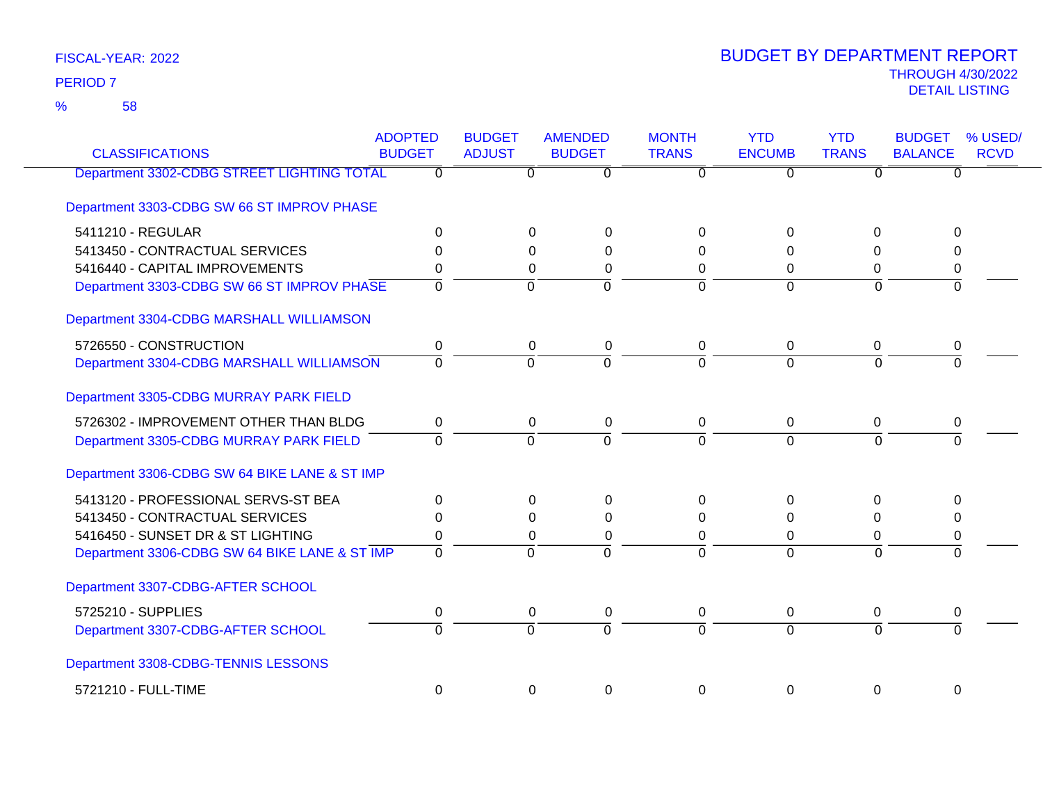FISCAL-YEAR: 2022

PERIOD 7

% 58

# BUDGET BY DEPARTMENT REPORT

THROUGH 4/30/2022

DETAIL LISTING

| CLASSIFICATIONS | ADOPTED BUDGET | BUDGET ADJUST | AMENDED BUDGET | MONTH TRANS | YTD ENCUMB | YTD TRANS | BUDGET BALANCE | % USED/ RCVD |
|---|---|---|---|---|---|---|---|---|
| Department 3302-CDBG STREET LIGHTING TOTAL | 0 | 0 | 0 | 0 | 0 | 0 | 0 | |
| Department 3303-CDBG SW 66 ST IMPROV PHASE | | | | | | | | |
| 5411210 - REGULAR | 0 | 0 | 0 | 0 | 0 | 0 | 0 | |
| 5413450 - CONTRACTUAL SERVICES | 0 | 0 | 0 | 0 | 0 | 0 | 0 | |
| 5416440 - CAPITAL IMPROVEMENTS | 0 | 0 | 0 | 0 | 0 | 0 | 0 | |
| Department 3303-CDBG SW 66 ST IMPROV PHASE | 0 | 0 | 0 | 0 | 0 | 0 | 0 | |
| Department 3304-CDBG MARSHALL WILLIAMSON | | | | | | | | |
| 5726550 - CONSTRUCTION | 0 | 0 | 0 | 0 | 0 | 0 | 0 | |
| Department 3304-CDBG MARSHALL WILLIAMSON | 0 | 0 | 0 | 0 | 0 | 0 | 0 | |
| Department 3305-CDBG MURRAY PARK FIELD | | | | | | | | |
| 5726302 - IMPROVEMENT OTHER THAN BLDG | 0 | 0 | 0 | 0 | 0 | 0 | 0 | |
| Department 3305-CDBG MURRAY PARK FIELD | 0 | 0 | 0 | 0 | 0 | 0 | 0 | |
| Department 3306-CDBG SW 64 BIKE LANE & ST IMP | | | | | | | | |
| 5413120 - PROFESSIONAL SERVS-ST BEA | 0 | 0 | 0 | 0 | 0 | 0 | 0 | |
| 5413450 - CONTRACTUAL SERVICES | 0 | 0 | 0 | 0 | 0 | 0 | 0 | |
| 5416450 - SUNSET DR & ST LIGHTING | 0 | 0 | 0 | 0 | 0 | 0 | 0 | |
| Department 3306-CDBG SW 64 BIKE LANE & ST IMP | 0 | 0 | 0 | 0 | 0 | 0 | 0 | |
| Department 3307-CDBG-AFTER SCHOOL | | | | | | | | |
| 5725210 - SUPPLIES | 0 | 0 | 0 | 0 | 0 | 0 | 0 | |
| Department 3307-CDBG-AFTER SCHOOL | 0 | 0 | 0 | 0 | 0 | 0 | 0 | |
| Department 3308-CDBG-TENNIS LESSONS | | | | | | | | |
| 5721210 - FULL-TIME | 0 | 0 | 0 | 0 | 0 | 0 | 0 | |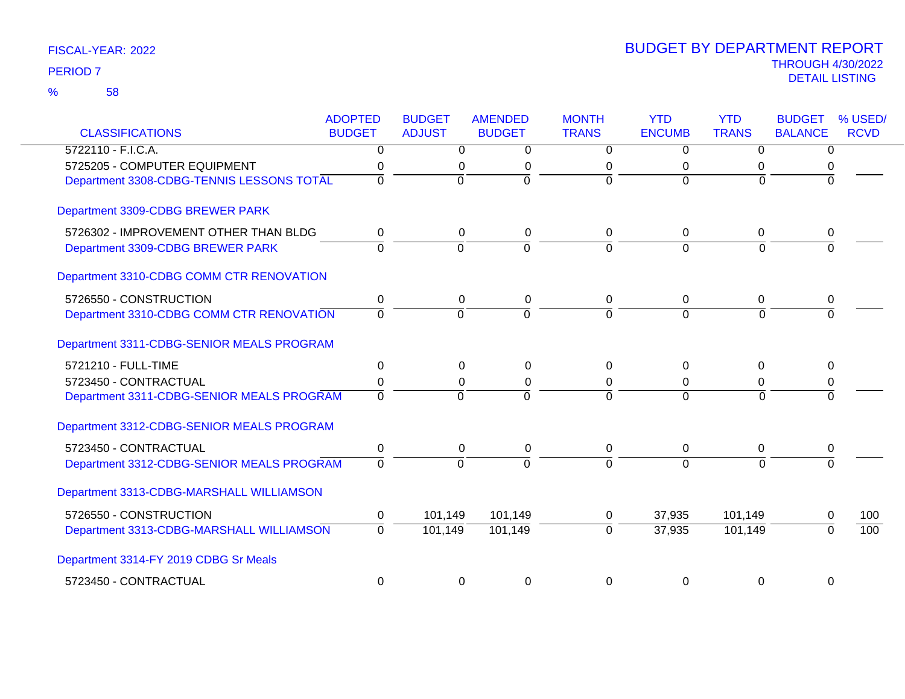FISCAL-YEAR: 2022

PERIOD 7

% 58

# BUDGET BY DEPARTMENT REPORT

THROUGH 4/30/2022

DETAIL LISTING

| CLASSIFICATIONS | ADOPTED BUDGET | BUDGET ADJUST | AMENDED BUDGET | MONTH TRANS | YTD ENCUMB | YTD TRANS | BUDGET BALANCE | % USED/ RCVD |
|---|---|---|---|---|---|---|---|---|
| 5722110 - F.I.C.A. | 0 | 0 | 0 | 0 | 0 | 0 | 0 | |
| 5725205 - COMPUTER EQUIPMENT | 0 | 0 | 0 | 0 | 0 | 0 | 0 | |
| Department 3308-CDBG-TENNIS LESSONS TOTAL | 0 | 0 | 0 | 0 | 0 | 0 | 0 | |
| **Department 3309-CDBG BREWER PARK** | | | | | | | | |
| 5726302 - IMPROVEMENT OTHER THAN BLDG | 0 | 0 | 0 | 0 | 0 | 0 | 0 | |
| Department 3309-CDBG BREWER PARK | 0 | 0 | 0 | 0 | 0 | 0 | 0 | |
| **Department 3310-CDBG COMM CTR RENOVATION** | | | | | | | | |
| 5726550 - CONSTRUCTION | 0 | 0 | 0 | 0 | 0 | 0 | 0 | |
| Department 3310-CDBG COMM CTR RENOVATION | 0 | 0 | 0 | 0 | 0 | 0 | 0 | |
| **Department 3311-CDBG-SENIOR MEALS PROGRAM** | | | | | | | | |
| 5721210 - FULL-TIME | 0 | 0 | 0 | 0 | 0 | 0 | 0 | |
| 5723450 - CONTRACTUAL | 0 | 0 | 0 | 0 | 0 | 0 | 0 | |
| Department 3311-CDBG-SENIOR MEALS PROGRAM | 0 | 0 | 0 | 0 | 0 | 0 | 0 | |
| **Department 3312-CDBG-SENIOR MEALS PROGRAM** | | | | | | | | |
| 5723450 - CONTRACTUAL | 0 | 0 | 0 | 0 | 0 | 0 | 0 | |
| Department 3312-CDBG-SENIOR MEALS PROGRAM | 0 | 0 | 0 | 0 | 0 | 0 | 0 | |
| **Department 3313-CDBG-MARSHALL WILLIAMSON** | | | | | | | | |
| 5726550 - CONSTRUCTION | 0 | 101,149 | 101,149 | 0 | 37,935 | 101,149 | 0 | 100 |
| Department 3313-CDBG-MARSHALL WILLIAMSON | 0 | 101,149 | 101,149 | 0 | 37,935 | 101,149 | 0 | 100 |
| **Department 3314-FY 2019 CDBG Sr Meals** | | | | | | | | |
| 5723450 - CONTRACTUAL | 0 | 0 | 0 | 0 | 0 | 0 | 0 | |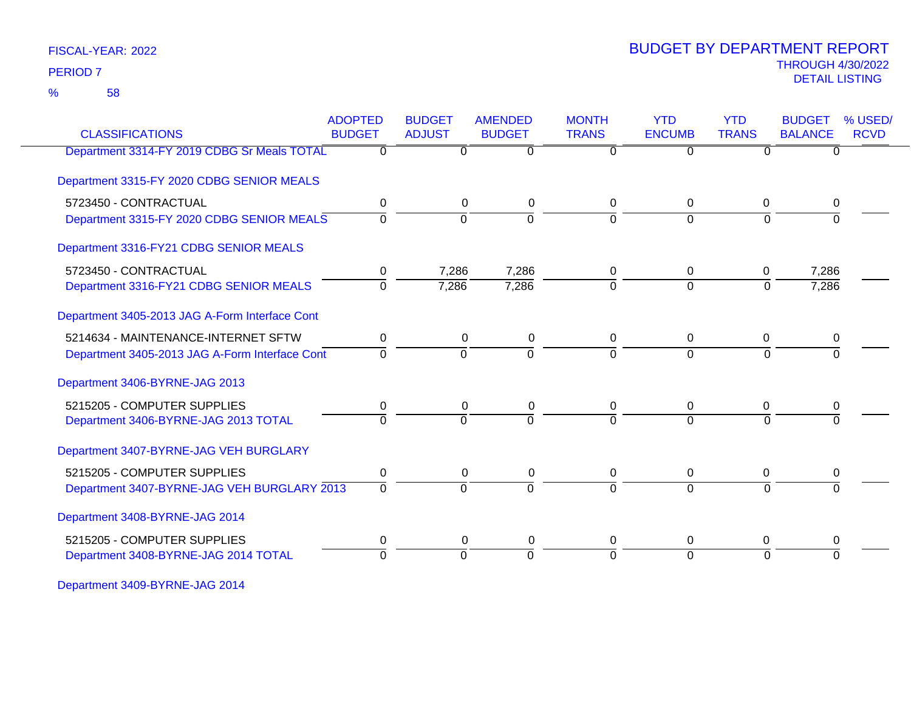FISCAL-YEAR: 2022

PERIOD 7

% 58

# BUDGET BY DEPARTMENT REPORT

THROUGH 4/30/2022

DETAIL LISTING

| CLASSIFICATIONS | ADOPTED BUDGET | BUDGET ADJUST | AMENDED BUDGET | MONTH TRANS | YTD ENCUMB | YTD TRANS | BUDGET BALANCE | % USED/ RCVD |
|---|---|---|---|---|---|---|---|---|
| Department 3314-FY 2019 CDBG Sr Meals TOTAL | 0 | 0 | 0 | 0 | 0 | 0 | 0 | |
| **Department 3315-FY 2020 CDBG SENIOR MEALS** | | | | | | | | |
| 5723450 - CONTRACTUAL | 0 | 0 | 0 | 0 | 0 | 0 | 0 | |
| Department 3315-FY 2020 CDBG SENIOR MEALS | 0 | 0 | 0 | 0 | 0 | 0 | 0 | |
| **Department 3316-FY21 CDBG SENIOR MEALS** | | | | | | | | |
| 5723450 - CONTRACTUAL | 0 | 7,286 | 7,286 | 0 | 0 | 0 | 7,286 | |
| Department 3316-FY21 CDBG SENIOR MEALS | 0 | 7,286 | 7,286 | 0 | 0 | 0 | 7,286 | |
| **Department 3405-2013 JAG A-Form Interface Cont** | | | | | | | | |
| 5214634 - MAINTENANCE-INTERNET SFTW | 0 | 0 | 0 | 0 | 0 | 0 | 0 | |
| Department 3405-2013 JAG A-Form Interface Cont | 0 | 0 | 0 | 0 | 0 | 0 | 0 | |
| **Department 3406-BYRNE-JAG 2013** | | | | | | | | |
| 5215205 - COMPUTER SUPPLIES | 0 | 0 | 0 | 0 | 0 | 0 | 0 | |
| Department 3406-BYRNE-JAG 2013 TOTAL | 0 | 0 | 0 | 0 | 0 | 0 | 0 | |
| **Department 3407-BYRNE-JAG VEH BURGLARY** | | | | | | | | |
| 5215205 - COMPUTER SUPPLIES | 0 | 0 | 0 | 0 | 0 | 0 | 0 | |
| Department 3407-BYRNE-JAG VEH BURGLARY 2013 | 0 | 0 | 0 | 0 | 0 | 0 | 0 | |
| **Department 3408-BYRNE-JAG 2014** | | | | | | | | |
| 5215205 - COMPUTER SUPPLIES | 0 | 0 | 0 | 0 | 0 | 0 | 0 | |
| Department 3408-BYRNE-JAG 2014 TOTAL | 0 | 0 | 0 | 0 | 0 | 0 | 0 | |
| **Department 3409-BYRNE-JAG 2014** | | | | | | | | |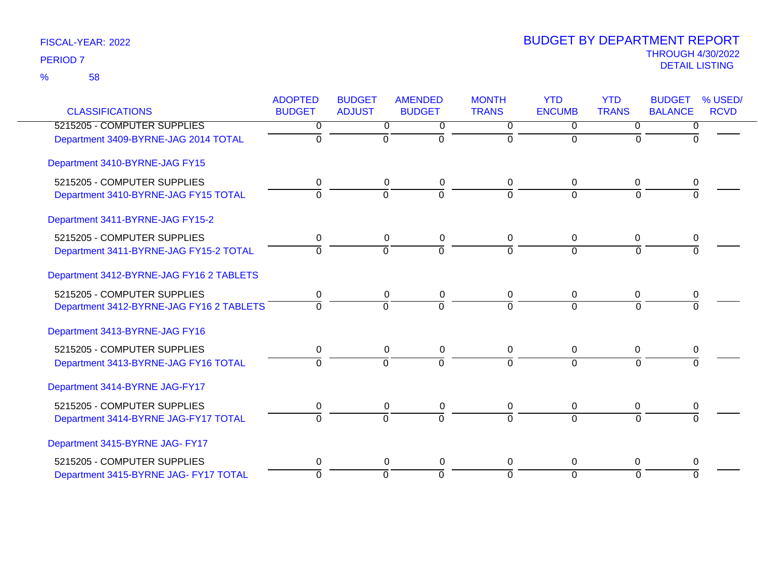FISCAL-YEAR: 2022

PERIOD 7

% 58

# BUDGET BY DEPARTMENT REPORT

THROUGH 4/30/2022

DETAIL LISTING

| CLASSIFICATIONS | ADOPTED BUDGET | BUDGET ADJUST | AMENDED BUDGET | MONTH TRANS | YTD ENCUMB | YTD TRANS | BUDGET BALANCE | % USED/ RCVD |
|---|---|---|---|---|---|---|---|---|
| 5215205 - COMPUTER SUPPLIES | 0 | 0 | 0 | 0 | 0 | 0 | 0 | |
| Department 3409-BYRNE-JAG 2014 TOTAL | 0 | 0 | 0 | 0 | 0 | 0 | 0 | |
| Department 3410-BYRNE-JAG FY15 | | | | | | | | |
| 5215205 - COMPUTER SUPPLIES | 0 | 0 | 0 | 0 | 0 | 0 | 0 | |
| Department 3410-BYRNE-JAG FY15 TOTAL | 0 | 0 | 0 | 0 | 0 | 0 | 0 | |
| Department 3411-BYRNE-JAG FY15-2 | | | | | | | | |
| 5215205 - COMPUTER SUPPLIES | 0 | 0 | 0 | 0 | 0 | 0 | 0 | |
| Department 3411-BYRNE-JAG FY15-2 TOTAL | 0 | 0 | 0 | 0 | 0 | 0 | 0 | |
| Department 3412-BYRNE-JAG FY16 2 TABLETS | | | | | | | | |
| 5215205 - COMPUTER SUPPLIES | 0 | 0 | 0 | 0 | 0 | 0 | 0 | |
| Department 3412-BYRNE-JAG FY16 2 TABLETS | 0 | 0 | 0 | 0 | 0 | 0 | 0 | |
| Department 3413-BYRNE-JAG FY16 | | | | | | | | |
| 5215205 - COMPUTER SUPPLIES | 0 | 0 | 0 | 0 | 0 | 0 | 0 | |
| Department 3413-BYRNE-JAG FY16 TOTAL | 0 | 0 | 0 | 0 | 0 | 0 | 0 | |
| Department 3414-BYRNE JAG-FY17 | | | | | | | | |
| 5215205 - COMPUTER SUPPLIES | 0 | 0 | 0 | 0 | 0 | 0 | 0 | |
| Department 3414-BYRNE JAG-FY17 TOTAL | 0 | 0 | 0 | 0 | 0 | 0 | 0 | |
| Department 3415-BYRNE JAG- FY17 | | | | | | | | |
| 5215205 - COMPUTER SUPPLIES | 0 | 0 | 0 | 0 | 0 | 0 | 0 | |
| Department 3415-BYRNE JAG- FY17 TOTAL | 0 | 0 | 0 | 0 | 0 | 0 | 0 | |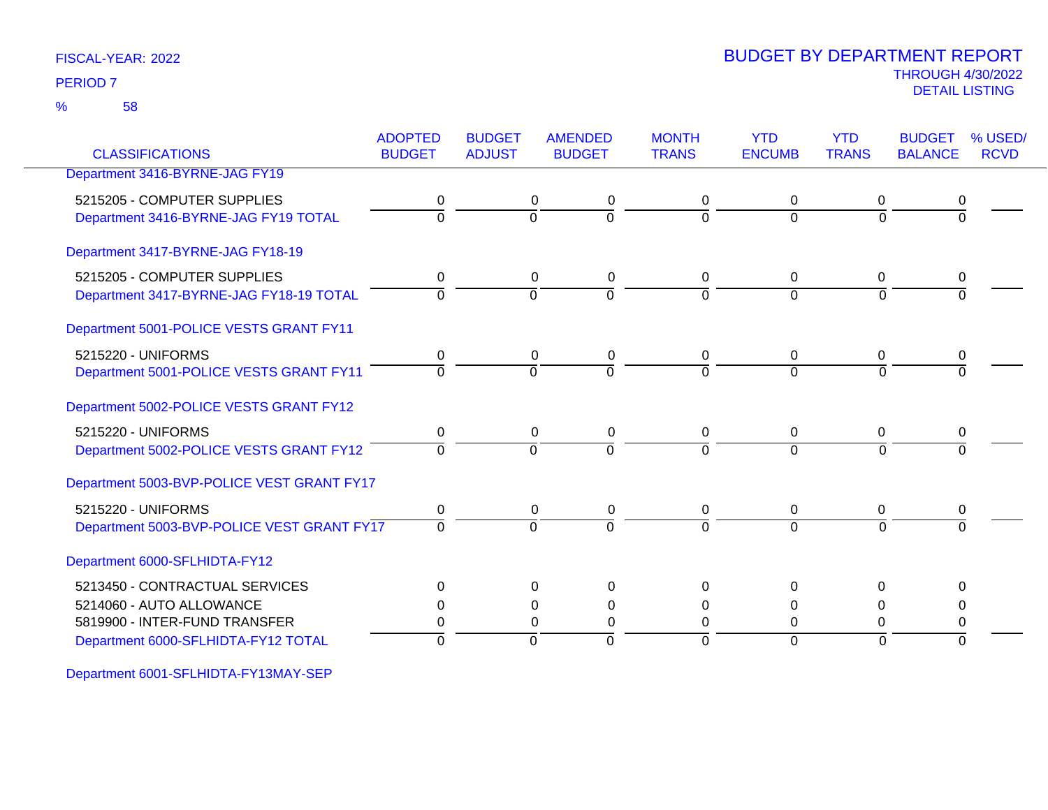FISCAL-YEAR: 2022
PERIOD 7
% 58

# BUDGET BY DEPARTMENT REPORT
THROUGH 4/30/2022
DETAIL LISTING

| CLASSIFICATIONS | ADOPTED BUDGET | BUDGET ADJUST | AMENDED BUDGET | MONTH TRANS | YTD ENCUMB | YTD TRANS | BUDGET BALANCE | % USED/ RCVD |
|---|---|---|---|---|---|---|---|---|
| Department 3416-BYRNE-JAG FY19 | | | | | | | | |
| 5215205 - COMPUTER SUPPLIES | 0 | 0 | 0 | 0 | 0 | 0 | 0 | |
| Department 3416-BYRNE-JAG FY19 TOTAL | 0 | 0 | 0 | 0 | 0 | 0 | 0 | |
| Department 3417-BYRNE-JAG FY18-19 | | | | | | | | |
| 5215205 - COMPUTER SUPPLIES | 0 | 0 | 0 | 0 | 0 | 0 | 0 | |
| Department 3417-BYRNE-JAG FY18-19 TOTAL | 0 | 0 | 0 | 0 | 0 | 0 | 0 | |
| Department 5001-POLICE VESTS GRANT FY11 | | | | | | | | |
| 5215220 - UNIFORMS | 0 | 0 | 0 | 0 | 0 | 0 | 0 | |
| Department 5001-POLICE VESTS GRANT FY11 | 0 | 0 | 0 | 0 | 0 | 0 | 0 | |
| Department 5002-POLICE VESTS GRANT FY12 | | | | | | | | |
| 5215220 - UNIFORMS | 0 | 0 | 0 | 0 | 0 | 0 | 0 | |
| Department 5002-POLICE VESTS GRANT FY12 | 0 | 0 | 0 | 0 | 0 | 0 | 0 | |
| Department 5003-BVP-POLICE VEST GRANT FY17 | | | | | | | | |
| 5215220 - UNIFORMS | 0 | 0 | 0 | 0 | 0 | 0 | 0 | |
| Department 5003-BVP-POLICE VEST GRANT FY17 | 0 | 0 | 0 | 0 | 0 | 0 | 0 | |
| Department 6000-SFLHIDTA-FY12 | | | | | | | | |
| 5213450 - CONTRACTUAL SERVICES | 0 | 0 | 0 | 0 | 0 | 0 | 0 | |
| 5214060 - AUTO ALLOWANCE | 0 | 0 | 0 | 0 | 0 | 0 | 0 | |
| 5819900 - INTER-FUND TRANSFER | 0 | 0 | 0 | 0 | 0 | 0 | 0 | |
| Department 6000-SFLHIDTA-FY12 TOTAL | 0 | 0 | 0 | 0 | 0 | 0 | 0 | |
| Department 6001-SFLHIDTA-FY13MAY-SEP | | | | | | | | |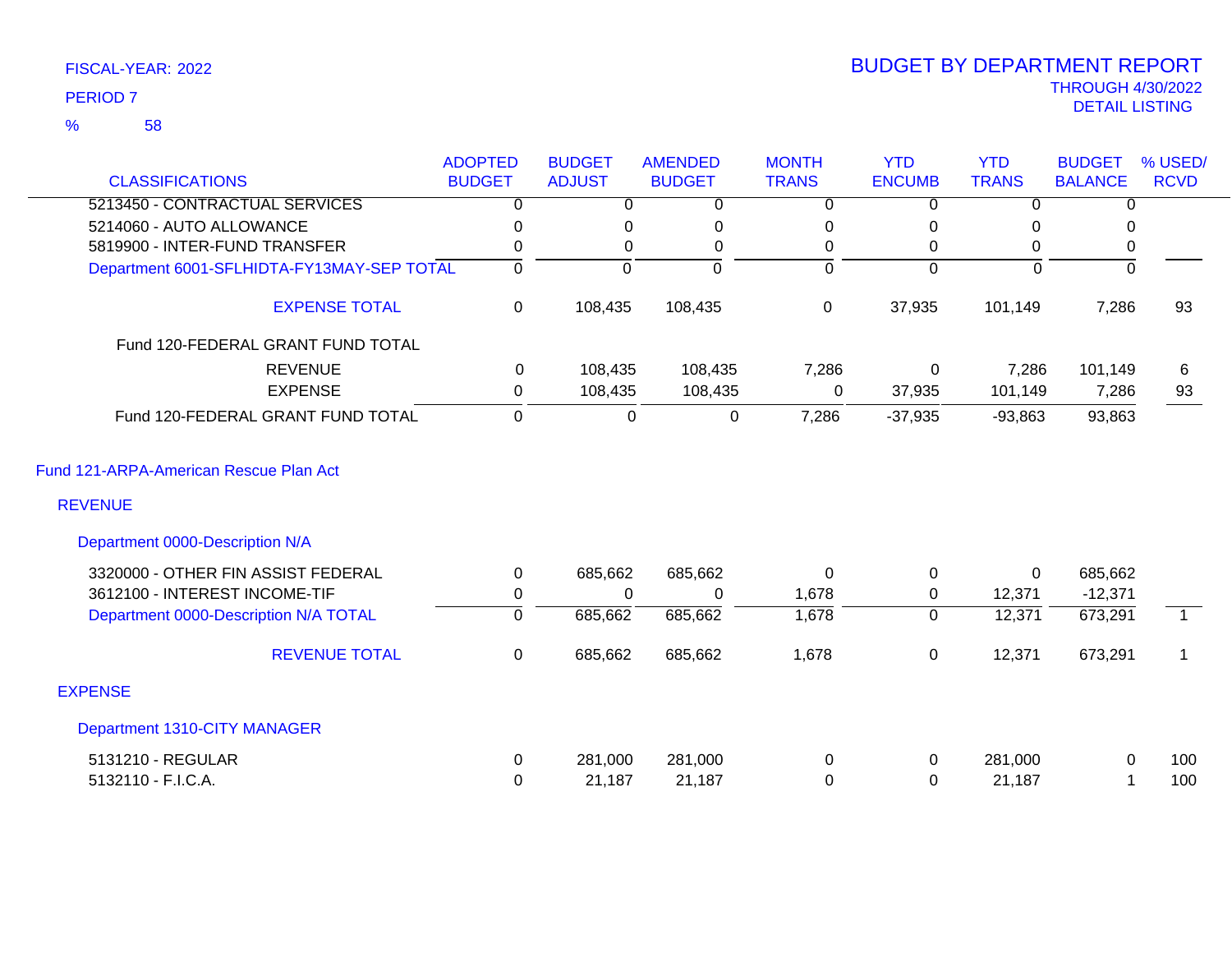FISCAL-YEAR: 2022

PERIOD 7

% 58

# BUDGET BY DEPARTMENT REPORT

THROUGH 4/30/2022

DETAIL LISTING

| CLASSIFICATIONS | ADOPTED BUDGET | BUDGET ADJUST | AMENDED BUDGET | MONTH TRANS | YTD ENCUMB | YTD TRANS | BUDGET BALANCE | % USED/ RCVD |
|---|---|---|---|---|---|---|---|---|
| 5213450 - CONTRACTUAL SERVICES | 0 | 0 | 0 | 0 | 0 | 0 | 0 | |
| 5214060 - AUTO ALLOWANCE | 0 | 0 | 0 | 0 | 0 | 0 | 0 | |
| 5819900 - INTER-FUND TRANSFER | 0 | 0 | 0 | 0 | 0 | 0 | 0 | |
| Department 6001-SFLHIDTA-FY13MAY-SEP TOTAL | 0 | 0 | 0 | 0 | 0 | 0 | 0 | |
| EXPENSE TOTAL | 0 | 108,435 | 108,435 | 0 | 37,935 | 101,149 | 7,286 | 93 |
| Fund 120-FEDERAL GRANT FUND TOTAL | | | | | | | | |
| REVENUE | 0 | 108,435 | 108,435 | 7,286 | 0 | 7,286 | 101,149 | 6 |
| EXPENSE | 0 | 108,435 | 108,435 | 0 | 37,935 | 101,149 | 7,286 | 93 |
| Fund 120-FEDERAL GRANT FUND TOTAL | 0 | 0 | 0 | 7,286 | -37,935 | -93,863 | 93,863 | |

## Fund 121-ARPA-American Rescue Plan Act

### REVENUE

#### Department 0000-Description N/A

| CLASSIFICATIONS | ADOPTED BUDGET | BUDGET ADJUST | AMENDED BUDGET | MONTH TRANS | YTD ENCUMB | YTD TRANS | BUDGET BALANCE | % USED/ RCVD |
|---|---|---|---|---|---|---|---|---|
| 3320000 - OTHER FIN ASSIST FEDERAL | 0 | 685,662 | 685,662 | 0 | 0 | 0 | 685,662 | |
| 3612100 - INTEREST INCOME-TIF | 0 | 0 | 0 | 1,678 | 0 | 12,371 | -12,371 | |
| Department 0000-Description N/A TOTAL | 0 | 685,662 | 685,662 | 1,678 | 0 | 12,371 | 673,291 | 1 |
| REVENUE TOTAL | 0 | 685,662 | 685,662 | 1,678 | 0 | 12,371 | 673,291 | 1 |

### EXPENSE

#### Department 1310-CITY MANAGER

| CLASSIFICATIONS | ADOPTED BUDGET | BUDGET ADJUST | AMENDED BUDGET | MONTH TRANS | YTD ENCUMB | YTD TRANS | BUDGET BALANCE | % USED/ RCVD |
|---|---|---|---|---|---|---|---|---|
| 5131210 - REGULAR | 0 | 281,000 | 281,000 | 0 | 0 | 281,000 | 0 | 100 |
| 5132110 - F.I.C.A. | 0 | 21,187 | 21,187 | 0 | 0 | 21,187 | 1 | 100 |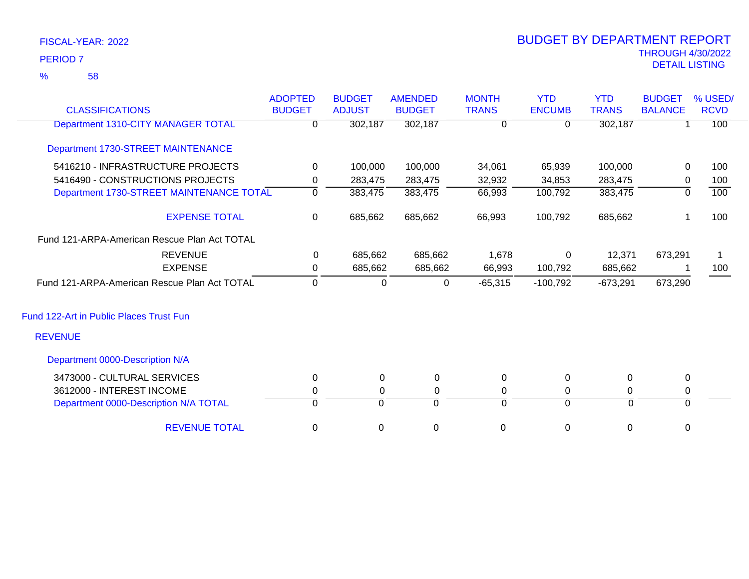FISCAL-YEAR: 2022

PERIOD 7

% 58

# BUDGET BY DEPARTMENT REPORT

THROUGH 4/30/2022

DETAIL LISTING

| CLASSIFICATIONS | ADOPTED BUDGET | BUDGET ADJUST | AMENDED BUDGET | MONTH TRANS | YTD ENCUMB | YTD TRANS | BUDGET BALANCE | % USED/ RCVD |
|---|---|---|---|---|---|---|---|---|
| Department 1310-CITY MANAGER TOTAL | 0 | 302,187 | 302,187 | 0 | 0 | 302,187 | 1 | 100 |
| Department 1730-STREET MAINTENANCE | | | | | | | | |
| 5416210 - INFRASTRUCTURE PROJECTS | 0 | 100,000 | 100,000 | 34,061 | 65,939 | 100,000 | 0 | 100 |
| 5416490 - CONSTRUCTIONS PROJECTS | 0 | 283,475 | 283,475 | 32,932 | 34,853 | 283,475 | 0 | 100 |
| Department 1730-STREET MAINTENANCE TOTAL | 0 | 383,475 | 383,475 | 66,993 | 100,792 | 383,475 | 0 | 100 |
| EXPENSE TOTAL | 0 | 685,662 | 685,662 | 66,993 | 100,792 | 685,662 | 1 | 100 |
| Fund 121-ARPA-American Rescue Plan Act TOTAL | | | | | | | | |
| REVENUE | 0 | 685,662 | 685,662 | 1,678 | 0 | 12,371 | 673,291 | 1 |
| EXPENSE | 0 | 685,662 | 685,662 | 66,993 | 100,792 | 685,662 | 1 | 100 |
| Fund 121-ARPA-American Rescue Plan Act TOTAL | 0 | 0 | 0 | -65,315 | -100,792 | -673,291 | 673,290 | |
| Fund 122-Art in Public Places Trust Fun | | | | | | | | |
| REVENUE | | | | | | | | |
| Department 0000-Description N/A | | | | | | | | |
| 3473000 - CULTURAL SERVICES | 0 | 0 | 0 | 0 | 0 | 0 | 0 | |
| 3612000 - INTEREST INCOME | 0 | 0 | 0 | 0 | 0 | 0 | 0 | |
| Department 0000-Description N/A TOTAL | 0 | 0 | 0 | 0 | 0 | 0 | 0 | |
| REVENUE TOTAL | 0 | 0 | 0 | 0 | 0 | 0 | 0 | |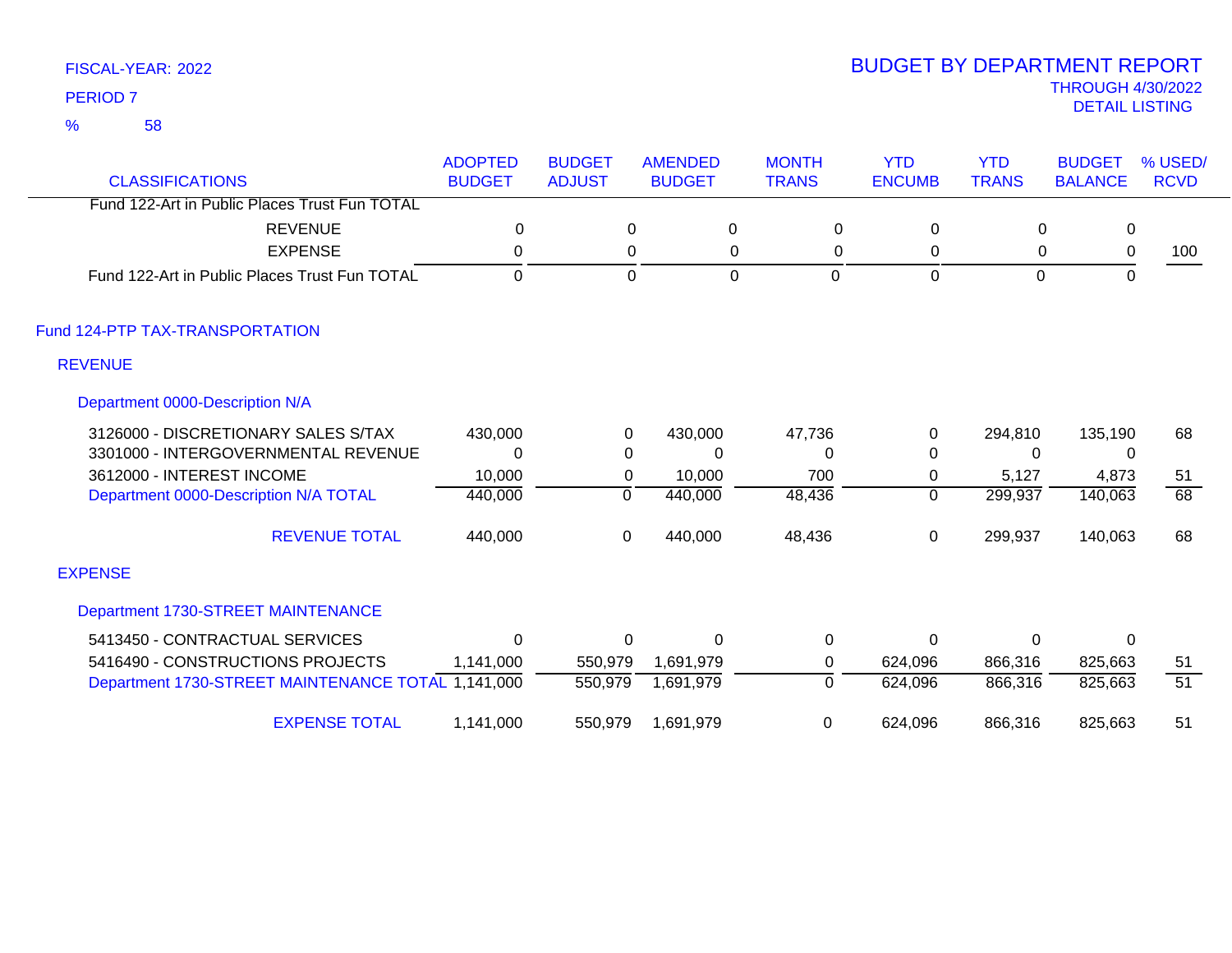FISCAL-YEAR: 2022

PERIOD 7

% 58

# BUDGET BY DEPARTMENT REPORT

THROUGH 4/30/2022

DETAIL LISTING

| CLASSIFICATIONS | ADOPTED BUDGET | BUDGET ADJUST | AMENDED BUDGET | MONTH TRANS | YTD ENCUMB | YTD TRANS | BUDGET BALANCE | % USED/ RCVD |
|---|---|---|---|---|---|---|---|---|
| Fund 122-Art in Public Places Trust Fun TOTAL | | | | | | | | |
| REVENUE | 0 | 0 | 0 | 0 | 0 | 0 | 0 | |
| EXPENSE | 0 | 0 | 0 | 0 | 0 | 0 | 0 | 100 |
| Fund 122-Art in Public Places Trust Fun TOTAL | 0 | 0 | 0 | 0 | 0 | 0 | 0 | |
| **Fund 124-PTP TAX-TRANSPORTATION** | | | | | | | | |
| **REVENUE** | | | | | | | | |
| **Department 0000-Description N/A** | | | | | | | | |
| 3126000 - DISCRETIONARY SALES S/TAX | 430,000 | 0 | 430,000 | 47,736 | 0 | 294,810 | 135,190 | 68 |
| 3301000 - INTERGOVERNMENTAL REVENUE | 0 | 0 | 0 | 0 | 0 | 0 | 0 | |
| 3612000 - INTEREST INCOME | 10,000 | 0 | 10,000 | 700 | 0 | 5,127 | 4,873 | 51 |
| Department 0000-Description N/A TOTAL | 440,000 | 0 | 440,000 | 48,436 | 0 | 299,937 | 140,063 | 68 |
| REVENUE TOTAL | 440,000 | 0 | 440,000 | 48,436 | 0 | 299,937 | 140,063 | 68 |
| **EXPENSE** | | | | | | | | |
| **Department 1730-STREET MAINTENANCE** | | | | | | | | |
| 5413450 - CONTRACTUAL SERVICES | 0 | 0 | 0 | 0 | 0 | 0 | 0 | |
| 5416490 - CONSTRUCTIONS PROJECTS | 1,141,000 | 550,979 | 1,691,979 | 0 | 624,096 | 866,316 | 825,663 | 51 |
| Department 1730-STREET MAINTENANCE TOTAL | 1,141,000 | 550,979 | 1,691,979 | 0 | 624,096 | 866,316 | 825,663 | 51 |
| EXPENSE TOTAL | 1,141,000 | 550,979 | 1,691,979 | 0 | 624,096 | 866,316 | 825,663 | 51 |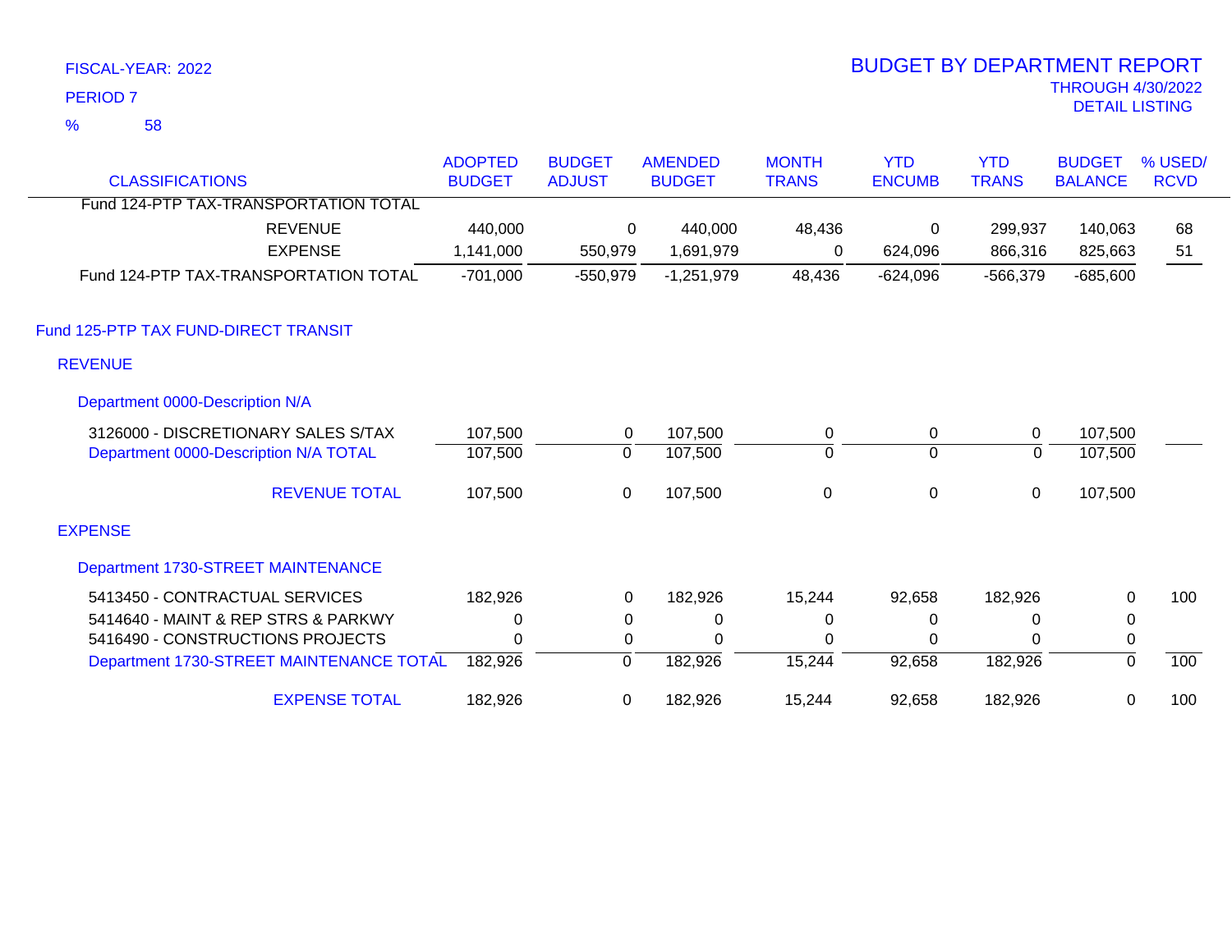FISCAL-YEAR: 2022

PERIOD 7

% 58

# BUDGET BY DEPARTMENT REPORT

THROUGH 4/30/2022

DETAIL LISTING

| CLASSIFICATIONS | ADOPTED BUDGET | BUDGET ADJUST | AMENDED BUDGET | MONTH TRANS | YTD ENCUMB | YTD TRANS | BUDGET BALANCE | % USED/ RCVD |
|---|---|---|---|---|---|---|---|---|
| Fund 124-PTP TAX-TRANSPORTATION TOTAL | | | | | | | | |
| REVENUE | 440,000 | 0 | 440,000 | 48,436 | 0 | 299,937 | 140,063 | 68 |
| EXPENSE | 1,141,000 | 550,979 | 1,691,979 | 0 | 624,096 | 866,316 | 825,663 | 51 |
| Fund 124-PTP TAX-TRANSPORTATION TOTAL | -701,000 | -550,979 | -1,251,979 | 48,436 | -624,096 | -566,379 | -685,600 | |
| **Fund 125-PTP TAX FUND-DIRECT TRANSIT** | | | | | | | | |
| **REVENUE** | | | | | | | | |
| **Department 0000-Description N/A** | | | | | | | | |
| 3126000 - DISCRETIONARY SALES S/TAX | 107,500 | 0 | 107,500 | 0 | 0 | 0 | 107,500 | |
| Department 0000-Description N/A TOTAL | 107,500 | 0 | 107,500 | 0 | 0 | 0 | 107,500 | |
| REVENUE TOTAL | 107,500 | 0 | 107,500 | 0 | 0 | 0 | 107,500 | |
| **EXPENSE** | | | | | | | | |
| **Department 1730-STREET MAINTENANCE** | | | | | | | | |
| 5413450 - CONTRACTUAL SERVICES | 182,926 | 0 | 182,926 | 15,244 | 92,658 | 182,926 | 0 | 100 |
| 5414640 - MAINT & REP STRS & PARKWY | 0 | 0 | 0 | 0 | 0 | 0 | 0 | |
| 5416490 - CONSTRUCTIONS PROJECTS | 0 | 0 | 0 | 0 | 0 | 0 | 0 | |
| Department 1730-STREET MAINTENANCE TOTAL | 182,926 | 0 | 182,926 | 15,244 | 92,658 | 182,926 | 0 | 100 |
| EXPENSE TOTAL | 182,926 | 0 | 182,926 | 15,244 | 92,658 | 182,926 | 0 | 100 |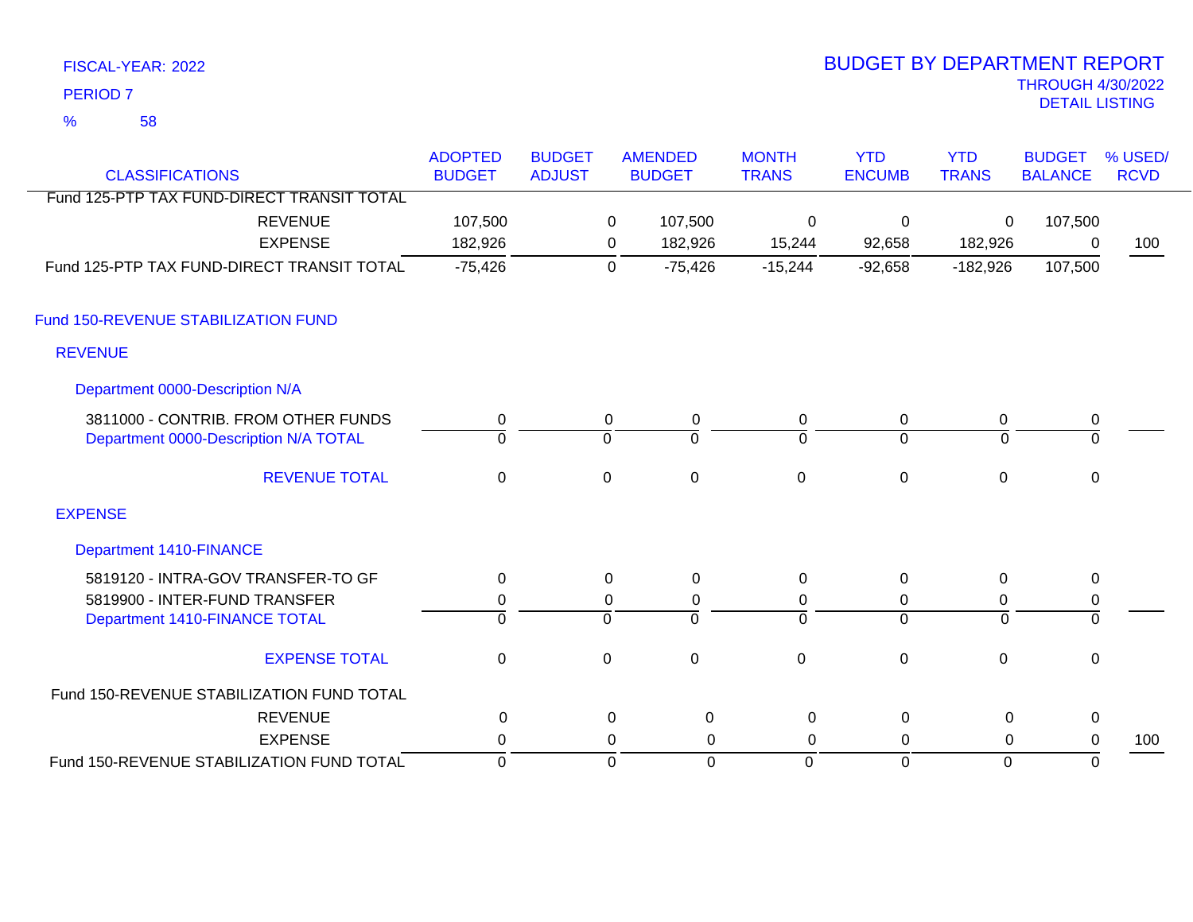FISCAL-YEAR: 2022

PERIOD 7

% 58

# BUDGET BY DEPARTMENT REPORT

THROUGH 4/30/2022

DETAIL LISTING

| CLASSIFICATIONS | ADOPTED BUDGET | BUDGET ADJUST | AMENDED BUDGET | MONTH TRANS | YTD ENCUMB | YTD TRANS | BUDGET BALANCE | % USED/ RCVD |
|---|---|---|---|---|---|---|---|---|
| Fund 125-PTP TAX FUND-DIRECT TRANSIT TOTAL | | | | | | | | |
| REVENUE | 107,500 | 0 | 107,500 | 0 | 0 | 0 | 107,500 | |
| EXPENSE | 182,926 | 0 | 182,926 | 15,244 | 92,658 | 182,926 | 0 | 100 |
| Fund 125-PTP TAX FUND-DIRECT TRANSIT TOTAL | -75,426 | 0 | -75,426 | -15,244 | -92,658 | -182,926 | 107,500 | |
| **Fund 150-REVENUE STABILIZATION FUND** | | | | | | | | |
| **REVENUE** | | | | | | | | |
| **Department 0000-Description N/A** | | | | | | | | |
| 3811000 - CONTRIB. FROM OTHER FUNDS | 0 | 0 | 0 | 0 | 0 | 0 | 0 | |
| Department 0000-Description N/A TOTAL | 0 | 0 | 0 | 0 | 0 | 0 | 0 | |
| REVENUE TOTAL | 0 | 0 | 0 | 0 | 0 | 0 | 0 | |
| **EXPENSE** | | | | | | | | |
| **Department 1410-FINANCE** | | | | | | | | |
| 5819120 - INTRA-GOV TRANSFER-TO GF | 0 | 0 | 0 | 0 | 0 | 0 | 0 | |
| 5819900 - INTER-FUND TRANSFER | 0 | 0 | 0 | 0 | 0 | 0 | 0 | |
| Department 1410-FINANCE TOTAL | 0 | 0 | 0 | 0 | 0 | 0 | 0 | |
| EXPENSE TOTAL | 0 | 0 | 0 | 0 | 0 | 0 | 0 | |
| Fund 150-REVENUE STABILIZATION FUND TOTAL | | | | | | | | |
| REVENUE | 0 | 0 | 0 | 0 | 0 | 0 | 0 | |
| EXPENSE | 0 | 0 | 0 | 0 | 0 | 0 | 0 | 100 |
| Fund 150-REVENUE STABILIZATION FUND TOTAL | 0 | 0 | 0 | 0 | 0 | 0 | 0 | |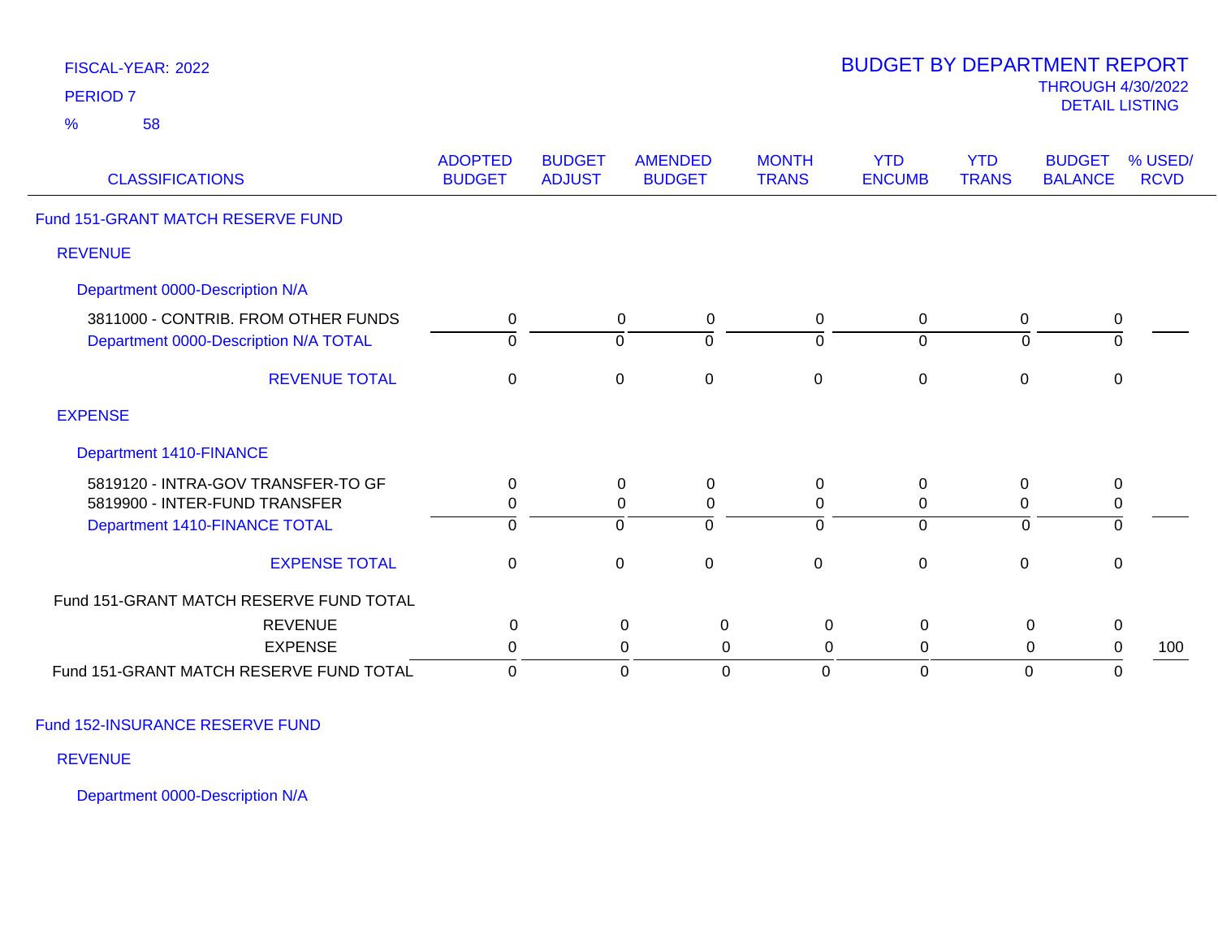FISCAL-YEAR: 2022

PERIOD 7

% 58

# BUDGET BY DEPARTMENT REPORT

THROUGH 4/30/2022

DETAIL LISTING

| CLASSIFICATIONS | ADOPTED BUDGET | BUDGET ADJUST | AMENDED BUDGET | MONTH TRANS | YTD ENCUMB | YTD TRANS | BUDGET BALANCE | % USED/ RCVD |
|---|---|---|---|---|---|---|---|---|
| **Fund 151-GRANT MATCH RESERVE FUND** | | | | | | | | |
| **REVENUE** | | | | | | | | |
| **Department 0000-Description N/A** | | | | | | | | |
| 3811000 - CONTRIB. FROM OTHER FUNDS | 0 | 0 | 0 | 0 | 0 | 0 | 0 | |
| Department 0000-Description N/A TOTAL | 0 | 0 | 0 | 0 | 0 | 0 | 0 | |
| REVENUE TOTAL | 0 | 0 | 0 | 0 | 0 | 0 | 0 | |
| **EXPENSE** | | | | | | | | |
| **Department 1410-FINANCE** | | | | | | | | |
| 5819120 - INTRA-GOV TRANSFER-TO GF | 0 | 0 | 0 | 0 | 0 | 0 | 0 | |
| 5819900 - INTER-FUND TRANSFER | 0 | 0 | 0 | 0 | 0 | 0 | 0 | |
| Department 1410-FINANCE TOTAL | 0 | 0 | 0 | 0 | 0 | 0 | 0 | |
| EXPENSE TOTAL | 0 | 0 | 0 | 0 | 0 | 0 | 0 | |
| Fund 151-GRANT MATCH RESERVE FUND TOTAL | | | | | | | | |
| REVENUE | 0 | 0 | 0 | 0 | 0 | 0 | 0 | |
| EXPENSE | 0 | 0 | 0 | 0 | 0 | 0 | 0 | 100 |
| Fund 151-GRANT MATCH RESERVE FUND TOTAL | 0 | 0 | 0 | 0 | 0 | 0 | 0 | |

## Fund 152-INSURANCE RESERVE FUND

### REVENUE

#### Department 0000-Description N/A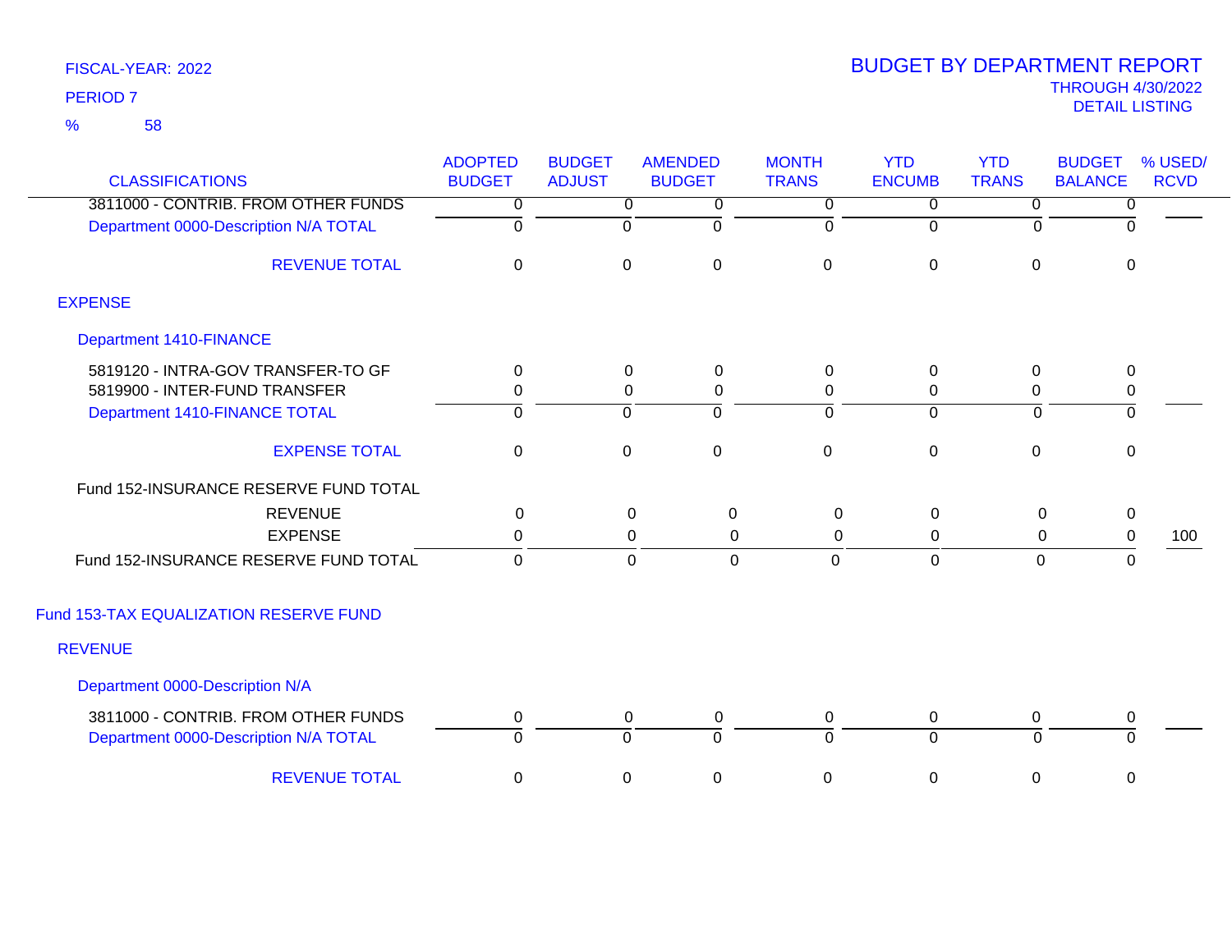FISCAL-YEAR: 2022

PERIOD 7

% 58

# BUDGET BY DEPARTMENT REPORT

THROUGH 4/30/2022

DETAIL LISTING

| CLASSIFICATIONS | ADOPTED BUDGET | BUDGET ADJUST | AMENDED BUDGET | MONTH TRANS | YTD ENCUMB | YTD TRANS | BUDGET BALANCE | % USED/ RCVD |
|---|---|---|---|---|---|---|---|---|
| 3811000 - CONTRIB. FROM OTHER FUNDS | 0 | 0 | 0 | 0 | 0 | 0 | 0 | |
| Department 0000-Description N/A TOTAL | 0 | 0 | 0 | 0 | 0 | 0 | 0 | |
| REVENUE TOTAL | 0 | 0 | 0 | 0 | 0 | 0 | 0 | |
| **EXPENSE** | | | | | | | | |
| **Department 1410-FINANCE** | | | | | | | | |
| 5819120 - INTRA-GOV TRANSFER-TO GF | 0 | 0 | 0 | 0 | 0 | 0 | 0 | |
| 5819900 - INTER-FUND TRANSFER | 0 | 0 | 0 | 0 | 0 | 0 | 0 | |
| Department 1410-FINANCE TOTAL | 0 | 0 | 0 | 0 | 0 | 0 | 0 | |
| EXPENSE TOTAL | 0 | 0 | 0 | 0 | 0 | 0 | 0 | |
| Fund 152-INSURANCE RESERVE FUND TOTAL | | | | | | | | |
| REVENUE | 0 | 0 | 0 | 0 | 0 | 0 | 0 | |
| EXPENSE | 0 | 0 | 0 | 0 | 0 | 0 | 0 | 100 |
| Fund 152-INSURANCE RESERVE FUND TOTAL | 0 | 0 | 0 | 0 | 0 | 0 | 0 | |
| **Fund 153-TAX EQUALIZATION RESERVE FUND** | | | | | | | | |
| **REVENUE** | | | | | | | | |
| **Department 0000-Description N/A** | | | | | | | | |
| 3811000 - CONTRIB. FROM OTHER FUNDS | 0 | 0 | 0 | 0 | 0 | 0 | 0 | |
| Department 0000-Description N/A TOTAL | 0 | 0 | 0 | 0 | 0 | 0 | 0 | |
| REVENUE TOTAL | 0 | 0 | 0 | 0 | 0 | 0 | 0 | |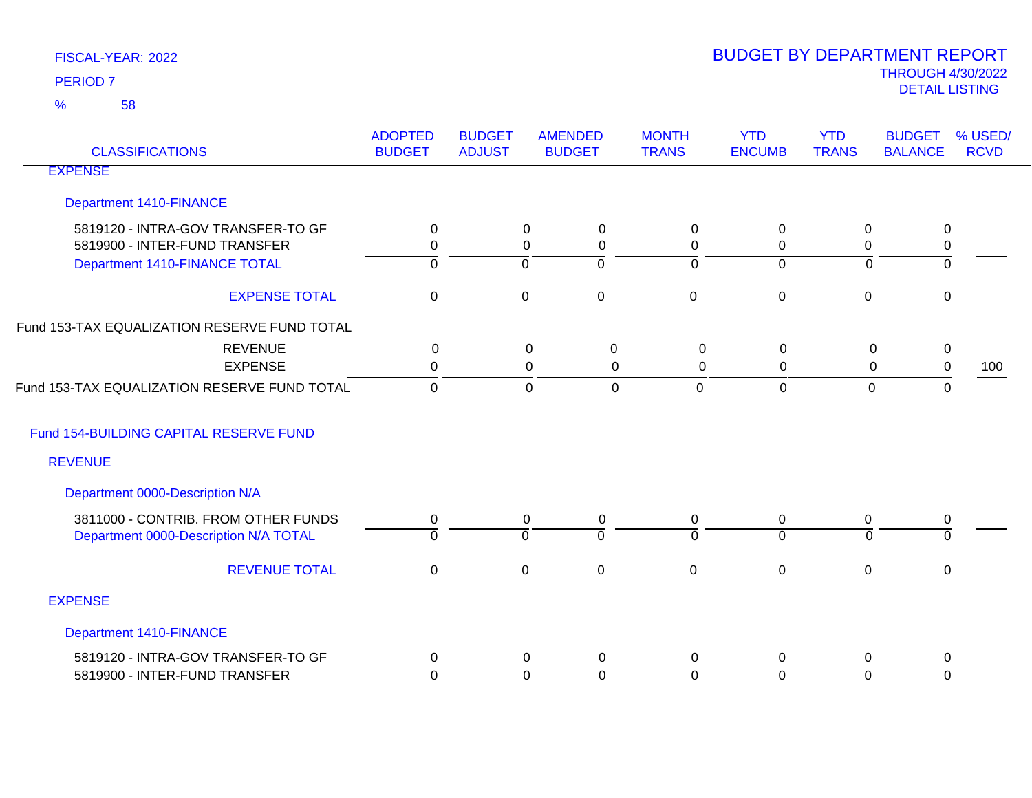FISCAL-YEAR: 2022

PERIOD 7

% 58

# BUDGET BY DEPARTMENT REPORT

THROUGH 4/30/2022

DETAIL LISTING

| CLASSIFICATIONS | ADOPTED BUDGET | BUDGET ADJUST | AMENDED BUDGET | MONTH TRANS | YTD ENCUMB | YTD TRANS | BUDGET BALANCE | % USED/ RCVD |
|---|---|---|---|---|---|---|---|---|
| **EXPENSE** | | | | | | | | |
| **Department 1410-FINANCE** | | | | | | | | |
| 5819120 - INTRA-GOV TRANSFER-TO GF | 0 | 0 | 0 | 0 | 0 | 0 | 0 | |
| 5819900 - INTER-FUND TRANSFER | 0 | 0 | 0 | 0 | 0 | 0 | 0 | |
| Department 1410-FINANCE TOTAL | 0 | 0 | 0 | 0 | 0 | 0 | 0 | |
| EXPENSE TOTAL | 0 | 0 | 0 | 0 | 0 | 0 | 0 | |
| **Fund 153-TAX EQUALIZATION RESERVE FUND TOTAL** | | | | | | | | |
| REVENUE | 0 | 0 | 0 | 0 | 0 | 0 | 0 | |
| EXPENSE | 0 | 0 | 0 | 0 | 0 | 0 | 0 | 100 |
| Fund 153-TAX EQUALIZATION RESERVE FUND TOTAL | 0 | 0 | 0 | 0 | 0 | 0 | 0 | |
| **Fund 154-BUILDING CAPITAL RESERVE FUND** | | | | | | | | |
| **REVENUE** | | | | | | | | |
| **Department 0000-Description N/A** | | | | | | | | |
| 3811000 - CONTRIB. FROM OTHER FUNDS | 0 | 0 | 0 | 0 | 0 | 0 | 0 | |
| Department 0000-Description N/A TOTAL | 0 | 0 | 0 | 0 | 0 | 0 | 0 | |
| REVENUE TOTAL | 0 | 0 | 0 | 0 | 0 | 0 | 0 | |
| **EXPENSE** | | | | | | | | |
| **Department 1410-FINANCE** | | | | | | | | |
| 5819120 - INTRA-GOV TRANSFER-TO GF | 0 | 0 | 0 | 0 | 0 | 0 | 0 | |
| 5819900 - INTER-FUND TRANSFER | 0 | 0 | 0 | 0 | 0 | 0 | 0 | |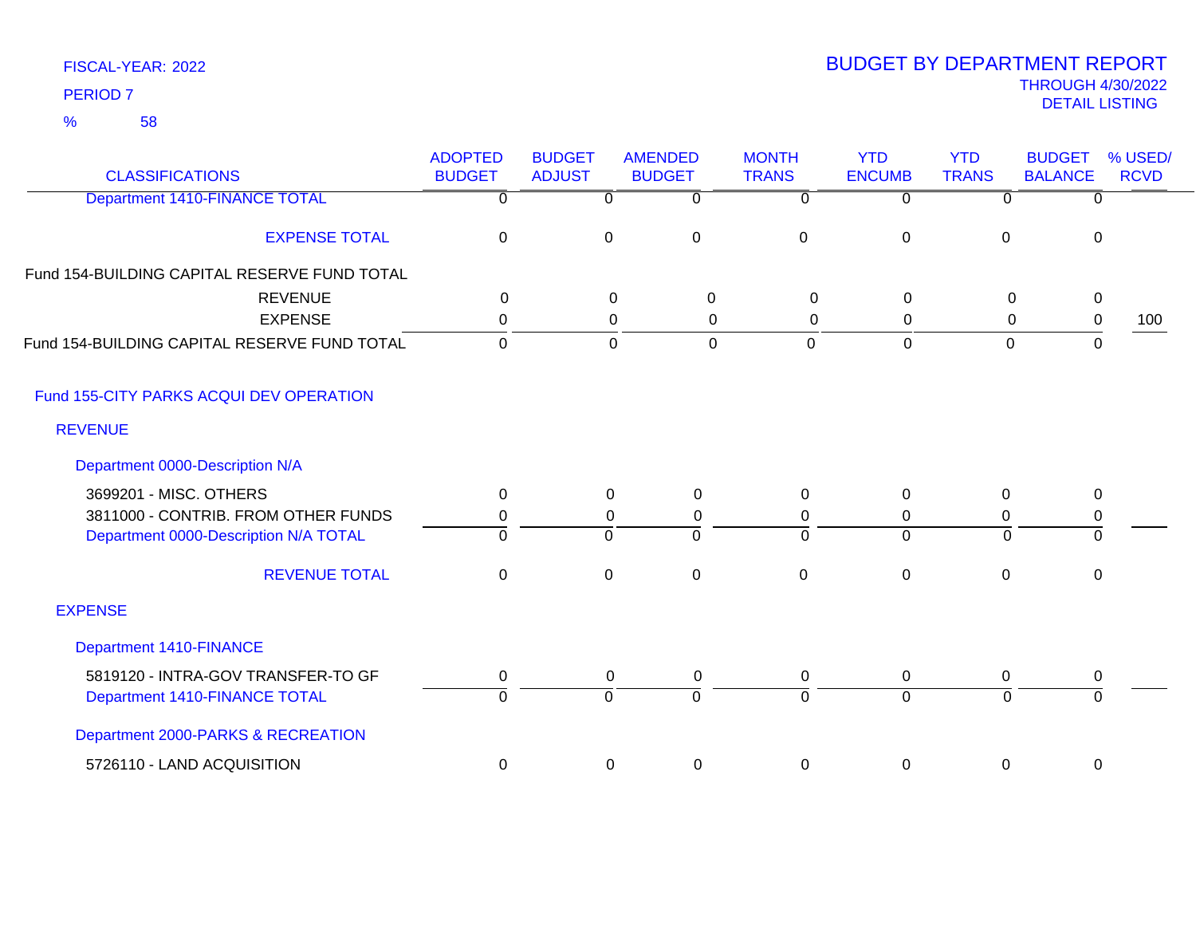FISCAL-YEAR: 2022
PERIOD 7
% 58

# BUDGET BY DEPARTMENT REPORT
THROUGH 4/30/2022
DETAIL LISTING

| CLASSIFICATIONS | ADOPTED BUDGET | BUDGET ADJUST | AMENDED BUDGET | MONTH TRANS | YTD ENCUMB | YTD TRANS | BUDGET BALANCE | % USED/ RCVD |
|---|---|---|---|---|---|---|---|---|
| Department 1410-FINANCE TOTAL | 0 | 0 | 0 | 0 | 0 | 0 | 0 | |
| EXPENSE TOTAL | 0 | 0 | 0 | 0 | 0 | 0 | 0 | |
| Fund 154-BUILDING CAPITAL RESERVE FUND TOTAL | | | | | | | | |
| REVENUE | 0 | 0 | 0 | 0 | 0 | 0 | 0 | |
| EXPENSE | 0 | 0 | 0 | 0 | 0 | 0 | 0 | 100 |
| Fund 154-BUILDING CAPITAL RESERVE FUND TOTAL | 0 | 0 | 0 | 0 | 0 | 0 | 0 | |
| Fund 155-CITY PARKS ACQUI DEV OPERATION | | | | | | | | |
| REVENUE | | | | | | | | |
| Department 0000-Description N/A | | | | | | | | |
| 3699201 - MISC. OTHERS | 0 | 0 | 0 | 0 | 0 | 0 | 0 | |
| 3811000 - CONTRIB. FROM OTHER FUNDS | 0 | 0 | 0 | 0 | 0 | 0 | 0 | |
| Department 0000-Description N/A TOTAL | 0 | 0 | 0 | 0 | 0 | 0 | 0 | |
| REVENUE TOTAL | 0 | 0 | 0 | 0 | 0 | 0 | 0 | |
| EXPENSE | | | | | | | | |
| Department 1410-FINANCE | | | | | | | | |
| 5819120 - INTRA-GOV TRANSFER-TO GF | 0 | 0 | 0 | 0 | 0 | 0 | 0 | |
| Department 1410-FINANCE TOTAL | 0 | 0 | 0 | 0 | 0 | 0 | 0 | |
| Department 2000-PARKS & RECREATION | | | | | | | | |
| 5726110 - LAND ACQUISITION | 0 | 0 | 0 | 0 | 0 | 0 | 0 | |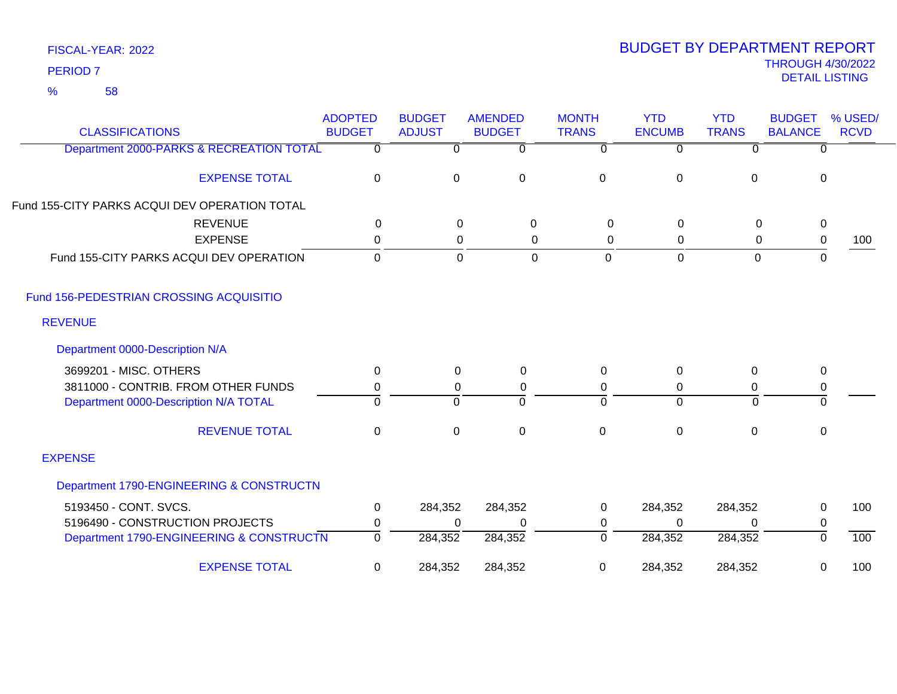FISCAL-YEAR: 2022

PERIOD 7

% 58

# BUDGET BY DEPARTMENT REPORT

THROUGH 4/30/2022

DETAIL LISTING

| CLASSIFICATIONS | ADOPTED BUDGET | BUDGET ADJUST | AMENDED BUDGET | MONTH TRANS | YTD ENCUMB | YTD TRANS | BUDGET BALANCE | % USED/ RCVD |
|---|---|---|---|---|---|---|---|---|
| Department 2000-PARKS & RECREATION TOTAL | 0 | 0 | 0 | 0 | 0 | 0 | 0 | |
| EXPENSE TOTAL | 0 | 0 | 0 | 0 | 0 | 0 | 0 | |
| Fund 155-CITY PARKS ACQUI DEV OPERATION TOTAL | | | | | | | | |
| REVENUE | 0 | 0 | 0 | 0 | 0 | 0 | 0 | |
| EXPENSE | 0 | 0 | 0 | 0 | 0 | 0 | 0 | 100 |
| Fund 155-CITY PARKS ACQUI DEV OPERATION | 0 | 0 | 0 | 0 | 0 | 0 | 0 | |
| Fund 156-PEDESTRIAN CROSSING ACQUISITIO | | | | | | | | |
| REVENUE | | | | | | | | |
| Department 0000-Description N/A | | | | | | | | |
| 3699201 - MISC. OTHERS | 0 | 0 | 0 | 0 | 0 | 0 | 0 | |
| 3811000 - CONTRIB. FROM OTHER FUNDS | 0 | 0 | 0 | 0 | 0 | 0 | 0 | |
| Department 0000-Description N/A TOTAL | 0 | 0 | 0 | 0 | 0 | 0 | 0 | |
| REVENUE TOTAL | 0 | 0 | 0 | 0 | 0 | 0 | 0 | |
| EXPENSE | | | | | | | | |
| Department 1790-ENGINEERING & CONSTRUCTN | | | | | | | | |
| 5193450 - CONT. SVCS. | 0 | 284,352 | 284,352 | 0 | 284,352 | 284,352 | 0 | 100 |
| 5196490 - CONSTRUCTION PROJECTS | 0 | 0 | 0 | 0 | 0 | 0 | 0 | |
| Department 1790-ENGINEERING & CONSTRUCTN | 0 | 284,352 | 284,352 | 0 | 284,352 | 284,352 | 0 | 100 |
| EXPENSE TOTAL | 0 | 284,352 | 284,352 | 0 | 284,352 | 284,352 | 0 | 100 |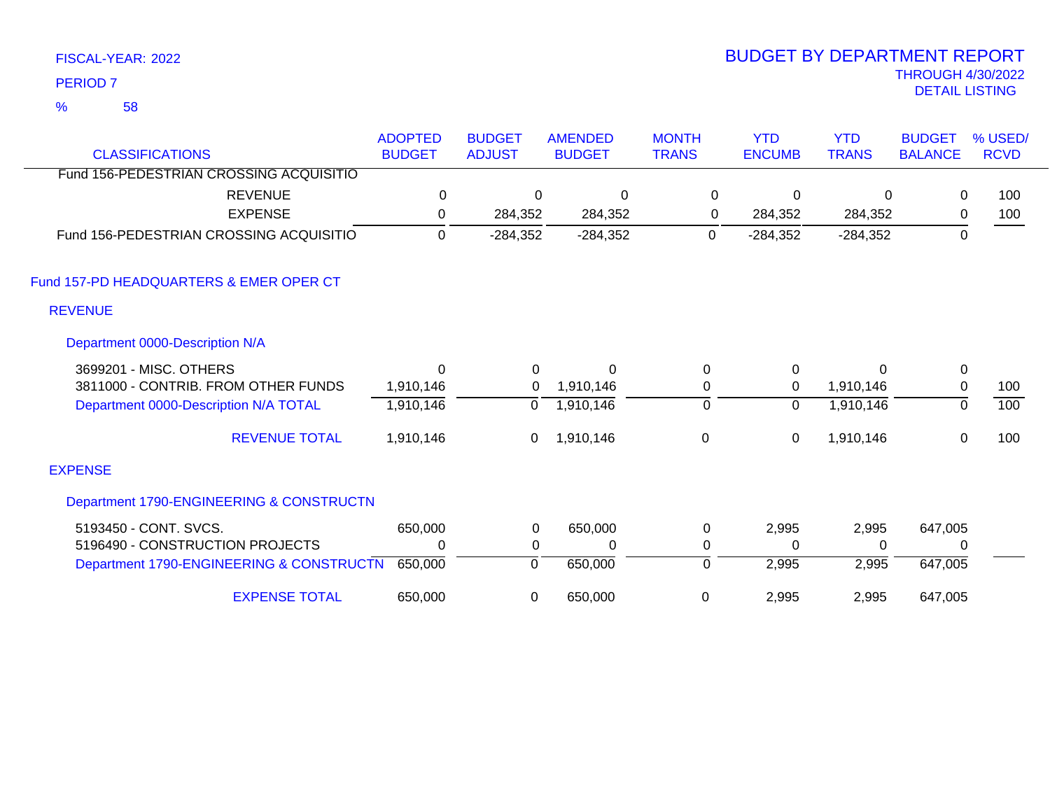FISCAL-YEAR: 2022
PERIOD 7
% 58

# BUDGET BY DEPARTMENT REPORT
THROUGH 4/30/2022
DETAIL LISTING

| CLASSIFICATIONS | ADOPTED BUDGET | BUDGET ADJUST | AMENDED BUDGET | MONTH TRANS | YTD ENCUMB | YTD TRANS | BUDGET BALANCE | % USED/ RCVD |
|---|---|---|---|---|---|---|---|---|
| Fund 156-PEDESTRIAN CROSSING ACQUISITIO | | | | | | | | |
| REVENUE | 0 | 0 | 0 | 0 | 0 | 0 | 0 | 100 |
| EXPENSE | 0 | 284,352 | 284,352 | 0 | 284,352 | 284,352 | 0 | 100 |
| Fund 156-PEDESTRIAN CROSSING ACQUISITIO | 0 | -284,352 | -284,352 | 0 | -284,352 | -284,352 | 0 | |
| **Fund 157-PD HEADQUARTERS & EMER OPER CT** | | | | | | | | |
| **REVENUE** | | | | | | | | |
| Department 0000-Description N/A | | | | | | | | |
| 3699201 - MISC. OTHERS | 0 | 0 | 0 | 0 | 0 | 0 | 0 | |
| 3811000 - CONTRIB. FROM OTHER FUNDS | 1,910,146 | 0 | 1,910,146 | 0 | 0 | 1,910,146 | 0 | 100 |
| Department 0000-Description N/A TOTAL | 1,910,146 | 0 | 1,910,146 | 0 | 0 | 1,910,146 | 0 | 100 |
| REVENUE TOTAL | 1,910,146 | 0 | 1,910,146 | 0 | 0 | 1,910,146 | 0 | 100 |
| **EXPENSE** | | | | | | | | |
| Department 1790-ENGINEERING & CONSTRUCTN | | | | | | | | |
| 5193450 - CONT. SVCS. | 650,000 | 0 | 650,000 | 0 | 2,995 | 2,995 | 647,005 | |
| 5196490 - CONSTRUCTION PROJECTS | 0 | 0 | 0 | 0 | 0 | 0 | 0 | |
| Department 1790-ENGINEERING & CONSTRUCTN | 650,000 | 0 | 650,000 | 0 | 2,995 | 2,995 | 647,005 | |
| EXPENSE TOTAL | 650,000 | 0 | 650,000 | 0 | 2,995 | 2,995 | 647,005 | |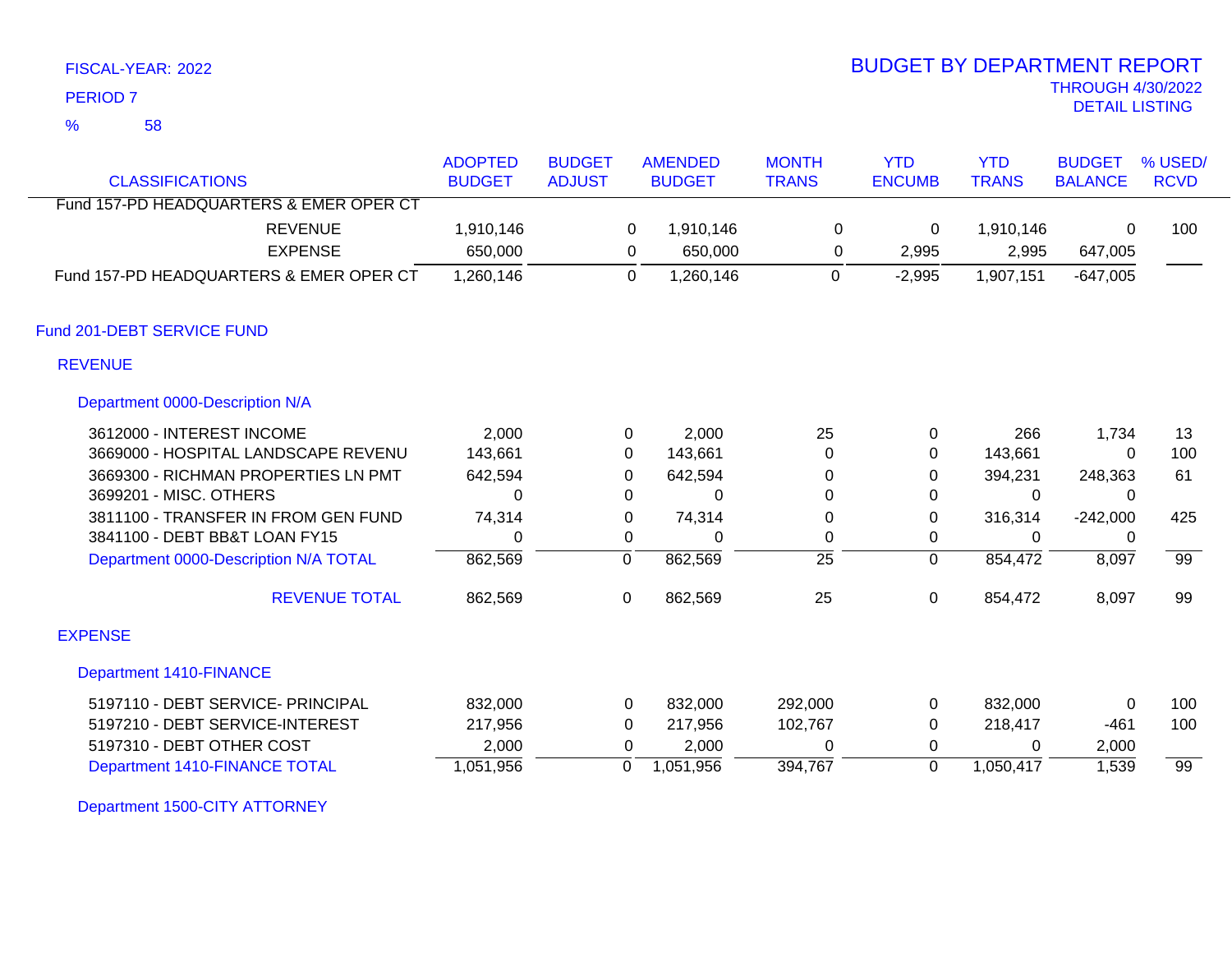FISCAL-YEAR: 2022
PERIOD 7
% 58

# BUDGET BY DEPARTMENT REPORT
THROUGH 4/30/2022
DETAIL LISTING

| CLASSIFICATIONS | ADOPTED BUDGET | BUDGET ADJUST | AMENDED BUDGET | MONTH TRANS | YTD ENCUMB | YTD TRANS | BUDGET BALANCE | % USED/ RCVD |
|---|---|---|---|---|---|---|---|---|
| Fund 157-PD HEADQUARTERS & EMER OPER CT | | | | | | | | |
| REVENUE | 1,910,146 | 0 | 1,910,146 | 0 | 0 | 1,910,146 | 0 | 100 |
| EXPENSE | 650,000 | 0 | 650,000 | 0 | 2,995 | 2,995 | 647,005 | |
| Fund 157-PD HEADQUARTERS & EMER OPER CT | 1,260,146 | 0 | 1,260,146 | 0 | -2,995 | 1,907,151 | -647,005 | |
| **Fund 201-DEBT SERVICE FUND** | | | | | | | | |
| **REVENUE** | | | | | | | | |
| **Department 0000-Description N/A** | | | | | | | | |
| 3612000 - INTEREST INCOME | 2,000 | 0 | 2,000 | 25 | 0 | 266 | 1,734 | 13 |
| 3669000 - HOSPITAL LANDSCAPE REVENU | 143,661 | 0 | 143,661 | 0 | 0 | 143,661 | 0 | 100 |
| 3669300 - RICHMAN PROPERTIES LN PMT | 642,594 | 0 | 642,594 | 0 | 0 | 394,231 | 248,363 | 61 |
| 3699201 - MISC. OTHERS | 0 | 0 | 0 | 0 | 0 | 0 | 0 | |
| 3811100 - TRANSFER IN FROM GEN FUND | 74,314 | 0 | 74,314 | 0 | 0 | 316,314 | -242,000 | 425 |
| 3841100 - DEBT BB&T LOAN FY15 | 0 | 0 | 0 | 0 | 0 | 0 | 0 | |
| Department 0000-Description N/A TOTAL | 862,569 | 0 | 862,569 | 25 | 0 | 854,472 | 8,097 | 99 |
| REVENUE TOTAL | 862,569 | 0 | 862,569 | 25 | 0 | 854,472 | 8,097 | 99 |
| **EXPENSE** | | | | | | | | |
| **Department 1410-FINANCE** | | | | | | | | |
| 5197110 - DEBT SERVICE- PRINCIPAL | 832,000 | 0 | 832,000 | 292,000 | 0 | 832,000 | 0 | 100 |
| 5197210 - DEBT SERVICE-INTEREST | 217,956 | 0 | 217,956 | 102,767 | 0 | 218,417 | -461 | 100 |
| 5197310 - DEBT OTHER COST | 2,000 | 0 | 2,000 | 0 | 0 | 0 | 2,000 | |
| Department 1410-FINANCE TOTAL | 1,051,956 | 0 | 1,051,956 | 394,767 | 0 | 1,050,417 | 1,539 | 99 |
| **Department 1500-CITY ATTORNEY** | | | | | | | | |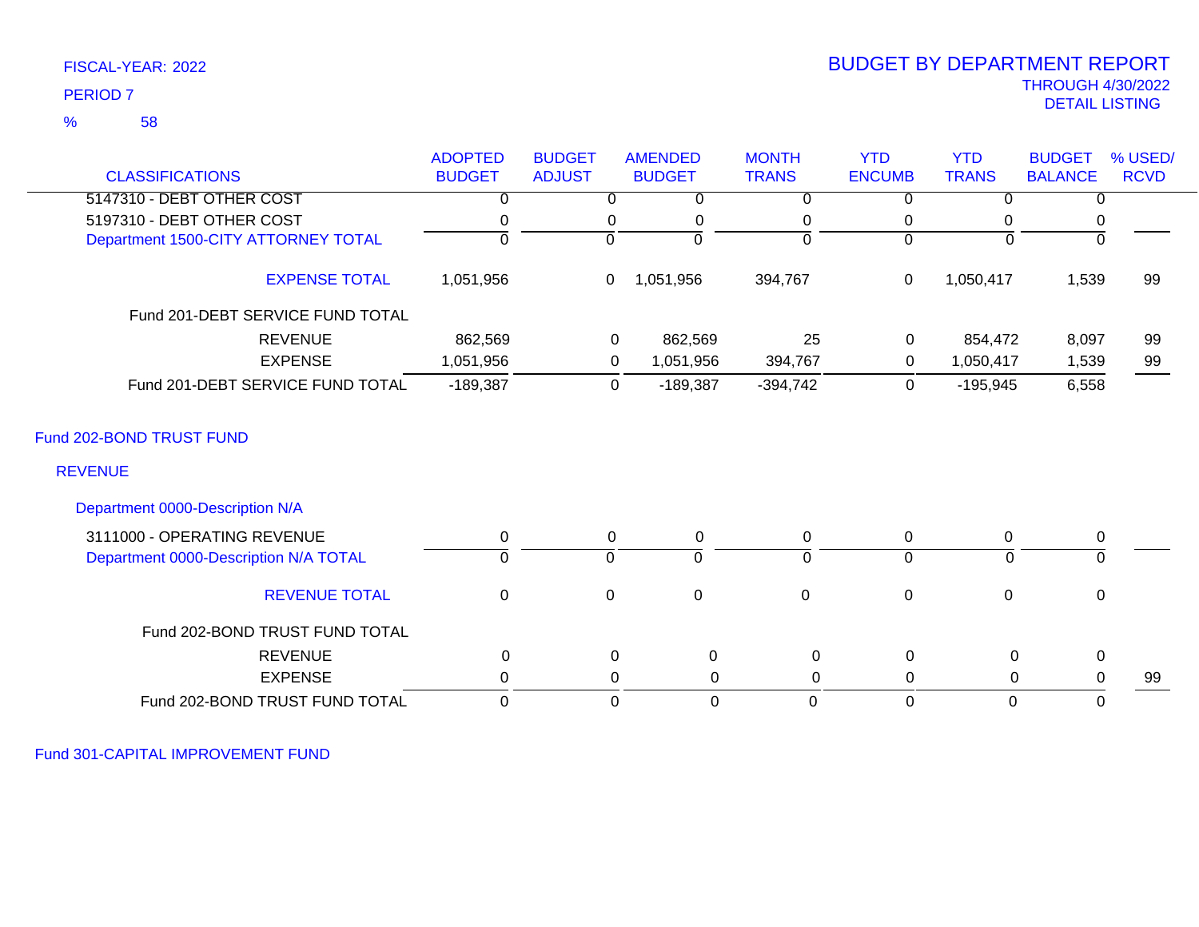FISCAL-YEAR: 2022

PERIOD 7

% 58

# BUDGET BY DEPARTMENT REPORT

THROUGH 4/30/2022

DETAIL LISTING

| CLASSIFICATIONS | ADOPTED BUDGET | BUDGET ADJUST | AMENDED BUDGET | MONTH TRANS | YTD ENCUMB | YTD TRANS | BUDGET BALANCE | % USED/ RCVD |
|---|---|---|---|---|---|---|---|---|
| 5147310 - DEBT OTHER COST | 0 | 0 | 0 | 0 | 0 | 0 | 0 | |
| 5197310 - DEBT OTHER COST | 0 | 0 | 0 | 0 | 0 | 0 | 0 | |
| Department 1500-CITY ATTORNEY TOTAL | 0 | 0 | 0 | 0 | 0 | 0 | 0 | |
| EXPENSE TOTAL | 1,051,956 | 0 | 1,051,956 | 394,767 | 0 | 1,050,417 | 1,539 | 99 |
| Fund 201-DEBT SERVICE FUND TOTAL | | | | | | | | |
| REVENUE | 862,569 | 0 | 862,569 | 25 | 0 | 854,472 | 8,097 | 99 |
| EXPENSE | 1,051,956 | 0 | 1,051,956 | 394,767 | 0 | 1,050,417 | 1,539 | 99 |
| Fund 201-DEBT SERVICE FUND TOTAL | -189,387 | 0 | -189,387 | -394,742 | 0 | -195,945 | 6,558 | |

## Fund 202-BOND TRUST FUND

### REVENUE

#### Department 0000-Description N/A

| CLASSIFICATIONS | ADOPTED BUDGET | BUDGET ADJUST | AMENDED BUDGET | MONTH TRANS | YTD ENCUMB | YTD TRANS | BUDGET BALANCE | % USED/ RCVD |
|---|---|---|---|---|---|---|---|---|
| 3111000 - OPERATING REVENUE | 0 | 0 | 0 | 0 | 0 | 0 | 0 | |
| Department 0000-Description N/A TOTAL | 0 | 0 | 0 | 0 | 0 | 0 | 0 | |
| REVENUE TOTAL | 0 | 0 | 0 | 0 | 0 | 0 | 0 | |
| Fund 202-BOND TRUST FUND TOTAL | | | | | | | | |
| REVENUE | 0 | 0 | 0 | 0 | 0 | 0 | 0 | |
| EXPENSE | 0 | 0 | 0 | 0 | 0 | 0 | 0 | 99 |
| Fund 202-BOND TRUST FUND TOTAL | 0 | 0 | 0 | 0 | 0 | 0 | 0 | |

## Fund 301-CAPITAL IMPROVEMENT FUND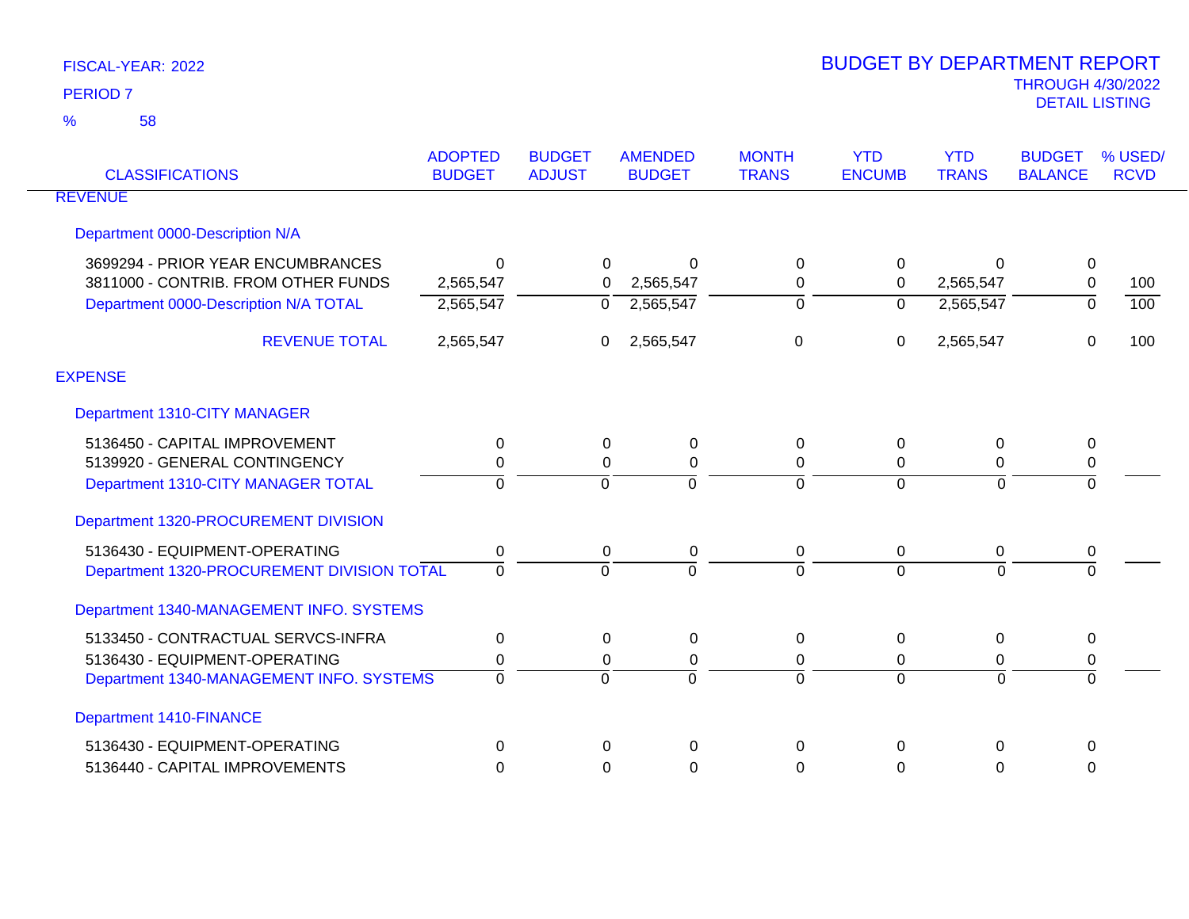FISCAL-YEAR: 2022

PERIOD 7

% 58

# BUDGET BY DEPARTMENT REPORT

THROUGH 4/30/2022

DETAIL LISTING

| CLASSIFICATIONS | ADOPTED BUDGET | BUDGET ADJUST | AMENDED BUDGET | MONTH TRANS | YTD ENCUMB | YTD TRANS | BUDGET BALANCE | % USED/ RCVD |
|---|---|---|---|---|---|---|---|---|
| REVENUE | | | | | | | | |
| Department 0000-Description N/A | | | | | | | | |
| 3699294 - PRIOR YEAR ENCUMBRANCES | 0 | 0 | 0 | 0 | 0 | 0 | 0 | |
| 3811000 - CONTRIB. FROM OTHER FUNDS | 2,565,547 | 0 | 2,565,547 | 0 | 0 | 2,565,547 | 0 | 100 |
| Department 0000-Description N/A TOTAL | 2,565,547 | 0 | 2,565,547 | 0 | 0 | 2,565,547 | 0 | 100 |
| REVENUE TOTAL | 2,565,547 | 0 | 2,565,547 | 0 | 0 | 2,565,547 | 0 | 100 |
| EXPENSE | | | | | | | | |
| Department 1310-CITY MANAGER | | | | | | | | |
| 5136450 - CAPITAL IMPROVEMENT | 0 | 0 | 0 | 0 | 0 | 0 | 0 | |
| 5139920 - GENERAL CONTINGENCY | 0 | 0 | 0 | 0 | 0 | 0 | 0 | |
| Department 1310-CITY MANAGER TOTAL | 0 | 0 | 0 | 0 | 0 | 0 | 0 | |
| Department 1320-PROCUREMENT DIVISION | | | | | | | | |
| 5136430 - EQUIPMENT-OPERATING | 0 | 0 | 0 | 0 | 0 | 0 | 0 | |
| Department 1320-PROCUREMENT DIVISION TOTAL | 0 | 0 | 0 | 0 | 0 | 0 | 0 | |
| Department 1340-MANAGEMENT INFO. SYSTEMS | | | | | | | | |
| 5133450 - CONTRACTUAL SERVCS-INFRA | 0 | 0 | 0 | 0 | 0 | 0 | 0 | |
| 5136430 - EQUIPMENT-OPERATING | 0 | 0 | 0 | 0 | 0 | 0 | 0 | |
| Department 1340-MANAGEMENT INFO. SYSTEMS | 0 | 0 | 0 | 0 | 0 | 0 | 0 | |
| Department 1410-FINANCE | | | | | | | | |
| 5136430 - EQUIPMENT-OPERATING | 0 | 0 | 0 | 0 | 0 | 0 | 0 | |
| 5136440 - CAPITAL IMPROVEMENTS | 0 | 0 | 0 | 0 | 0 | 0 | 0 | |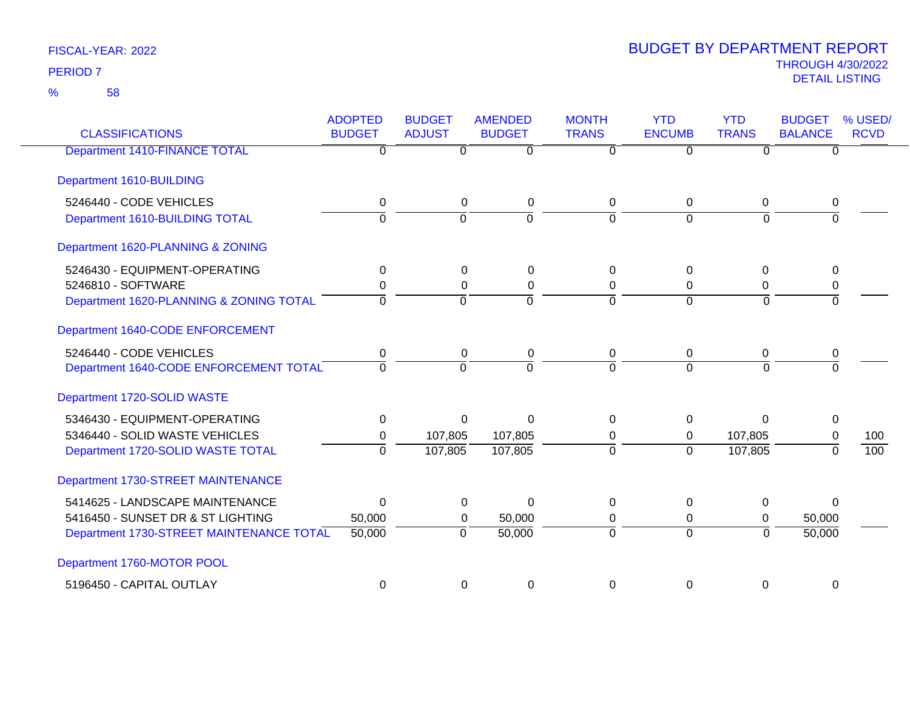FISCAL-YEAR: 2022

PERIOD 7

% 58

# BUDGET BY DEPARTMENT REPORT

THROUGH 4/30/2022

DETAIL LISTING

| CLASSIFICATIONS | ADOPTED BUDGET | BUDGET ADJUST | AMENDED BUDGET | MONTH TRANS | YTD ENCUMB | YTD TRANS | BUDGET BALANCE | % USED/ RCVD |
|---|---|---|---|---|---|---|---|---|
| Department 1410-FINANCE TOTAL | 0 | 0 | 0 | 0 | 0 | 0 | 0 | |
| **Department 1610-BUILDING** | | | | | | | | |
| 5246440 - CODE VEHICLES | 0 | 0 | 0 | 0 | 0 | 0 | 0 | |
| Department 1610-BUILDING TOTAL | 0 | 0 | 0 | 0 | 0 | 0 | 0 | |
| **Department 1620-PLANNING & ZONING** | | | | | | | | |
| 5246430 - EQUIPMENT-OPERATING | 0 | 0 | 0 | 0 | 0 | 0 | 0 | |
| 5246810 - SOFTWARE | 0 | 0 | 0 | 0 | 0 | 0 | 0 | |
| Department 1620-PLANNING & ZONING TOTAL | 0 | 0 | 0 | 0 | 0 | 0 | 0 | |
| **Department 1640-CODE ENFORCEMENT** | | | | | | | | |
| 5246440 - CODE VEHICLES | 0 | 0 | 0 | 0 | 0 | 0 | 0 | |
| Department 1640-CODE ENFORCEMENT TOTAL | 0 | 0 | 0 | 0 | 0 | 0 | 0 | |
| **Department 1720-SOLID WASTE** | | | | | | | | |
| 5346430 - EQUIPMENT-OPERATING | 0 | 0 | 0 | 0 | 0 | 0 | 0 | |
| 5346440 - SOLID WASTE VEHICLES | 0 | 107,805 | 107,805 | 0 | 0 | 107,805 | 0 | 100 |
| Department 1720-SOLID WASTE TOTAL | 0 | 107,805 | 107,805 | 0 | 0 | 107,805 | 0 | 100 |
| **Department 1730-STREET MAINTENANCE** | | | | | | | | |
| 5414625 - LANDSCAPE MAINTENANCE | 0 | 0 | 0 | 0 | 0 | 0 | 0 | |
| 5416450 - SUNSET DR & ST LIGHTING | 50,000 | 0 | 50,000 | 0 | 0 | 0 | 50,000 | |
| Department 1730-STREET MAINTENANCE TOTAL | 50,000 | 0 | 50,000 | 0 | 0 | 0 | 50,000 | |
| **Department 1760-MOTOR POOL** | | | | | | | | |
| 5196450 - CAPITAL OUTLAY | 0 | 0 | 0 | 0 | 0 | 0 | 0 | |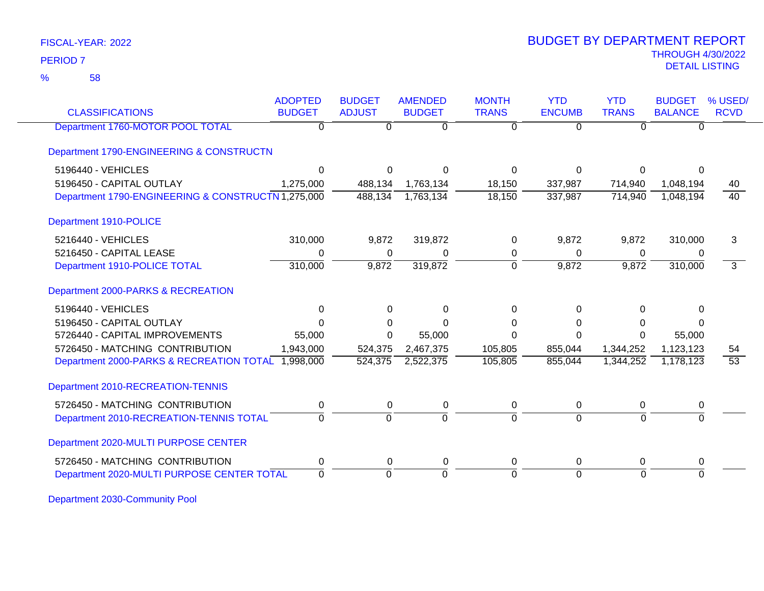FISCAL-YEAR: 2022

PERIOD 7

% 58

# BUDGET BY DEPARTMENT REPORT

THROUGH 4/30/2022

DETAIL LISTING

| CLASSIFICATIONS | ADOPTED BUDGET | BUDGET ADJUST | AMENDED BUDGET | MONTH TRANS | YTD ENCUMB | YTD TRANS | BUDGET BALANCE | % USED/ RCVD |
|---|---|---|---|---|---|---|---|---|
| Department 1760-MOTOR POOL TOTAL | 0 | 0 | 0 | 0 | 0 | 0 | 0 | |
| **Department 1790-ENGINEERING & CONSTRUCTN** | | | | | | | | |
| 5196440 - VEHICLES | 0 | 0 | 0 | 0 | 0 | 0 | 0 | |
| 5196450 - CAPITAL OUTLAY | 1,275,000 | 488,134 | 1,763,134 | 18,150 | 337,987 | 714,940 | 1,048,194 | 40 |
| Department 1790-ENGINEERING & CONSTRUCTN | 1,275,000 | 488,134 | 1,763,134 | 18,150 | 337,987 | 714,940 | 1,048,194 | 40 |
| **Department 1910-POLICE** | | | | | | | | |
| 5216440 - VEHICLES | 310,000 | 9,872 | 319,872 | 0 | 9,872 | 9,872 | 310,000 | 3 |
| 5216450 - CAPITAL LEASE | 0 | 0 | 0 | 0 | 0 | 0 | 0 | |
| Department 1910-POLICE TOTAL | 310,000 | 9,872 | 319,872 | 0 | 9,872 | 9,872 | 310,000 | 3 |
| **Department 2000-PARKS & RECREATION** | | | | | | | | |
| 5196440 - VEHICLES | 0 | 0 | 0 | 0 | 0 | 0 | 0 | |
| 5196450 - CAPITAL OUTLAY | 0 | 0 | 0 | 0 | 0 | 0 | 0 | |
| 5726440 - CAPITAL IMPROVEMENTS | 55,000 | 0 | 55,000 | 0 | 0 | 0 | 55,000 | |
| 5726450 - MATCHING CONTRIBUTION | 1,943,000 | 524,375 | 2,467,375 | 105,805 | 855,044 | 1,344,252 | 1,123,123 | 54 |
| Department 2000-PARKS & RECREATION TOTAL | 1,998,000 | 524,375 | 2,522,375 | 105,805 | 855,044 | 1,344,252 | 1,178,123 | 53 |
| **Department 2010-RECREATION-TENNIS** | | | | | | | | |
| 5726450 - MATCHING CONTRIBUTION | 0 | 0 | 0 | 0 | 0 | 0 | 0 | |
| Department 2010-RECREATION-TENNIS TOTAL | 0 | 0 | 0 | 0 | 0 | 0 | 0 | |
| **Department 2020-MULTI PURPOSE CENTER** | | | | | | | | |
| 5726450 - MATCHING CONTRIBUTION | 0 | 0 | 0 | 0 | 0 | 0 | 0 | |
| Department 2020-MULTI PURPOSE CENTER TOTAL | 0 | 0 | 0 | 0 | 0 | 0 | 0 | |
| **Department 2030-Community Pool** | | | | | | | | |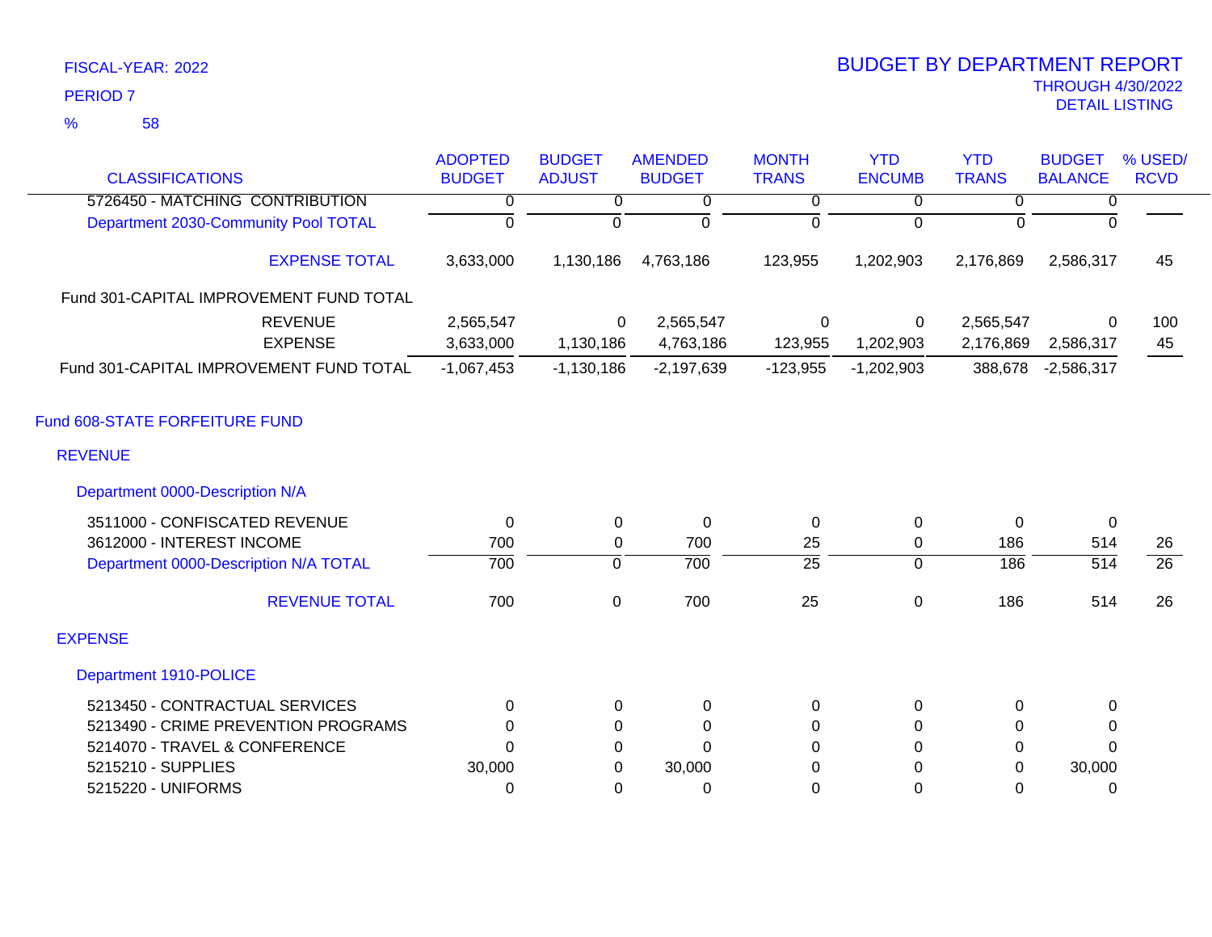FISCAL-YEAR: 2022

PERIOD 7

% 58

# BUDGET BY DEPARTMENT REPORT

THROUGH 4/30/2022

DETAIL LISTING

| CLASSIFICATIONS | ADOPTED BUDGET | BUDGET ADJUST | AMENDED BUDGET | MONTH TRANS | YTD ENCUMB | YTD TRANS | BUDGET BALANCE | % USED/ RCVD |
|---|---|---|---|---|---|---|---|---|
| 5726450 - MATCHING CONTRIBUTION | 0 | 0 | 0 | 0 | 0 | 0 | 0 | |
| Department 2030-Community Pool TOTAL | 0 | 0 | 0 | 0 | 0 | 0 | 0 | |
| EXPENSE TOTAL | 3,633,000 | 1,130,186 | 4,763,186 | 123,955 | 1,202,903 | 2,176,869 | 2,586,317 | 45 |
| Fund 301-CAPITAL IMPROVEMENT FUND TOTAL | | | | | | | | |
| REVENUE | 2,565,547 | 0 | 2,565,547 | 0 | 0 | 2,565,547 | 0 | 100 |
| EXPENSE | 3,633,000 | 1,130,186 | 4,763,186 | 123,955 | 1,202,903 | 2,176,869 | 2,586,317 | 45 |
| Fund 301-CAPITAL IMPROVEMENT FUND TOTAL | -1,067,453 | -1,130,186 | -2,197,639 | -123,955 | -1,202,903 | 388,678 | -2,586,317 | |
| **Fund 608-STATE FORFEITURE FUND** | | | | | | | | |
| **REVENUE** | | | | | | | | |
| **Department 0000-Description N/A** | | | | | | | | |
| 3511000 - CONFISCATED REVENUE | 0 | 0 | 0 | 0 | 0 | 0 | 0 | |
| 3612000 - INTEREST INCOME | 700 | 0 | 700 | 25 | 0 | 186 | 514 | 26 |
| Department 0000-Description N/A TOTAL | 700 | 0 | 700 | 25 | 0 | 186 | 514 | 26 |
| REVENUE TOTAL | 700 | 0 | 700 | 25 | 0 | 186 | 514 | 26 |
| **EXPENSE** | | | | | | | | |
| **Department 1910-POLICE** | | | | | | | | |
| 5213450 - CONTRACTUAL SERVICES | 0 | 0 | 0 | 0 | 0 | 0 | 0 | |
| 5213490 - CRIME PREVENTION PROGRAMS | 0 | 0 | 0 | 0 | 0 | 0 | 0 | |
| 5214070 - TRAVEL & CONFERENCE | 0 | 0 | 0 | 0 | 0 | 0 | 0 | |
| 5215210 - SUPPLIES | 30,000 | 0 | 30,000 | 0 | 0 | 0 | 30,000 | |
| 5215220 - UNIFORMS | 0 | 0 | 0 | 0 | 0 | 0 | 0 | |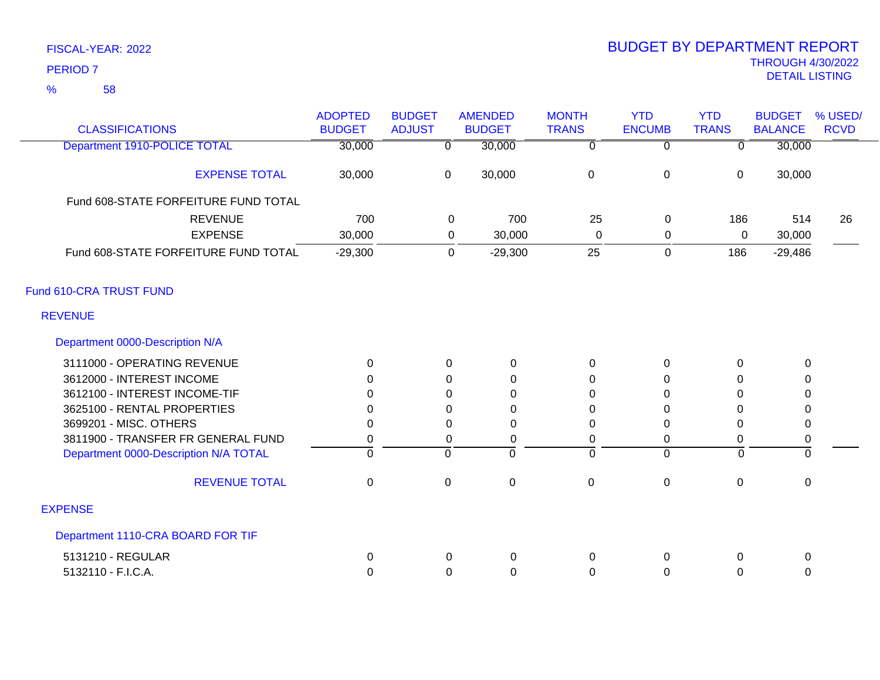FISCAL-YEAR: 2022

PERIOD 7

% 58

# BUDGET BY DEPARTMENT REPORT

THROUGH 4/30/2022

DETAIL LISTING

| CLASSIFICATIONS | ADOPTED BUDGET | BUDGET ADJUST | AMENDED BUDGET | MONTH TRANS | YTD ENCUMB | YTD TRANS | BUDGET BALANCE | % USED/ RCVD |
|---|---|---|---|---|---|---|---|---|
| Department 1910-POLICE TOTAL | 30,000 | 0 | 30,000 | 0 | 0 | 0 | 30,000 | |
| EXPENSE TOTAL | 30,000 | 0 | 30,000 | 0 | 0 | 0 | 30,000 | |
| Fund 608-STATE FORFEITURE FUND TOTAL | | | | | | | | |
| REVENUE | 700 | 0 | 700 | 25 | 0 | 186 | 514 | 26 |
| EXPENSE | 30,000 | 0 | 30,000 | 0 | 0 | 0 | 30,000 | |
| Fund 608-STATE FORFEITURE FUND TOTAL | -29,300 | 0 | -29,300 | 25 | 0 | 186 | -29,486 | |
| **Fund 610-CRA TRUST FUND** | | | | | | | | |
| **REVENUE** | | | | | | | | |
| **Department 0000-Description N/A** | | | | | | | | |
| 3111000 - OPERATING REVENUE | 0 | 0 | 0 | 0 | 0 | 0 | 0 | |
| 3612000 - INTEREST INCOME | 0 | 0 | 0 | 0 | 0 | 0 | 0 | |
| 3612100 - INTEREST INCOME-TIF | 0 | 0 | 0 | 0 | 0 | 0 | 0 | |
| 3625100 - RENTAL PROPERTIES | 0 | 0 | 0 | 0 | 0 | 0 | 0 | |
| 3699201 - MISC. OTHERS | 0 | 0 | 0 | 0 | 0 | 0 | 0 | |
| 3811900 - TRANSFER FR GENERAL FUND | 0 | 0 | 0 | 0 | 0 | 0 | 0 | |
| Department 0000-Description N/A TOTAL | 0 | 0 | 0 | 0 | 0 | 0 | 0 | |
| REVENUE TOTAL | 0 | 0 | 0 | 0 | 0 | 0 | 0 | |
| **EXPENSE** | | | | | | | | |
| **Department 1110-CRA BOARD FOR TIF** | | | | | | | | |
| 5131210 - REGULAR | 0 | 0 | 0 | 0 | 0 | 0 | 0 | |
| 5132110 - F.I.C.A. | 0 | 0 | 0 | 0 | 0 | 0 | 0 | |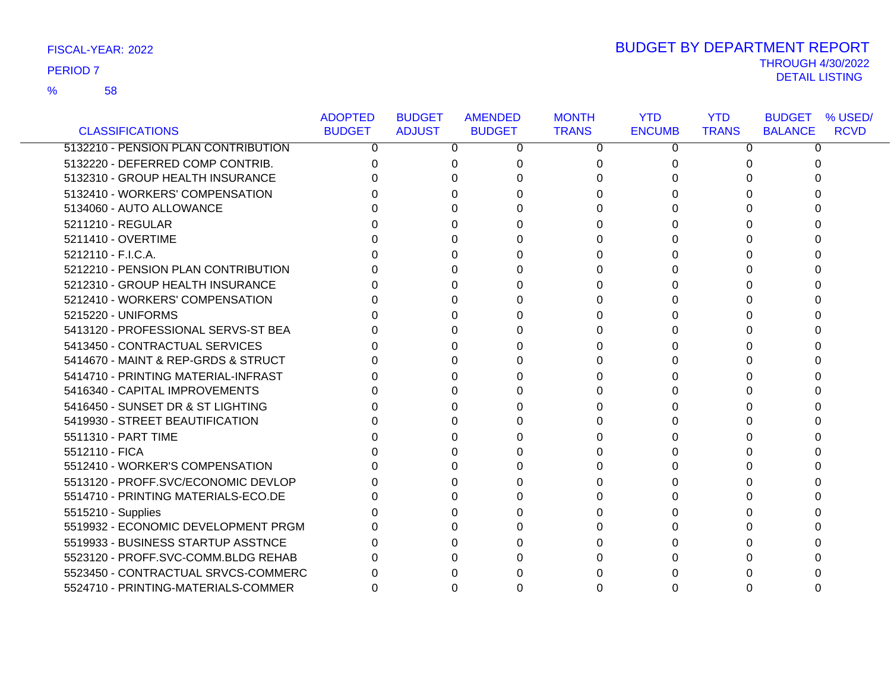FISCAL-YEAR: 2022

PERIOD 7

% 58

# BUDGET BY DEPARTMENT REPORT

THROUGH 4/30/2022

DETAIL LISTING

| CLASSIFICATIONS | ADOPTED BUDGET | BUDGET ADJUST | AMENDED BUDGET | MONTH TRANS | YTD ENCUMB | YTD TRANS | BUDGET BALANCE | % USED/ RCVD |
|---|---|---|---|---|---|---|---|---|
| 5132210 - PENSION PLAN CONTRIBUTION | 0 | 0 | 0 | 0 | 0 | 0 | 0 | |
| 5132220 - DEFERRED COMP CONTRIB. | 0 | 0 | 0 | 0 | 0 | 0 | 0 | |
| 5132310 - GROUP HEALTH INSURANCE | 0 | 0 | 0 | 0 | 0 | 0 | 0 | |
| 5132410 - WORKERS' COMPENSATION | 0 | 0 | 0 | 0 | 0 | 0 | 0 | |
| 5134060 - AUTO ALLOWANCE | 0 | 0 | 0 | 0 | 0 | 0 | 0 | |
| 5211210 - REGULAR | 0 | 0 | 0 | 0 | 0 | 0 | 0 | |
| 5211410 - OVERTIME | 0 | 0 | 0 | 0 | 0 | 0 | 0 | |
| 5212110 - F.I.C.A. | 0 | 0 | 0 | 0 | 0 | 0 | 0 | |
| 5212210 - PENSION PLAN CONTRIBUTION | 0 | 0 | 0 | 0 | 0 | 0 | 0 | |
| 5212310 - GROUP HEALTH INSURANCE | 0 | 0 | 0 | 0 | 0 | 0 | 0 | |
| 5212410 - WORKERS' COMPENSATION | 0 | 0 | 0 | 0 | 0 | 0 | 0 | |
| 5215220 - UNIFORMS | 0 | 0 | 0 | 0 | 0 | 0 | 0 | |
| 5413120 - PROFESSIONAL SERVS-ST BEA | 0 | 0 | 0 | 0 | 0 | 0 | 0 | |
| 5413450 - CONTRACTUAL SERVICES | 0 | 0 | 0 | 0 | 0 | 0 | 0 | |
| 5414670 - MAINT & REP-GRDS & STRUCT | 0 | 0 | 0 | 0 | 0 | 0 | 0 | |
| 5414710 - PRINTING MATERIAL-INFRAST | 0 | 0 | 0 | 0 | 0 | 0 | 0 | |
| 5416340 - CAPITAL IMPROVEMENTS | 0 | 0 | 0 | 0 | 0 | 0 | 0 | |
| 5416450 - SUNSET DR & ST LIGHTING | 0 | 0 | 0 | 0 | 0 | 0 | 0 | |
| 5419930 - STREET BEAUTIFICATION | 0 | 0 | 0 | 0 | 0 | 0 | 0 | |
| 5511310 - PART TIME | 0 | 0 | 0 | 0 | 0 | 0 | 0 | |
| 5512110 - FICA | 0 | 0 | 0 | 0 | 0 | 0 | 0 | |
| 5512410 - WORKER'S COMPENSATION | 0 | 0 | 0 | 0 | 0 | 0 | 0 | |
| 5513120 - PROFF.SVC/ECONOMIC DEVLOP | 0 | 0 | 0 | 0 | 0 | 0 | 0 | |
| 5514710 - PRINTING MATERIALS-ECO.DE | 0 | 0 | 0 | 0 | 0 | 0 | 0 | |
| 5515210 - Supplies | 0 | 0 | 0 | 0 | 0 | 0 | 0 | |
| 5519932 - ECONOMIC DEVELOPMENT PRGM | 0 | 0 | 0 | 0 | 0 | 0 | 0 | |
| 5519933 - BUSINESS STARTUP ASSTNCE | 0 | 0 | 0 | 0 | 0 | 0 | 0 | |
| 5523120 - PROFF.SVC-COMM.BLDG REHAB | 0 | 0 | 0 | 0 | 0 | 0 | 0 | |
| 5523450 - CONTRACTUAL SRVCS-COMMERC | 0 | 0 | 0 | 0 | 0 | 0 | 0 | |
| 5524710 - PRINTING-MATERIALS-COMMER | 0 | 0 | 0 | 0 | 0 | 0 | 0 | |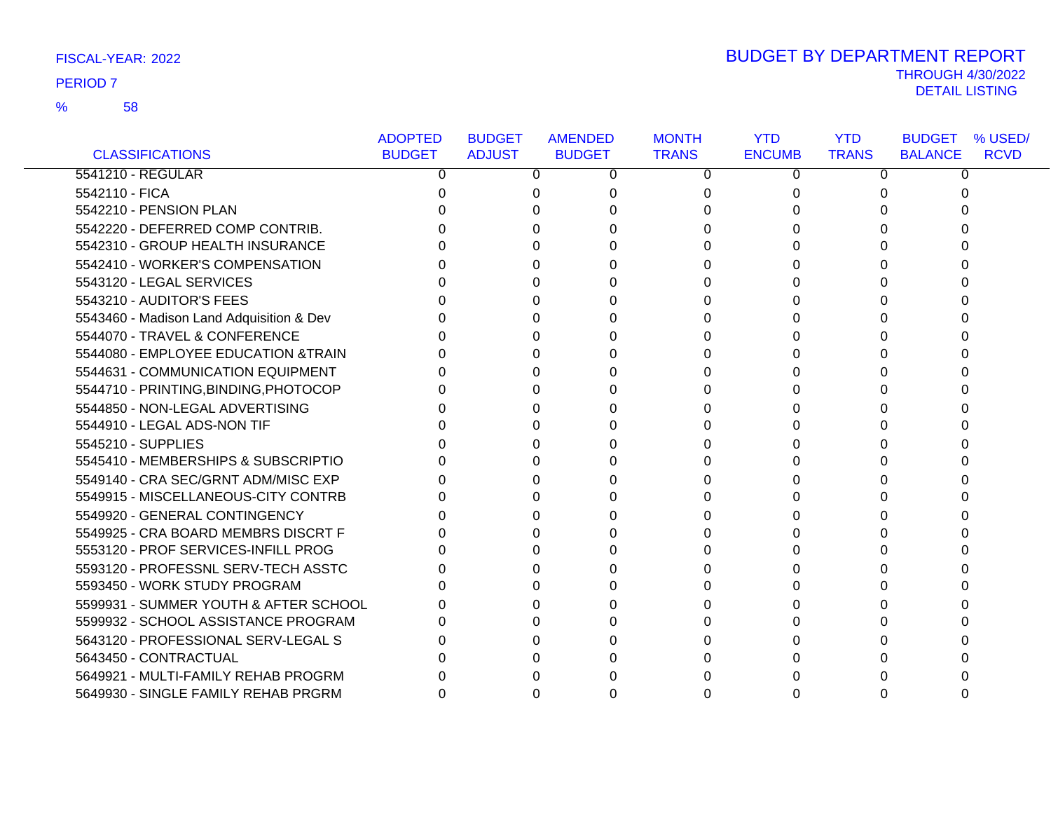FISCAL-YEAR: 2022

PERIOD 7

% 58

# BUDGET BY DEPARTMENT REPORT

THROUGH 4/30/2022

DETAIL LISTING

| CLASSIFICATIONS | ADOPTED BUDGET | BUDGET ADJUST | AMENDED BUDGET | MONTH TRANS | YTD ENCUMB | YTD TRANS | BUDGET BALANCE | % USED/ RCVD |
|---|---|---|---|---|---|---|---|---|
| 5541210 - REGULAR | 0 | 0 | 0 | 0 | 0 | 0 | 0 | |
| 5542110 - FICA | 0 | 0 | 0 | 0 | 0 | 0 | 0 | |
| 5542210 - PENSION PLAN | 0 | 0 | 0 | 0 | 0 | 0 | 0 | |
| 5542220 - DEFERRED COMP CONTRIB. | 0 | 0 | 0 | 0 | 0 | 0 | 0 | |
| 5542310 - GROUP HEALTH INSURANCE | 0 | 0 | 0 | 0 | 0 | 0 | 0 | |
| 5542410 - WORKER'S COMPENSATION | 0 | 0 | 0 | 0 | 0 | 0 | 0 | |
| 5543120 - LEGAL SERVICES | 0 | 0 | 0 | 0 | 0 | 0 | 0 | |
| 5543210 - AUDITOR'S FEES | 0 | 0 | 0 | 0 | 0 | 0 | 0 | |
| 5543460 - Madison Land Adquisition & Dev | 0 | 0 | 0 | 0 | 0 | 0 | 0 | |
| 5544070 - TRAVEL & CONFERENCE | 0 | 0 | 0 | 0 | 0 | 0 | 0 | |
| 5544080 - EMPLOYEE EDUCATION &TRAIN | 0 | 0 | 0 | 0 | 0 | 0 | 0 | |
| 5544631 - COMMUNICATION EQUIPMENT | 0 | 0 | 0 | 0 | 0 | 0 | 0 | |
| 5544710 - PRINTING,BINDING,PHOTOCOP | 0 | 0 | 0 | 0 | 0 | 0 | 0 | |
| 5544850 - NON-LEGAL ADVERTISING | 0 | 0 | 0 | 0 | 0 | 0 | 0 | |
| 5544910 - LEGAL ADS-NON TIF | 0 | 0 | 0 | 0 | 0 | 0 | 0 | |
| 5545210 - SUPPLIES | 0 | 0 | 0 | 0 | 0 | 0 | 0 | |
| 5545410 - MEMBERSHIPS & SUBSCRIPTIO | 0 | 0 | 0 | 0 | 0 | 0 | 0 | |
| 5549140 - CRA SEC/GRNT ADM/MISC EXP | 0 | 0 | 0 | 0 | 0 | 0 | 0 | |
| 5549915 - MISCELLANEOUS-CITY CONTRB | 0 | 0 | 0 | 0 | 0 | 0 | 0 | |
| 5549920 - GENERAL CONTINGENCY | 0 | 0 | 0 | 0 | 0 | 0 | 0 | |
| 5549925 - CRA BOARD MEMBRS DISCRT F | 0 | 0 | 0 | 0 | 0 | 0 | 0 | |
| 5553120 - PROF SERVICES-INFILL PROG | 0 | 0 | 0 | 0 | 0 | 0 | 0 | |
| 5593120 - PROFESSNL SERV-TECH ASSTC | 0 | 0 | 0 | 0 | 0 | 0 | 0 | |
| 5593450 - WORK STUDY PROGRAM | 0 | 0 | 0 | 0 | 0 | 0 | 0 | |
| 5599931 - SUMMER YOUTH & AFTER SCHOOL | 0 | 0 | 0 | 0 | 0 | 0 | 0 | |
| 5599932 - SCHOOL ASSISTANCE PROGRAM | 0 | 0 | 0 | 0 | 0 | 0 | 0 | |
| 5643120 - PROFESSIONAL SERV-LEGAL S | 0 | 0 | 0 | 0 | 0 | 0 | 0 | |
| 5643450 - CONTRACTUAL | 0 | 0 | 0 | 0 | 0 | 0 | 0 | |
| 5649921 - MULTI-FAMILY REHAB PROGRM | 0 | 0 | 0 | 0 | 0 | 0 | 0 | |
| 5649930 - SINGLE FAMILY REHAB PRGRM | 0 | 0 | 0 | 0 | 0 | 0 | 0 | |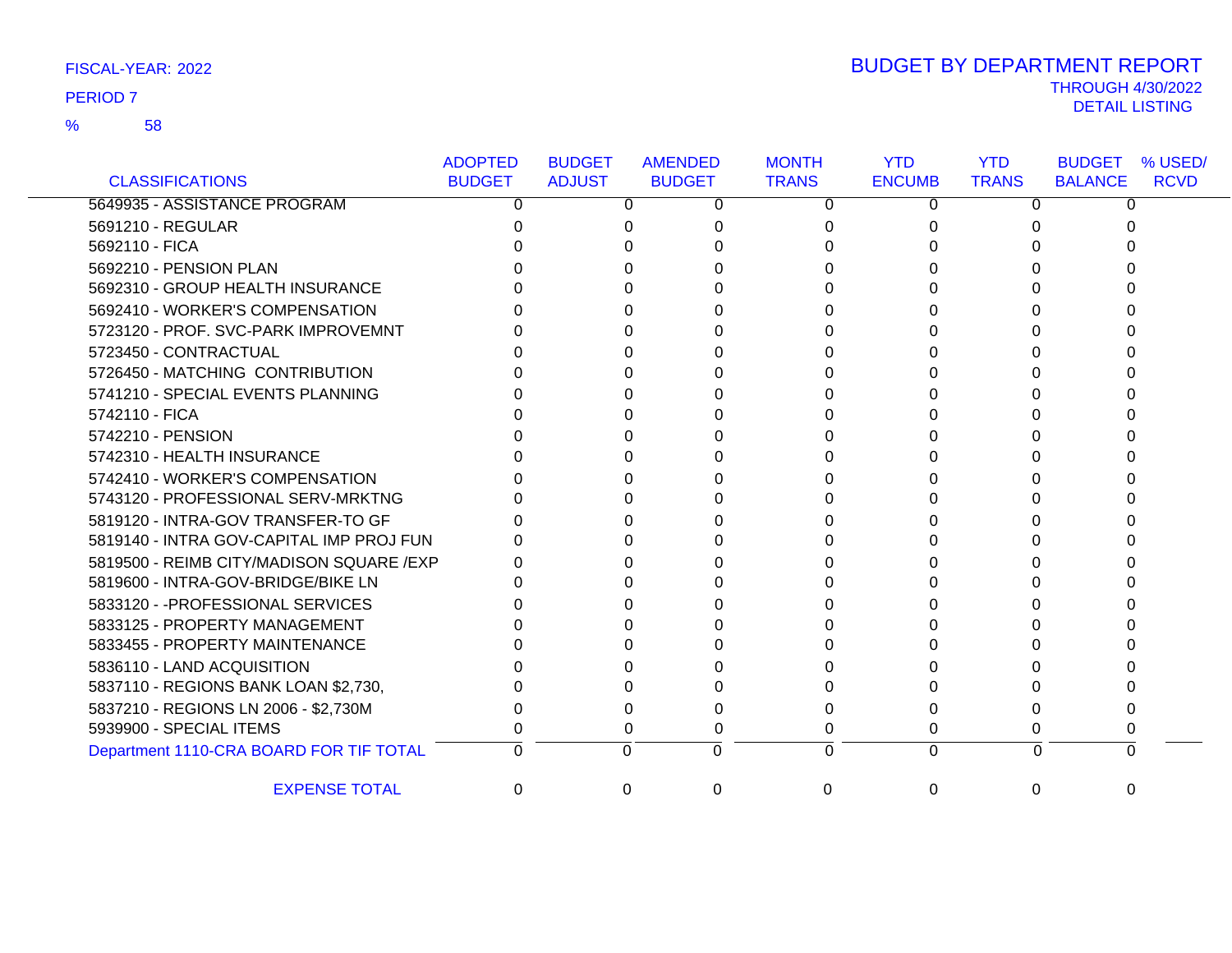FISCAL-YEAR: 2022

PERIOD 7

% 58

# BUDGET BY DEPARTMENT REPORT

THROUGH 4/30/2022

DETAIL LISTING

| CLASSIFICATIONS | ADOPTED BUDGET | BUDGET ADJUST | AMENDED BUDGET | MONTH TRANS | YTD ENCUMB | YTD TRANS | BUDGET BALANCE | % USED/ RCVD |
|---|---|---|---|---|---|---|---|---|
| 5649935 - ASSISTANCE PROGRAM | 0 | 0 | 0 | 0 | 0 | 0 | 0 | |
| 5691210 - REGULAR | 0 | 0 | 0 | 0 | 0 | 0 | 0 | |
| 5692110 - FICA | 0 | 0 | 0 | 0 | 0 | 0 | 0 | |
| 5692210 - PENSION PLAN | 0 | 0 | 0 | 0 | 0 | 0 | 0 | |
| 5692310 - GROUP HEALTH INSURANCE | 0 | 0 | 0 | 0 | 0 | 0 | 0 | |
| 5692410 - WORKER'S COMPENSATION | 0 | 0 | 0 | 0 | 0 | 0 | 0 | |
| 5723120 - PROF. SVC-PARK IMPROVEMNT | 0 | 0 | 0 | 0 | 0 | 0 | 0 | |
| 5723450 - CONTRACTUAL | 0 | 0 | 0 | 0 | 0 | 0 | 0 | |
| 5726450 - MATCHING CONTRIBUTION | 0 | 0 | 0 | 0 | 0 | 0 | 0 | |
| 5741210 - SPECIAL EVENTS PLANNING | 0 | 0 | 0 | 0 | 0 | 0 | 0 | |
| 5742110 - FICA | 0 | 0 | 0 | 0 | 0 | 0 | 0 | |
| 5742210 - PENSION | 0 | 0 | 0 | 0 | 0 | 0 | 0 | |
| 5742310 - HEALTH INSURANCE | 0 | 0 | 0 | 0 | 0 | 0 | 0 | |
| 5742410 - WORKER'S COMPENSATION | 0 | 0 | 0 | 0 | 0 | 0 | 0 | |
| 5743120 - PROFESSIONAL SERV-MRKTNG | 0 | 0 | 0 | 0 | 0 | 0 | 0 | |
| 5819120 - INTRA-GOV TRANSFER-TO GF | 0 | 0 | 0 | 0 | 0 | 0 | 0 | |
| 5819140 - INTRA GOV-CAPITAL IMP PROJ FUN | 0 | 0 | 0 | 0 | 0 | 0 | 0 | |
| 5819500 - REIMB CITY/MADISON SQUARE /EXP | 0 | 0 | 0 | 0 | 0 | 0 | 0 | |
| 5819600 - INTRA-GOV-BRIDGE/BIKE LN | 0 | 0 | 0 | 0 | 0 | 0 | 0 | |
| 5833120 - -PROFESSIONAL SERVICES | 0 | 0 | 0 | 0 | 0 | 0 | 0 | |
| 5833125 - PROPERTY MANAGEMENT | 0 | 0 | 0 | 0 | 0 | 0 | 0 | |
| 5833455 - PROPERTY MAINTENANCE | 0 | 0 | 0 | 0 | 0 | 0 | 0 | |
| 5836110 - LAND ACQUISITION | 0 | 0 | 0 | 0 | 0 | 0 | 0 | |
| 5837110 - REGIONS BANK LOAN $2,730, | 0 | 0 | 0 | 0 | 0 | 0 | 0 | |
| 5837210 - REGIONS LN 2006 - $2,730M | 0 | 0 | 0 | 0 | 0 | 0 | 0 | |
| 5939900 - SPECIAL ITEMS | 0 | 0 | 0 | 0 | 0 | 0 | 0 | |
| Department 1110-CRA BOARD FOR TIF TOTAL | 0 | 0 | 0 | 0 | 0 | 0 | 0 | |
| EXPENSE TOTAL | 0 | 0 | 0 | 0 | 0 | 0 | 0 | |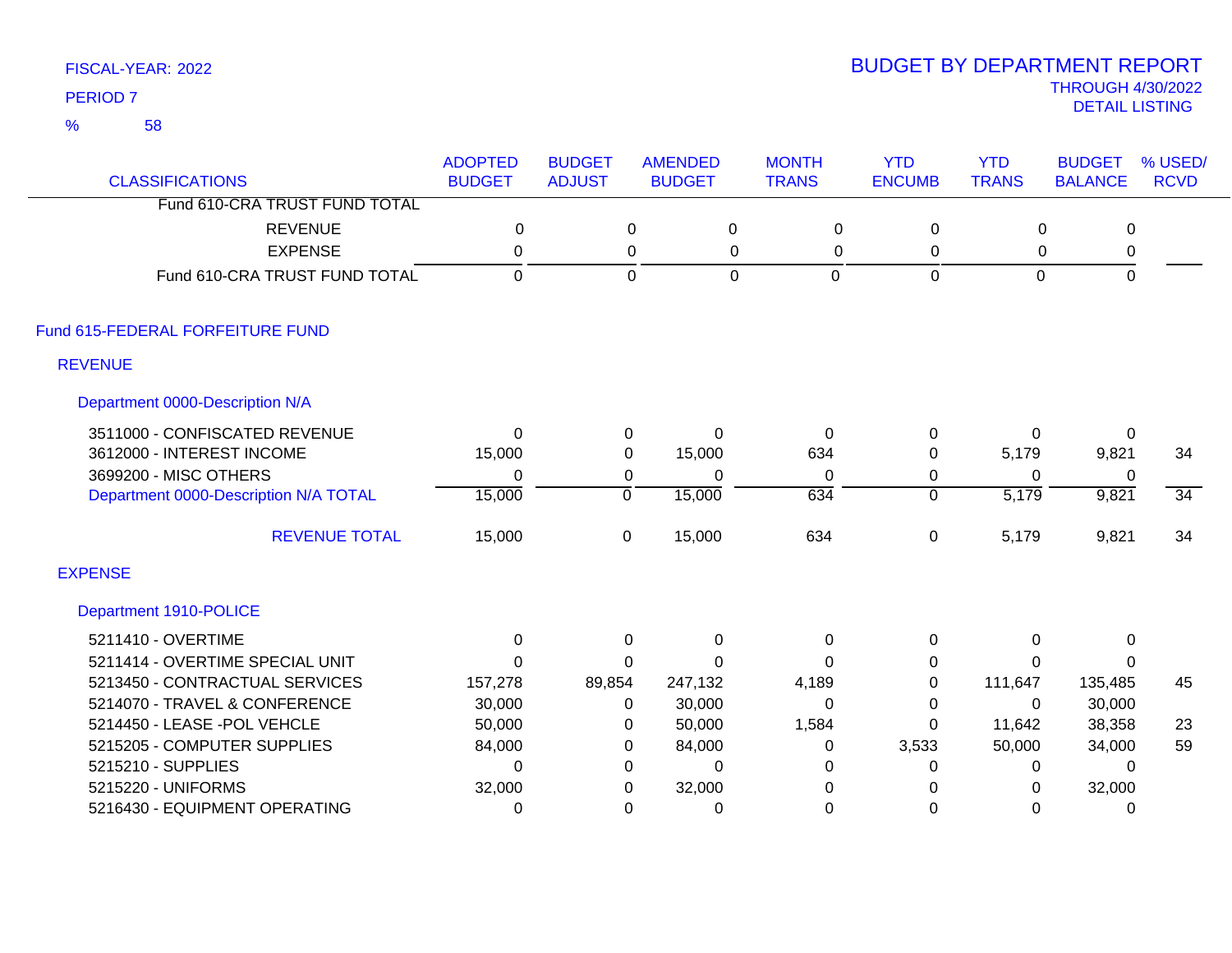FISCAL-YEAR: 2022
PERIOD 7
% 58

# BUDGET BY DEPARTMENT REPORT
THROUGH 4/30/2022
DETAIL LISTING

| CLASSIFICATIONS | ADOPTED BUDGET | BUDGET ADJUST | AMENDED BUDGET | MONTH TRANS | YTD ENCUMB | YTD TRANS | BUDGET BALANCE | % USED/ RCVD |
|---|---|---|---|---|---|---|---|---|
| Fund 610-CRA TRUST FUND TOTAL | | | | | | | | |
| REVENUE | 0 | 0 | 0 | 0 | 0 | 0 | 0 | |
| EXPENSE | 0 | 0 | 0 | 0 | 0 | 0 | 0 | |
| Fund 610-CRA TRUST FUND TOTAL | 0 | 0 | 0 | 0 | 0 | 0 | 0 | |
| **Fund 615-FEDERAL FORFEITURE FUND** | | | | | | | | |
| **REVENUE** | | | | | | | | |
| **Department 0000-Description N/A** | | | | | | | | |
| 3511000 - CONFISCATED REVENUE | 0 | 0 | 0 | 0 | 0 | 0 | 0 | |
| 3612000 - INTEREST INCOME | 15,000 | 0 | 15,000 | 634 | 0 | 5,179 | 9,821 | 34 |
| 3699200 - MISC OTHERS | 0 | 0 | 0 | 0 | 0 | 0 | 0 | |
| Department 0000-Description N/A TOTAL | 15,000 | 0 | 15,000 | 634 | 0 | 5,179 | 9,821 | 34 |
| REVENUE TOTAL | 15,000 | 0 | 15,000 | 634 | 0 | 5,179 | 9,821 | 34 |
| **EXPENSE** | | | | | | | | |
| **Department 1910-POLICE** | | | | | | | | |
| 5211410 - OVERTIME | 0 | 0 | 0 | 0 | 0 | 0 | 0 | |
| 5211414 - OVERTIME SPECIAL UNIT | 0 | 0 | 0 | 0 | 0 | 0 | 0 | |
| 5213450 - CONTRACTUAL SERVICES | 157,278 | 89,854 | 247,132 | 4,189 | 0 | 111,647 | 135,485 | 45 |
| 5214070 - TRAVEL & CONFERENCE | 30,000 | 0 | 30,000 | 0 | 0 | 0 | 30,000 | |
| 5214450 - LEASE -POL VEHCLE | 50,000 | 0 | 50,000 | 1,584 | 0 | 11,642 | 38,358 | 23 |
| 5215205 - COMPUTER SUPPLIES | 84,000 | 0 | 84,000 | 0 | 3,533 | 50,000 | 34,000 | 59 |
| 5215210 - SUPPLIES | 0 | 0 | 0 | 0 | 0 | 0 | 0 | |
| 5215220 - UNIFORMS | 32,000 | 0 | 32,000 | 0 | 0 | 0 | 32,000 | |
| 5216430 - EQUIPMENT OPERATING | 0 | 0 | 0 | 0 | 0 | 0 | 0 | |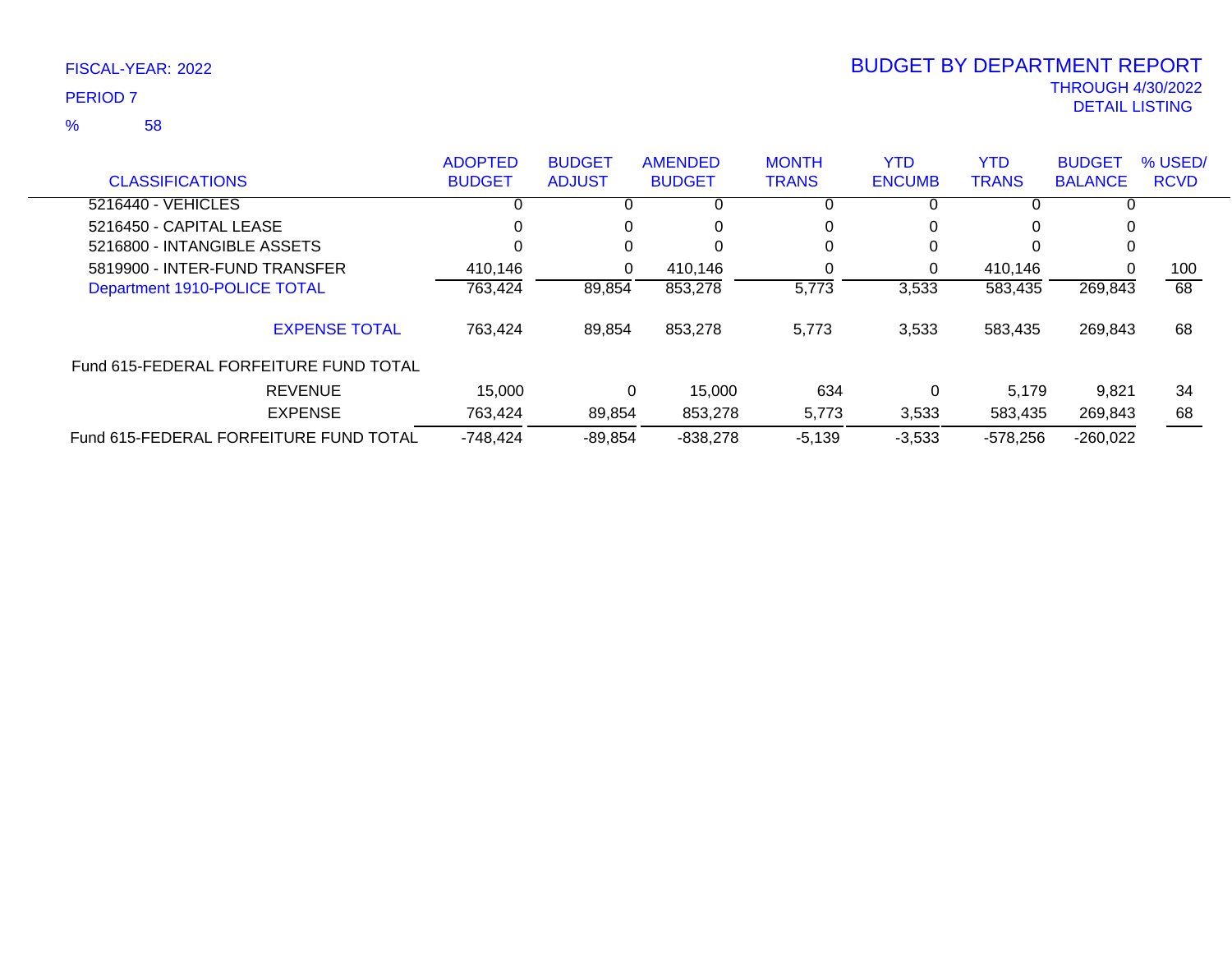FISCAL-YEAR: 2022

PERIOD 7

% 58

# BUDGET BY DEPARTMENT REPORT

THROUGH 4/30/2022

DETAIL LISTING

| CLASSIFICATIONS | ADOPTED BUDGET | BUDGET ADJUST | AMENDED BUDGET | MONTH TRANS | YTD ENCUMB | YTD TRANS | BUDGET BALANCE | % USED/ RCVD |
|---|---|---|---|---|---|---|---|---|
| 5216440 - VEHICLES | 0 | 0 | 0 | 0 | 0 | 0 | 0 | |
| 5216450 - CAPITAL LEASE | 0 | 0 | 0 | 0 | 0 | 0 | 0 | |
| 5216800 - INTANGIBLE ASSETS | 0 | 0 | 0 | 0 | 0 | 0 | 0 | |
| 5819900 - INTER-FUND TRANSFER | 410,146 | 0 | 410,146 | 0 | 0 | 410,146 | 0 | 100 |
| Department 1910-POLICE TOTAL | 763,424 | 89,854 | 853,278 | 5,773 | 3,533 | 583,435 | 269,843 | 68 |
| EXPENSE TOTAL | 763,424 | 89,854 | 853,278 | 5,773 | 3,533 | 583,435 | 269,843 | 68 |
| Fund 615-FEDERAL FORFEITURE FUND TOTAL | | | | | | | | |
| REVENUE | 15,000 | 0 | 15,000 | 634 | 0 | 5,179 | 9,821 | 34 |
| EXPENSE | 763,424 | 89,854 | 853,278 | 5,773 | 3,533 | 583,435 | 269,843 | 68 |
| Fund 615-FEDERAL FORFEITURE FUND TOTAL | -748,424 | -89,854 | -838,278 | -5,139 | -3,533 | -578,256 | -260,022 | |